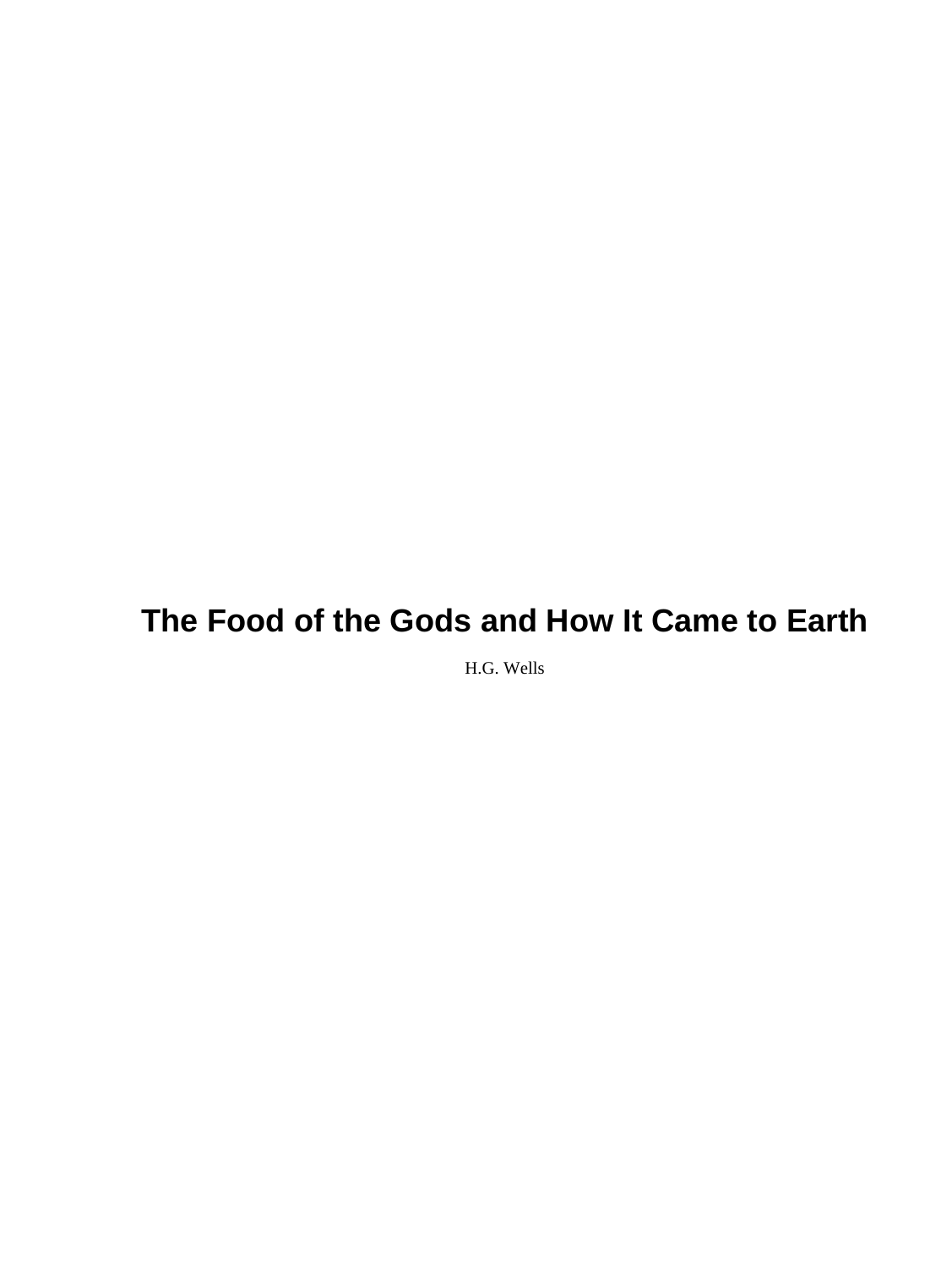# The Food of the Gods and How It Came to Earth

H.G. Wells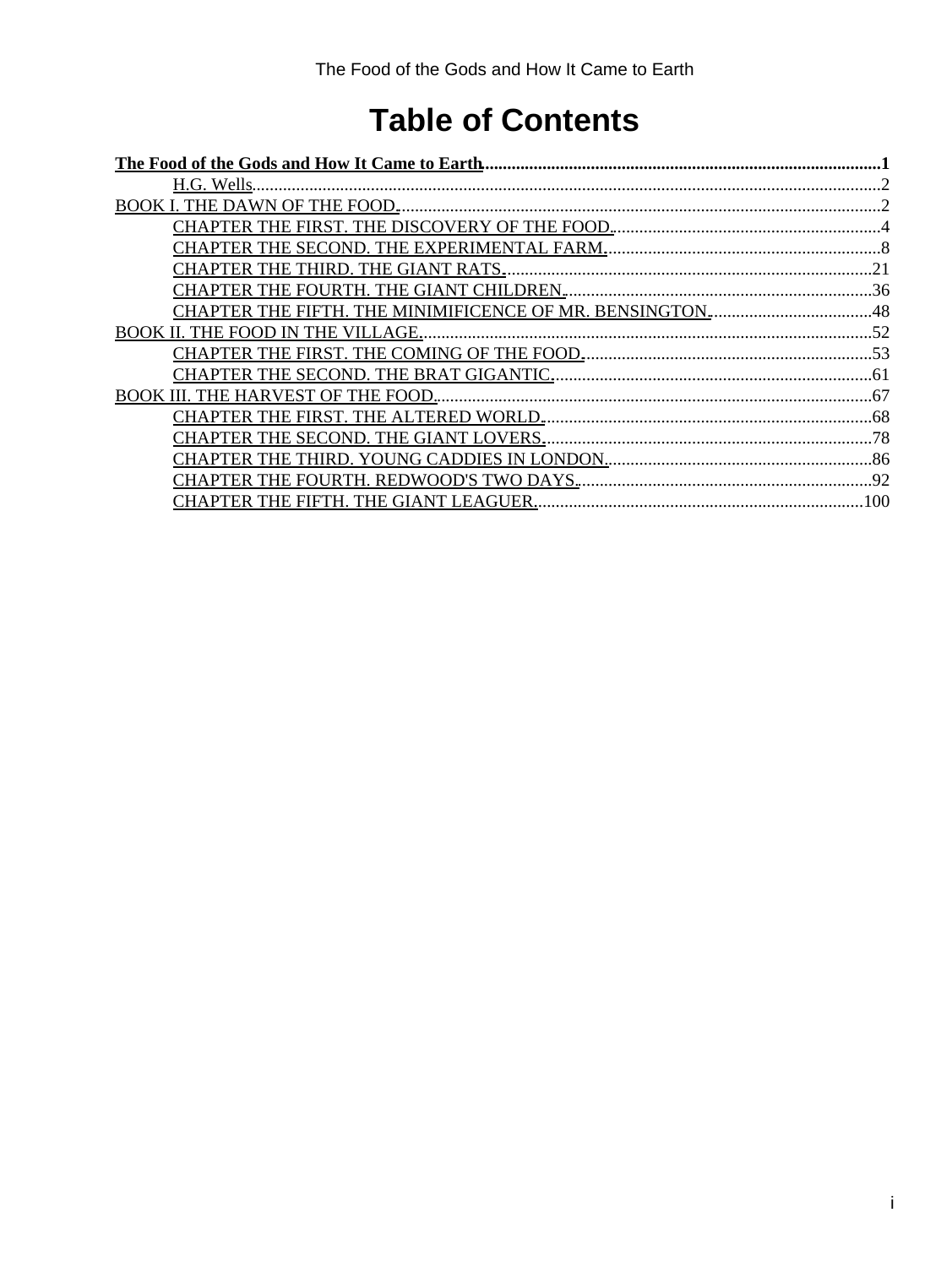# Table of Contents

**The Food of the Gods and How It Came to Earth**..........1

- H.G. Wells..........2

BOOK I. THE DAWN OF THE FOOD...........2

- CHAPTER THE FIRST. THE DISCOVERY OF THE FOOD...........4
- CHAPTER THE SECOND. THE EXPERIMENTAL FARM...........8
- CHAPTER THE THIRD. THE GIANT RATS...........21
- CHAPTER THE FOURTH. THE GIANT CHILDREN...........36
- CHAPTER THE FIFTH. THE MINIMIFICENCE OF MR. BENSINGTON...........48

BOOK II. THE FOOD IN THE VILLAGE...........52

- CHAPTER THE FIRST. THE COMING OF THE FOOD...........53
- CHAPTER THE SECOND. THE BRAT GIGANTIC...........61

BOOK III. THE HARVEST OF THE FOOD...........67

- CHAPTER THE FIRST. THE ALTERED WORLD...........68
- CHAPTER THE SECOND. THE GIANT LOVERS...........78
- CHAPTER THE THIRD. YOUNG CADDIES IN LONDON...........86
- CHAPTER THE FOURTH. REDWOOD'S TWO DAYS...........92
- CHAPTER THE FIFTH. THE GIANT LEAGUER...........100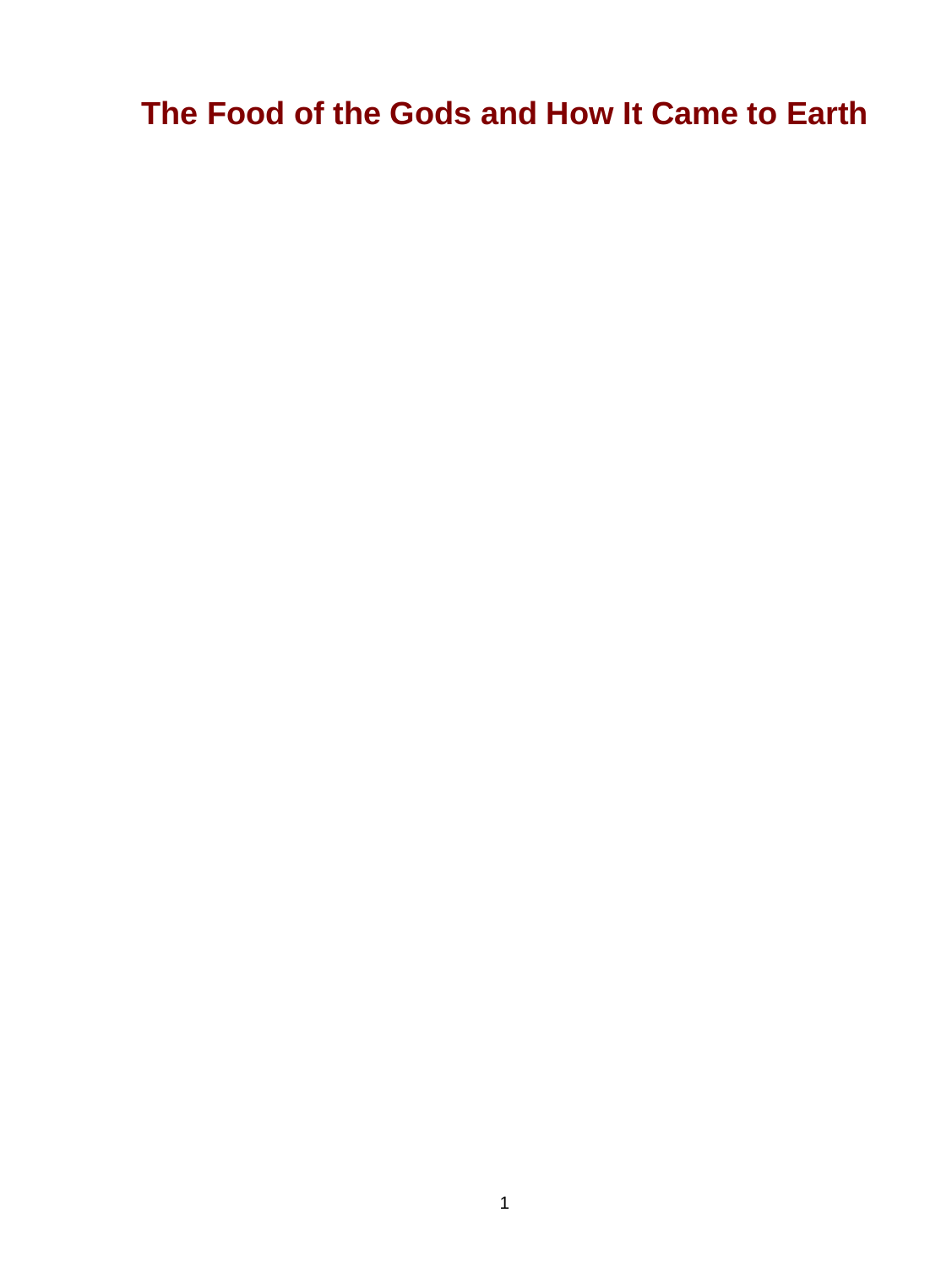# The Food of the Gods and How It Came to Earth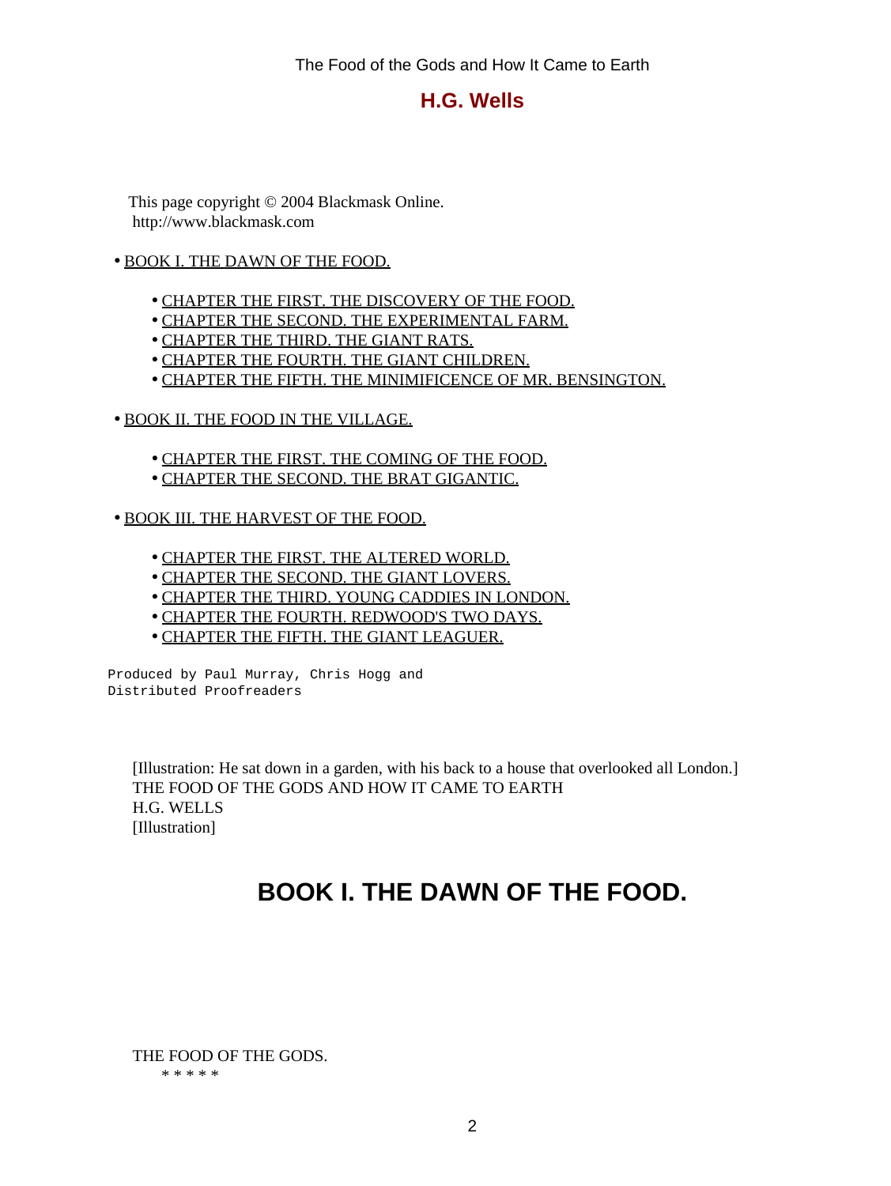The Food of the Gods and How It Came to Earth

## H.G. Wells

This page copyright © 2004 Blackmask Online.
http://www.blackmask.com

- BOOK I. THE DAWN OF THE FOOD.
  - CHAPTER THE FIRST. THE DISCOVERY OF THE FOOD.
  - CHAPTER THE SECOND. THE EXPERIMENTAL FARM.
  - CHAPTER THE THIRD. THE GIANT RATS.
  - CHAPTER THE FOURTH. THE GIANT CHILDREN.
  - CHAPTER THE FIFTH. THE MINIMIFICENCE OF MR. BENSINGTON.
- BOOK II. THE FOOD IN THE VILLAGE.
  - CHAPTER THE FIRST. THE COMING OF THE FOOD.
  - CHAPTER THE SECOND. THE BRAT GIGANTIC.
- BOOK III. THE HARVEST OF THE FOOD.
  - CHAPTER THE FIRST. THE ALTERED WORLD.
  - CHAPTER THE SECOND. THE GIANT LOVERS.
  - CHAPTER THE THIRD. YOUNG CADDIES IN LONDON.
  - CHAPTER THE FOURTH. REDWOOD'S TWO DAYS.
  - CHAPTER THE FIFTH. THE GIANT LEAGUER.

```
Produced by Paul Murray, Chris Hogg and
Distributed Proofreaders
```

[Illustration: He sat down in a garden, with his back to a house that overlooked all London.]
THE FOOD OF THE GODS AND HOW IT CAME TO EARTH
H.G. WELLS
[Illustration]

# BOOK I. THE DAWN OF THE FOOD.

THE FOOD OF THE GODS.

\* \* \* \* \*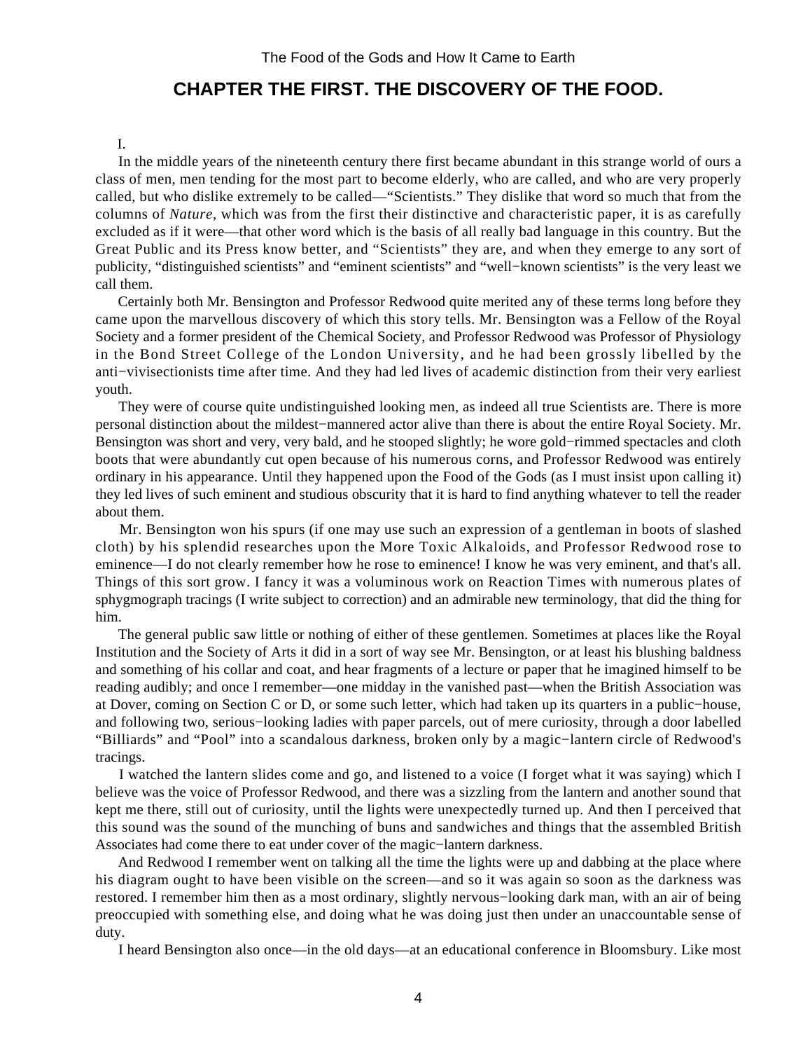## CHAPTER THE FIRST. THE DISCOVERY OF THE FOOD.

I.

In the middle years of the nineteenth century there first became abundant in this strange world of ours a class of men, men tending for the most part to become elderly, who are called, and who are very properly called, but who dislike extremely to be called—"Scientists." They dislike that word so much that from the columns of *Nature*, which was from the first their distinctive and characteristic paper, it is as carefully excluded as if it were—that other word which is the basis of all really bad language in this country. But the Great Public and its Press know better, and "Scientists" they are, and when they emerge to any sort of publicity, "distinguished scientists" and "eminent scientists" and "well−known scientists" is the very least we call them.

Certainly both Mr. Bensington and Professor Redwood quite merited any of these terms long before they came upon the marvellous discovery of which this story tells. Mr. Bensington was a Fellow of the Royal Society and a former president of the Chemical Society, and Professor Redwood was Professor of Physiology in the Bond Street College of the London University, and he had been grossly libelled by the anti−vivisectionists time after time. And they had led lives of academic distinction from their very earliest youth.

They were of course quite undistinguished looking men, as indeed all true Scientists are. There is more personal distinction about the mildest−mannered actor alive than there is about the entire Royal Society. Mr. Bensington was short and very, very bald, and he stooped slightly; he wore gold−rimmed spectacles and cloth boots that were abundantly cut open because of his numerous corns, and Professor Redwood was entirely ordinary in his appearance. Until they happened upon the Food of the Gods (as I must insist upon calling it) they led lives of such eminent and studious obscurity that it is hard to find anything whatever to tell the reader about them.

Mr. Bensington won his spurs (if one may use such an expression of a gentleman in boots of slashed cloth) by his splendid researches upon the More Toxic Alkaloids, and Professor Redwood rose to eminence—I do not clearly remember how he rose to eminence! I know he was very eminent, and that's all. Things of this sort grow. I fancy it was a voluminous work on Reaction Times with numerous plates of sphygmograph tracings (I write subject to correction) and an admirable new terminology, that did the thing for him.

The general public saw little or nothing of either of these gentlemen. Sometimes at places like the Royal Institution and the Society of Arts it did in a sort of way see Mr. Bensington, or at least his blushing baldness and something of his collar and coat, and hear fragments of a lecture or paper that he imagined himself to be reading audibly; and once I remember—one midday in the vanished past—when the British Association was at Dover, coming on Section C or D, or some such letter, which had taken up its quarters in a public−house, and following two, serious−looking ladies with paper parcels, out of mere curiosity, through a door labelled "Billiards" and "Pool" into a scandalous darkness, broken only by a magic−lantern circle of Redwood's tracings.

I watched the lantern slides come and go, and listened to a voice (I forget what it was saying) which I believe was the voice of Professor Redwood, and there was a sizzling from the lantern and another sound that kept me there, still out of curiosity, until the lights were unexpectedly turned up. And then I perceived that this sound was the sound of the munching of buns and sandwiches and things that the assembled British Associates had come there to eat under cover of the magic−lantern darkness.

And Redwood I remember went on talking all the time the lights were up and dabbing at the place where his diagram ought to have been visible on the screen—and so it was again so soon as the darkness was restored. I remember him then as a most ordinary, slightly nervous−looking dark man, with an air of being preoccupied with something else, and doing what he was doing just then under an unaccountable sense of duty.

I heard Bensington also once—in the old days—at an educational conference in Bloomsbury. Like most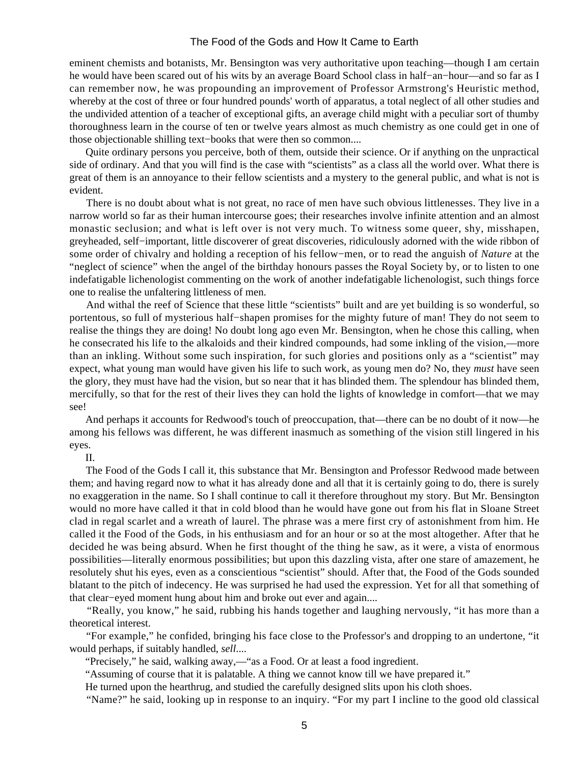eminent chemists and botanists, Mr. Bensington was very authoritative upon teaching—though I am certain he would have been scared out of his wits by an average Board School class in half−an−hour—and so far as I can remember now, he was propounding an improvement of Professor Armstrong's Heuristic method, whereby at the cost of three or four hundred pounds' worth of apparatus, a total neglect of all other studies and the undivided attention of a teacher of exceptional gifts, an average child might with a peculiar sort of thumby thoroughness learn in the course of ten or twelve years almost as much chemistry as one could get in one of those objectionable shilling text−books that were then so common....

Quite ordinary persons you perceive, both of them, outside their science. Or if anything on the unpractical side of ordinary. And that you will find is the case with "scientists" as a class all the world over. What there is great of them is an annoyance to their fellow scientists and a mystery to the general public, and what is not is evident.

There is no doubt about what is not great, no race of men have such obvious littlenesses. They live in a narrow world so far as their human intercourse goes; their researches involve infinite attention and an almost monastic seclusion; and what is left over is not very much. To witness some queer, shy, misshapen, greyheaded, self−important, little discoverer of great discoveries, ridiculously adorned with the wide ribbon of some order of chivalry and holding a reception of his fellow−men, or to read the anguish of *Nature* at the "neglect of science" when the angel of the birthday honours passes the Royal Society by, or to listen to one indefatigable lichenologist commenting on the work of another indefatigable lichenologist, such things force one to realise the unfaltering littleness of men.

And withal the reef of Science that these little "scientists" built and are yet building is so wonderful, so portentous, so full of mysterious half−shapen promises for the mighty future of man! They do not seem to realise the things they are doing! No doubt long ago even Mr. Bensington, when he chose this calling, when he consecrated his life to the alkaloids and their kindred compounds, had some inkling of the vision,—more than an inkling. Without some such inspiration, for such glories and positions only as a "scientist" may expect, what young man would have given his life to such work, as young men do? No, they *must* have seen the glory, they must have had the vision, but so near that it has blinded them. The splendour has blinded them, mercifully, so that for the rest of their lives they can hold the lights of knowledge in comfort—that we may see!

And perhaps it accounts for Redwood's touch of preoccupation, that—there can be no doubt of it now—he among his fellows was different, he was different inasmuch as something of the vision still lingered in his eyes.

II.

The Food of the Gods I call it, this substance that Mr. Bensington and Professor Redwood made between them; and having regard now to what it has already done and all that it is certainly going to do, there is surely no exaggeration in the name. So I shall continue to call it therefore throughout my story. But Mr. Bensington would no more have called it that in cold blood than he would have gone out from his flat in Sloane Street clad in regal scarlet and a wreath of laurel. The phrase was a mere first cry of astonishment from him. He called it the Food of the Gods, in his enthusiasm and for an hour or so at the most altogether. After that he decided he was being absurd. When he first thought of the thing he saw, as it were, a vista of enormous possibilities—literally enormous possibilities; but upon this dazzling vista, after one stare of amazement, he resolutely shut his eyes, even as a conscientious "scientist" should. After that, the Food of the Gods sounded blatant to the pitch of indecency. He was surprised he had used the expression. Yet for all that something of that clear−eyed moment hung about him and broke out ever and again....

"Really, you know," he said, rubbing his hands together and laughing nervously, "it has more than a theoretical interest.

"For example," he confided, bringing his face close to the Professor's and dropping to an undertone, "it would perhaps, if suitably handled, *sell*....

"Precisely," he said, walking away,—"as a Food. Or at least a food ingredient.

"Assuming of course that it is palatable. A thing we cannot know till we have prepared it."

He turned upon the hearthrug, and studied the carefully designed slits upon his cloth shoes.

"Name?" he said, looking up in response to an inquiry. "For my part I incline to the good old classical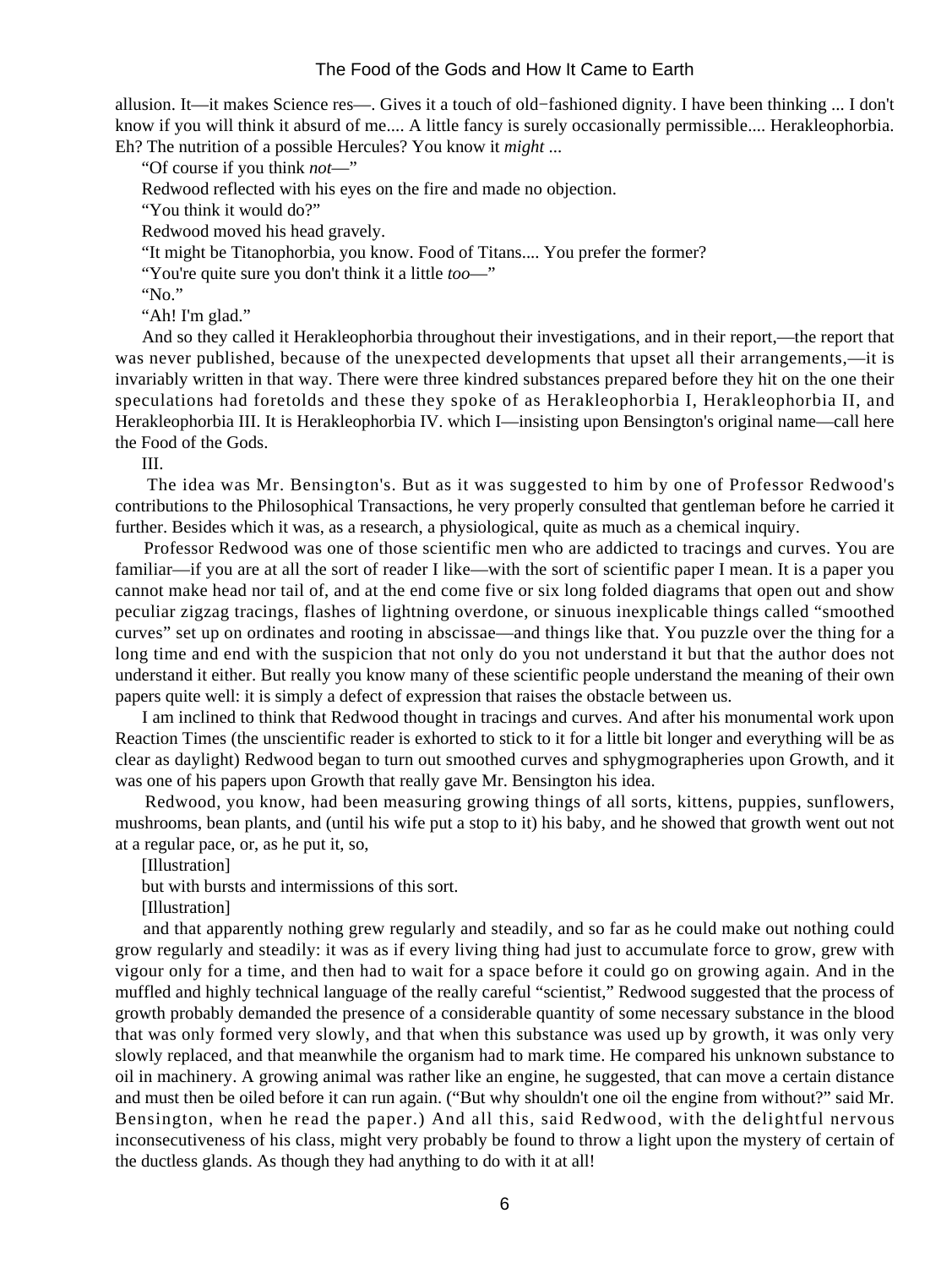allusion. It—it makes Science res—. Gives it a touch of old−fashioned dignity. I have been thinking ... I don't know if you will think it absurd of me.... A little fancy is surely occasionally permissible.... Herakleophorbia. Eh? The nutrition of a possible Hercules? You know it *might* ...

"Of course if you think *not*—"

Redwood reflected with his eyes on the fire and made no objection.

"You think it would do?"

Redwood moved his head gravely.

"It might be Titanophorbia, you know. Food of Titans.... You prefer the former?

"You're quite sure you don't think it a little *too*—"

"No."

"Ah! I'm glad."

And so they called it Herakleophorbia throughout their investigations, and in their report,—the report that was never published, because of the unexpected developments that upset all their arrangements,—it is invariably written in that way. There were three kindred substances prepared before they hit on the one their speculations had foretolds and these they spoke of as Herakleophorbia I, Herakleophorbia II, and Herakleophorbia III. It is Herakleophorbia IV. which I—insisting upon Bensington's original name—call here the Food of the Gods.

III.

The idea was Mr. Bensington's. But as it was suggested to him by one of Professor Redwood's contributions to the Philosophical Transactions, he very properly consulted that gentleman before he carried it further. Besides which it was, as a research, a physiological, quite as much as a chemical inquiry.

Professor Redwood was one of those scientific men who are addicted to tracings and curves. You are familiar—if you are at all the sort of reader I like—with the sort of scientific paper I mean. It is a paper you cannot make head nor tail of, and at the end come five or six long folded diagrams that open out and show peculiar zigzag tracings, flashes of lightning overdone, or sinuous inexplicable things called "smoothed curves" set up on ordinates and rooting in abscissae—and things like that. You puzzle over the thing for a long time and end with the suspicion that not only do you not understand it but that the author does not understand it either. But really you know many of these scientific people understand the meaning of their own papers quite well: it is simply a defect of expression that raises the obstacle between us.

I am inclined to think that Redwood thought in tracings and curves. And after his monumental work upon Reaction Times (the unscientific reader is exhorted to stick to it for a little bit longer and everything will be as clear as daylight) Redwood began to turn out smoothed curves and sphygmographeries upon Growth, and it was one of his papers upon Growth that really gave Mr. Bensington his idea.

Redwood, you know, had been measuring growing things of all sorts, kittens, puppies, sunflowers, mushrooms, bean plants, and (until his wife put a stop to it) his baby, and he showed that growth went out not at a regular pace, or, as he put it, so,

[Illustration]

but with bursts and intermissions of this sort.

[Illustration]

and that apparently nothing grew regularly and steadily, and so far as he could make out nothing could grow regularly and steadily: it was as if every living thing had just to accumulate force to grow, grew with vigour only for a time, and then had to wait for a space before it could go on growing again. And in the muffled and highly technical language of the really careful "scientist," Redwood suggested that the process of growth probably demanded the presence of a considerable quantity of some necessary substance in the blood that was only formed very slowly, and that when this substance was used up by growth, it was only very slowly replaced, and that meanwhile the organism had to mark time. He compared his unknown substance to oil in machinery. A growing animal was rather like an engine, he suggested, that can move a certain distance and must then be oiled before it can run again. ("But why shouldn't one oil the engine from without?" said Mr. Bensington, when he read the paper.) And all this, said Redwood, with the delightful nervous inconsecutiveness of his class, might very probably be found to throw a light upon the mystery of certain of the ductless glands. As though they had anything to do with it at all!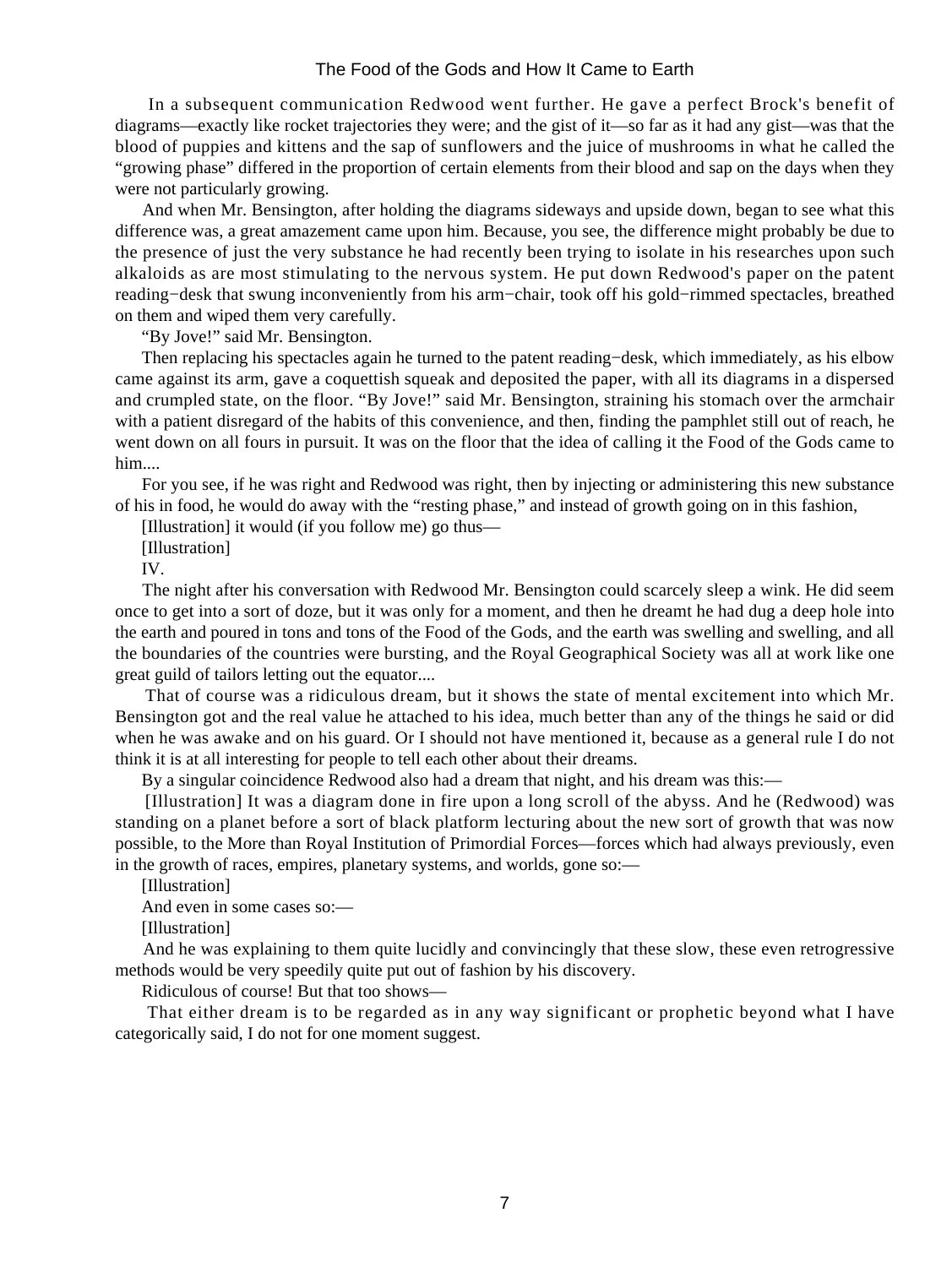In a subsequent communication Redwood went further. He gave a perfect Brock's benefit of diagrams—exactly like rocket trajectories they were; and the gist of it—so far as it had any gist—was that the blood of puppies and kittens and the sap of sunflowers and the juice of mushrooms in what he called the "growing phase" differed in the proportion of certain elements from their blood and sap on the days when they were not particularly growing.

And when Mr. Bensington, after holding the diagrams sideways and upside down, began to see what this difference was, a great amazement came upon him. Because, you see, the difference might probably be due to the presence of just the very substance he had recently been trying to isolate in his researches upon such alkaloids as are most stimulating to the nervous system. He put down Redwood's paper on the patent reading−desk that swung inconveniently from his arm−chair, took off his gold−rimmed spectacles, breathed on them and wiped them very carefully.

"By Jove!" said Mr. Bensington.

Then replacing his spectacles again he turned to the patent reading−desk, which immediately, as his elbow came against its arm, gave a coquettish squeak and deposited the paper, with all its diagrams in a dispersed and crumpled state, on the floor. "By Jove!" said Mr. Bensington, straining his stomach over the armchair with a patient disregard of the habits of this convenience, and then, finding the pamphlet still out of reach, he went down on all fours in pursuit. It was on the floor that the idea of calling it the Food of the Gods came to him....

For you see, if he was right and Redwood was right, then by injecting or administering this new substance of his in food, he would do away with the "resting phase," and instead of growth going on in this fashion,

[Illustration] it would (if you follow me) go thus—

[Illustration]

IV.

The night after his conversation with Redwood Mr. Bensington could scarcely sleep a wink. He did seem once to get into a sort of doze, but it was only for a moment, and then he dreamt he had dug a deep hole into the earth and poured in tons and tons of the Food of the Gods, and the earth was swelling and swelling, and all the boundaries of the countries were bursting, and the Royal Geographical Society was all at work like one great guild of tailors letting out the equator....

That of course was a ridiculous dream, but it shows the state of mental excitement into which Mr. Bensington got and the real value he attached to his idea, much better than any of the things he said or did when he was awake and on his guard. Or I should not have mentioned it, because as a general rule I do not think it is at all interesting for people to tell each other about their dreams.

By a singular coincidence Redwood also had a dream that night, and his dream was this:—

[Illustration] It was a diagram done in fire upon a long scroll of the abyss. And he (Redwood) was standing on a planet before a sort of black platform lecturing about the new sort of growth that was now possible, to the More than Royal Institution of Primordial Forces—forces which had always previously, even in the growth of races, empires, planetary systems, and worlds, gone so:—

[Illustration]

And even in some cases so:—

[Illustration]

And he was explaining to them quite lucidly and convincingly that these slow, these even retrogressive methods would be very speedily quite put out of fashion by his discovery.

Ridiculous of course! But that too shows—

That either dream is to be regarded as in any way significant or prophetic beyond what I have categorically said, I do not for one moment suggest.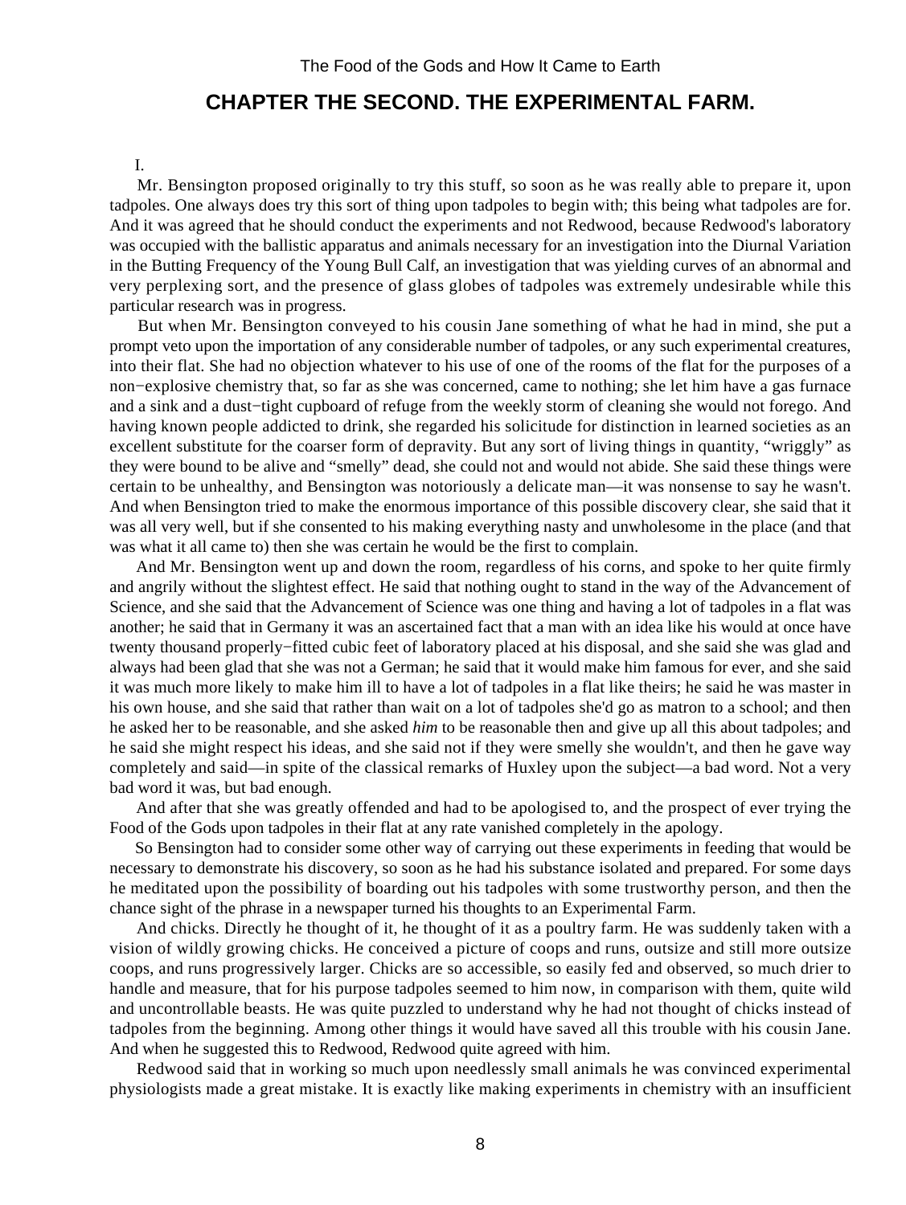## CHAPTER THE SECOND. THE EXPERIMENTAL FARM.

I.

Mr. Bensington proposed originally to try this stuff, so soon as he was really able to prepare it, upon tadpoles. One always does try this sort of thing upon tadpoles to begin with; this being what tadpoles are for. And it was agreed that he should conduct the experiments and not Redwood, because Redwood's laboratory was occupied with the ballistic apparatus and animals necessary for an investigation into the Diurnal Variation in the Butting Frequency of the Young Bull Calf, an investigation that was yielding curves of an abnormal and very perplexing sort, and the presence of glass globes of tadpoles was extremely undesirable while this particular research was in progress.

But when Mr. Bensington conveyed to his cousin Jane something of what he had in mind, she put a prompt veto upon the importation of any considerable number of tadpoles, or any such experimental creatures, into their flat. She had no objection whatever to his use of one of the rooms of the flat for the purposes of a non−explosive chemistry that, so far as she was concerned, came to nothing; she let him have a gas furnace and a sink and a dust−tight cupboard of refuge from the weekly storm of cleaning she would not forego. And having known people addicted to drink, she regarded his solicitude for distinction in learned societies as an excellent substitute for the coarser form of depravity. But any sort of living things in quantity, "wriggly" as they were bound to be alive and "smelly" dead, she could not and would not abide. She said these things were certain to be unhealthy, and Bensington was notoriously a delicate man—it was nonsense to say he wasn't. And when Bensington tried to make the enormous importance of this possible discovery clear, she said that it was all very well, but if she consented to his making everything nasty and unwholesome in the place (and that was what it all came to) then she was certain he would be the first to complain.

And Mr. Bensington went up and down the room, regardless of his corns, and spoke to her quite firmly and angrily without the slightest effect. He said that nothing ought to stand in the way of the Advancement of Science, and she said that the Advancement of Science was one thing and having a lot of tadpoles in a flat was another; he said that in Germany it was an ascertained fact that a man with an idea like his would at once have twenty thousand properly−fitted cubic feet of laboratory placed at his disposal, and she said she was glad and always had been glad that she was not a German; he said that it would make him famous for ever, and she said it was much more likely to make him ill to have a lot of tadpoles in a flat like theirs; he said he was master in his own house, and she said that rather than wait on a lot of tadpoles she'd go as matron to a school; and then he asked her to be reasonable, and she asked *him* to be reasonable then and give up all this about tadpoles; and he said she might respect his ideas, and she said not if they were smelly she wouldn't, and then he gave way completely and said—in spite of the classical remarks of Huxley upon the subject—a bad word. Not a very bad word it was, but bad enough.

And after that she was greatly offended and had to be apologised to, and the prospect of ever trying the Food of the Gods upon tadpoles in their flat at any rate vanished completely in the apology.

So Bensington had to consider some other way of carrying out these experiments in feeding that would be necessary to demonstrate his discovery, so soon as he had his substance isolated and prepared. For some days he meditated upon the possibility of boarding out his tadpoles with some trustworthy person, and then the chance sight of the phrase in a newspaper turned his thoughts to an Experimental Farm.

And chicks. Directly he thought of it, he thought of it as a poultry farm. He was suddenly taken with a vision of wildly growing chicks. He conceived a picture of coops and runs, outsize and still more outsize coops, and runs progressively larger. Chicks are so accessible, so easily fed and observed, so much drier to handle and measure, that for his purpose tadpoles seemed to him now, in comparison with them, quite wild and uncontrollable beasts. He was quite puzzled to understand why he had not thought of chicks instead of tadpoles from the beginning. Among other things it would have saved all this trouble with his cousin Jane. And when he suggested this to Redwood, Redwood quite agreed with him.

Redwood said that in working so much upon needlessly small animals he was convinced experimental physiologists made a great mistake. It is exactly like making experiments in chemistry with an insufficient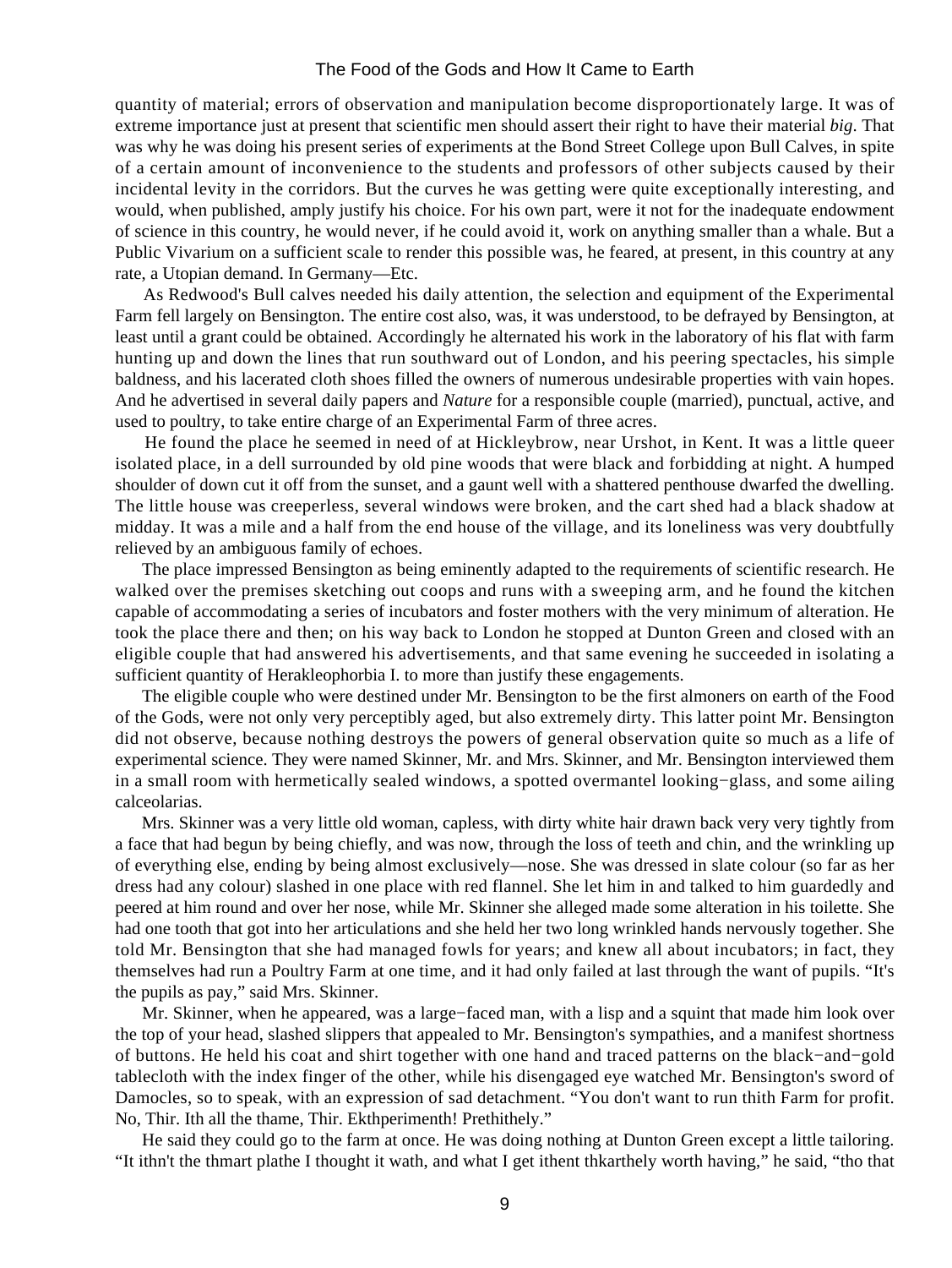quantity of material; errors of observation and manipulation become disproportionately large. It was of extreme importance just at present that scientific men should assert their right to have their material *big*. That was why he was doing his present series of experiments at the Bond Street College upon Bull Calves, in spite of a certain amount of inconvenience to the students and professors of other subjects caused by their incidental levity in the corridors. But the curves he was getting were quite exceptionally interesting, and would, when published, amply justify his choice. For his own part, were it not for the inadequate endowment of science in this country, he would never, if he could avoid it, work on anything smaller than a whale. But a Public Vivarium on a sufficient scale to render this possible was, he feared, at present, in this country at any rate, a Utopian demand. In Germany—Etc.

As Redwood's Bull calves needed his daily attention, the selection and equipment of the Experimental Farm fell largely on Bensington. The entire cost also, was, it was understood, to be defrayed by Bensington, at least until a grant could be obtained. Accordingly he alternated his work in the laboratory of his flat with farm hunting up and down the lines that run southward out of London, and his peering spectacles, his simple baldness, and his lacerated cloth shoes filled the owners of numerous undesirable properties with vain hopes. And he advertised in several daily papers and *Nature* for a responsible couple (married), punctual, active, and used to poultry, to take entire charge of an Experimental Farm of three acres.

He found the place he seemed in need of at Hickleybrow, near Urshot, in Kent. It was a little queer isolated place, in a dell surrounded by old pine woods that were black and forbidding at night. A humped shoulder of down cut it off from the sunset, and a gaunt well with a shattered penthouse dwarfed the dwelling. The little house was creeperless, several windows were broken, and the cart shed had a black shadow at midday. It was a mile and a half from the end house of the village, and its loneliness was very doubtfully relieved by an ambiguous family of echoes.

The place impressed Bensington as being eminently adapted to the requirements of scientific research. He walked over the premises sketching out coops and runs with a sweeping arm, and he found the kitchen capable of accommodating a series of incubators and foster mothers with the very minimum of alteration. He took the place there and then; on his way back to London he stopped at Dunton Green and closed with an eligible couple that had answered his advertisements, and that same evening he succeeded in isolating a sufficient quantity of Herakleophorbia I. to more than justify these engagements.

The eligible couple who were destined under Mr. Bensington to be the first almoners on earth of the Food of the Gods, were not only very perceptibly aged, but also extremely dirty. This latter point Mr. Bensington did not observe, because nothing destroys the powers of general observation quite so much as a life of experimental science. They were named Skinner, Mr. and Mrs. Skinner, and Mr. Bensington interviewed them in a small room with hermetically sealed windows, a spotted overmantel looking−glass, and some ailing calceolarias.

Mrs. Skinner was a very little old woman, capless, with dirty white hair drawn back very very tightly from a face that had begun by being chiefly, and was now, through the loss of teeth and chin, and the wrinkling up of everything else, ending by being almost exclusively—nose. She was dressed in slate colour (so far as her dress had any colour) slashed in one place with red flannel. She let him in and talked to him guardedly and peered at him round and over her nose, while Mr. Skinner she alleged made some alteration in his toilette. She had one tooth that got into her articulations and she held her two long wrinkled hands nervously together. She told Mr. Bensington that she had managed fowls for years; and knew all about incubators; in fact, they themselves had run a Poultry Farm at one time, and it had only failed at last through the want of pupils. "It's the pupils as pay," said Mrs. Skinner.

Mr. Skinner, when he appeared, was a large−faced man, with a lisp and a squint that made him look over the top of your head, slashed slippers that appealed to Mr. Bensington's sympathies, and a manifest shortness of buttons. He held his coat and shirt together with one hand and traced patterns on the black−and−gold tablecloth with the index finger of the other, while his disengaged eye watched Mr. Bensington's sword of Damocles, so to speak, with an expression of sad detachment. "You don't want to run thith Farm for profit. No, Thir. Ith all the thame, Thir. Ekthperimenth! Prethithely."

He said they could go to the farm at once. He was doing nothing at Dunton Green except a little tailoring. "It ithn't the thmart plathe I thought it wath, and what I get ithent thkarthely worth having," he said, "tho that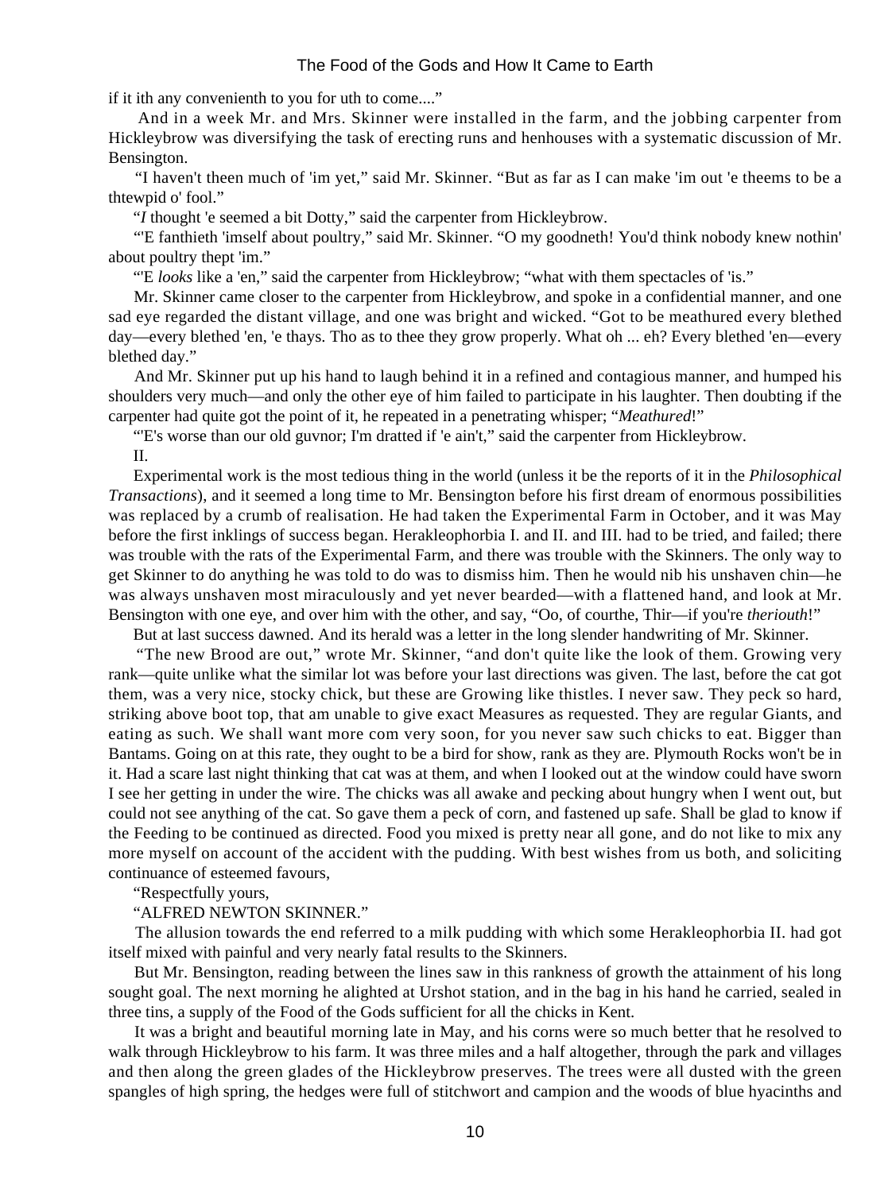if it ith any convenienth to you for uth to come...."

And in a week Mr. and Mrs. Skinner were installed in the farm, and the jobbing carpenter from Hickleybrow was diversifying the task of erecting runs and henhouses with a systematic discussion of Mr. Bensington.

"I haven't theen much of 'im yet," said Mr. Skinner. "But as far as I can make 'im out 'e theems to be a thtewpid o' fool."

"*I* thought 'e seemed a bit Dotty," said the carpenter from Hickleybrow.

"'E fanthieth 'imself about poultry," said Mr. Skinner. "O my goodneth! You'd think nobody knew nothin' about poultry thept 'im."

"'E *looks* like a 'en," said the carpenter from Hickleybrow; "what with them spectacles of 'is."

Mr. Skinner came closer to the carpenter from Hickleybrow, and spoke in a confidential manner, and one sad eye regarded the distant village, and one was bright and wicked. "Got to be meathured every blethed day—every blethed 'en, 'e thays. Tho as to thee they grow properly. What oh ... eh? Every blethed 'en—every blethed day."

And Mr. Skinner put up his hand to laugh behind it in a refined and contagious manner, and humped his shoulders very much—and only the other eye of him failed to participate in his laughter. Then doubting if the carpenter had quite got the point of it, he repeated in a penetrating whisper; "*Meathured*!"

"'E's worse than our old guvnor; I'm dratted if 'e ain't," said the carpenter from Hickleybrow.

II.

Experimental work is the most tedious thing in the world (unless it be the reports of it in the *Philosophical Transactions*), and it seemed a long time to Mr. Bensington before his first dream of enormous possibilities was replaced by a crumb of realisation. He had taken the Experimental Farm in October, and it was May before the first inklings of success began. Herakleophorbia I. and II. and III. had to be tried, and failed; there was trouble with the rats of the Experimental Farm, and there was trouble with the Skinners. The only way to get Skinner to do anything he was told to do was to dismiss him. Then he would nib his unshaven chin—he was always unshaven most miraculously and yet never bearded—with a flattened hand, and look at Mr. Bensington with one eye, and over him with the other, and say, "Oo, of courthe, Thir—if you're *theriouth*!"

But at last success dawned. And its herald was a letter in the long slender handwriting of Mr. Skinner.

"The new Brood are out," wrote Mr. Skinner, "and don't quite like the look of them. Growing very rank—quite unlike what the similar lot was before your last directions was given. The last, before the cat got them, was a very nice, stocky chick, but these are Growing like thistles. I never saw. They peck so hard, striking above boot top, that am unable to give exact Measures as requested. They are regular Giants, and eating as such. We shall want more com very soon, for you never saw such chicks to eat. Bigger than Bantams. Going on at this rate, they ought to be a bird for show, rank as they are. Plymouth Rocks won't be in it. Had a scare last night thinking that cat was at them, and when I looked out at the window could have sworn I see her getting in under the wire. The chicks was all awake and pecking about hungry when I went out, but could not see anything of the cat. So gave them a peck of corn, and fastened up safe. Shall be glad to know if the Feeding to be continued as directed. Food you mixed is pretty near all gone, and do not like to mix any more myself on account of the accident with the pudding. With best wishes from us both, and soliciting continuance of esteemed favours,

"Respectfully yours,

"ALFRED NEWTON SKINNER."

The allusion towards the end referred to a milk pudding with which some Herakleophorbia II. had got itself mixed with painful and very nearly fatal results to the Skinners.

But Mr. Bensington, reading between the lines saw in this rankness of growth the attainment of his long sought goal. The next morning he alighted at Urshot station, and in the bag in his hand he carried, sealed in three tins, a supply of the Food of the Gods sufficient for all the chicks in Kent.

It was a bright and beautiful morning late in May, and his corns were so much better that he resolved to walk through Hickleybrow to his farm. It was three miles and a half altogether, through the park and villages and then along the green glades of the Hickleybrow preserves. The trees were all dusted with the green spangles of high spring, the hedges were full of stitchwort and campion and the woods of blue hyacinths and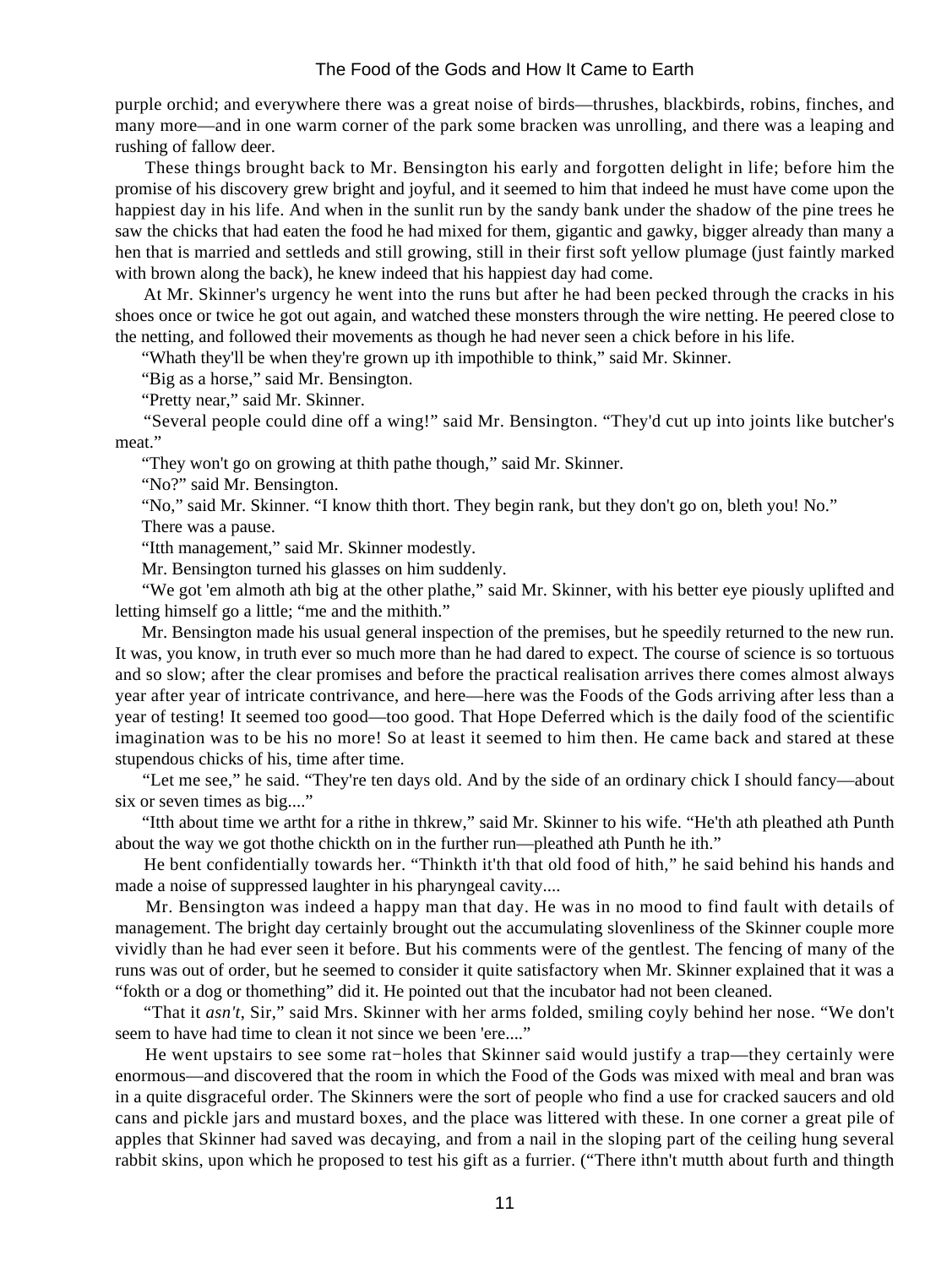purple orchid; and everywhere there was a great noise of birds—thrushes, blackbirds, robins, finches, and many more—and in one warm corner of the park some bracken was unrolling, and there was a leaping and rushing of fallow deer.

These things brought back to Mr. Bensington his early and forgotten delight in life; before him the promise of his discovery grew bright and joyful, and it seemed to him that indeed he must have come upon the happiest day in his life. And when in the sunlit run by the sandy bank under the shadow of the pine trees he saw the chicks that had eaten the food he had mixed for them, gigantic and gawky, bigger already than many a hen that is married and settleds and still growing, still in their first soft yellow plumage (just faintly marked with brown along the back), he knew indeed that his happiest day had come.

At Mr. Skinner's urgency he went into the runs but after he had been pecked through the cracks in his shoes once or twice he got out again, and watched these monsters through the wire netting. He peered close to the netting, and followed their movements as though he had never seen a chick before in his life.

"Whath they'll be when they're grown up ith impothible to think," said Mr. Skinner.

"Big as a horse," said Mr. Bensington.

"Pretty near," said Mr. Skinner.

"Several people could dine off a wing!" said Mr. Bensington. "They'd cut up into joints like butcher's meat."

"They won't go on growing at thith pathe though," said Mr. Skinner.

"No?" said Mr. Bensington.

"No," said Mr. Skinner. "I know thith thort. They begin rank, but they don't go on, bleth you! No."

There was a pause.

"Itth management," said Mr. Skinner modestly.

Mr. Bensington turned his glasses on him suddenly.

"We got 'em almoth ath big at the other plathe," said Mr. Skinner, with his better eye piously uplifted and letting himself go a little; "me and the mithith."

Mr. Bensington made his usual general inspection of the premises, but he speedily returned to the new run. It was, you know, in truth ever so much more than he had dared to expect. The course of science is so tortuous and so slow; after the clear promises and before the practical realisation arrives there comes almost always year after year of intricate contrivance, and here—here was the Foods of the Gods arriving after less than a year of testing! It seemed too good—too good. That Hope Deferred which is the daily food of the scientific imagination was to be his no more! So at least it seemed to him then. He came back and stared at these stupendous chicks of his, time after time.

"Let me see," he said. "They're ten days old. And by the side of an ordinary chick I should fancy—about six or seven times as big...."

"Itth about time we artht for a rithe in thkrew," said Mr. Skinner to his wife. "He'th ath pleathed ath Punth about the way we got thothe chickth on in the further run—pleathed ath Punth he ith."

He bent confidentially towards her. "Thinkth it'th that old food of hith," he said behind his hands and made a noise of suppressed laughter in his pharyngeal cavity....

Mr. Bensington was indeed a happy man that day. He was in no mood to find fault with details of management. The bright day certainly brought out the accumulating slovenliness of the Skinner couple more vividly than he had ever seen it before. But his comments were of the gentlest. The fencing of many of the runs was out of order, but he seemed to consider it quite satisfactory when Mr. Skinner explained that it was a "fokth or a dog or thomething" did it. He pointed out that the incubator had not been cleaned.

"That it *asn't*, Sir," said Mrs. Skinner with her arms folded, smiling coyly behind her nose. "We don't seem to have had time to clean it not since we been 'ere...."

He went upstairs to see some rat−holes that Skinner said would justify a trap—they certainly were enormous—and discovered that the room in which the Food of the Gods was mixed with meal and bran was in a quite disgraceful order. The Skinners were the sort of people who find a use for cracked saucers and old cans and pickle jars and mustard boxes, and the place was littered with these. In one corner a great pile of apples that Skinner had saved was decaying, and from a nail in the sloping part of the ceiling hung several rabbit skins, upon which he proposed to test his gift as a furrier. ("There ithn't mutth about furth and thingth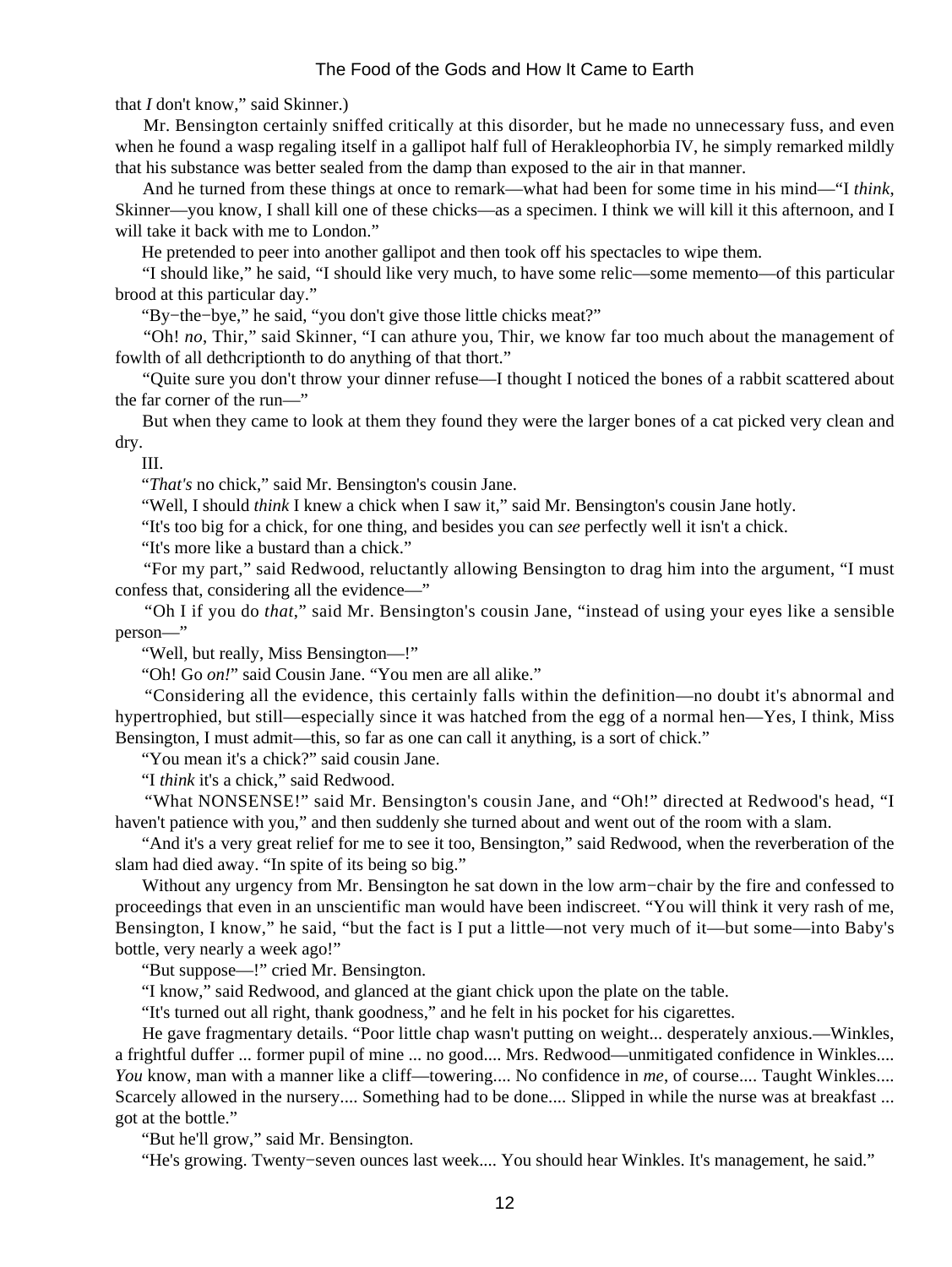that *I* don't know," said Skinner.)

Mr. Bensington certainly sniffed critically at this disorder, but he made no unnecessary fuss, and even when he found a wasp regaling itself in a gallipot half full of Herakleophorbia IV, he simply remarked mildly that his substance was better sealed from the damp than exposed to the air in that manner.

And he turned from these things at once to remark—what had been for some time in his mind—"I *think*, Skinner—you know, I shall kill one of these chicks—as a specimen. I think we will kill it this afternoon, and I will take it back with me to London."

He pretended to peer into another gallipot and then took off his spectacles to wipe them.

"I should like," he said, "I should like very much, to have some relic—some memento—of this particular brood at this particular day."

"By−the−bye," he said, "you don't give those little chicks meat?"

"Oh! *no*, Thir," said Skinner, "I can athure you, Thir, we know far too much about the management of fowlth of all dethcriptionth to do anything of that thort."

"Quite sure you don't throw your dinner refuse—I thought I noticed the bones of a rabbit scattered about the far corner of the run—"

But when they came to look at them they found they were the larger bones of a cat picked very clean and dry.

III.

"*That's* no chick," said Mr. Bensington's cousin Jane.

"Well, I should *think* I knew a chick when I saw it," said Mr. Bensington's cousin Jane hotly.

"It's too big for a chick, for one thing, and besides you can *see* perfectly well it isn't a chick.

"It's more like a bustard than a chick."

"For my part," said Redwood, reluctantly allowing Bensington to drag him into the argument, "I must confess that, considering all the evidence—"

"Oh I if you do *that*," said Mr. Bensington's cousin Jane, "instead of using your eyes like a sensible person—"

"Well, but really, Miss Bensington—!"

"Oh! Go *on!*" said Cousin Jane. "You men are all alike."

"Considering all the evidence, this certainly falls within the definition—no doubt it's abnormal and hypertrophied, but still—especially since it was hatched from the egg of a normal hen—Yes, I think, Miss Bensington, I must admit—this, so far as one can call it anything, is a sort of chick."

"You mean it's a chick?" said cousin Jane.

"I *think* it's a chick," said Redwood.

"What NONSENSE!" said Mr. Bensington's cousin Jane, and "Oh!" directed at Redwood's head, "I haven't patience with you," and then suddenly she turned about and went out of the room with a slam.

"And it's a very great relief for me to see it too, Bensington," said Redwood, when the reverberation of the slam had died away. "In spite of its being so big."

Without any urgency from Mr. Bensington he sat down in the low arm−chair by the fire and confessed to proceedings that even in an unscientific man would have been indiscreet. "You will think it very rash of me, Bensington, I know," he said, "but the fact is I put a little—not very much of it—but some—into Baby's bottle, very nearly a week ago!"

"But suppose—!" cried Mr. Bensington.

"I know," said Redwood, and glanced at the giant chick upon the plate on the table.

"It's turned out all right, thank goodness," and he felt in his pocket for his cigarettes.

He gave fragmentary details. "Poor little chap wasn't putting on weight... desperately anxious.—Winkles, a frightful duffer ... former pupil of mine ... no good.... Mrs. Redwood—unmitigated confidence in Winkles.... *You* know, man with a manner like a cliff—towering.... No confidence in *me*, of course.... Taught Winkles.... Scarcely allowed in the nursery.... Something had to be done.... Slipped in while the nurse was at breakfast ... got at the bottle."

"But he'll grow," said Mr. Bensington.

"He's growing. Twenty−seven ounces last week.... You should hear Winkles. It's management, he said."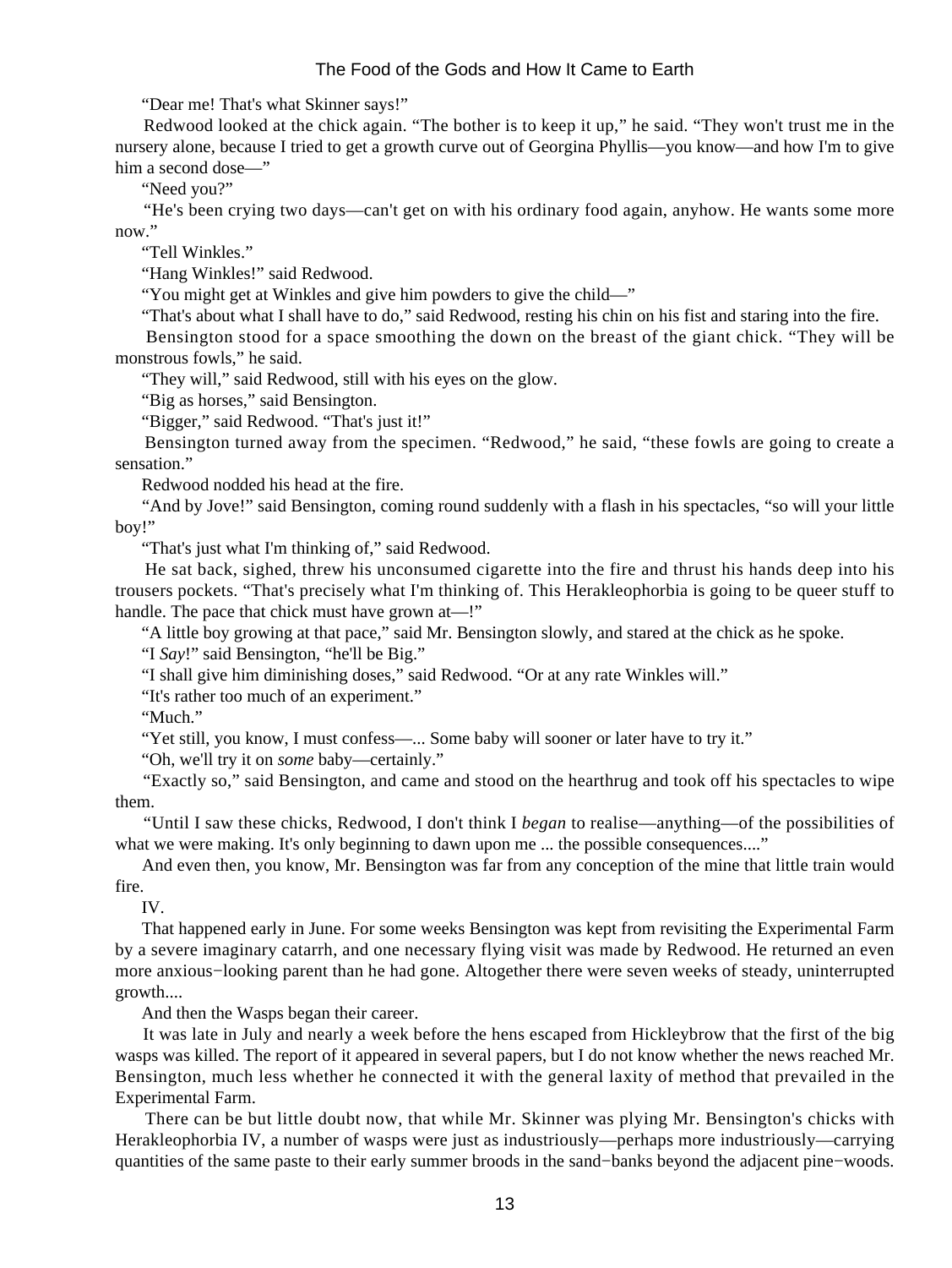"Dear me! That's what Skinner says!"

Redwood looked at the chick again. "The bother is to keep it up," he said. "They won't trust me in the nursery alone, because I tried to get a growth curve out of Georgina Phyllis—you know—and how I'm to give him a second dose—"

"Need you?"

"He's been crying two days—can't get on with his ordinary food again, anyhow. He wants some more now."

"Tell Winkles."

"Hang Winkles!" said Redwood.

"You might get at Winkles and give him powders to give the child—"

"That's about what I shall have to do," said Redwood, resting his chin on his fist and staring into the fire.

Bensington stood for a space smoothing the down on the breast of the giant chick. "They will be monstrous fowls," he said.

"They will," said Redwood, still with his eyes on the glow.

"Big as horses," said Bensington.

"Bigger," said Redwood. "That's just it!"

Bensington turned away from the specimen. "Redwood," he said, "these fowls are going to create a sensation."

Redwood nodded his head at the fire.

"And by Jove!" said Bensington, coming round suddenly with a flash in his spectacles, "so will your little boy!"

"That's just what I'm thinking of," said Redwood.

He sat back, sighed, threw his unconsumed cigarette into the fire and thrust his hands deep into his trousers pockets. "That's precisely what I'm thinking of. This Herakleophorbia is going to be queer stuff to handle. The pace that chick must have grown at—!"

"A little boy growing at that pace," said Mr. Bensington slowly, and stared at the chick as he spoke.

"I *Say*!" said Bensington, "he'll be Big."

"I shall give him diminishing doses," said Redwood. "Or at any rate Winkles will."

"It's rather too much of an experiment."

"Much."

"Yet still, you know, I must confess—... Some baby will sooner or later have to try it."

"Oh, we'll try it on *some* baby—certainly."

"Exactly so," said Bensington, and came and stood on the hearthrug and took off his spectacles to wipe them.

"Until I saw these chicks, Redwood, I don't think I *began* to realise—anything—of the possibilities of what we were making. It's only beginning to dawn upon me ... the possible consequences...."

And even then, you know, Mr. Bensington was far from any conception of the mine that little train would fire.

IV.

That happened early in June. For some weeks Bensington was kept from revisiting the Experimental Farm by a severe imaginary catarrh, and one necessary flying visit was made by Redwood. He returned an even more anxious-looking parent than he had gone. Altogether there were seven weeks of steady, uninterrupted growth....

And then the Wasps began their career.

It was late in July and nearly a week before the hens escaped from Hickleybrow that the first of the big wasps was killed. The report of it appeared in several papers, but I do not know whether the news reached Mr. Bensington, much less whether he connected it with the general laxity of method that prevailed in the Experimental Farm.

There can be but little doubt now, that while Mr. Skinner was plying Mr. Bensington's chicks with Herakleophorbia IV, a number of wasps were just as industriously—perhaps more industriously—carrying quantities of the same paste to their early summer broods in the sand-banks beyond the adjacent pine-woods.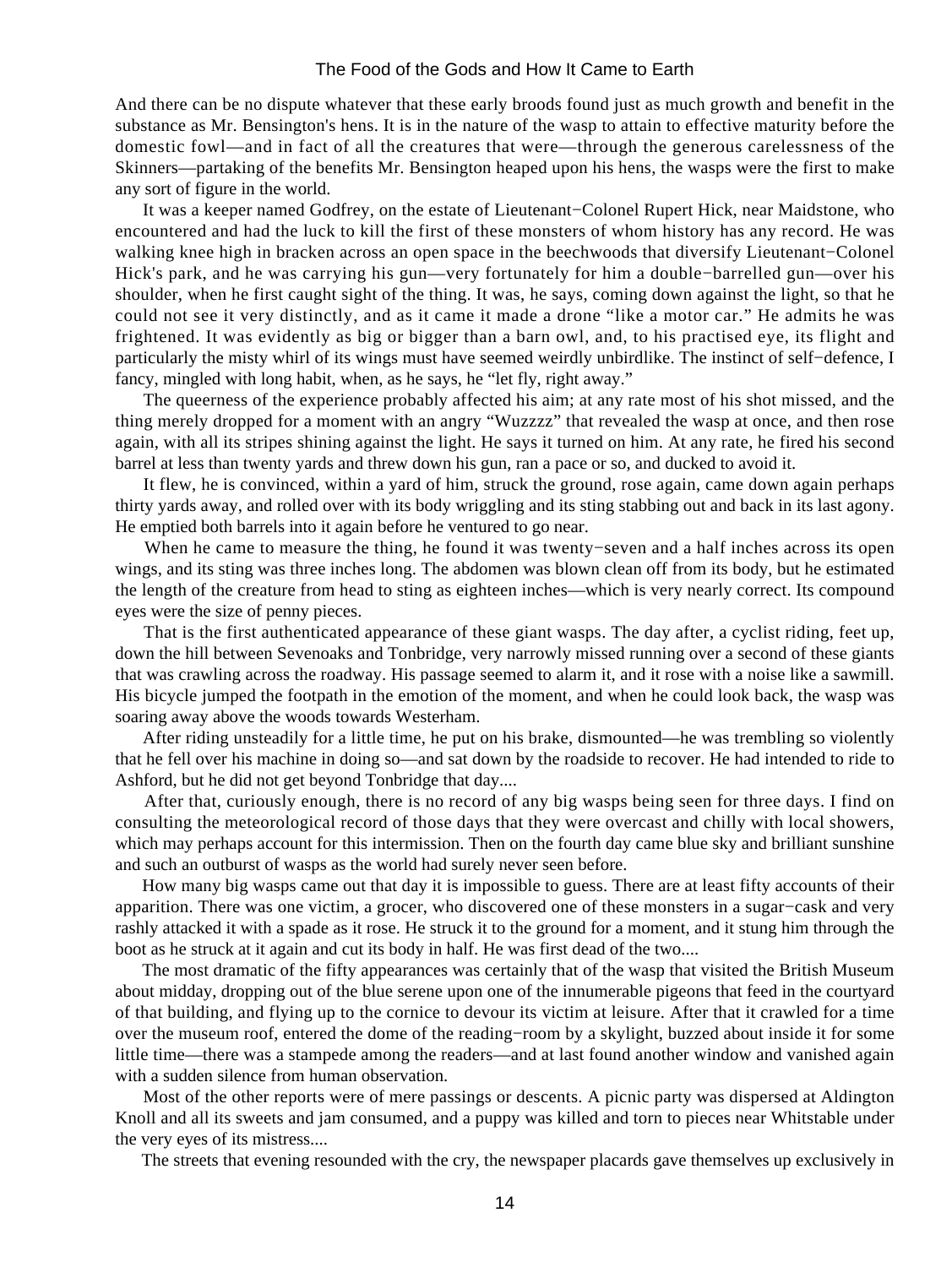And there can be no dispute whatever that these early broods found just as much growth and benefit in the substance as Mr. Bensington's hens. It is in the nature of the wasp to attain to effective maturity before the domestic fowl—and in fact of all the creatures that were—through the generous carelessness of the Skinners—partaking of the benefits Mr. Bensington heaped upon his hens, the wasps were the first to make any sort of figure in the world.

It was a keeper named Godfrey, on the estate of Lieutenant−Colonel Rupert Hick, near Maidstone, who encountered and had the luck to kill the first of these monsters of whom history has any record. He was walking knee high in bracken across an open space in the beechwoods that diversify Lieutenant−Colonel Hick's park, and he was carrying his gun—very fortunately for him a double−barrelled gun—over his shoulder, when he first caught sight of the thing. It was, he says, coming down against the light, so that he could not see it very distinctly, and as it came it made a drone "like a motor car." He admits he was frightened. It was evidently as big or bigger than a barn owl, and, to his practised eye, its flight and particularly the misty whirl of its wings must have seemed weirdly unbirdlike. The instinct of self−defence, I fancy, mingled with long habit, when, as he says, he "let fly, right away."

The queerness of the experience probably affected his aim; at any rate most of his shot missed, and the thing merely dropped for a moment with an angry "Wuzzzz" that revealed the wasp at once, and then rose again, with all its stripes shining against the light. He says it turned on him. At any rate, he fired his second barrel at less than twenty yards and threw down his gun, ran a pace or so, and ducked to avoid it.

It flew, he is convinced, within a yard of him, struck the ground, rose again, came down again perhaps thirty yards away, and rolled over with its body wriggling and its sting stabbing out and back in its last agony. He emptied both barrels into it again before he ventured to go near.

When he came to measure the thing, he found it was twenty−seven and a half inches across its open wings, and its sting was three inches long. The abdomen was blown clean off from its body, but he estimated the length of the creature from head to sting as eighteen inches—which is very nearly correct. Its compound eyes were the size of penny pieces.

That is the first authenticated appearance of these giant wasps. The day after, a cyclist riding, feet up, down the hill between Sevenoaks and Tonbridge, very narrowly missed running over a second of these giants that was crawling across the roadway. His passage seemed to alarm it, and it rose with a noise like a sawmill. His bicycle jumped the footpath in the emotion of the moment, and when he could look back, the wasp was soaring away above the woods towards Westerham.

After riding unsteadily for a little time, he put on his brake, dismounted—he was trembling so violently that he fell over his machine in doing so—and sat down by the roadside to recover. He had intended to ride to Ashford, but he did not get beyond Tonbridge that day....

After that, curiously enough, there is no record of any big wasps being seen for three days. I find on consulting the meteorological record of those days that they were overcast and chilly with local showers, which may perhaps account for this intermission. Then on the fourth day came blue sky and brilliant sunshine and such an outburst of wasps as the world had surely never seen before.

How many big wasps came out that day it is impossible to guess. There are at least fifty accounts of their apparition. There was one victim, a grocer, who discovered one of these monsters in a sugar−cask and very rashly attacked it with a spade as it rose. He struck it to the ground for a moment, and it stung him through the boot as he struck at it again and cut its body in half. He was first dead of the two....

The most dramatic of the fifty appearances was certainly that of the wasp that visited the British Museum about midday, dropping out of the blue serene upon one of the innumerable pigeons that feed in the courtyard of that building, and flying up to the cornice to devour its victim at leisure. After that it crawled for a time over the museum roof, entered the dome of the reading−room by a skylight, buzzed about inside it for some little time—there was a stampede among the readers—and at last found another window and vanished again with a sudden silence from human observation.

Most of the other reports were of mere passings or descents. A picnic party was dispersed at Aldington Knoll and all its sweets and jam consumed, and a puppy was killed and torn to pieces near Whitstable under the very eyes of its mistress....

The streets that evening resounded with the cry, the newspaper placards gave themselves up exclusively in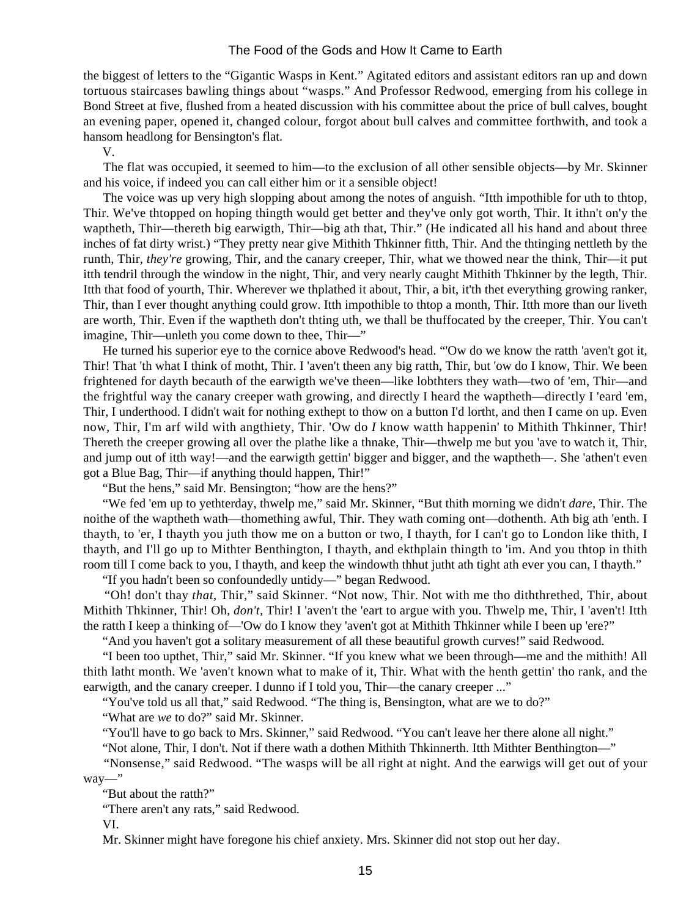the biggest of letters to the "Gigantic Wasps in Kent." Agitated editors and assistant editors ran up and down tortuous staircases bawling things about "wasps." And Professor Redwood, emerging from his college in Bond Street at five, flushed from a heated discussion with his committee about the price of bull calves, bought an evening paper, opened it, changed colour, forgot about bull calves and committee forthwith, and took a hansom headlong for Bensington's flat.

V.

The flat was occupied, it seemed to him—to the exclusion of all other sensible objects—by Mr. Skinner and his voice, if indeed you can call either him or it a sensible object!

The voice was up very high slopping about among the notes of anguish. "Itth impothible for uth to thtop, Thir. We've thtopped on hoping thingth would get better and they've only got worth, Thir. It ithn't on'y the waptheth, Thir—thereth big earwigth, Thir—big ath that, Thir." (He indicated all his hand and about three inches of fat dirty wrist.) "They pretty near give Mithith Thkinner fitth, Thir. And the thtinging nettleth by the runth, Thir, *they're* growing, Thir, and the canary creeper, Thir, what we thowed near the think, Thir—it put itth tendril through the window in the night, Thir, and very nearly caught Mithith Thkinner by the legth, Thir. Itth that food of yourth, Thir. Wherever we thplathed it about, Thir, a bit, it'th thet everything growing ranker, Thir, than I ever thought anything could grow. Itth impothible to thtop a month, Thir. Itth more than our liveth are worth, Thir. Even if the waptheth don't thting uth, we thall be thuffocated by the creeper, Thir. You can't imagine, Thir—unleth you come down to thee, Thir—"

He turned his superior eye to the cornice above Redwood's head. "'Ow do we know the ratth 'aven't got it, Thir! That 'th what I think of motht, Thir. I 'aven't theen any big ratth, Thir, but 'ow do I know, Thir. We been frightened for dayth becauth of the earwigth we've theen—like lobthters they wath—two of 'em, Thir—and the frightful way the canary creeper wath growing, and directly I heard the waptheth—directly I 'eard 'em, Thir, I underthood. I didn't wait for nothing exthept to thow on a button I'd lortht, and then I came on up. Even now, Thir, I'm arf wild with angthiety, Thir. 'Ow do *I* know watth happenin' to Mithith Thkinner, Thir! Thereth the creeper growing all over the plathe like a thnake, Thir—thwelp me but you 'ave to watch it, Thir, and jump out of itth way!—and the earwigth gettin' bigger and bigger, and the waptheth—. She 'athen't even got a Blue Bag, Thir—if anything thould happen, Thir!"

"But the hens," said Mr. Bensington; "how are the hens?"

"We fed 'em up to yethterday, thwelp me," said Mr. Skinner, "But thith morning we didn't *dare*, Thir. The noithe of the waptheth wath—thomething awful, Thir. They wath coming ont—dothenth. Ath big ath 'enth. I thayth, to 'er, I thayth you juth thow me on a button or two, I thayth, for I can't go to London like thith, I thayth, and I'll go up to Mithter Benthington, I thayth, and ekthplain thingth to 'im. And you thtop in thith room till I come back to you, I thayth, and keep the windowth thhut jutht ath tight ath ever you can, I thayth."

"If you hadn't been so confoundedly untidy—" began Redwood.

"Oh! don't thay *that*, Thir," said Skinner. "Not now, Thir. Not with me tho diththrethed, Thir, about Mithith Thkinner, Thir! Oh, *don't,* Thir! I 'aven't the 'eart to argue with you. Thwelp me, Thir, I 'aven't! Itth the ratth I keep a thinking of—'Ow do I know they 'aven't got at Mithith Thkinner while I been up 'ere?"

"And you haven't got a solitary measurement of all these beautiful growth curves!" said Redwood.

"I been too upthet, Thir," said Mr. Skinner. "If you knew what we been through—me and the mithith! All thith latht month. We 'aven't known what to make of it, Thir. What with the henth gettin' tho rank, and the earwigth, and the canary creeper. I dunno if I told you, Thir—the canary creeper ..."

"You've told us all that," said Redwood. "The thing is, Bensington, what are we to do?"

"What are *we* to do?" said Mr. Skinner.

"You'll have to go back to Mrs. Skinner," said Redwood. "You can't leave her there alone all night."

"Not alone, Thir, I don't. Not if there wath a dothen Mithith Thkinnerth. Itth Mithter Benthington—"

"Nonsense," said Redwood. "The wasps will be all right at night. And the earwigs will get out of your way—"

"But about the ratth?"

"There aren't any rats," said Redwood.

VI.

Mr. Skinner might have foregone his chief anxiety. Mrs. Skinner did not stop out her day.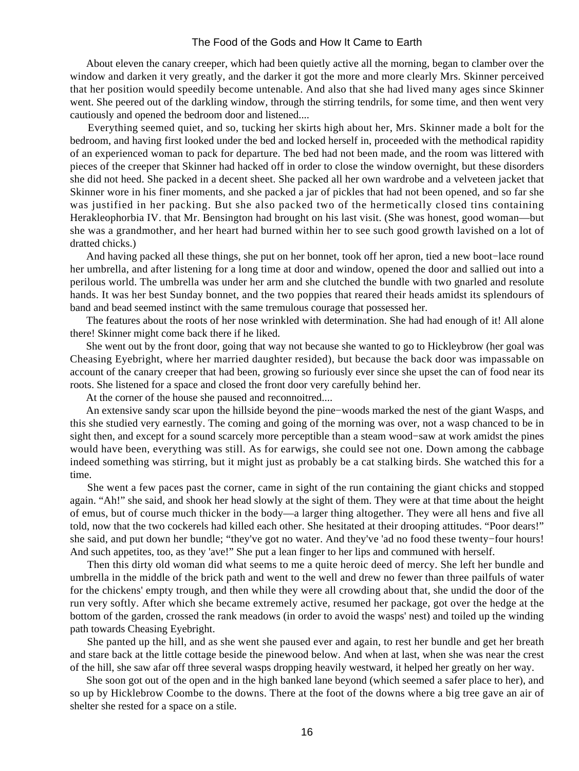About eleven the canary creeper, which had been quietly active all the morning, began to clamber over the window and darken it very greatly, and the darker it got the more and more clearly Mrs. Skinner perceived that her position would speedily become untenable. And also that she had lived many ages since Skinner went. She peered out of the darkling window, through the stirring tendrils, for some time, and then went very cautiously and opened the bedroom door and listened....

Everything seemed quiet, and so, tucking her skirts high about her, Mrs. Skinner made a bolt for the bedroom, and having first looked under the bed and locked herself in, proceeded with the methodical rapidity of an experienced woman to pack for departure. The bed had not been made, and the room was littered with pieces of the creeper that Skinner had hacked off in order to close the window overnight, but these disorders she did not heed. She packed in a decent sheet. She packed all her own wardrobe and a velveteen jacket that Skinner wore in his finer moments, and she packed a jar of pickles that had not been opened, and so far she was justified in her packing. But she also packed two of the hermetically closed tins containing Herakleophorbia IV. that Mr. Bensington had brought on his last visit. (She was honest, good woman—but she was a grandmother, and her heart had burned within her to see such good growth lavished on a lot of dratted chicks.)

And having packed all these things, she put on her bonnet, took off her apron, tied a new boot−lace round her umbrella, and after listening for a long time at door and window, opened the door and sallied out into a perilous world. The umbrella was under her arm and she clutched the bundle with two gnarled and resolute hands. It was her best Sunday bonnet, and the two poppies that reared their heads amidst its splendours of band and bead seemed instinct with the same tremulous courage that possessed her.

The features about the roots of her nose wrinkled with determination. She had had enough of it! All alone there! Skinner might come back there if he liked.

She went out by the front door, going that way not because she wanted to go to Hickleybrow (her goal was Cheasing Eyebright, where her married daughter resided), but because the back door was impassable on account of the canary creeper that had been, growing so furiously ever since she upset the can of food near its roots. She listened for a space and closed the front door very carefully behind her.

At the corner of the house she paused and reconnoitred....

An extensive sandy scar upon the hillside beyond the pine−woods marked the nest of the giant Wasps, and this she studied very earnestly. The coming and going of the morning was over, not a wasp chanced to be in sight then, and except for a sound scarcely more perceptible than a steam wood−saw at work amidst the pines would have been, everything was still. As for earwigs, she could see not one. Down among the cabbage indeed something was stirring, but it might just as probably be a cat stalking birds. She watched this for a time.

She went a few paces past the corner, came in sight of the run containing the giant chicks and stopped again. "Ah!" she said, and shook her head slowly at the sight of them. They were at that time about the height of emus, but of course much thicker in the body—a larger thing altogether. They were all hens and five all told, now that the two cockerels had killed each other. She hesitated at their drooping attitudes. "Poor dears!" she said, and put down her bundle; "they've got no water. And they've 'ad no food these twenty−four hours! And such appetites, too, as they 'ave!" She put a lean finger to her lips and communed with herself.

Then this dirty old woman did what seems to me a quite heroic deed of mercy. She left her bundle and umbrella in the middle of the brick path and went to the well and drew no fewer than three pailfuls of water for the chickens' empty trough, and then while they were all crowding about that, she undid the door of the run very softly. After which she became extremely active, resumed her package, got over the hedge at the bottom of the garden, crossed the rank meadows (in order to avoid the wasps' nest) and toiled up the winding path towards Cheasing Eyebright.

She panted up the hill, and as she went she paused ever and again, to rest her bundle and get her breath and stare back at the little cottage beside the pinewood below. And when at last, when she was near the crest of the hill, she saw afar off three several wasps dropping heavily westward, it helped her greatly on her way.

She soon got out of the open and in the high banked lane beyond (which seemed a safer place to her), and so up by Hicklebrow Coombe to the downs. There at the foot of the downs where a big tree gave an air of shelter she rested for a space on a stile.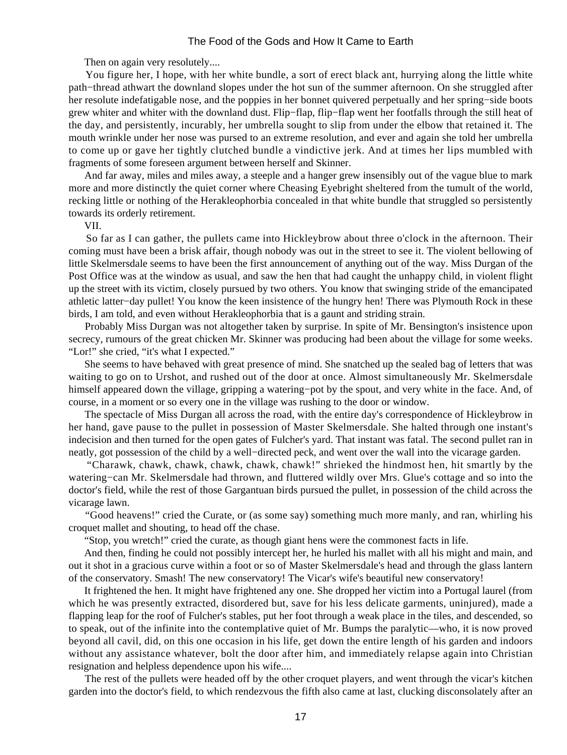Then on again very resolutely....

You figure her, I hope, with her white bundle, a sort of erect black ant, hurrying along the little white path−thread athwart the downland slopes under the hot sun of the summer afternoon. On she struggled after her resolute indefatigable nose, and the poppies in her bonnet quivered perpetually and her spring−side boots grew whiter and whiter with the downland dust. Flip−flap, flip−flap went her footfalls through the still heat of the day, and persistently, incurably, her umbrella sought to slip from under the elbow that retained it. The mouth wrinkle under her nose was pursed to an extreme resolution, and ever and again she told her umbrella to come up or gave her tightly clutched bundle a vindictive jerk. And at times her lips mumbled with fragments of some foreseen argument between herself and Skinner.

And far away, miles and miles away, a steeple and a hanger grew insensibly out of the vague blue to mark more and more distinctly the quiet corner where Cheasing Eyebright sheltered from the tumult of the world, recking little or nothing of the Herakleophorbia concealed in that white bundle that struggled so persistently towards its orderly retirement.

VII.

So far as I can gather, the pullets came into Hickleybrow about three o'clock in the afternoon. Their coming must have been a brisk affair, though nobody was out in the street to see it. The violent bellowing of little Skelmersdale seems to have been the first announcement of anything out of the way. Miss Durgan of the Post Office was at the window as usual, and saw the hen that had caught the unhappy child, in violent flight up the street with its victim, closely pursued by two others. You know that swinging stride of the emancipated athletic latter−day pullet! You know the keen insistence of the hungry hen! There was Plymouth Rock in these birds, I am told, and even without Herakleophorbia that is a gaunt and striding strain.

Probably Miss Durgan was not altogether taken by surprise. In spite of Mr. Bensington's insistence upon secrecy, rumours of the great chicken Mr. Skinner was producing had been about the village for some weeks. "Lor!" she cried, "it's what I expected."

She seems to have behaved with great presence of mind. She snatched up the sealed bag of letters that was waiting to go on to Urshot, and rushed out of the door at once. Almost simultaneously Mr. Skelmersdale himself appeared down the village, gripping a watering−pot by the spout, and very white in the face. And, of course, in a moment or so every one in the village was rushing to the door or window.

The spectacle of Miss Durgan all across the road, with the entire day's correspondence of Hickleybrow in her hand, gave pause to the pullet in possession of Master Skelmersdale. She halted through one instant's indecision and then turned for the open gates of Fulcher's yard. That instant was fatal. The second pullet ran in neatly, got possession of the child by a well−directed peck, and went over the wall into the vicarage garden.

"Charawk, chawk, chawk, chawk, chawk, chawk!" shrieked the hindmost hen, hit smartly by the watering−can Mr. Skelmersdale had thrown, and fluttered wildly over Mrs. Glue's cottage and so into the doctor's field, while the rest of those Gargantuan birds pursued the pullet, in possession of the child across the vicarage lawn.

"Good heavens!" cried the Curate, or (as some say) something much more manly, and ran, whirling his croquet mallet and shouting, to head off the chase.

"Stop, you wretch!" cried the curate, as though giant hens were the commonest facts in life.

And then, finding he could not possibly intercept her, he hurled his mallet with all his might and main, and out it shot in a gracious curve within a foot or so of Master Skelmersdale's head and through the glass lantern of the conservatory. Smash! The new conservatory! The Vicar's wife's beautiful new conservatory!

It frightened the hen. It might have frightened any one. She dropped her victim into a Portugal laurel (from which he was presently extracted, disordered but, save for his less delicate garments, uninjured), made a flapping leap for the roof of Fulcher's stables, put her foot through a weak place in the tiles, and descended, so to speak, out of the infinite into the contemplative quiet of Mr. Bumps the paralytic—who, it is now proved beyond all cavil, did, on this one occasion in his life, get down the entire length of his garden and indoors without any assistance whatever, bolt the door after him, and immediately relapse again into Christian resignation and helpless dependence upon his wife....

The rest of the pullets were headed off by the other croquet players, and went through the vicar's kitchen garden into the doctor's field, to which rendezvous the fifth also came at last, clucking disconsolately after an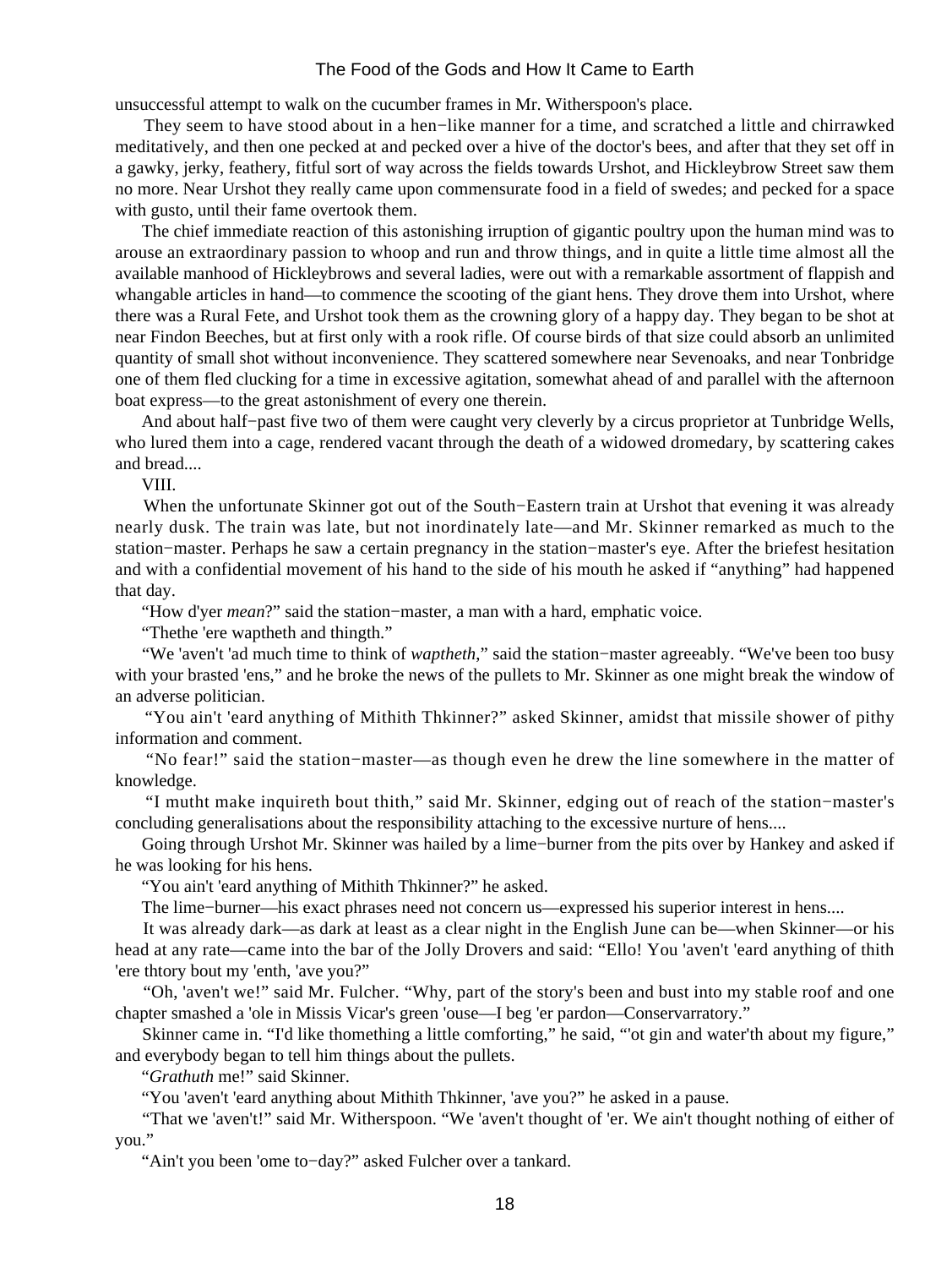unsuccessful attempt to walk on the cucumber frames in Mr. Witherspoon's place.

They seem to have stood about in a hen−like manner for a time, and scratched a little and chirrawked meditatively, and then one pecked at and pecked over a hive of the doctor's bees, and after that they set off in a gawky, jerky, feathery, fitful sort of way across the fields towards Urshot, and Hickleybrow Street saw them no more. Near Urshot they really came upon commensurate food in a field of swedes; and pecked for a space with gusto, until their fame overtook them.

The chief immediate reaction of this astonishing irruption of gigantic poultry upon the human mind was to arouse an extraordinary passion to whoop and run and throw things, and in quite a little time almost all the available manhood of Hickleybrows and several ladies, were out with a remarkable assortment of flappish and whangable articles in hand—to commence the scooting of the giant hens. They drove them into Urshot, where there was a Rural Fete, and Urshot took them as the crowning glory of a happy day. They began to be shot at near Findon Beeches, but at first only with a rook rifle. Of course birds of that size could absorb an unlimited quantity of small shot without inconvenience. They scattered somewhere near Sevenoaks, and near Tonbridge one of them fled clucking for a time in excessive agitation, somewhat ahead of and parallel with the afternoon boat express—to the great astonishment of every one therein.

And about half−past five two of them were caught very cleverly by a circus proprietor at Tunbridge Wells, who lured them into a cage, rendered vacant through the death of a widowed dromedary, by scattering cakes and bread....

VIII.

When the unfortunate Skinner got out of the South−Eastern train at Urshot that evening it was already nearly dusk. The train was late, but not inordinately late—and Mr. Skinner remarked as much to the station−master. Perhaps he saw a certain pregnancy in the station−master's eye. After the briefest hesitation and with a confidential movement of his hand to the side of his mouth he asked if "anything" had happened that day.

"How d'yer *mean*?" said the station−master, a man with a hard, emphatic voice.

"Thethe 'ere waptheth and thingth."

"We 'aven't 'ad much time to think of *waptheth*," said the station−master agreeably. "We've been too busy with your brasted 'ens," and he broke the news of the pullets to Mr. Skinner as one might break the window of an adverse politician.

"You ain't 'eard anything of Mithith Thkinner?" asked Skinner, amidst that missile shower of pithy information and comment.

"No fear!" said the station−master—as though even he drew the line somewhere in the matter of knowledge.

"I mutht make inquireth bout thith," said Mr. Skinner, edging out of reach of the station−master's concluding generalisations about the responsibility attaching to the excessive nurture of hens....

Going through Urshot Mr. Skinner was hailed by a lime−burner from the pits over by Hankey and asked if he was looking for his hens.

"You ain't 'eard anything of Mithith Thkinner?" he asked.

The lime−burner—his exact phrases need not concern us—expressed his superior interest in hens....

It was already dark—as dark at least as a clear night in the English June can be—when Skinner—or his head at any rate—came into the bar of the Jolly Drovers and said: "Ello! You 'aven't 'eard anything of thith 'ere thtory bout my 'enth, 'ave you?"

"Oh, 'aven't we!" said Mr. Fulcher. "Why, part of the story's been and bust into my stable roof and one chapter smashed a 'ole in Missis Vicar's green 'ouse—I beg 'er pardon—Conservarratory."

Skinner came in. "I'd like thomething a little comforting," he said, "'ot gin and water'th about my figure," and everybody began to tell him things about the pullets.

"*Grathuth* me!" said Skinner.

"You 'aven't 'eard anything about Mithith Thkinner, 'ave you?" he asked in a pause.

"That we 'aven't!" said Mr. Witherspoon. "We 'aven't thought of 'er. We ain't thought nothing of either of you."

"Ain't you been 'ome to−day?" asked Fulcher over a tankard.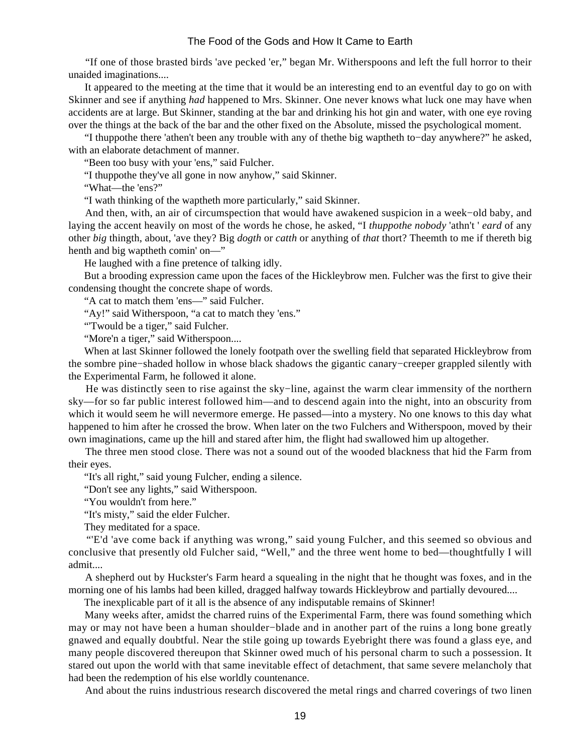"If one of those brasted birds 'ave pecked 'er," began Mr. Witherspoons and left the full horror to their unaided imaginations....

It appeared to the meeting at the time that it would be an interesting end to an eventful day to go on with Skinner and see if anything *had* happened to Mrs. Skinner. One never knows what luck one may have when accidents are at large. But Skinner, standing at the bar and drinking his hot gin and water, with one eye roving over the things at the back of the bar and the other fixed on the Absolute, missed the psychological moment.

"I thuppothe there 'athen't been any trouble with any of thethe big waptheth to−day anywhere?" he asked, with an elaborate detachment of manner.

"Been too busy with your 'ens," said Fulcher.

"I thuppothe they've all gone in now anyhow," said Skinner.

"What—the 'ens?"

"I wath thinking of the waptheth more particularly," said Skinner.

And then, with, an air of circumspection that would have awakened suspicion in a week−old baby, and laying the accent heavily on most of the words he chose, he asked, "I *thuppothe nobody* 'athn't ' *eard* of any other *big* thingth, about, 'ave they? Big *dogth* or *catth* or anything of *that* thort? Theemth to me if thereth big henth and big waptheth comin' on—"

He laughed with a fine pretence of talking idly.

But a brooding expression came upon the faces of the Hickleybrow men. Fulcher was the first to give their condensing thought the concrete shape of words.

"A cat to match them 'ens—" said Fulcher.

"Ay!" said Witherspoon, "a cat to match they 'ens."

"'Twould be a tiger," said Fulcher.

"More'n a tiger," said Witherspoon....

When at last Skinner followed the lonely footpath over the swelling field that separated Hickleybrow from the sombre pine−shaded hollow in whose black shadows the gigantic canary−creeper grappled silently with the Experimental Farm, he followed it alone.

He was distinctly seen to rise against the sky−line, against the warm clear immensity of the northern sky—for so far public interest followed him—and to descend again into the night, into an obscurity from which it would seem he will nevermore emerge. He passed—into a mystery. No one knows to this day what happened to him after he crossed the brow. When later on the two Fulchers and Witherspoon, moved by their own imaginations, came up the hill and stared after him, the flight had swallowed him up altogether.

The three men stood close. There was not a sound out of the wooded blackness that hid the Farm from their eyes.

"It's all right," said young Fulcher, ending a silence.

"Don't see any lights," said Witherspoon.

"You wouldn't from here."

"It's misty," said the elder Fulcher.

They meditated for a space.

"'E'd 'ave come back if anything was wrong," said young Fulcher, and this seemed so obvious and conclusive that presently old Fulcher said, "Well," and the three went home to bed—thoughtfully I will admit....

A shepherd out by Huckster's Farm heard a squealing in the night that he thought was foxes, and in the morning one of his lambs had been killed, dragged halfway towards Hickleybrow and partially devoured....

The inexplicable part of it all is the absence of any indisputable remains of Skinner!

Many weeks after, amidst the charred ruins of the Experimental Farm, there was found something which may or may not have been a human shoulder−blade and in another part of the ruins a long bone greatly gnawed and equally doubtful. Near the stile going up towards Eyebright there was found a glass eye, and many people discovered thereupon that Skinner owed much of his personal charm to such a possession. It stared out upon the world with that same inevitable effect of detachment, that same severe melancholy that had been the redemption of his else worldly countenance.

And about the ruins industrious research discovered the metal rings and charred coverings of two linen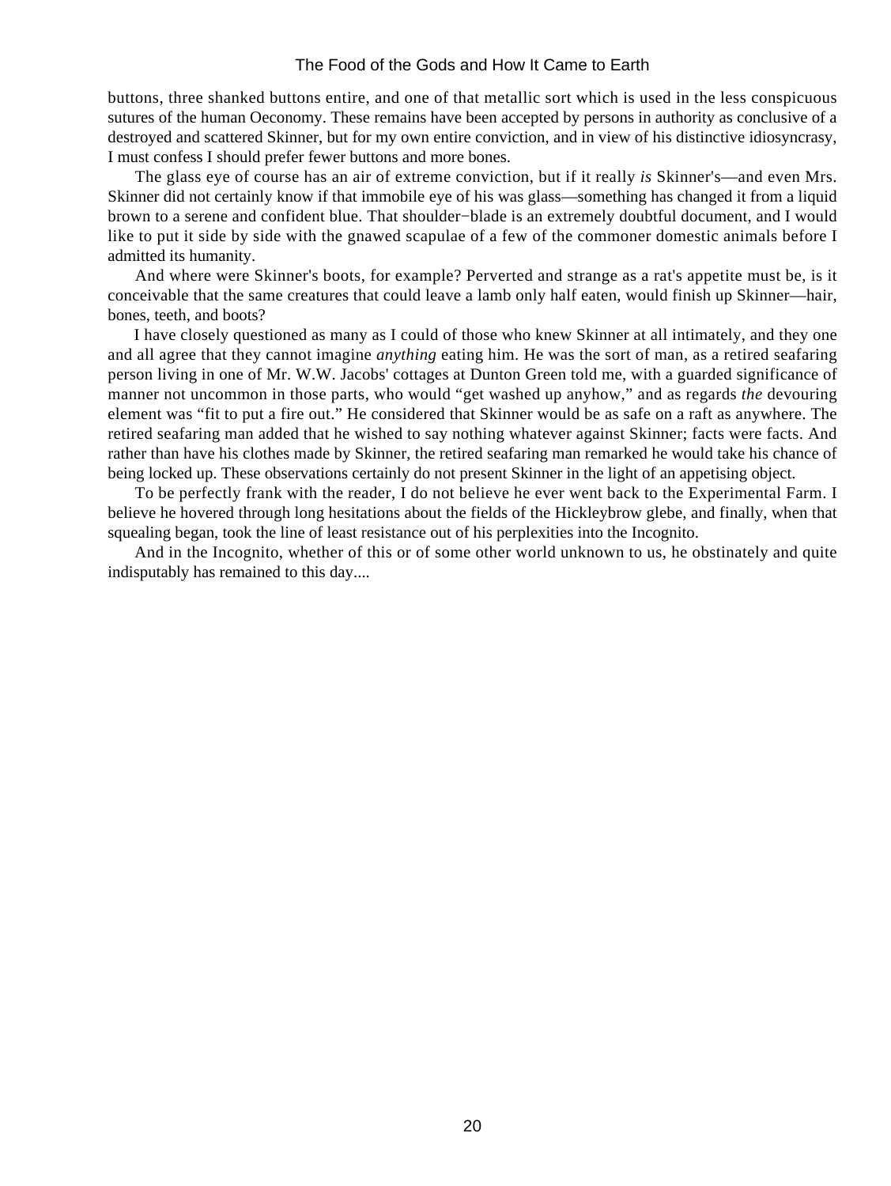buttons, three shanked buttons entire, and one of that metallic sort which is used in the less conspicuous sutures of the human Oeconomy. These remains have been accepted by persons in authority as conclusive of a destroyed and scattered Skinner, but for my own entire conviction, and in view of his distinctive idiosyncrasy, I must confess I should prefer fewer buttons and more bones.

The glass eye of course has an air of extreme conviction, but if it really *is* Skinner's—and even Mrs. Skinner did not certainly know if that immobile eye of his was glass—something has changed it from a liquid brown to a serene and confident blue. That shoulder−blade is an extremely doubtful document, and I would like to put it side by side with the gnawed scapulae of a few of the commoner domestic animals before I admitted its humanity.

And where were Skinner's boots, for example? Perverted and strange as a rat's appetite must be, is it conceivable that the same creatures that could leave a lamb only half eaten, would finish up Skinner—hair, bones, teeth, and boots?

I have closely questioned as many as I could of those who knew Skinner at all intimately, and they one and all agree that they cannot imagine *anything* eating him. He was the sort of man, as a retired seafaring person living in one of Mr. W.W. Jacobs' cottages at Dunton Green told me, with a guarded significance of manner not uncommon in those parts, who would "get washed up anyhow," and as regards *the* devouring element was "fit to put a fire out." He considered that Skinner would be as safe on a raft as anywhere. The retired seafaring man added that he wished to say nothing whatever against Skinner; facts were facts. And rather than have his clothes made by Skinner, the retired seafaring man remarked he would take his chance of being locked up. These observations certainly do not present Skinner in the light of an appetising object.

To be perfectly frank with the reader, I do not believe he ever went back to the Experimental Farm. I believe he hovered through long hesitations about the fields of the Hickleybrow glebe, and finally, when that squealing began, took the line of least resistance out of his perplexities into the Incognito.

And in the Incognito, whether of this or of some other world unknown to us, he obstinately and quite indisputably has remained to this day....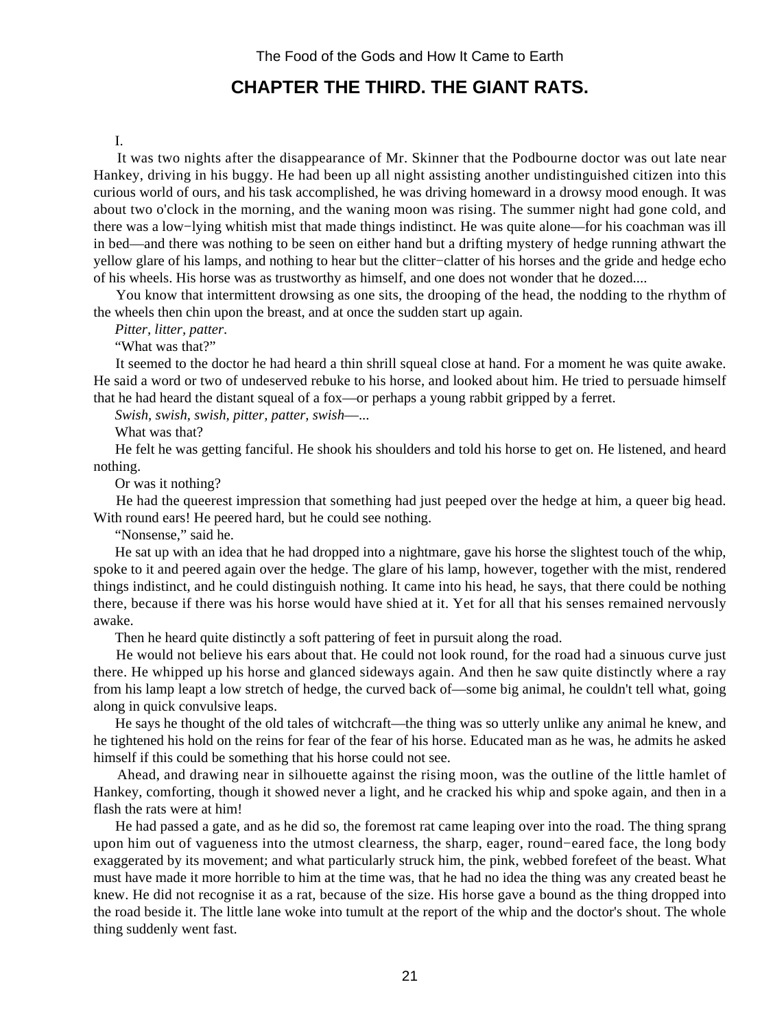## CHAPTER THE THIRD. THE GIANT RATS.

I.

It was two nights after the disappearance of Mr. Skinner that the Podbourne doctor was out late near Hankey, driving in his buggy. He had been up all night assisting another undistinguished citizen into this curious world of ours, and his task accomplished, he was driving homeward in a drowsy mood enough. It was about two o'clock in the morning, and the waning moon was rising. The summer night had gone cold, and there was a low−lying whitish mist that made things indistinct. He was quite alone—for his coachman was ill in bed—and there was nothing to be seen on either hand but a drifting mystery of hedge running athwart the yellow glare of his lamps, and nothing to hear but the clitter−clatter of his horses and the gride and hedge echo of his wheels. His horse was as trustworthy as himself, and one does not wonder that he dozed....

You know that intermittent drowsing as one sits, the drooping of the head, the nodding to the rhythm of the wheels then chin upon the breast, and at once the sudden start up again.

*Pitter, litter, patter.*

"What was that?"

It seemed to the doctor he had heard a thin shrill squeal close at hand. For a moment he was quite awake. He said a word or two of undeserved rebuke to his horse, and looked about him. He tried to persuade himself that he had heard the distant squeal of a fox—or perhaps a young rabbit gripped by a ferret.

*Swish, swish, swish, pitter, patter, swish*—...

What was that?

He felt he was getting fanciful. He shook his shoulders and told his horse to get on. He listened, and heard nothing.

Or was it nothing?

He had the queerest impression that something had just peeped over the hedge at him, a queer big head. With round ears! He peered hard, but he could see nothing.

"Nonsense," said he.

He sat up with an idea that he had dropped into a nightmare, gave his horse the slightest touch of the whip, spoke to it and peered again over the hedge. The glare of his lamp, however, together with the mist, rendered things indistinct, and he could distinguish nothing. It came into his head, he says, that there could be nothing there, because if there was his horse would have shied at it. Yet for all that his senses remained nervously awake.

Then he heard quite distinctly a soft pattering of feet in pursuit along the road.

He would not believe his ears about that. He could not look round, for the road had a sinuous curve just there. He whipped up his horse and glanced sideways again. And then he saw quite distinctly where a ray from his lamp leapt a low stretch of hedge, the curved back of—some big animal, he couldn't tell what, going along in quick convulsive leaps.

He says he thought of the old tales of witchcraft—the thing was so utterly unlike any animal he knew, and he tightened his hold on the reins for fear of the fear of his horse. Educated man as he was, he admits he asked himself if this could be something that his horse could not see.

Ahead, and drawing near in silhouette against the rising moon, was the outline of the little hamlet of Hankey, comforting, though it showed never a light, and he cracked his whip and spoke again, and then in a flash the rats were at him!

He had passed a gate, and as he did so, the foremost rat came leaping over into the road. The thing sprang upon him out of vagueness into the utmost clearness, the sharp, eager, round−eared face, the long body exaggerated by its movement; and what particularly struck him, the pink, webbed forefeet of the beast. What must have made it more horrible to him at the time was, that he had no idea the thing was any created beast he knew. He did not recognise it as a rat, because of the size. His horse gave a bound as the thing dropped into the road beside it. The little lane woke into tumult at the report of the whip and the doctor's shout. The whole thing suddenly went fast.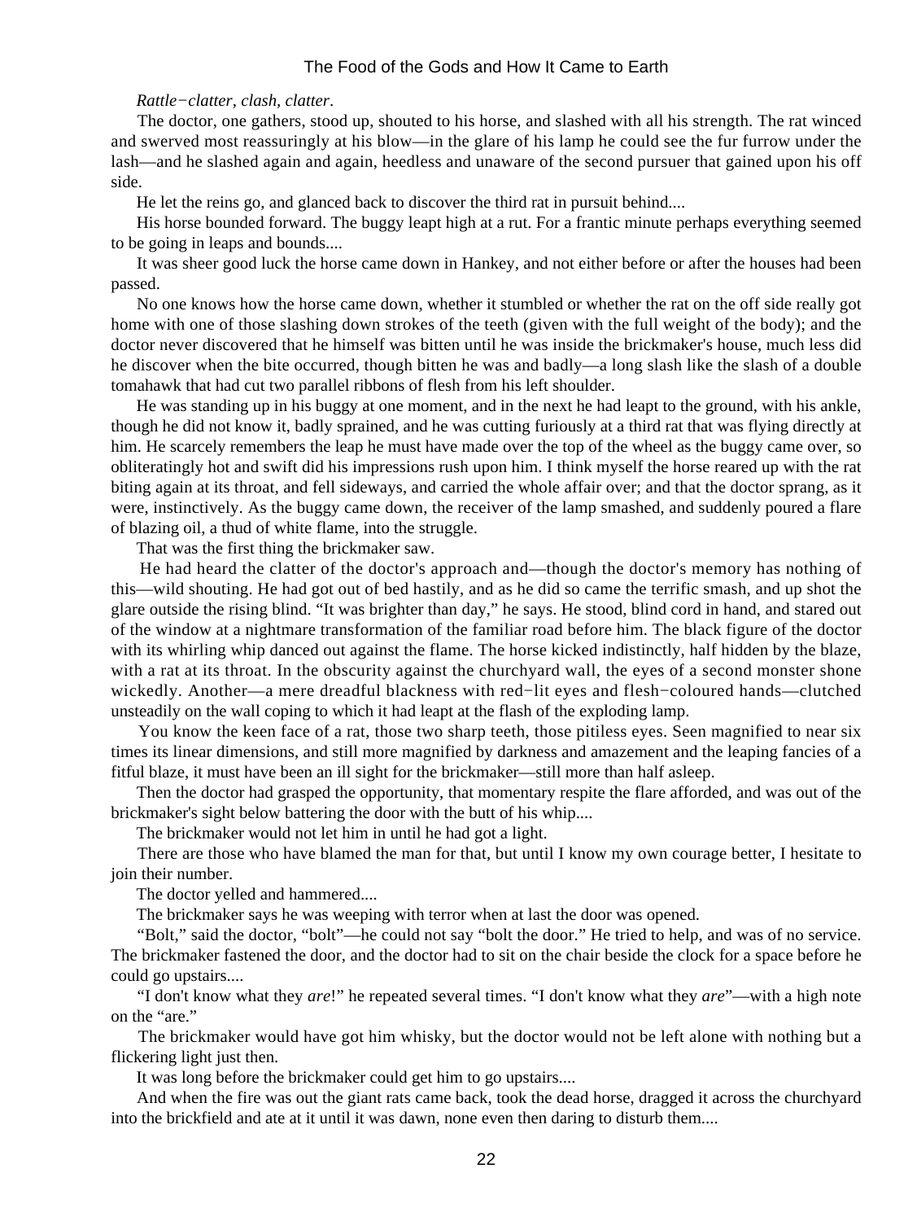*Rattle−clatter, clash, clatter*.

The doctor, one gathers, stood up, shouted to his horse, and slashed with all his strength. The rat winced and swerved most reassuringly at his blow—in the glare of his lamp he could see the fur furrow under the lash—and he slashed again and again, heedless and unaware of the second pursuer that gained upon his off side.

He let the reins go, and glanced back to discover the third rat in pursuit behind....

His horse bounded forward. The buggy leapt high at a rut. For a frantic minute perhaps everything seemed to be going in leaps and bounds....

It was sheer good luck the horse came down in Hankey, and not either before or after the houses had been passed.

No one knows how the horse came down, whether it stumbled or whether the rat on the off side really got home with one of those slashing down strokes of the teeth (given with the full weight of the body); and the doctor never discovered that he himself was bitten until he was inside the brickmaker's house, much less did he discover when the bite occurred, though bitten he was and badly—a long slash like the slash of a double tomahawk that had cut two parallel ribbons of flesh from his left shoulder.

He was standing up in his buggy at one moment, and in the next he had leapt to the ground, with his ankle, though he did not know it, badly sprained, and he was cutting furiously at a third rat that was flying directly at him. He scarcely remembers the leap he must have made over the top of the wheel as the buggy came over, so obliteratingly hot and swift did his impressions rush upon him. I think myself the horse reared up with the rat biting again at its throat, and fell sideways, and carried the whole affair over; and that the doctor sprang, as it were, instinctively. As the buggy came down, the receiver of the lamp smashed, and suddenly poured a flare of blazing oil, a thud of white flame, into the struggle.

That was the first thing the brickmaker saw.

He had heard the clatter of the doctor's approach and—though the doctor's memory has nothing of this—wild shouting. He had got out of bed hastily, and as he did so came the terrific smash, and up shot the glare outside the rising blind. "It was brighter than day," he says. He stood, blind cord in hand, and stared out of the window at a nightmare transformation of the familiar road before him. The black figure of the doctor with its whirling whip danced out against the flame. The horse kicked indistinctly, half hidden by the blaze, with a rat at its throat. In the obscurity against the churchyard wall, the eyes of a second monster shone wickedly. Another—a mere dreadful blackness with red−lit eyes and flesh−coloured hands—clutched unsteadily on the wall coping to which it had leapt at the flash of the exploding lamp.

You know the keen face of a rat, those two sharp teeth, those pitiless eyes. Seen magnified to near six times its linear dimensions, and still more magnified by darkness and amazement and the leaping fancies of a fitful blaze, it must have been an ill sight for the brickmaker—still more than half asleep.

Then the doctor had grasped the opportunity, that momentary respite the flare afforded, and was out of the brickmaker's sight below battering the door with the butt of his whip....

The brickmaker would not let him in until he had got a light.

There are those who have blamed the man for that, but until I know my own courage better, I hesitate to join their number.

The doctor yelled and hammered....

The brickmaker says he was weeping with terror when at last the door was opened.

"Bolt," said the doctor, "bolt"—he could not say "bolt the door." He tried to help, and was of no service. The brickmaker fastened the door, and the doctor had to sit on the chair beside the clock for a space before he could go upstairs....

"I don't know what they *are*!" he repeated several times. "I don't know what they *are*"—with a high note on the "are."

The brickmaker would have got him whisky, but the doctor would not be left alone with nothing but a flickering light just then.

It was long before the brickmaker could get him to go upstairs....

And when the fire was out the giant rats came back, took the dead horse, dragged it across the churchyard into the brickfield and ate at it until it was dawn, none even then daring to disturb them....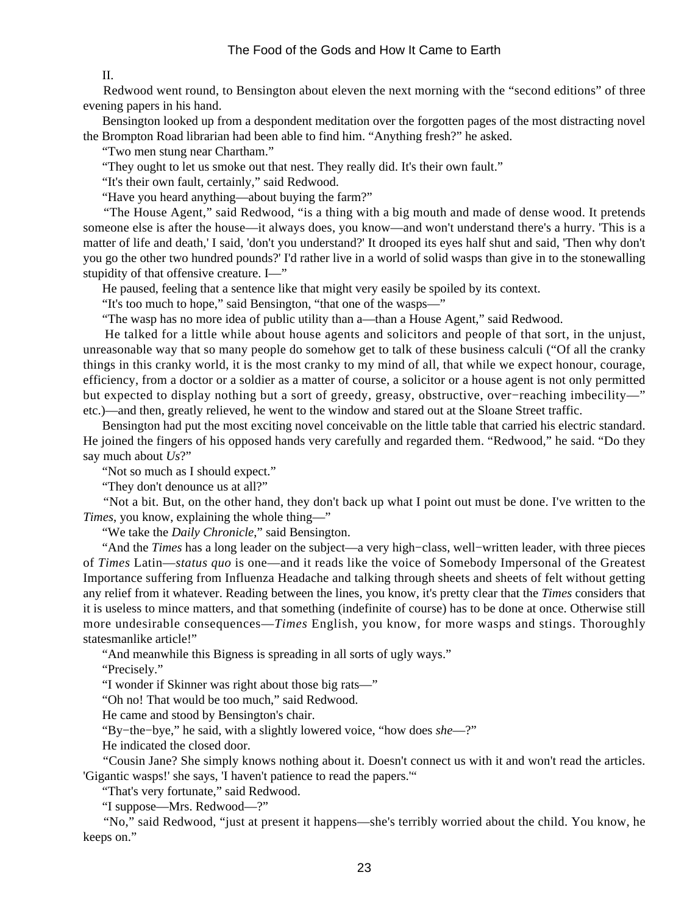II.

Redwood went round, to Bensington about eleven the next morning with the “second editions” of three evening papers in his hand.

Bensington looked up from a despondent meditation over the forgotten pages of the most distracting novel the Brompton Road librarian had been able to find him. “Anything fresh?” he asked.

“Two men stung near Chartham.”

“They ought to let us smoke out that nest. They really did. It's their own fault.”

“It's their own fault, certainly,” said Redwood.

“Have you heard anything—about buying the farm?”

“The House Agent,” said Redwood, “is a thing with a big mouth and made of dense wood. It pretends someone else is after the house—it always does, you know—and won't understand there's a hurry. 'This is a matter of life and death,' I said, 'don't you understand?' It drooped its eyes half shut and said, 'Then why don't you go the other two hundred pounds?' I'd rather live in a world of solid wasps than give in to the stonewalling stupidity of that offensive creature. I—”

He paused, feeling that a sentence like that might very easily be spoiled by its context.

“It's too much to hope,” said Bensington, “that one of the wasps—”

“The wasp has no more idea of public utility than a—than a House Agent,” said Redwood.

He talked for a little while about house agents and solicitors and people of that sort, in the unjust, unreasonable way that so many people do somehow get to talk of these business calculi (“Of all the cranky things in this cranky world, it is the most cranky to my mind of all, that while we expect honour, courage, efficiency, from a doctor or a soldier as a matter of course, a solicitor or a house agent is not only permitted but expected to display nothing but a sort of greedy, greasy, obstructive, over−reaching imbecility—” etc.)—and then, greatly relieved, he went to the window and stared out at the Sloane Street traffic.

Bensington had put the most exciting novel conceivable on the little table that carried his electric standard. He joined the fingers of his opposed hands very carefully and regarded them. “Redwood,” he said. “Do they say much about *Us*?”

“Not so much as I should expect.”

“They don't denounce us at all?”

“Not a bit. But, on the other hand, they don't back up what I point out must be done. I've written to the *Times*, you know, explaining the whole thing—”

“We take the *Daily Chronicle*,” said Bensington.

“And the *Times* has a long leader on the subject—a very high−class, well−written leader, with three pieces of *Times* Latin—*status quo* is one—and it reads like the voice of Somebody Impersonal of the Greatest Importance suffering from Influenza Headache and talking through sheets and sheets of felt without getting any relief from it whatever. Reading between the lines, you know, it's pretty clear that the *Times* considers that it is useless to mince matters, and that something (indefinite of course) has to be done at once. Otherwise still more undesirable consequences—*Times* English, you know, for more wasps and stings. Thoroughly statesmanlike article!”

“And meanwhile this Bigness is spreading in all sorts of ugly ways.”

“Precisely.”

“I wonder if Skinner was right about those big rats—”

“Oh no! That would be too much,” said Redwood.

He came and stood by Bensington's chair.

“By−the−bye,” he said, with a slightly lowered voice, “how does *she*—?”

He indicated the closed door.

“Cousin Jane? She simply knows nothing about it. Doesn't connect us with it and won't read the articles. 'Gigantic wasps!' she says, 'I haven't patience to read the papers.'“

“That's very fortunate,” said Redwood.

“I suppose—Mrs. Redwood—?”

“No,” said Redwood, “just at present it happens—she's terribly worried about the child. You know, he keeps on.”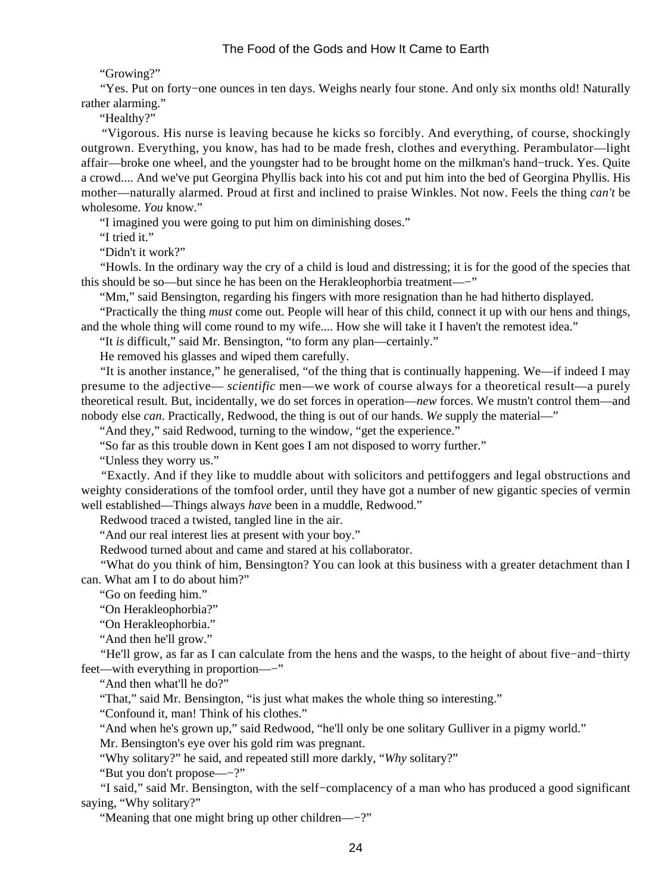"Growing?"

"Yes. Put on forty−one ounces in ten days. Weighs nearly four stone. And only six months old! Naturally rather alarming."

"Healthy?"

"Vigorous. His nurse is leaving because he kicks so forcibly. And everything, of course, shockingly outgrown. Everything, you know, has had to be made fresh, clothes and everything. Perambulator—light affair—broke one wheel, and the youngster had to be brought home on the milkman's hand−truck. Yes. Quite a crowd.... And we've put Georgina Phyllis back into his cot and put him into the bed of Georgina Phyllis. His mother—naturally alarmed. Proud at first and inclined to praise Winkles. Not now. Feels the thing *can't* be wholesome. *You* know."

"I imagined you were going to put him on diminishing doses."

"I tried it."

"Didn't it work?"

"Howls. In the ordinary way the cry of a child is loud and distressing; it is for the good of the species that this should be so—but since he has been on the Herakleophorbia treatment—−"

"Mm," said Bensington, regarding his fingers with more resignation than he had hitherto displayed.

"Practically the thing *must* come out. People will hear of this child, connect it up with our hens and things, and the whole thing will come round to my wife.... How she will take it I haven't the remotest idea."

"It *is* difficult," said Mr. Bensington, "to form any plan—certainly."

He removed his glasses and wiped them carefully.

"It is another instance," he generalised, "of the thing that is continually happening. We—if indeed I may presume to the adjective— *scientific* men—we work of course always for a theoretical result—a purely theoretical result. But, incidentally, we do set forces in operation—*new* forces. We mustn't control them—and nobody else *can*. Practically, Redwood, the thing is out of our hands. *We* supply the material—"

"And they," said Redwood, turning to the window, "get the experience."

"So far as this trouble down in Kent goes I am not disposed to worry further."

"Unless they worry us."

"Exactly. And if they like to muddle about with solicitors and pettifoggers and legal obstructions and weighty considerations of the tomfool order, until they have got a number of new gigantic species of vermin well established—Things always *have* been in a muddle, Redwood."

Redwood traced a twisted, tangled line in the air.

"And our real interest lies at present with your boy."

Redwood turned about and came and stared at his collaborator.

"What do you think of him, Bensington? You can look at this business with a greater detachment than I can. What am I to do about him?"

"Go on feeding him."

"On Herakleophorbia?"

"On Herakleophorbia."

"And then he'll grow."

"He'll grow, as far as I can calculate from the hens and the wasps, to the height of about five−and−thirty feet—with everything in proportion—−"

"And then what'll he do?"

"That," said Mr. Bensington, "is just what makes the whole thing so interesting."

"Confound it, man! Think of his clothes."

"And when he's grown up," said Redwood, "he'll only be one solitary Gulliver in a pigmy world."

Mr. Bensington's eye over his gold rim was pregnant.

"Why solitary?" he said, and repeated still more darkly, "*Why* solitary?"

"But you don't propose—−?"

"I said," said Mr. Bensington, with the self−complacency of a man who has produced a good significant saying, "Why solitary?"

"Meaning that one might bring up other children—−?"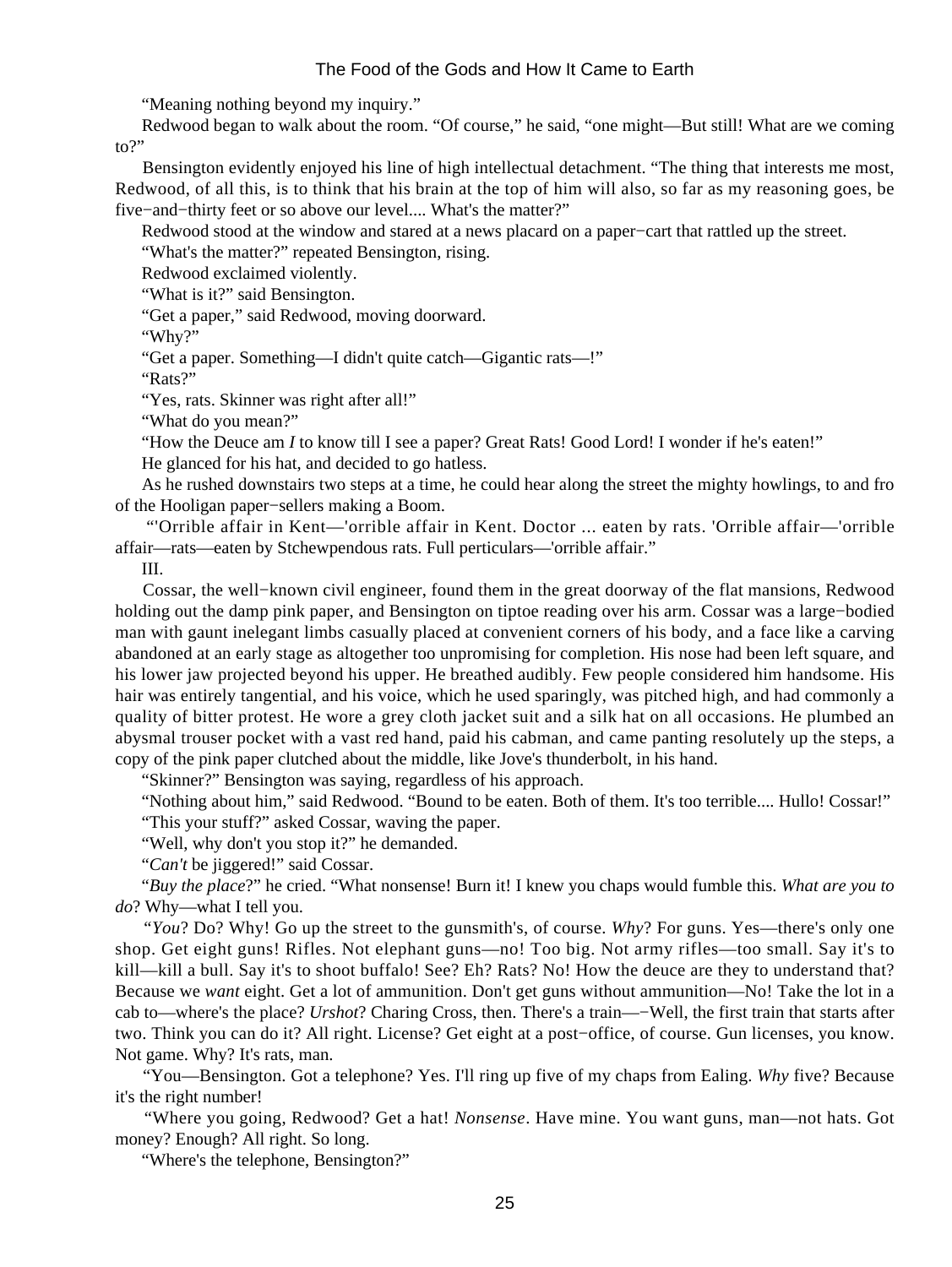"Meaning nothing beyond my inquiry."

Redwood began to walk about the room. "Of course," he said, "one might—But still! What are we coming to?"

Bensington evidently enjoyed his line of high intellectual detachment. "The thing that interests me most, Redwood, of all this, is to think that his brain at the top of him will also, so far as my reasoning goes, be five−and−thirty feet or so above our level.... What's the matter?"

Redwood stood at the window and stared at a news placard on a paper−cart that rattled up the street.

"What's the matter?" repeated Bensington, rising.

Redwood exclaimed violently.

"What is it?" said Bensington.

"Get a paper," said Redwood, moving doorward.

"Why?"

"Get a paper. Something—I didn't quite catch—Gigantic rats—!"

"Rats?"

"Yes, rats. Skinner was right after all!"

"What do you mean?"

"How the Deuce am *I* to know till I see a paper? Great Rats! Good Lord! I wonder if he's eaten!"

He glanced for his hat, and decided to go hatless.

As he rushed downstairs two steps at a time, he could hear along the street the mighty howlings, to and fro of the Hooligan paper−sellers making a Boom.

"'Orrible affair in Kent—'orrible affair in Kent. Doctor ... eaten by rats. 'Orrible affair—'orrible affair—rats—eaten by Stchewpendous rats. Full particulars—'orrible affair."

III.

Cossar, the well−known civil engineer, found them in the great doorway of the flat mansions, Redwood holding out the damp pink paper, and Bensington on tiptoe reading over his arm. Cossar was a large−bodied man with gaunt inelegant limbs casually placed at convenient corners of his body, and a face like a carving abandoned at an early stage as altogether too unpromising for completion. His nose had been left square, and his lower jaw projected beyond his upper. He breathed audibly. Few people considered him handsome. His hair was entirely tangential, and his voice, which he used sparingly, was pitched high, and had commonly a quality of bitter protest. He wore a grey cloth jacket suit and a silk hat on all occasions. He plumbed an abysmal trouser pocket with a vast red hand, paid his cabman, and came panting resolutely up the steps, a copy of the pink paper clutched about the middle, like Jove's thunderbolt, in his hand.

"Skinner?" Bensington was saying, regardless of his approach.

"Nothing about him," said Redwood. "Bound to be eaten. Both of them. It's too terrible.... Hullo! Cossar!"

"This your stuff?" asked Cossar, waving the paper.

"Well, why don't you stop it?" he demanded.

"*Can't* be jiggered!" said Cossar.

"*Buy the place*?" he cried. "What nonsense! Burn it! I knew you chaps would fumble this. *What are you to do*? Why—what I tell you.

"*You*? Do? Why! Go up the street to the gunsmith's, of course. *Why*? For guns. Yes—there's only one shop. Get eight guns! Rifles. Not elephant guns—no! Too big. Not army rifles—too small. Say it's to kill—kill a bull. Say it's to shoot buffalo! See? Eh? Rats? No! How the deuce are they to understand that? Because we *want* eight. Get a lot of ammunition. Don't get guns without ammunition—No! Take the lot in a cab to—where's the place? *Urshot*? Charing Cross, then. There's a train—−Well, the first train that starts after two. Think you can do it? All right. License? Get eight at a post−office, of course. Gun licenses, you know. Not game. Why? It's rats, man.

"You—Bensington. Got a telephone? Yes. I'll ring up five of my chaps from Ealing. *Why* five? Because it's the right number!

"Where you going, Redwood? Get a hat! *Nonsense*. Have mine. You want guns, man—not hats. Got money? Enough? All right. So long.

"Where's the telephone, Bensington?"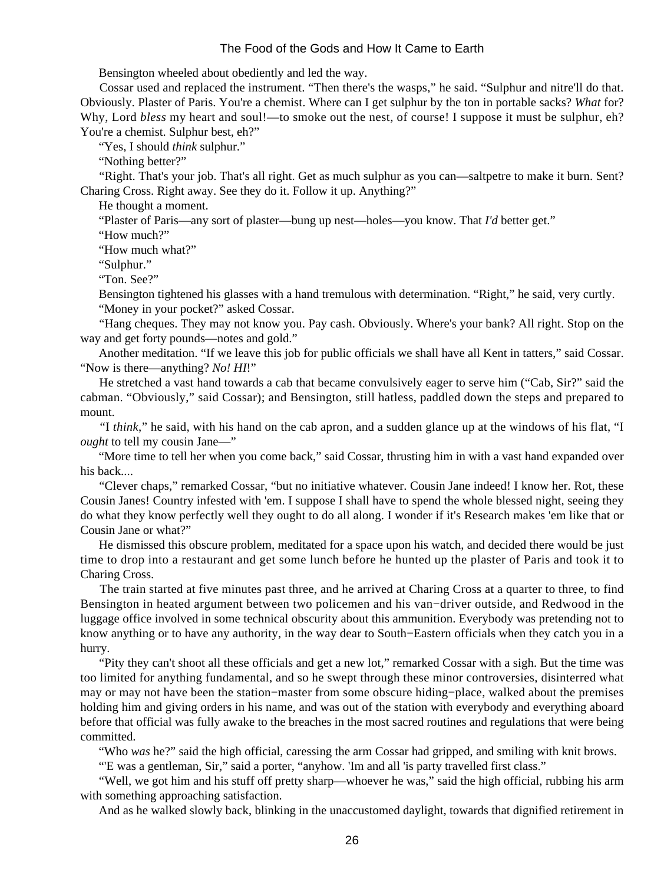Bensington wheeled about obediently and led the way.

Cossar used and replaced the instrument. “Then there's the wasps,” he said. “Sulphur and nitre'll do that. Obviously. Plaster of Paris. You're a chemist. Where can I get sulphur by the ton in portable sacks? *What* for? Why, Lord *bless* my heart and soul!—to smoke out the nest, of course! I suppose it must be sulphur, eh? You're a chemist. Sulphur best, eh?”

“Yes, I should *think* sulphur.”

“Nothing better?”

“Right. That's your job. That's all right. Get as much sulphur as you can—saltpetre to make it burn. Sent? Charing Cross. Right away. See they do it. Follow it up. Anything?”

He thought a moment.

“Plaster of Paris—any sort of plaster—bung up nest—holes—you know. That *I'd* better get.”

“How much?”

“How much what?”

“Sulphur.”

“Ton. See?”

Bensington tightened his glasses with a hand tremulous with determination. “Right,” he said, very curtly.

“Money in your pocket?” asked Cossar.

“Hang cheques. They may not know you. Pay cash. Obviously. Where's your bank? All right. Stop on the way and get forty pounds—notes and gold.”

Another meditation. “If we leave this job for public officials we shall have all Kent in tatters,” said Cossar. “Now is there—anything? *No! HI*!”

He stretched a vast hand towards a cab that became convulsively eager to serve him (“Cab, Sir?” said the cabman. “Obviously,” said Cossar); and Bensington, still hatless, paddled down the steps and prepared to mount.

“I *think*,” he said, with his hand on the cab apron, and a sudden glance up at the windows of his flat, “I *ought* to tell my cousin Jane—”

“More time to tell her when you come back,” said Cossar, thrusting him in with a vast hand expanded over his back....

“Clever chaps,” remarked Cossar, “but no initiative whatever. Cousin Jane indeed! I know her. Rot, these Cousin Janes! Country infested with 'em. I suppose I shall have to spend the whole blessed night, seeing they do what they know perfectly well they ought to do all along. I wonder if it's Research makes 'em like that or Cousin Jane or what?”

He dismissed this obscure problem, meditated for a space upon his watch, and decided there would be just time to drop into a restaurant and get some lunch before he hunted up the plaster of Paris and took it to Charing Cross.

The train started at five minutes past three, and he arrived at Charing Cross at a quarter to three, to find Bensington in heated argument between two policemen and his van−driver outside, and Redwood in the luggage office involved in some technical obscurity about this ammunition. Everybody was pretending not to know anything or to have any authority, in the way dear to South−Eastern officials when they catch you in a hurry.

“Pity they can't shoot all these officials and get a new lot,” remarked Cossar with a sigh. But the time was too limited for anything fundamental, and so he swept through these minor controversies, disinterred what may or may not have been the station−master from some obscure hiding−place, walked about the premises holding him and giving orders in his name, and was out of the station with everybody and everything aboard before that official was fully awake to the breaches in the most sacred routines and regulations that were being committed.

“Who *was* he?” said the high official, caressing the arm Cossar had gripped, and smiling with knit brows.

“'E was a gentleman, Sir,” said a porter, “anyhow. 'Im and all 'is party travelled first class.”

“Well, we got him and his stuff off pretty sharp—whoever he was,” said the high official, rubbing his arm with something approaching satisfaction.

And as he walked slowly back, blinking in the unaccustomed daylight, towards that dignified retirement in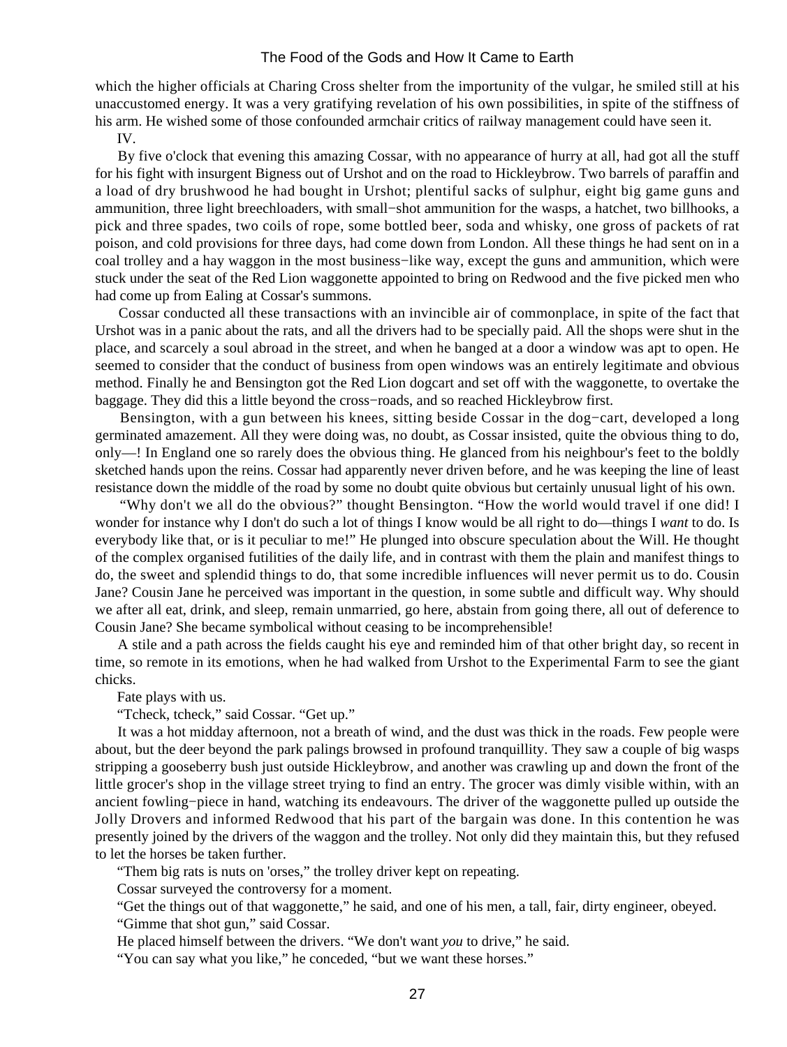which the higher officials at Charing Cross shelter from the importunity of the vulgar, he smiled still at his unaccustomed energy. It was a very gratifying revelation of his own possibilities, in spite of the stiffness of his arm. He wished some of those confounded armchair critics of railway management could have seen it.

IV.

By five o'clock that evening this amazing Cossar, with no appearance of hurry at all, had got all the stuff for his fight with insurgent Bigness out of Urshot and on the road to Hickleybrow. Two barrels of paraffin and a load of dry brushwood he had bought in Urshot; plentiful sacks of sulphur, eight big game guns and ammunition, three light breechloaders, with small−shot ammunition for the wasps, a hatchet, two billhooks, a pick and three spades, two coils of rope, some bottled beer, soda and whisky, one gross of packets of rat poison, and cold provisions for three days, had come down from London. All these things he had sent on in a coal trolley and a hay waggon in the most business−like way, except the guns and ammunition, which were stuck under the seat of the Red Lion waggonette appointed to bring on Redwood and the five picked men who had come up from Ealing at Cossar's summons.

Cossar conducted all these transactions with an invincible air of commonplace, in spite of the fact that Urshot was in a panic about the rats, and all the drivers had to be specially paid. All the shops were shut in the place, and scarcely a soul abroad in the street, and when he banged at a door a window was apt to open. He seemed to consider that the conduct of business from open windows was an entirely legitimate and obvious method. Finally he and Bensington got the Red Lion dogcart and set off with the waggonette, to overtake the baggage. They did this a little beyond the cross−roads, and so reached Hickleybrow first.

Bensington, with a gun between his knees, sitting beside Cossar in the dog−cart, developed a long germinated amazement. All they were doing was, no doubt, as Cossar insisted, quite the obvious thing to do, only—! In England one so rarely does the obvious thing. He glanced from his neighbour's feet to the boldly sketched hands upon the reins. Cossar had apparently never driven before, and he was keeping the line of least resistance down the middle of the road by some no doubt quite obvious but certainly unusual light of his own.

"Why don't we all do the obvious?" thought Bensington. "How the world would travel if one did! I wonder for instance why I don't do such a lot of things I know would be all right to do—things I *want* to do. Is everybody like that, or is it peculiar to me!" He plunged into obscure speculation about the Will. He thought of the complex organised futilities of the daily life, and in contrast with them the plain and manifest things to do, the sweet and splendid things to do, that some incredible influences will never permit us to do. Cousin Jane? Cousin Jane he perceived was important in the question, in some subtle and difficult way. Why should we after all eat, drink, and sleep, remain unmarried, go here, abstain from going there, all out of deference to Cousin Jane? She became symbolical without ceasing to be incomprehensible!

A stile and a path across the fields caught his eye and reminded him of that other bright day, so recent in time, so remote in its emotions, when he had walked from Urshot to the Experimental Farm to see the giant chicks.

Fate plays with us.

"Tcheck, tcheck," said Cossar. "Get up."

It was a hot midday afternoon, not a breath of wind, and the dust was thick in the roads. Few people were about, but the deer beyond the park palings browsed in profound tranquillity. They saw a couple of big wasps stripping a gooseberry bush just outside Hickleybrow, and another was crawling up and down the front of the little grocer's shop in the village street trying to find an entry. The grocer was dimly visible within, with an ancient fowling−piece in hand, watching its endeavours. The driver of the waggonette pulled up outside the Jolly Drovers and informed Redwood that his part of the bargain was done. In this contention he was presently joined by the drivers of the waggon and the trolley. Not only did they maintain this, but they refused to let the horses be taken further.

"Them big rats is nuts on 'orses," the trolley driver kept on repeating.

Cossar surveyed the controversy for a moment.

"Get the things out of that waggonette," he said, and one of his men, a tall, fair, dirty engineer, obeyed.

"Gimme that shot gun," said Cossar.

He placed himself between the drivers. "We don't want *you* to drive," he said.

"You can say what you like," he conceded, "but we want these horses."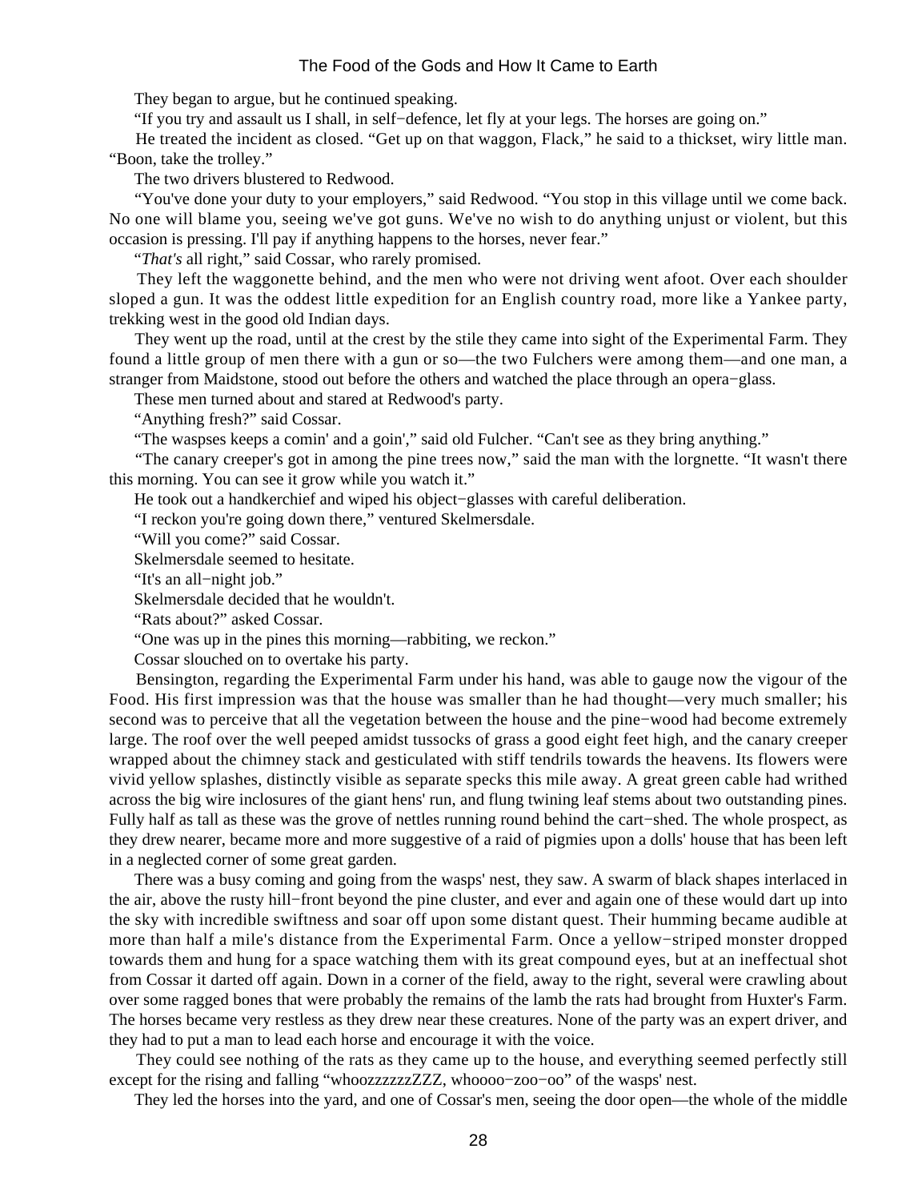They began to argue, but he continued speaking.

"If you try and assault us I shall, in self−defence, let fly at your legs. The horses are going on."

He treated the incident as closed. "Get up on that waggon, Flack," he said to a thickset, wiry little man. "Boon, take the trolley."

The two drivers blustered to Redwood.

"You've done your duty to your employers," said Redwood. "You stop in this village until we come back. No one will blame you, seeing we've got guns. We've no wish to do anything unjust or violent, but this occasion is pressing. I'll pay if anything happens to the horses, never fear."

"*That's* all right," said Cossar, who rarely promised.

They left the waggonette behind, and the men who were not driving went afoot. Over each shoulder sloped a gun. It was the oddest little expedition for an English country road, more like a Yankee party, trekking west in the good old Indian days.

They went up the road, until at the crest by the stile they came into sight of the Experimental Farm. They found a little group of men there with a gun or so—the two Fulchers were among them—and one man, a stranger from Maidstone, stood out before the others and watched the place through an opera−glass.

These men turned about and stared at Redwood's party.

"Anything fresh?" said Cossar.

"The waspses keeps a comin' and a goin'," said old Fulcher. "Can't see as they bring anything."

"The canary creeper's got in among the pine trees now," said the man with the lorgnette. "It wasn't there this morning. You can see it grow while you watch it."

He took out a handkerchief and wiped his object−glasses with careful deliberation.

"I reckon you're going down there," ventured Skelmersdale.

"Will you come?" said Cossar.

Skelmersdale seemed to hesitate.

"It's an all−night job."

Skelmersdale decided that he wouldn't.

"Rats about?" asked Cossar.

"One was up in the pines this morning—rabbiting, we reckon."

Cossar slouched on to overtake his party.

Bensington, regarding the Experimental Farm under his hand, was able to gauge now the vigour of the Food. His first impression was that the house was smaller than he had thought—very much smaller; his second was to perceive that all the vegetation between the house and the pine−wood had become extremely large. The roof over the well peeped amidst tussocks of grass a good eight feet high, and the canary creeper wrapped about the chimney stack and gesticulated with stiff tendrils towards the heavens. Its flowers were vivid yellow splashes, distinctly visible as separate specks this mile away. A great green cable had writhed across the big wire inclosures of the giant hens' run, and flung twining leaf stems about two outstanding pines. Fully half as tall as these was the grove of nettles running round behind the cart−shed. The whole prospect, as they drew nearer, became more and more suggestive of a raid of pigmies upon a dolls' house that has been left in a neglected corner of some great garden.

There was a busy coming and going from the wasps' nest, they saw. A swarm of black shapes interlaced in the air, above the rusty hill−front beyond the pine cluster, and ever and again one of these would dart up into the sky with incredible swiftness and soar off upon some distant quest. Their humming became audible at more than half a mile's distance from the Experimental Farm. Once a yellow−striped monster dropped towards them and hung for a space watching them with its great compound eyes, but at an ineffectual shot from Cossar it darted off again. Down in a corner of the field, away to the right, several were crawling about over some ragged bones that were probably the remains of the lamb the rats had brought from Huxter's Farm. The horses became very restless as they drew near these creatures. None of the party was an expert driver, and they had to put a man to lead each horse and encourage it with the voice.

They could see nothing of the rats as they came up to the house, and everything seemed perfectly still except for the rising and falling "whoozzzzzzZZZ, whoooo−zoo−oo" of the wasps' nest.

They led the horses into the yard, and one of Cossar's men, seeing the door open—the whole of the middle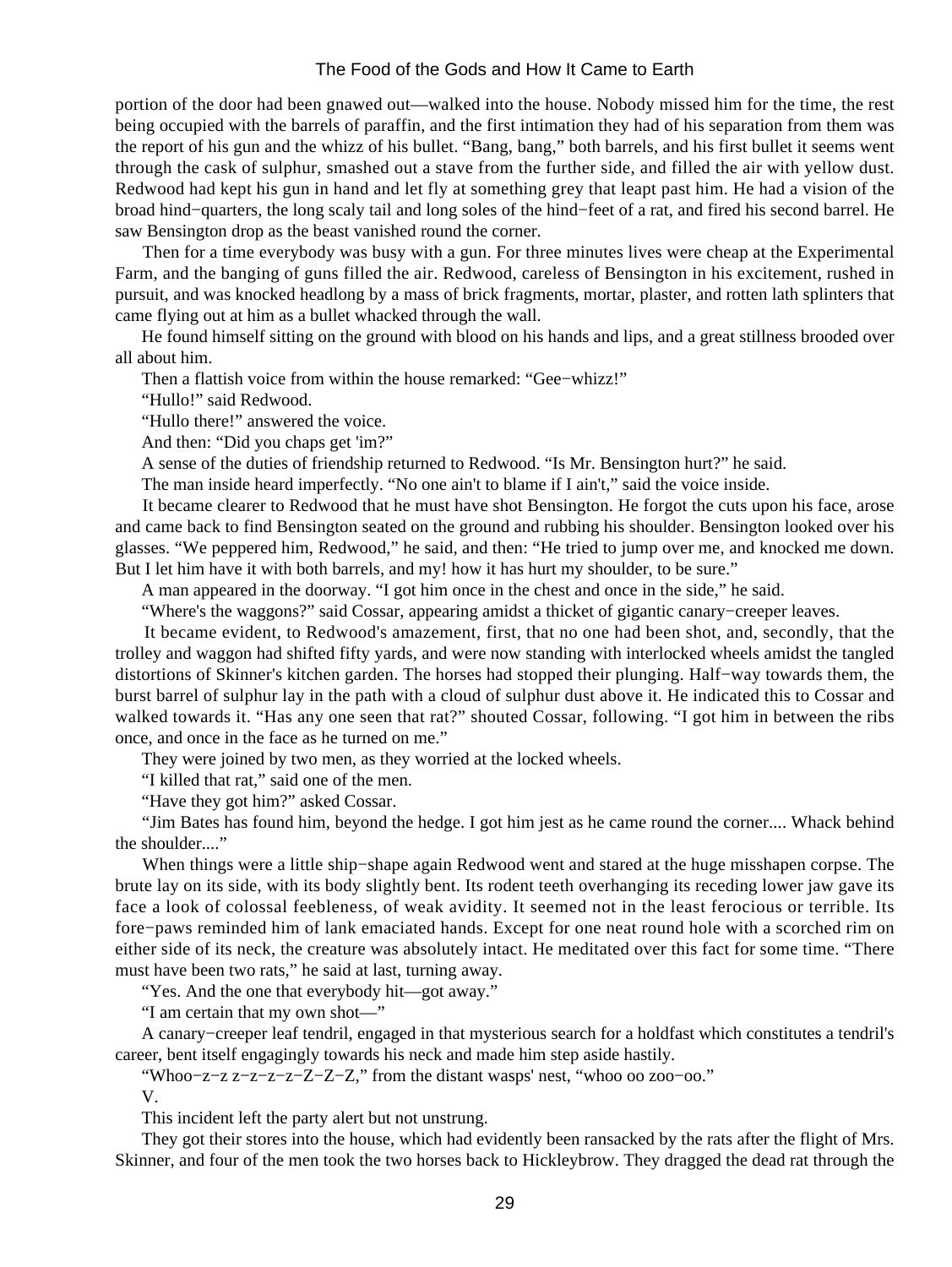portion of the door had been gnawed out—walked into the house. Nobody missed him for the time, the rest being occupied with the barrels of paraffin, and the first intimation they had of his separation from them was the report of his gun and the whizz of his bullet. "Bang, bang," both barrels, and his first bullet it seems went through the cask of sulphur, smashed out a stave from the further side, and filled the air with yellow dust. Redwood had kept his gun in hand and let fly at something grey that leapt past him. He had a vision of the broad hind−quarters, the long scaly tail and long soles of the hind−feet of a rat, and fired his second barrel. He saw Bensington drop as the beast vanished round the corner.

Then for a time everybody was busy with a gun. For three minutes lives were cheap at the Experimental Farm, and the banging of guns filled the air. Redwood, careless of Bensington in his excitement, rushed in pursuit, and was knocked headlong by a mass of brick fragments, mortar, plaster, and rotten lath splinters that came flying out at him as a bullet whacked through the wall.

He found himself sitting on the ground with blood on his hands and lips, and a great stillness brooded over all about him.

Then a flattish voice from within the house remarked: "Gee−whizz!"

"Hullo!" said Redwood.

"Hullo there!" answered the voice.

And then: "Did you chaps get 'im?"

A sense of the duties of friendship returned to Redwood. "Is Mr. Bensington hurt?" he said.

The man inside heard imperfectly. "No one ain't to blame if I ain't," said the voice inside.

It became clearer to Redwood that he must have shot Bensington. He forgot the cuts upon his face, arose and came back to find Bensington seated on the ground and rubbing his shoulder. Bensington looked over his glasses. "We peppered him, Redwood," he said, and then: "He tried to jump over me, and knocked me down. But I let him have it with both barrels, and my! how it has hurt my shoulder, to be sure."

A man appeared in the doorway. "I got him once in the chest and once in the side," he said.

"Where's the waggons?" said Cossar, appearing amidst a thicket of gigantic canary−creeper leaves.

It became evident, to Redwood's amazement, first, that no one had been shot, and, secondly, that the trolley and waggon had shifted fifty yards, and were now standing with interlocked wheels amidst the tangled distortions of Skinner's kitchen garden. The horses had stopped their plunging. Half−way towards them, the burst barrel of sulphur lay in the path with a cloud of sulphur dust above it. He indicated this to Cossar and walked towards it. "Has any one seen that rat?" shouted Cossar, following. "I got him in between the ribs once, and once in the face as he turned on me."

They were joined by two men, as they worried at the locked wheels.

"I killed that rat," said one of the men.

"Have they got him?" asked Cossar.

"Jim Bates has found him, beyond the hedge. I got him jest as he came round the corner.... Whack behind the shoulder...."

When things were a little ship−shape again Redwood went and stared at the huge misshapen corpse. The brute lay on its side, with its body slightly bent. Its rodent teeth overhanging its receding lower jaw gave its face a look of colossal feebleness, of weak avidity. It seemed not in the least ferocious or terrible. Its fore−paws reminded him of lank emaciated hands. Except for one neat round hole with a scorched rim on either side of its neck, the creature was absolutely intact. He meditated over this fact for some time. "There must have been two rats," he said at last, turning away.

"Yes. And the one that everybody hit—got away."

"I am certain that my own shot—"

A canary−creeper leaf tendril, engaged in that mysterious search for a holdfast which constitutes a tendril's career, bent itself engagingly towards his neck and made him step aside hastily.

"Whoo−z−z z−z−z−z−Z−Z−Z," from the distant wasps' nest, "whoo oo zoo−oo."

V.

This incident left the party alert but not unstrung.

They got their stores into the house, which had evidently been ransacked by the rats after the flight of Mrs. Skinner, and four of the men took the two horses back to Hickleybrow. They dragged the dead rat through the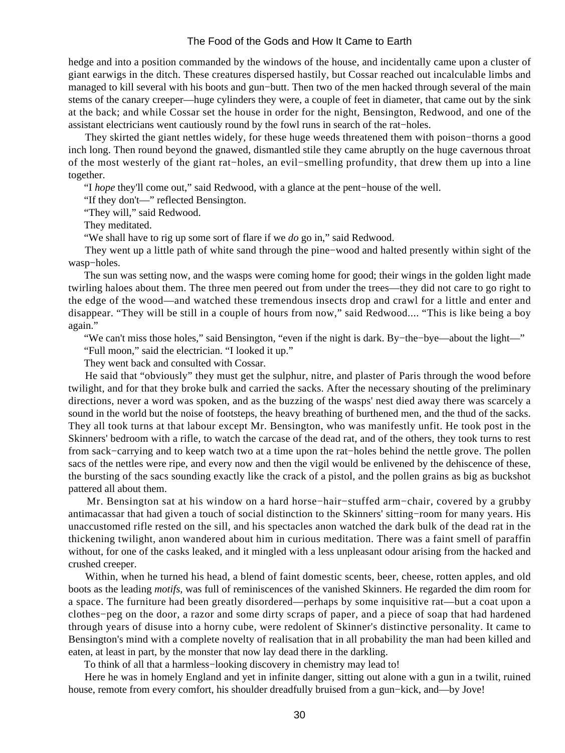hedge and into a position commanded by the windows of the house, and incidentally came upon a cluster of giant earwigs in the ditch. These creatures dispersed hastily, but Cossar reached out incalculable limbs and managed to kill several with his boots and gun−butt. Then two of the men hacked through several of the main stems of the canary creeper—huge cylinders they were, a couple of feet in diameter, that came out by the sink at the back; and while Cossar set the house in order for the night, Bensington, Redwood, and one of the assistant electricians went cautiously round by the fowl runs in search of the rat−holes.

They skirted the giant nettles widely, for these huge weeds threatened them with poison−thorns a good inch long. Then round beyond the gnawed, dismantled stile they came abruptly on the huge cavernous throat of the most westerly of the giant rat−holes, an evil−smelling profundity, that drew them up into a line together.

"I *hope* they'll come out," said Redwood, with a glance at the pent−house of the well.

"If they don't—" reflected Bensington.

"They will," said Redwood.

They meditated.

"We shall have to rig up some sort of flare if we *do* go in," said Redwood.

They went up a little path of white sand through the pine−wood and halted presently within sight of the wasp−holes.

The sun was setting now, and the wasps were coming home for good; their wings in the golden light made twirling haloes about them. The three men peered out from under the trees—they did not care to go right to the edge of the wood—and watched these tremendous insects drop and crawl for a little and enter and disappear. "They will be still in a couple of hours from now," said Redwood.... "This is like being a boy again."

"We can't miss those holes," said Bensington, "even if the night is dark. By−the−bye—about the light—"

"Full moon," said the electrician. "I looked it up."

They went back and consulted with Cossar.

He said that "obviously" they must get the sulphur, nitre, and plaster of Paris through the wood before twilight, and for that they broke bulk and carried the sacks. After the necessary shouting of the preliminary directions, never a word was spoken, and as the buzzing of the wasps' nest died away there was scarcely a sound in the world but the noise of footsteps, the heavy breathing of burthened men, and the thud of the sacks. They all took turns at that labour except Mr. Bensington, who was manifestly unfit. He took post in the Skinners' bedroom with a rifle, to watch the carcase of the dead rat, and of the others, they took turns to rest from sack−carrying and to keep watch two at a time upon the rat−holes behind the nettle grove. The pollen sacs of the nettles were ripe, and every now and then the vigil would be enlivened by the dehiscence of these, the bursting of the sacs sounding exactly like the crack of a pistol, and the pollen grains as big as buckshot pattered all about them.

Mr. Bensington sat at his window on a hard horse−hair−stuffed arm−chair, covered by a grubby antimacassar that had given a touch of social distinction to the Skinners' sitting−room for many years. His unaccustomed rifle rested on the sill, and his spectacles anon watched the dark bulk of the dead rat in the thickening twilight, anon wandered about him in curious meditation. There was a faint smell of paraffin without, for one of the casks leaked, and it mingled with a less unpleasant odour arising from the hacked and crushed creeper.

Within, when he turned his head, a blend of faint domestic scents, beer, cheese, rotten apples, and old boots as the leading *motifs*, was full of reminiscences of the vanished Skinners. He regarded the dim room for a space. The furniture had been greatly disordered—perhaps by some inquisitive rat—but a coat upon a clothes−peg on the door, a razor and some dirty scraps of paper, and a piece of soap that had hardened through years of disuse into a horny cube, were redolent of Skinner's distinctive personality. It came to Bensington's mind with a complete novelty of realisation that in all probability the man had been killed and eaten, at least in part, by the monster that now lay dead there in the darkling.

To think of all that a harmless−looking discovery in chemistry may lead to!

Here he was in homely England and yet in infinite danger, sitting out alone with a gun in a twilit, ruined house, remote from every comfort, his shoulder dreadfully bruised from a gun−kick, and—by Jove!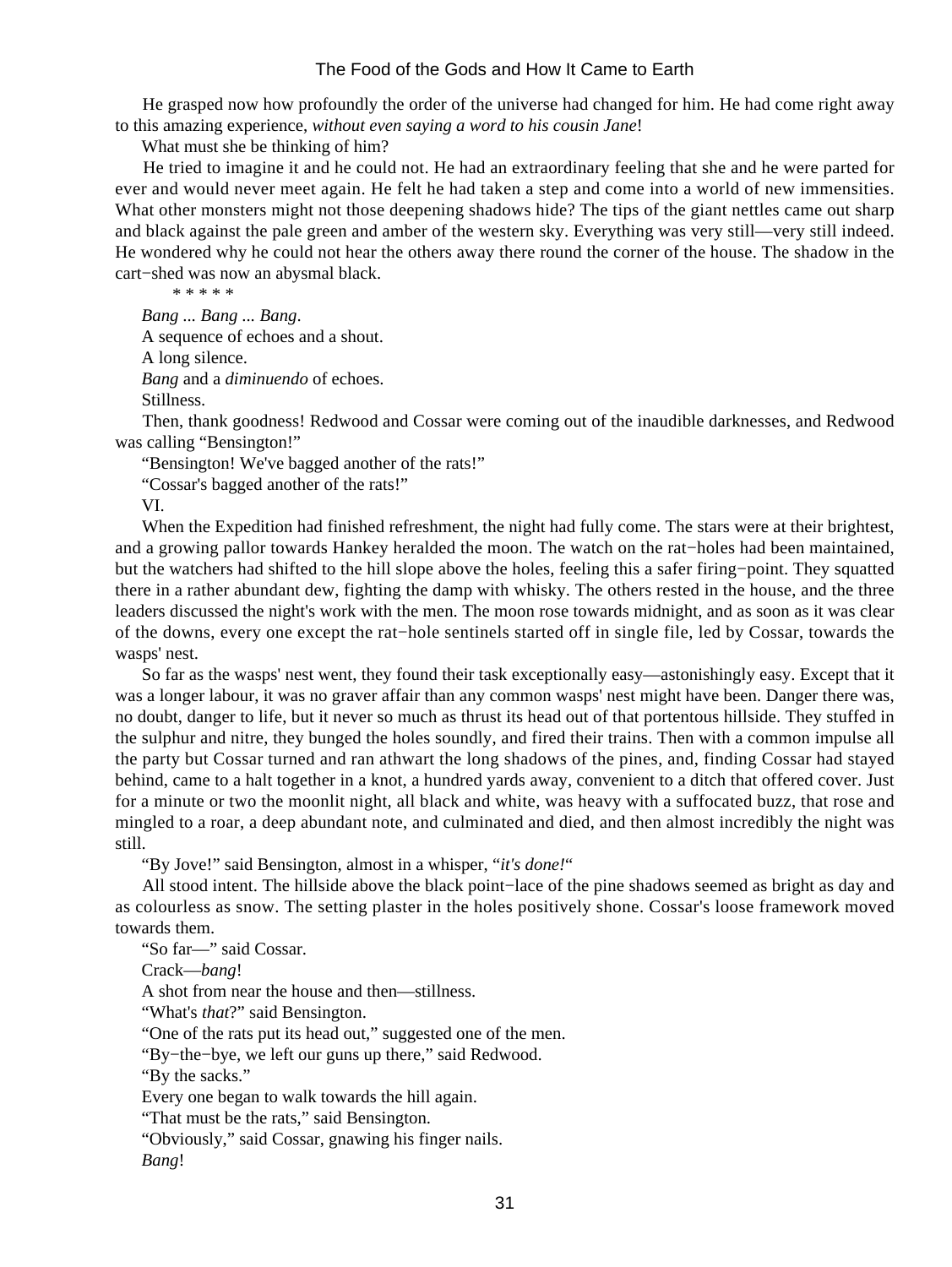He grasped now how profoundly the order of the universe had changed for him. He had come right away to this amazing experience, *without even saying a word to his cousin Jane*!

What must she be thinking of him?

He tried to imagine it and he could not. He had an extraordinary feeling that she and he were parted for ever and would never meet again. He felt he had taken a step and come into a world of new immensities. What other monsters might not those deepening shadows hide? The tips of the giant nettles came out sharp and black against the pale green and amber of the western sky. Everything was very still—very still indeed. He wondered why he could not hear the others away there round the corner of the house. The shadow in the cart−shed was now an abysmal black.

\* \* \* \* \*

*Bang ... Bang ... Bang*.

A sequence of echoes and a shout.

A long silence.

*Bang* and a *diminuendo* of echoes.

Stillness.

Then, thank goodness! Redwood and Cossar were coming out of the inaudible darknesses, and Redwood was calling "Bensington!"

"Bensington! We've bagged another of the rats!"

"Cossar's bagged another of the rats!"

## VI.

When the Expedition had finished refreshment, the night had fully come. The stars were at their brightest, and a growing pallor towards Hankey heralded the moon. The watch on the rat−holes had been maintained, but the watchers had shifted to the hill slope above the holes, feeling this a safer firing−point. They squatted there in a rather abundant dew, fighting the damp with whisky. The others rested in the house, and the three leaders discussed the night's work with the men. The moon rose towards midnight, and as soon as it was clear of the downs, every one except the rat−hole sentinels started off in single file, led by Cossar, towards the wasps' nest.

So far as the wasps' nest went, they found their task exceptionally easy—astonishingly easy. Except that it was a longer labour, it was no graver affair than any common wasps' nest might have been. Danger there was, no doubt, danger to life, but it never so much as thrust its head out of that portentous hillside. They stuffed in the sulphur and nitre, they bunged the holes soundly, and fired their trains. Then with a common impulse all the party but Cossar turned and ran athwart the long shadows of the pines, and, finding Cossar had stayed behind, came to a halt together in a knot, a hundred yards away, convenient to a ditch that offered cover. Just for a minute or two the moonlit night, all black and white, was heavy with a suffocated buzz, that rose and mingled to a roar, a deep abundant note, and culminated and died, and then almost incredibly the night was still.

"By Jove!" said Bensington, almost in a whisper, "*it's done!*"

All stood intent. The hillside above the black point−lace of the pine shadows seemed as bright as day and as colourless as snow. The setting plaster in the holes positively shone. Cossar's loose framework moved towards them.

"So far—" said Cossar.

Crack—*bang*!

A shot from near the house and then—stillness.

"What's *that*?" said Bensington.

"One of the rats put its head out," suggested one of the men.

"By−the−bye, we left our guns up there," said Redwood.

"By the sacks."

Every one began to walk towards the hill again.

"That must be the rats," said Bensington.

"Obviously," said Cossar, gnawing his finger nails.

*Bang*!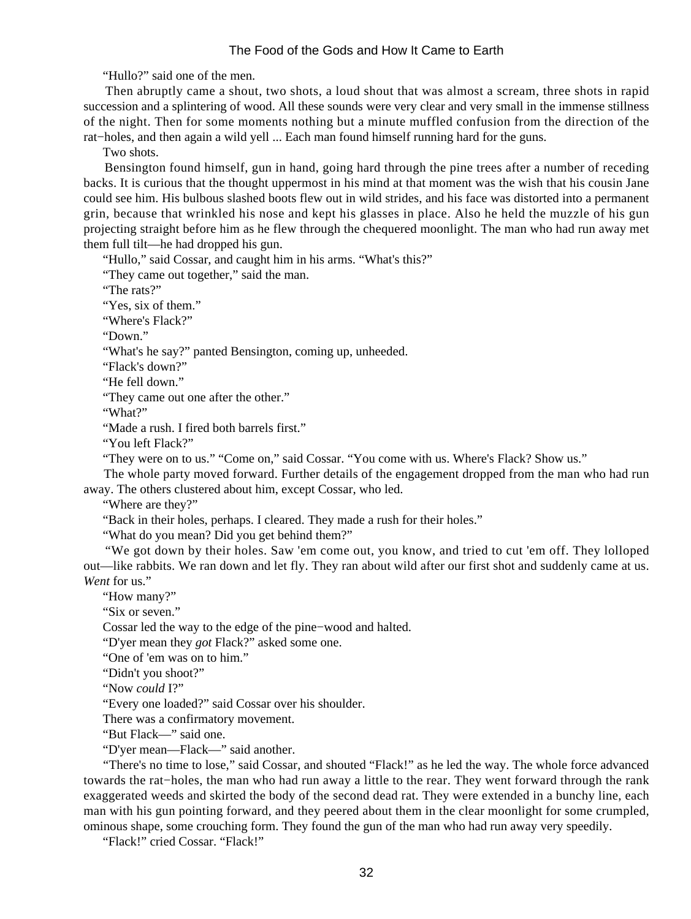"Hullo?" said one of the men.

Then abruptly came a shout, two shots, a loud shout that was almost a scream, three shots in rapid succession and a splintering of wood. All these sounds were very clear and very small in the immense stillness of the night. Then for some moments nothing but a minute muffled confusion from the direction of the rat−holes, and then again a wild yell ... Each man found himself running hard for the guns.

Two shots.

Bensington found himself, gun in hand, going hard through the pine trees after a number of receding backs. It is curious that the thought uppermost in his mind at that moment was the wish that his cousin Jane could see him. His bulbous slashed boots flew out in wild strides, and his face was distorted into a permanent grin, because that wrinkled his nose and kept his glasses in place. Also he held the muzzle of his gun projecting straight before him as he flew through the chequered moonlight. The man who had run away met them full tilt—he had dropped his gun.

"Hullo," said Cossar, and caught him in his arms. "What's this?"

"They came out together," said the man.

"The rats?"

"Yes, six of them."

"Where's Flack?"

"Down."

"What's he say?" panted Bensington, coming up, unheeded.

"Flack's down?"

"He fell down."

"They came out one after the other."

"What?"

"Made a rush. I fired both barrels first."

"You left Flack?"

"They were on to us." "Come on," said Cossar. "You come with us. Where's Flack? Show us."

The whole party moved forward. Further details of the engagement dropped from the man who had run away. The others clustered about him, except Cossar, who led.

"Where are they?"

"Back in their holes, perhaps. I cleared. They made a rush for their holes."

"What do you mean? Did you get behind them?"

"We got down by their holes. Saw 'em come out, you know, and tried to cut 'em off. They lolloped out—like rabbits. We ran down and let fly. They ran about wild after our first shot and suddenly came at us. *Went* for us."

"How many?"

"Six or seven."

Cossar led the way to the edge of the pine−wood and halted.

"D'yer mean they *got* Flack?" asked some one.

"One of 'em was on to him."

"Didn't you shoot?"

"Now *could* I?"

"Every one loaded?" said Cossar over his shoulder.

There was a confirmatory movement.

"But Flack—" said one.

"D'yer mean—Flack—" said another.

"There's no time to lose," said Cossar, and shouted "Flack!" as he led the way. The whole force advanced towards the rat−holes, the man who had run away a little to the rear. They went forward through the rank exaggerated weeds and skirted the body of the second dead rat. They were extended in a bunchy line, each man with his gun pointing forward, and they peered about them in the clear moonlight for some crumpled, ominous shape, some crouching form. They found the gun of the man who had run away very speedily.

"Flack!" cried Cossar. "Flack!"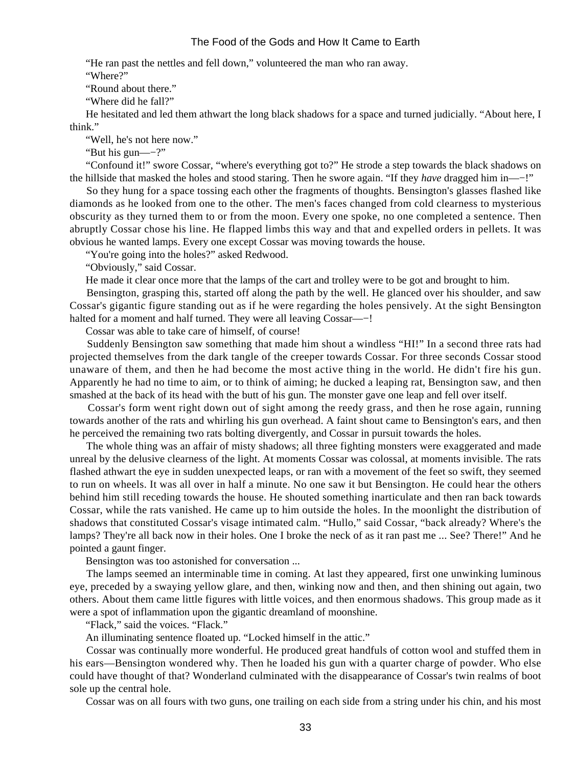"He ran past the nettles and fell down," volunteered the man who ran away.

"Where?"

"Round about there."

"Where did he fall?"

He hesitated and led them athwart the long black shadows for a space and turned judicially. "About here, I think."

"Well, he's not here now."

"But his gun—−?"

"Confound it!" swore Cossar, "where's everything got to?" He strode a step towards the black shadows on the hillside that masked the holes and stood staring. Then he swore again. "If they *have* dragged him in—−!"

So they hung for a space tossing each other the fragments of thoughts. Bensington's glasses flashed like diamonds as he looked from one to the other. The men's faces changed from cold clearness to mysterious obscurity as they turned them to or from the moon. Every one spoke, no one completed a sentence. Then abruptly Cossar chose his line. He flapped limbs this way and that and expelled orders in pellets. It was obvious he wanted lamps. Every one except Cossar was moving towards the house.

"You're going into the holes?" asked Redwood.

"Obviously," said Cossar.

He made it clear once more that the lamps of the cart and trolley were to be got and brought to him.

Bensington, grasping this, started off along the path by the well. He glanced over his shoulder, and saw Cossar's gigantic figure standing out as if he were regarding the holes pensively. At the sight Bensington halted for a moment and half turned. They were all leaving Cossar—−!

Cossar was able to take care of himself, of course!

Suddenly Bensington saw something that made him shout a windless "HI!" In a second three rats had projected themselves from the dark tangle of the creeper towards Cossar. For three seconds Cossar stood unaware of them, and then he had become the most active thing in the world. He didn't fire his gun. Apparently he had no time to aim, or to think of aiming; he ducked a leaping rat, Bensington saw, and then smashed at the back of its head with the butt of his gun. The monster gave one leap and fell over itself.

Cossar's form went right down out of sight among the reedy grass, and then he rose again, running towards another of the rats and whirling his gun overhead. A faint shout came to Bensington's ears, and then he perceived the remaining two rats bolting divergently, and Cossar in pursuit towards the holes.

The whole thing was an affair of misty shadows; all three fighting monsters were exaggerated and made unreal by the delusive clearness of the light. At moments Cossar was colossal, at moments invisible. The rats flashed athwart the eye in sudden unexpected leaps, or ran with a movement of the feet so swift, they seemed to run on wheels. It was all over in half a minute. No one saw it but Bensington. He could hear the others behind him still receding towards the house. He shouted something inarticulate and then ran back towards Cossar, while the rats vanished. He came up to him outside the holes. In the moonlight the distribution of shadows that constituted Cossar's visage intimated calm. "Hullo," said Cossar, "back already? Where's the lamps? They're all back now in their holes. One I broke the neck of as it ran past me ... See? There!" And he pointed a gaunt finger.

Bensington was too astonished for conversation ...

The lamps seemed an interminable time in coming. At last they appeared, first one unwinking luminous eye, preceded by a swaying yellow glare, and then, winking now and then, and then shining out again, two others. About them came little figures with little voices, and then enormous shadows. This group made as it were a spot of inflammation upon the gigantic dreamland of moonshine.

"Flack," said the voices. "Flack."

An illuminating sentence floated up. "Locked himself in the attic."

Cossar was continually more wonderful. He produced great handfuls of cotton wool and stuffed them in his ears—Bensington wondered why. Then he loaded his gun with a quarter charge of powder. Who else could have thought of that? Wonderland culminated with the disappearance of Cossar's twin realms of boot sole up the central hole.

Cossar was on all fours with two guns, one trailing on each side from a string under his chin, and his most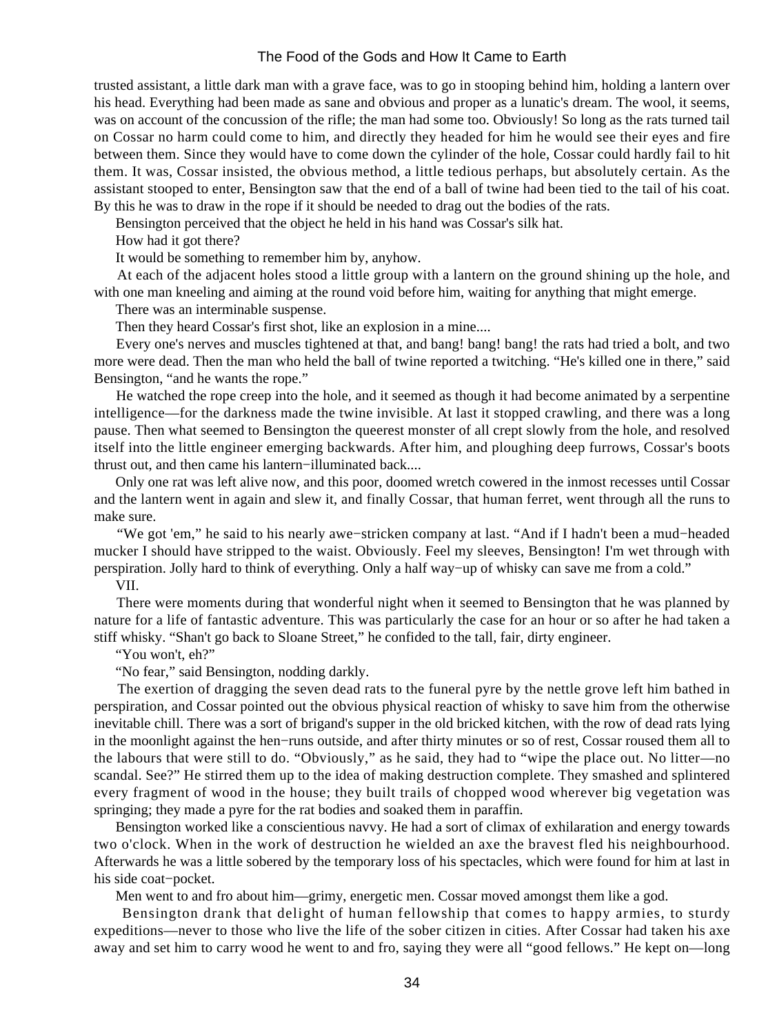trusted assistant, a little dark man with a grave face, was to go in stooping behind him, holding a lantern over his head. Everything had been made as sane and obvious and proper as a lunatic's dream. The wool, it seems, was on account of the concussion of the rifle; the man had some too. Obviously! So long as the rats turned tail on Cossar no harm could come to him, and directly they headed for him he would see their eyes and fire between them. Since they would have to come down the cylinder of the hole, Cossar could hardly fail to hit them. It was, Cossar insisted, the obvious method, a little tedious perhaps, but absolutely certain. As the assistant stooped to enter, Bensington saw that the end of a ball of twine had been tied to the tail of his coat. By this he was to draw in the rope if it should be needed to drag out the bodies of the rats.

Bensington perceived that the object he held in his hand was Cossar's silk hat.

How had it got there?

It would be something to remember him by, anyhow.

At each of the adjacent holes stood a little group with a lantern on the ground shining up the hole, and with one man kneeling and aiming at the round void before him, waiting for anything that might emerge.

There was an interminable suspense.

Then they heard Cossar's first shot, like an explosion in a mine....

Every one's nerves and muscles tightened at that, and bang! bang! bang! the rats had tried a bolt, and two more were dead. Then the man who held the ball of twine reported a twitching. "He's killed one in there," said Bensington, "and he wants the rope."

He watched the rope creep into the hole, and it seemed as though it had become animated by a serpentine intelligence—for the darkness made the twine invisible. At last it stopped crawling, and there was a long pause. Then what seemed to Bensington the queerest monster of all crept slowly from the hole, and resolved itself into the little engineer emerging backwards. After him, and ploughing deep furrows, Cossar's boots thrust out, and then came his lantern−illuminated back....

Only one rat was left alive now, and this poor, doomed wretch cowered in the inmost recesses until Cossar and the lantern went in again and slew it, and finally Cossar, that human ferret, went through all the runs to make sure.

"We got 'em," he said to his nearly awe−stricken company at last. "And if I hadn't been a mud−headed mucker I should have stripped to the waist. Obviously. Feel my sleeves, Bensington! I'm wet through with perspiration. Jolly hard to think of everything. Only a half way−up of whisky can save me from a cold."

VII.

There were moments during that wonderful night when it seemed to Bensington that he was planned by nature for a life of fantastic adventure. This was particularly the case for an hour or so after he had taken a stiff whisky. "Shan't go back to Sloane Street," he confided to the tall, fair, dirty engineer.

"You won't, eh?"

"No fear," said Bensington, nodding darkly.

The exertion of dragging the seven dead rats to the funeral pyre by the nettle grove left him bathed in perspiration, and Cossar pointed out the obvious physical reaction of whisky to save him from the otherwise inevitable chill. There was a sort of brigand's supper in the old bricked kitchen, with the row of dead rats lying in the moonlight against the hen−runs outside, and after thirty minutes or so of rest, Cossar roused them all to the labours that were still to do. "Obviously," as he said, they had to "wipe the place out. No litter—no scandal. See?" He stirred them up to the idea of making destruction complete. They smashed and splintered every fragment of wood in the house; they built trails of chopped wood wherever big vegetation was springing; they made a pyre for the rat bodies and soaked them in paraffin.

Bensington worked like a conscientious navvy. He had a sort of climax of exhilaration and energy towards two o'clock. When in the work of destruction he wielded an axe the bravest fled his neighbourhood. Afterwards he was a little sobered by the temporary loss of his spectacles, which were found for him at last in his side coat−pocket.

Men went to and fro about him—grimy, energetic men. Cossar moved amongst them like a god.

Bensington drank that delight of human fellowship that comes to happy armies, to sturdy expeditions—never to those who live the life of the sober citizen in cities. After Cossar had taken his axe away and set him to carry wood he went to and fro, saying they were all "good fellows." He kept on—long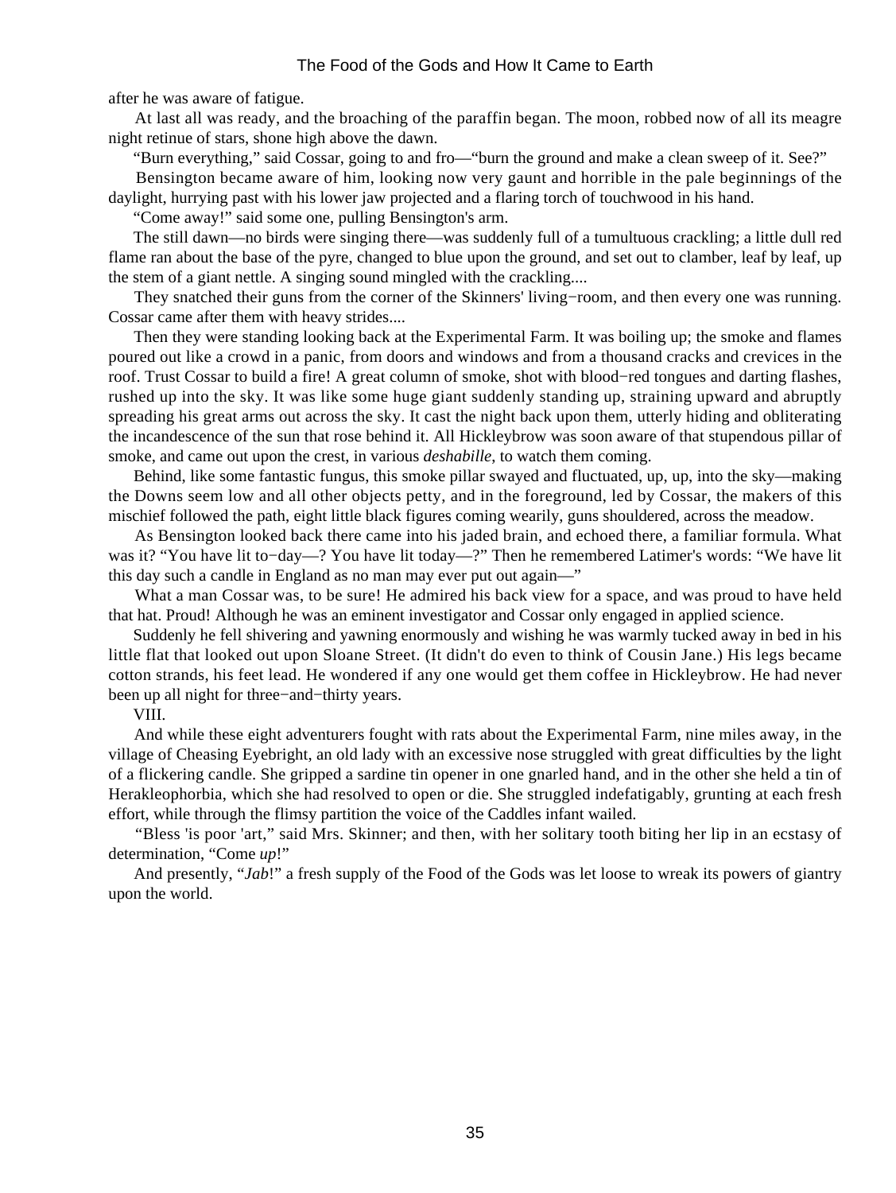after he was aware of fatigue.

At last all was ready, and the broaching of the paraffin began. The moon, robbed now of all its meagre night retinue of stars, shone high above the dawn.

"Burn everything," said Cossar, going to and fro—"burn the ground and make a clean sweep of it. See?"

Bensington became aware of him, looking now very gaunt and horrible in the pale beginnings of the daylight, hurrying past with his lower jaw projected and a flaring torch of touchwood in his hand.

"Come away!" said some one, pulling Bensington's arm.

The still dawn—no birds were singing there—was suddenly full of a tumultuous crackling; a little dull red flame ran about the base of the pyre, changed to blue upon the ground, and set out to clamber, leaf by leaf, up the stem of a giant nettle. A singing sound mingled with the crackling....

They snatched their guns from the corner of the Skinners' living−room, and then every one was running. Cossar came after them with heavy strides....

Then they were standing looking back at the Experimental Farm. It was boiling up; the smoke and flames poured out like a crowd in a panic, from doors and windows and from a thousand cracks and crevices in the roof. Trust Cossar to build a fire! A great column of smoke, shot with blood−red tongues and darting flashes, rushed up into the sky. It was like some huge giant suddenly standing up, straining upward and abruptly spreading his great arms out across the sky. It cast the night back upon them, utterly hiding and obliterating the incandescence of the sun that rose behind it. All Hickleybrow was soon aware of that stupendous pillar of smoke, and came out upon the crest, in various *deshabille*, to watch them coming.

Behind, like some fantastic fungus, this smoke pillar swayed and fluctuated, up, up, into the sky—making the Downs seem low and all other objects petty, and in the foreground, led by Cossar, the makers of this mischief followed the path, eight little black figures coming wearily, guns shouldered, across the meadow.

As Bensington looked back there came into his jaded brain, and echoed there, a familiar formula. What was it? "You have lit to−day—? You have lit today—?" Then he remembered Latimer's words: "We have lit this day such a candle in England as no man may ever put out again—"

What a man Cossar was, to be sure! He admired his back view for a space, and was proud to have held that hat. Proud! Although he was an eminent investigator and Cossar only engaged in applied science.

Suddenly he fell shivering and yawning enormously and wishing he was warmly tucked away in bed in his little flat that looked out upon Sloane Street. (It didn't do even to think of Cousin Jane.) His legs became cotton strands, his feet lead. He wondered if any one would get them coffee in Hickleybrow. He had never been up all night for three−and−thirty years.

VIII.

And while these eight adventurers fought with rats about the Experimental Farm, nine miles away, in the village of Cheasing Eyebright, an old lady with an excessive nose struggled with great difficulties by the light of a flickering candle. She gripped a sardine tin opener in one gnarled hand, and in the other she held a tin of Herakleophorbia, which she had resolved to open or die. She struggled indefatigably, grunting at each fresh effort, while through the flimsy partition the voice of the Caddles infant wailed.

"Bless 'is poor 'art," said Mrs. Skinner; and then, with her solitary tooth biting her lip in an ecstasy of determination, "Come *up*!"

And presently, "*Jab*!" a fresh supply of the Food of the Gods was let loose to wreak its powers of giantry upon the world.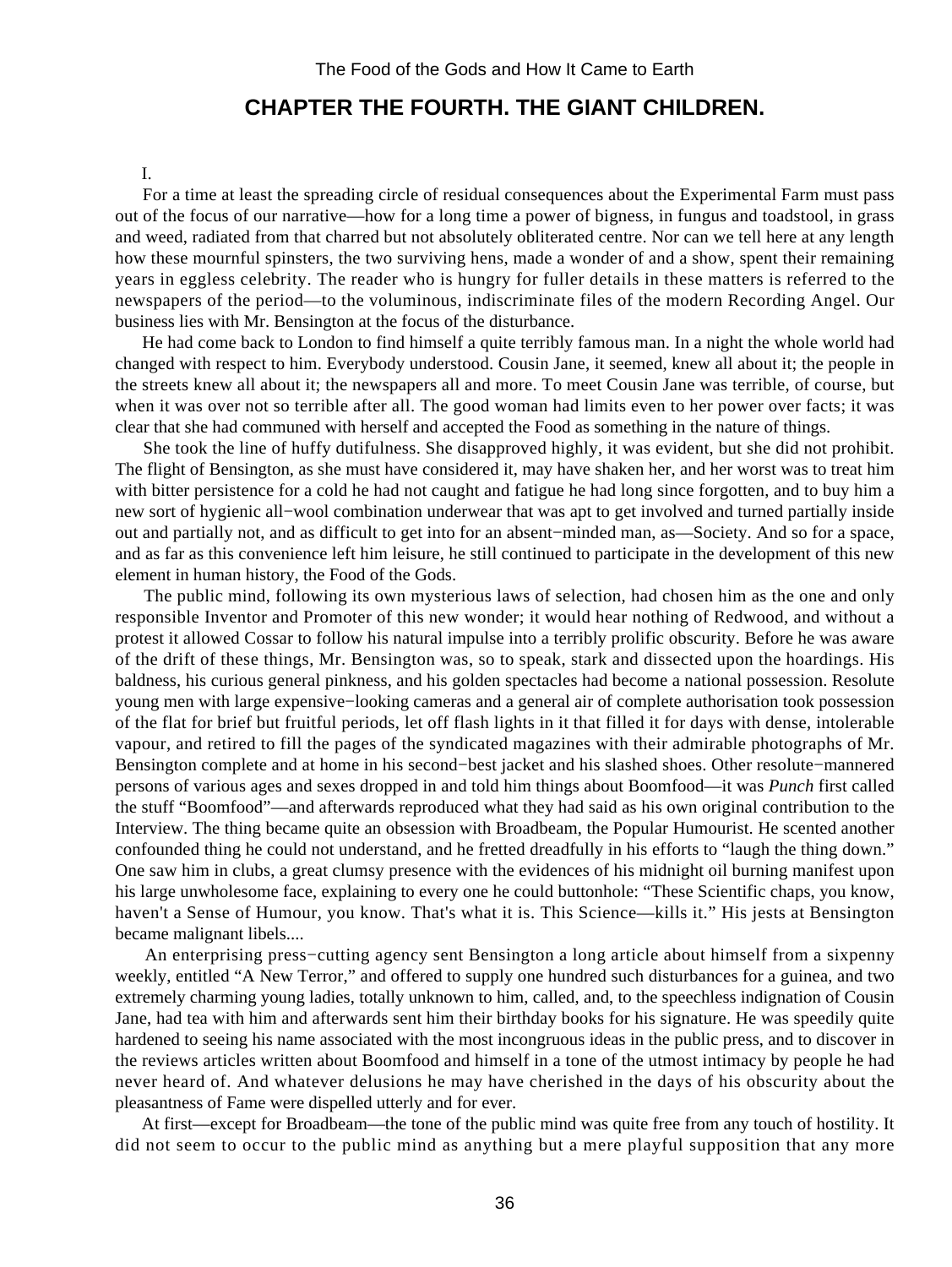## CHAPTER THE FOURTH. THE GIANT CHILDREN.

I.

For a time at least the spreading circle of residual consequences about the Experimental Farm must pass out of the focus of our narrative—how for a long time a power of bigness, in fungus and toadstool, in grass and weed, radiated from that charred but not absolutely obliterated centre. Nor can we tell here at any length how these mournful spinsters, the two surviving hens, made a wonder of and a show, spent their remaining years in eggless celebrity. The reader who is hungry for fuller details in these matters is referred to the newspapers of the period—to the voluminous, indiscriminate files of the modern Recording Angel. Our business lies with Mr. Bensington at the focus of the disturbance.

He had come back to London to find himself a quite terribly famous man. In a night the whole world had changed with respect to him. Everybody understood. Cousin Jane, it seemed, knew all about it; the people in the streets knew all about it; the newspapers all and more. To meet Cousin Jane was terrible, of course, but when it was over not so terrible after all. The good woman had limits even to her power over facts; it was clear that she had communed with herself and accepted the Food as something in the nature of things.

She took the line of huffy dutifulness. She disapproved highly, it was evident, but she did not prohibit. The flight of Bensington, as she must have considered it, may have shaken her, and her worst was to treat him with bitter persistence for a cold he had not caught and fatigue he had long since forgotten, and to buy him a new sort of hygienic all−wool combination underwear that was apt to get involved and turned partially inside out and partially not, and as difficult to get into for an absent−minded man, as—Society. And so for a space, and as far as this convenience left him leisure, he still continued to participate in the development of this new element in human history, the Food of the Gods.

The public mind, following its own mysterious laws of selection, had chosen him as the one and only responsible Inventor and Promoter of this new wonder; it would hear nothing of Redwood, and without a protest it allowed Cossar to follow his natural impulse into a terribly prolific obscurity. Before he was aware of the drift of these things, Mr. Bensington was, so to speak, stark and dissected upon the hoardings. His baldness, his curious general pinkness, and his golden spectacles had become a national possession. Resolute young men with large expensive−looking cameras and a general air of complete authorisation took possession of the flat for brief but fruitful periods, let off flash lights in it that filled it for days with dense, intolerable vapour, and retired to fill the pages of the syndicated magazines with their admirable photographs of Mr. Bensington complete and at home in his second−best jacket and his slashed shoes. Other resolute−mannered persons of various ages and sexes dropped in and told him things about Boomfood—it was *Punch* first called the stuff "Boomfood"—and afterwards reproduced what they had said as his own original contribution to the Interview. The thing became quite an obsession with Broadbeam, the Popular Humourist. He scented another confounded thing he could not understand, and he fretted dreadfully in his efforts to "laugh the thing down." One saw him in clubs, a great clumsy presence with the evidences of his midnight oil burning manifest upon his large unwholesome face, explaining to every one he could buttonhole: "These Scientific chaps, you know, haven't a Sense of Humour, you know. That's what it is. This Science—kills it." His jests at Bensington became malignant libels....

An enterprising press−cutting agency sent Bensington a long article about himself from a sixpenny weekly, entitled "A New Terror," and offered to supply one hundred such disturbances for a guinea, and two extremely charming young ladies, totally unknown to him, called, and, to the speechless indignation of Cousin Jane, had tea with him and afterwards sent him their birthday books for his signature. He was speedily quite hardened to seeing his name associated with the most incongruous ideas in the public press, and to discover in the reviews articles written about Boomfood and himself in a tone of the utmost intimacy by people he had never heard of. And whatever delusions he may have cherished in the days of his obscurity about the pleasantness of Fame were dispelled utterly and for ever.

At first—except for Broadbeam—the tone of the public mind was quite free from any touch of hostility. It did not seem to occur to the public mind as anything but a mere playful supposition that any more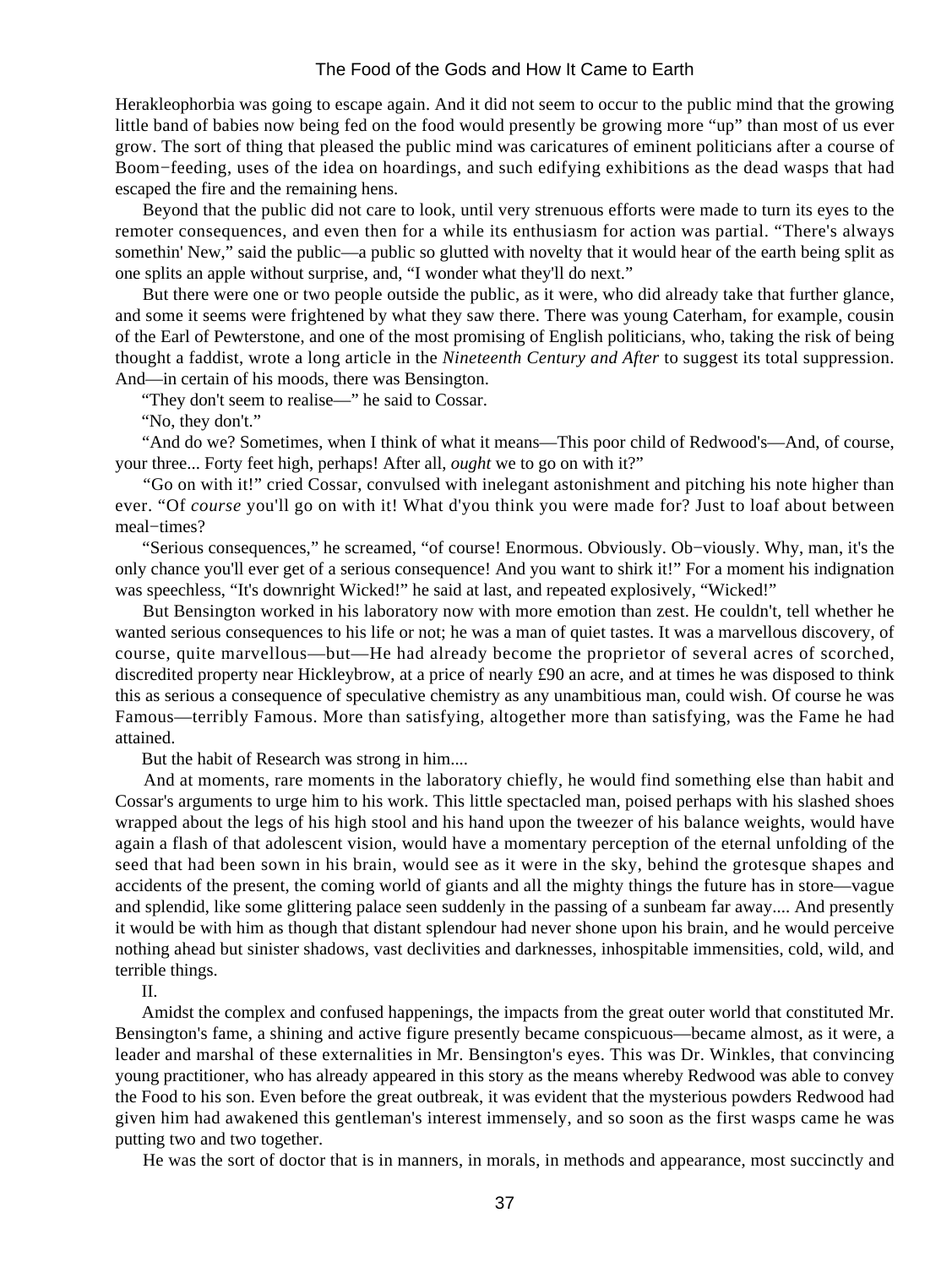Herakleophorbia was going to escape again. And it did not seem to occur to the public mind that the growing little band of babies now being fed on the food would presently be growing more "up" than most of us ever grow. The sort of thing that pleased the public mind was caricatures of eminent politicians after a course of Boom−feeding, uses of the idea on hoardings, and such edifying exhibitions as the dead wasps that had escaped the fire and the remaining hens.

Beyond that the public did not care to look, until very strenuous efforts were made to turn its eyes to the remoter consequences, and even then for a while its enthusiasm for action was partial. "There's always somethin' New," said the public—a public so glutted with novelty that it would hear of the earth being split as one splits an apple without surprise, and, "I wonder what they'll do next."

But there were one or two people outside the public, as it were, who did already take that further glance, and some it seems were frightened by what they saw there. There was young Caterham, for example, cousin of the Earl of Pewterstone, and one of the most promising of English politicians, who, taking the risk of being thought a faddist, wrote a long article in the *Nineteenth Century and After* to suggest its total suppression. And—in certain of his moods, there was Bensington.

"They don't seem to realise—" he said to Cossar.

"No, they don't."

"And do we? Sometimes, when I think of what it means—This poor child of Redwood's—And, of course, your three... Forty feet high, perhaps! After all, *ought* we to go on with it?"

"Go on with it!" cried Cossar, convulsed with inelegant astonishment and pitching his note higher than ever. "Of *course* you'll go on with it! What d'you think you were made for? Just to loaf about between meal−times?

"Serious consequences," he screamed, "of course! Enormous. Obviously. Ob−viously. Why, man, it's the only chance you'll ever get of a serious consequence! And you want to shirk it!" For a moment his indignation was speechless, "It's downright Wicked!" he said at last, and repeated explosively, "Wicked!"

But Bensington worked in his laboratory now with more emotion than zest. He couldn't, tell whether he wanted serious consequences to his life or not; he was a man of quiet tastes. It was a marvellous discovery, of course, quite marvellous—but—He had already become the proprietor of several acres of scorched, discredited property near Hickleybrow, at a price of nearly £90 an acre, and at times he was disposed to think this as serious a consequence of speculative chemistry as any unambitious man, could wish. Of course he was Famous—terribly Famous. More than satisfying, altogether more than satisfying, was the Fame he had attained.

But the habit of Research was strong in him....

And at moments, rare moments in the laboratory chiefly, he would find something else than habit and Cossar's arguments to urge him to his work. This little spectacled man, poised perhaps with his slashed shoes wrapped about the legs of his high stool and his hand upon the tweezer of his balance weights, would have again a flash of that adolescent vision, would have a momentary perception of the eternal unfolding of the seed that had been sown in his brain, would see as it were in the sky, behind the grotesque shapes and accidents of the present, the coming world of giants and all the mighty things the future has in store—vague and splendid, like some glittering palace seen suddenly in the passing of a sunbeam far away.... And presently it would be with him as though that distant splendour had never shone upon his brain, and he would perceive nothing ahead but sinister shadows, vast declivities and darknesses, inhospitable immensities, cold, wild, and terrible things.

II.

Amidst the complex and confused happenings, the impacts from the great outer world that constituted Mr. Bensington's fame, a shining and active figure presently became conspicuous—became almost, as it were, a leader and marshal of these externalities in Mr. Bensington's eyes. This was Dr. Winkles, that convincing young practitioner, who has already appeared in this story as the means whereby Redwood was able to convey the Food to his son. Even before the great outbreak, it was evident that the mysterious powders Redwood had given him had awakened this gentleman's interest immensely, and so soon as the first wasps came he was putting two and two together.

He was the sort of doctor that is in manners, in morals, in methods and appearance, most succinctly and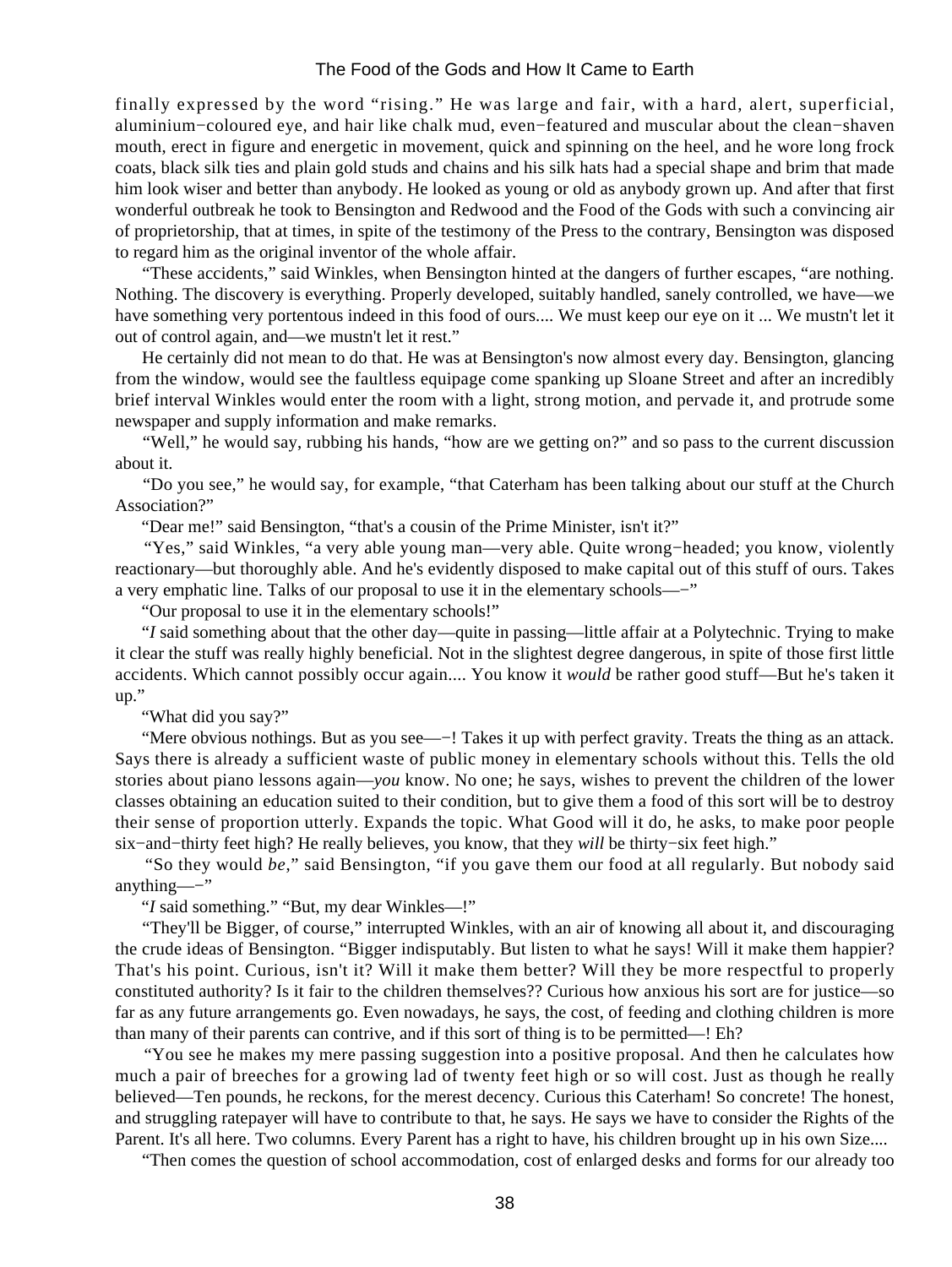finally expressed by the word "rising." He was large and fair, with a hard, alert, superficial, aluminium−coloured eye, and hair like chalk mud, even−featured and muscular about the clean−shaven mouth, erect in figure and energetic in movement, quick and spinning on the heel, and he wore long frock coats, black silk ties and plain gold studs and chains and his silk hats had a special shape and brim that made him look wiser and better than anybody. He looked as young or old as anybody grown up. And after that first wonderful outbreak he took to Bensington and Redwood and the Food of the Gods with such a convincing air of proprietorship, that at times, in spite of the testimony of the Press to the contrary, Bensington was disposed to regard him as the original inventor of the whole affair.

"These accidents," said Winkles, when Bensington hinted at the dangers of further escapes, "are nothing. Nothing. The discovery is everything. Properly developed, suitably handled, sanely controlled, we have—we have something very portentous indeed in this food of ours.... We must keep our eye on it ... We mustn't let it out of control again, and—we mustn't let it rest."

He certainly did not mean to do that. He was at Bensington's now almost every day. Bensington, glancing from the window, would see the faultless equipage come spanking up Sloane Street and after an incredibly brief interval Winkles would enter the room with a light, strong motion, and pervade it, and protrude some newspaper and supply information and make remarks.

"Well," he would say, rubbing his hands, "how are we getting on?" and so pass to the current discussion about it.

"Do you see," he would say, for example, "that Caterham has been talking about our stuff at the Church Association?"

"Dear me!" said Bensington, "that's a cousin of the Prime Minister, isn't it?"

"Yes," said Winkles, "a very able young man—very able. Quite wrong−headed; you know, violently reactionary—but thoroughly able. And he's evidently disposed to make capital out of this stuff of ours. Takes a very emphatic line. Talks of our proposal to use it in the elementary schools—−"

"Our proposal to use it in the elementary schools!"

"*I* said something about that the other day—quite in passing—little affair at a Polytechnic. Trying to make it clear the stuff was really highly beneficial. Not in the slightest degree dangerous, in spite of those first little accidents. Which cannot possibly occur again.... You know it *would* be rather good stuff—But he's taken it up."

"What did you say?"

"Mere obvious nothings. But as you see—−! Takes it up with perfect gravity. Treats the thing as an attack. Says there is already a sufficient waste of public money in elementary schools without this. Tells the old stories about piano lessons again—*you* know. No one; he says, wishes to prevent the children of the lower classes obtaining an education suited to their condition, but to give them a food of this sort will be to destroy their sense of proportion utterly. Expands the topic. What Good will it do, he asks, to make poor people six−and−thirty feet high? He really believes, you know, that they *will* be thirty−six feet high."

"So they would *be*," said Bensington, "if you gave them our food at all regularly. But nobody said anything—−"

"*I* said something." "But, my dear Winkles—!"

"They'll be Bigger, of course," interrupted Winkles, with an air of knowing all about it, and discouraging the crude ideas of Bensington. "Bigger indisputably. But listen to what he says! Will it make them happier? That's his point. Curious, isn't it? Will it make them better? Will they be more respectful to properly constituted authority? Is it fair to the children themselves?? Curious how anxious his sort are for justice—so far as any future arrangements go. Even nowadays, he says, the cost, of feeding and clothing children is more than many of their parents can contrive, and if this sort of thing is to be permitted—! Eh?

"You see he makes my mere passing suggestion into a positive proposal. And then he calculates how much a pair of breeches for a growing lad of twenty feet high or so will cost. Just as though he really believed—Ten pounds, he reckons, for the merest decency. Curious this Caterham! So concrete! The honest, and struggling ratepayer will have to contribute to that, he says. He says we have to consider the Rights of the Parent. It's all here. Two columns. Every Parent has a right to have, his children brought up in his own Size....

"Then comes the question of school accommodation, cost of enlarged desks and forms for our already too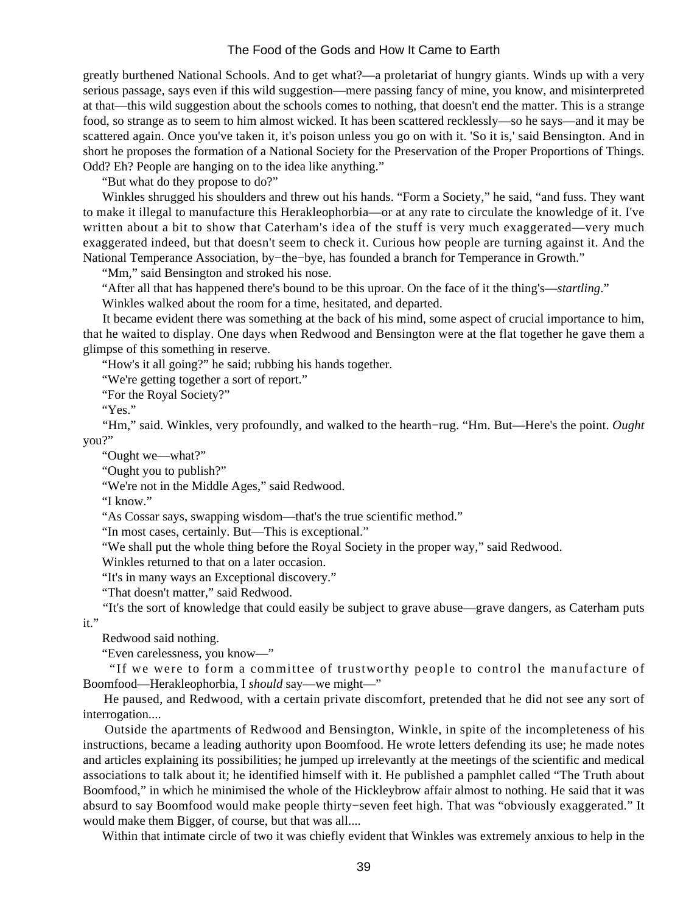greatly burthened National Schools. And to get what?—a proletariat of hungry giants. Winds up with a very serious passage, says even if this wild suggestion—mere passing fancy of mine, you know, and misinterpreted at that—this wild suggestion about the schools comes to nothing, that doesn't end the matter. This is a strange food, so strange as to seem to him almost wicked. It has been scattered recklessly—so he says—and it may be scattered again. Once you've taken it, it's poison unless you go on with it. 'So it is,' said Bensington. And in short he proposes the formation of a National Society for the Preservation of the Proper Proportions of Things. Odd? Eh? People are hanging on to the idea like anything."

"But what do they propose to do?"

Winkles shrugged his shoulders and threw out his hands. "Form a Society," he said, "and fuss. They want to make it illegal to manufacture this Herakleophorbia—or at any rate to circulate the knowledge of it. I've written about a bit to show that Caterham's idea of the stuff is very much exaggerated—very much exaggerated indeed, but that doesn't seem to check it. Curious how people are turning against it. And the National Temperance Association, by−the−bye, has founded a branch for Temperance in Growth."

"Mm," said Bensington and stroked his nose.

"After all that has happened there's bound to be this uproar. On the face of it the thing's—*startling*."

Winkles walked about the room for a time, hesitated, and departed.

It became evident there was something at the back of his mind, some aspect of crucial importance to him, that he waited to display. One days when Redwood and Bensington were at the flat together he gave them a glimpse of this something in reserve.

"How's it all going?" he said; rubbing his hands together.

"We're getting together a sort of report."

"For the Royal Society?"

"Yes."

"Hm," said. Winkles, very profoundly, and walked to the hearth−rug. "Hm. But—Here's the point. *Ought* you?"

"Ought we—what?"

"Ought you to publish?"

"We're not in the Middle Ages," said Redwood.

"I know."

"As Cossar says, swapping wisdom—that's the true scientific method."

"In most cases, certainly. But—This is exceptional."

"We shall put the whole thing before the Royal Society in the proper way," said Redwood.

Winkles returned to that on a later occasion.

"It's in many ways an Exceptional discovery."

"That doesn't matter," said Redwood.

"It's the sort of knowledge that could easily be subject to grave abuse—grave dangers, as Caterham puts it."

Redwood said nothing.

"Even carelessness, you know—"

"If we were to form a committee of trustworthy people to control the manufacture of Boomfood—Herakleophorbia, I *should* say—we might—"

He paused, and Redwood, with a certain private discomfort, pretended that he did not see any sort of interrogation....

Outside the apartments of Redwood and Bensington, Winkle, in spite of the incompleteness of his instructions, became a leading authority upon Boomfood. He wrote letters defending its use; he made notes and articles explaining its possibilities; he jumped up irrelevantly at the meetings of the scientific and medical associations to talk about it; he identified himself with it. He published a pamphlet called "The Truth about Boomfood," in which he minimised the whole of the Hickleybrow affair almost to nothing. He said that it was absurd to say Boomfood would make people thirty−seven feet high. That was "obviously exaggerated." It would make them Bigger, of course, but that was all....

Within that intimate circle of two it was chiefly evident that Winkles was extremely anxious to help in the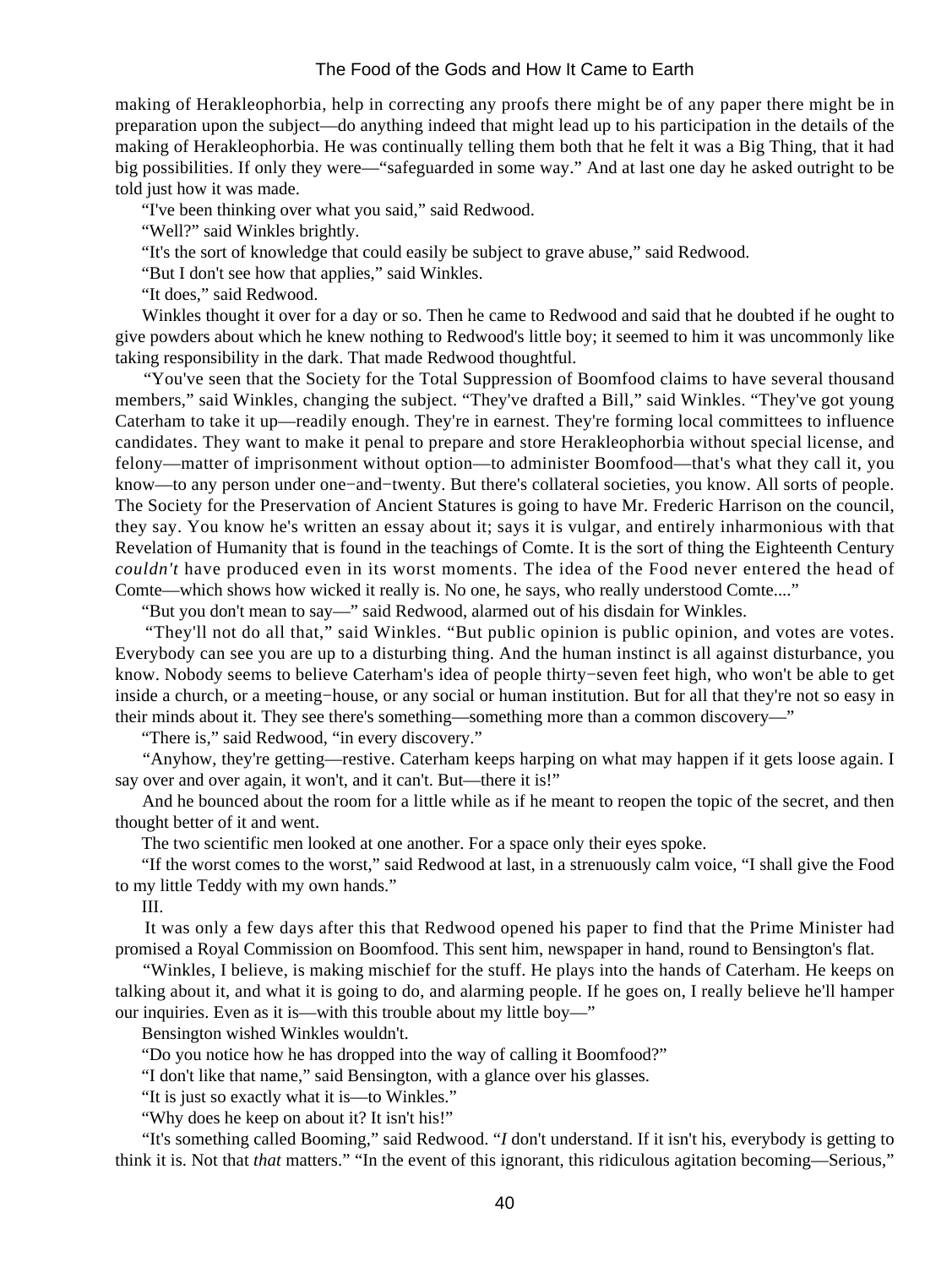making of Herakleophorbia, help in correcting any proofs there might be of any paper there might be in preparation upon the subject—do anything indeed that might lead up to his participation in the details of the making of Herakleophorbia. He was continually telling them both that he felt it was a Big Thing, that it had big possibilities. If only they were—"safeguarded in some way." And at last one day he asked outright to be told just how it was made.

"I've been thinking over what you said," said Redwood.

"Well?" said Winkles brightly.

"It's the sort of knowledge that could easily be subject to grave abuse," said Redwood.

"But I don't see how that applies," said Winkles.

"It does," said Redwood.

Winkles thought it over for a day or so. Then he came to Redwood and said that he doubted if he ought to give powders about which he knew nothing to Redwood's little boy; it seemed to him it was uncommonly like taking responsibility in the dark. That made Redwood thoughtful.

"You've seen that the Society for the Total Suppression of Boomfood claims to have several thousand members," said Winkles, changing the subject. "They've drafted a Bill," said Winkles. "They've got young Caterham to take it up—readily enough. They're in earnest. They're forming local committees to influence candidates. They want to make it penal to prepare and store Herakleophorbia without special license, and felony—matter of imprisonment without option—to administer Boomfood—that's what they call it, you know—to any person under one-and-twenty. But there's collateral societies, you know. All sorts of people. The Society for the Preservation of Ancient Statures is going to have Mr. Frederic Harrison on the council, they say. You know he's written an essay about it; says it is vulgar, and entirely inharmonious with that Revelation of Humanity that is found in the teachings of Comte. It is the sort of thing the Eighteenth Century *couldn't* have produced even in its worst moments. The idea of the Food never entered the head of Comte—which shows how wicked it really is. No one, he says, who really understood Comte...."

"But you don't mean to say—" said Redwood, alarmed out of his disdain for Winkles.

"They'll not do all that," said Winkles. "But public opinion is public opinion, and votes are votes. Everybody can see you are up to a disturbing thing. And the human instinct is all against disturbance, you know. Nobody seems to believe Caterham's idea of people thirty-seven feet high, who won't be able to get inside a church, or a meeting-house, or any social or human institution. But for all that they're not so easy in their minds about it. They see there's something—something more than a common discovery—"

"There is," said Redwood, "in every discovery."

"Anyhow, they're getting—restive. Caterham keeps harping on what may happen if it gets loose again. I say over and over again, it won't, and it can't. But—there it is!"

And he bounced about the room for a little while as if he meant to reopen the topic of the secret, and then thought better of it and went.

The two scientific men looked at one another. For a space only their eyes spoke.

"If the worst comes to the worst," said Redwood at last, in a strenuously calm voice, "I shall give the Food to my little Teddy with my own hands."

III.

It was only a few days after this that Redwood opened his paper to find that the Prime Minister had promised a Royal Commission on Boomfood. This sent him, newspaper in hand, round to Bensington's flat.

"Winkles, I believe, is making mischief for the stuff. He plays into the hands of Caterham. He keeps on talking about it, and what it is going to do, and alarming people. If he goes on, I really believe he'll hamper our inquiries. Even as it is—with this trouble about my little boy—"

Bensington wished Winkles wouldn't.

"Do you notice how he has dropped into the way of calling it Boomfood?"

"I don't like that name," said Bensington, with a glance over his glasses.

"It is just so exactly what it is—to Winkles."

"Why does he keep on about it? It isn't his!"

"It's something called Booming," said Redwood. "*I* don't understand. If it isn't his, everybody is getting to think it is. Not that *that* matters." "In the event of this ignorant, this ridiculous agitation becoming—Serious,"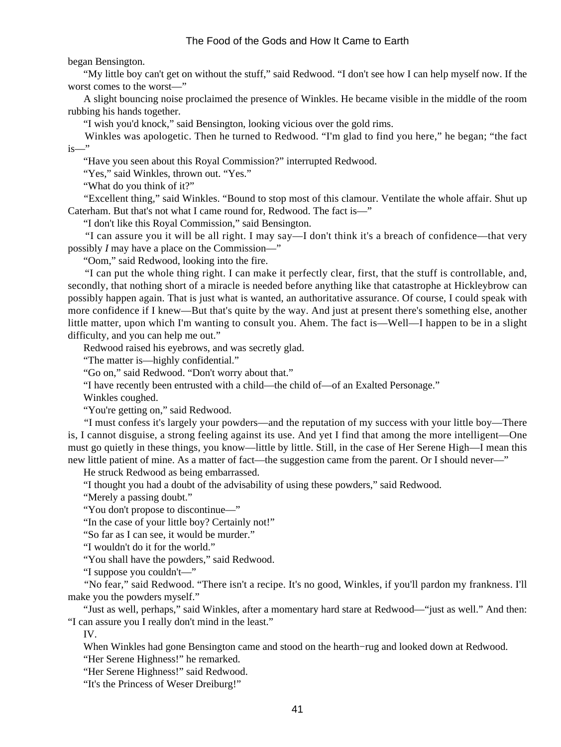began Bensington.

"My little boy can't get on without the stuff," said Redwood. "I don't see how I can help myself now. If the worst comes to the worst—"

A slight bouncing noise proclaimed the presence of Winkles. He became visible in the middle of the room rubbing his hands together.

"I wish you'd knock," said Bensington, looking vicious over the gold rims.

Winkles was apologetic. Then he turned to Redwood. "I'm glad to find you here," he began; "the fact is—"

"Have you seen about this Royal Commission?" interrupted Redwood.

"Yes," said Winkles, thrown out. "Yes."

"What do you think of it?"

"Excellent thing," said Winkles. "Bound to stop most of this clamour. Ventilate the whole affair. Shut up Caterham. But that's not what I came round for, Redwood. The fact is—"

"I don't like this Royal Commission," said Bensington.

"I can assure you it will be all right. I may say—I don't think it's a breach of confidence—that very possibly *I* may have a place on the Commission—"

"Oom," said Redwood, looking into the fire.

"I can put the whole thing right. I can make it perfectly clear, first, that the stuff is controllable, and, secondly, that nothing short of a miracle is needed before anything like that catastrophe at Hickleybrow can possibly happen again. That is just what is wanted, an authoritative assurance. Of course, I could speak with more confidence if I knew—But that's quite by the way. And just at present there's something else, another little matter, upon which I'm wanting to consult you. Ahem. The fact is—Well—I happen to be in a slight difficulty, and you can help me out."

Redwood raised his eyebrows, and was secretly glad.

"The matter is—highly confidential."

"Go on," said Redwood. "Don't worry about that."

"I have recently been entrusted with a child—the child of—of an Exalted Personage."

Winkles coughed.

"You're getting on," said Redwood.

"I must confess it's largely your powders—and the reputation of my success with your little boy—There is, I cannot disguise, a strong feeling against its use. And yet I find that among the more intelligent—One must go quietly in these things, you know—little by little. Still, in the case of Her Serene High—I mean this new little patient of mine. As a matter of fact—the suggestion came from the parent. Or I should never—"

He struck Redwood as being embarrassed.

"I thought you had a doubt of the advisability of using these powders," said Redwood.

"Merely a passing doubt."

"You don't propose to discontinue—"

"In the case of your little boy? Certainly not!"

"So far as I can see, it would be murder."

"I wouldn't do it for the world."

"You shall have the powders," said Redwood.

"I suppose you couldn't—"

"No fear," said Redwood. "There isn't a recipe. It's no good, Winkles, if you'll pardon my frankness. I'll make you the powders myself."

"Just as well, perhaps," said Winkles, after a momentary hard stare at Redwood—"just as well." And then: "I can assure you I really don't mind in the least."

IV.

When Winkles had gone Bensington came and stood on the hearth-rug and looked down at Redwood.

"Her Serene Highness!" he remarked.

"Her Serene Highness!" said Redwood.

"It's the Princess of Weser Dreiburg!"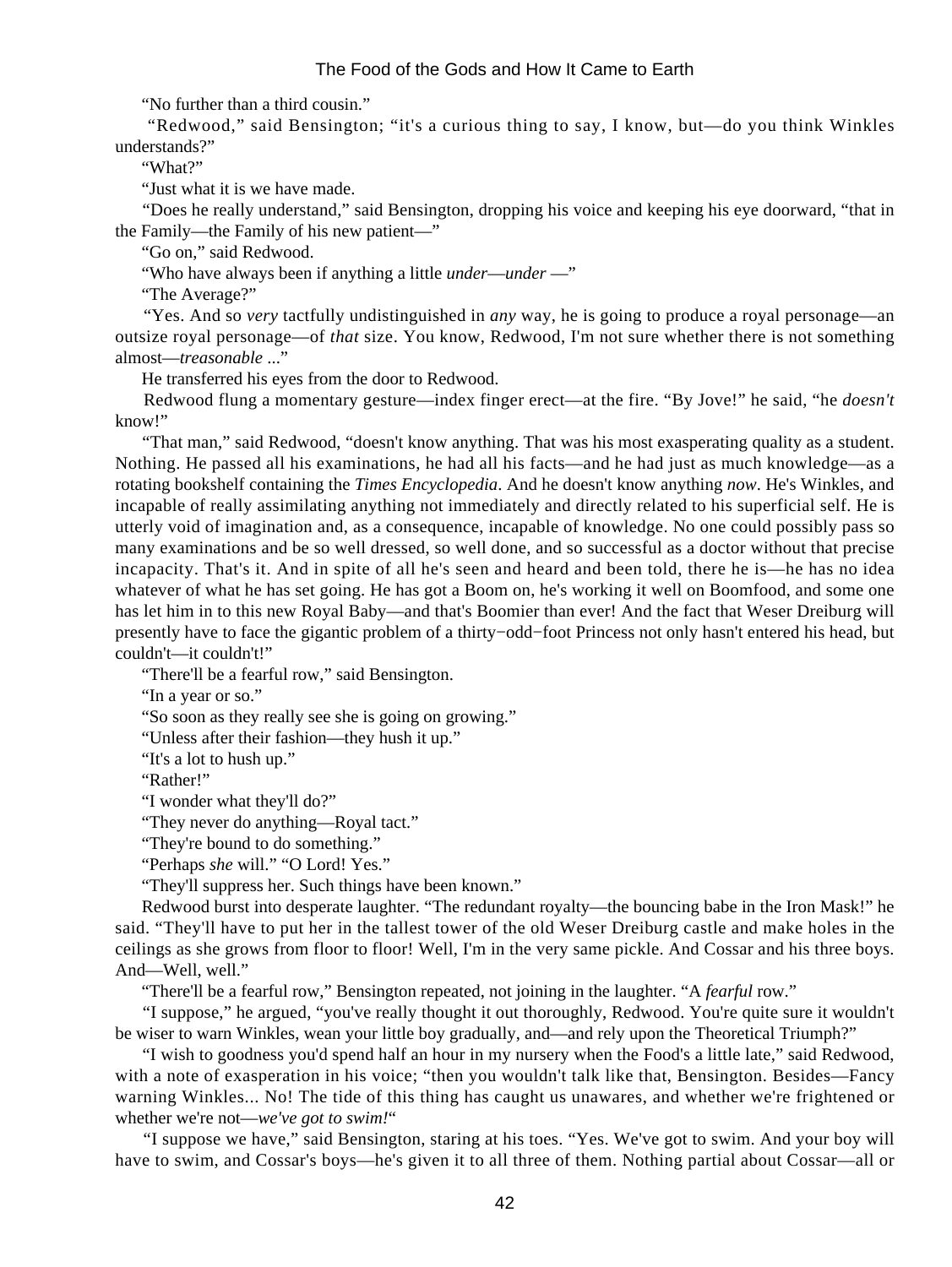"No further than a third cousin."

"Redwood," said Bensington; "it's a curious thing to say, I know, but—do you think Winkles understands?"

"What?"

"Just what it is we have made.

"Does he really understand," said Bensington, dropping his voice and keeping his eye doorward, "that in the Family—the Family of his new patient—"

"Go on," said Redwood.

"Who have always been if anything a little *under*—*under* —"

"The Average?"

"Yes. And so *very* tactfully undistinguished in *any* way, he is going to produce a royal personage—an outsize royal personage—of *that* size. You know, Redwood, I'm not sure whether there is not something almost—*treasonable* ..."

He transferred his eyes from the door to Redwood.

Redwood flung a momentary gesture—index finger erect—at the fire. "By Jove!" he said, "he *doesn't* know!"

"That man," said Redwood, "doesn't know anything. That was his most exasperating quality as a student. Nothing. He passed all his examinations, he had all his facts—and he had just as much knowledge—as a rotating bookshelf containing the *Times Encyclopedia*. And he doesn't know anything *now*. He's Winkles, and incapable of really assimilating anything not immediately and directly related to his superficial self. He is utterly void of imagination and, as a consequence, incapable of knowledge. No one could possibly pass so many examinations and be so well dressed, so well done, and so successful as a doctor without that precise incapacity. That's it. And in spite of all he's seen and heard and been told, there he is—he has no idea whatever of what he has set going. He has got a Boom on, he's working it well on Boomfood, and some one has let him in to this new Royal Baby—and that's Boomier than ever! And the fact that Weser Dreiburg will presently have to face the gigantic problem of a thirty−odd−foot Princess not only hasn't entered his head, but couldn't—it couldn't!"

"There'll be a fearful row," said Bensington.

"In a year or so."

"So soon as they really see she is going on growing."

"Unless after their fashion—they hush it up."

"It's a lot to hush up."

"Rather!"

"I wonder what they'll do?"

"They never do anything—Royal tact."

"They're bound to do something."

"Perhaps *she* will." "O Lord! Yes."

"They'll suppress her. Such things have been known."

Redwood burst into desperate laughter. "The redundant royalty—the bouncing babe in the Iron Mask!" he said. "They'll have to put her in the tallest tower of the old Weser Dreiburg castle and make holes in the ceilings as she grows from floor to floor! Well, I'm in the very same pickle. And Cossar and his three boys. And—Well, well."

"There'll be a fearful row," Bensington repeated, not joining in the laughter. "A *fearful* row."

"I suppose," he argued, "you've really thought it out thoroughly, Redwood. You're quite sure it wouldn't be wiser to warn Winkles, wean your little boy gradually, and—and rely upon the Theoretical Triumph?"

"I wish to goodness you'd spend half an hour in my nursery when the Food's a little late," said Redwood, with a note of exasperation in his voice; "then you wouldn't talk like that, Bensington. Besides—Fancy warning Winkles... No! The tide of this thing has caught us unawares, and whether we're frightened or whether we're not—*we've got to swim!*"

"I suppose we have," said Bensington, staring at his toes. "Yes. We've got to swim. And your boy will have to swim, and Cossar's boys—he's given it to all three of them. Nothing partial about Cossar—all or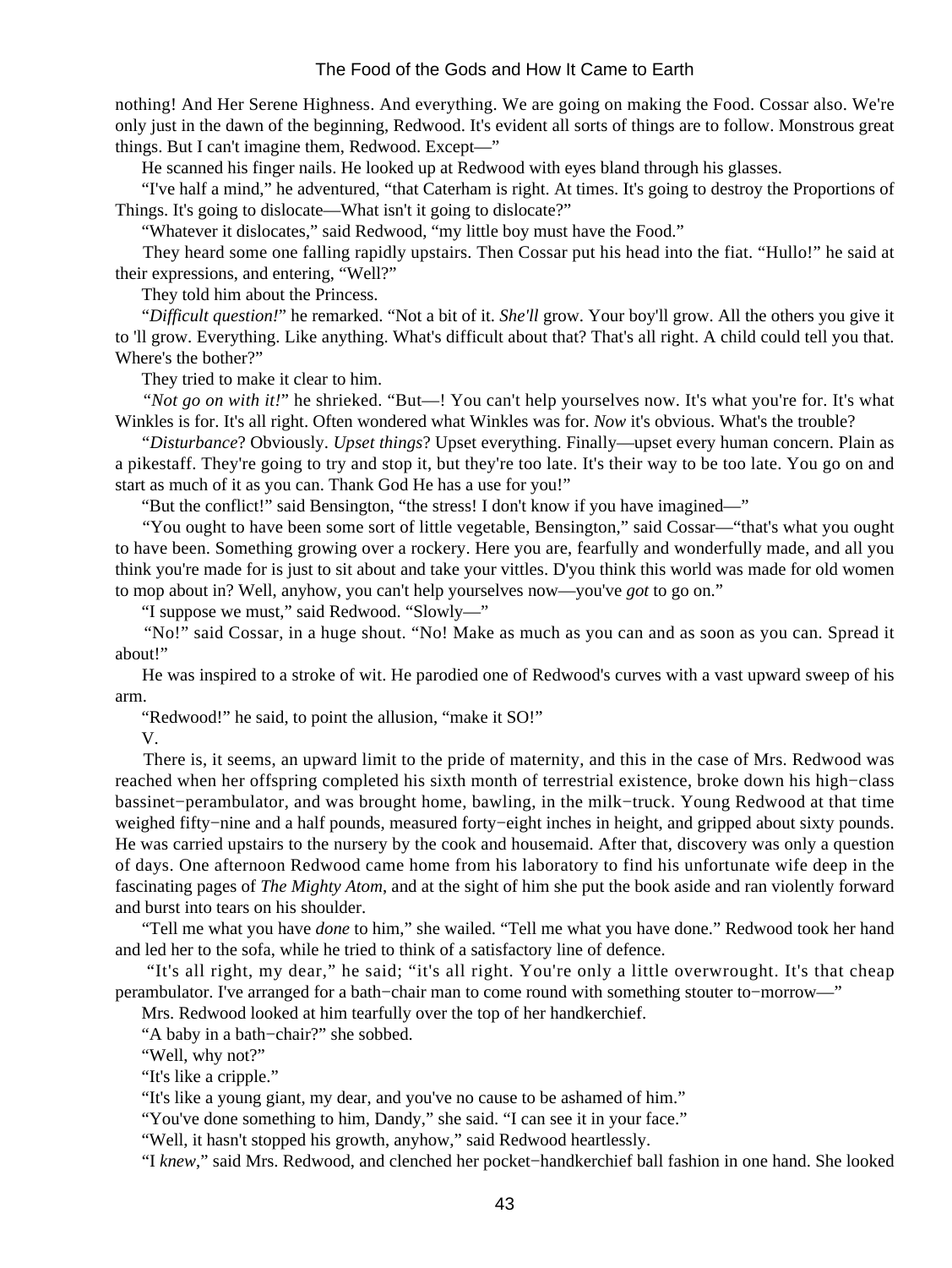nothing! And Her Serene Highness. And everything. We are going on making the Food. Cossar also. We're only just in the dawn of the beginning, Redwood. It's evident all sorts of things are to follow. Monstrous great things. But I can't imagine them, Redwood. Except—"

He scanned his finger nails. He looked up at Redwood with eyes bland through his glasses.

"I've half a mind," he adventured, "that Caterham is right. At times. It's going to destroy the Proportions of Things. It's going to dislocate—What isn't it going to dislocate?"

"Whatever it dislocates," said Redwood, "my little boy must have the Food."

They heard some one falling rapidly upstairs. Then Cossar put his head into the flat. "Hullo!" he said at their expressions, and entering, "Well?"

They told him about the Princess.

"*Difficult question!*" he remarked. "Not a bit of it. *She'll* grow. Your boy'll grow. All the others you give it to 'll grow. Everything. Like anything. What's difficult about that? That's all right. A child could tell you that. Where's the bother?"

They tried to make it clear to him.

"*Not go on with it!*" he shrieked. "But—! You can't help yourselves now. It's what you're for. It's what Winkles is for. It's all right. Often wondered what Winkles was for. *Now* it's obvious. What's the trouble?

"*Disturbance*? Obviously. *Upset things*? Upset everything. Finally—upset every human concern. Plain as a pikestaff. They're going to try and stop it, but they're too late. It's their way to be too late. You go on and start as much of it as you can. Thank God He has a use for you!"

"But the conflict!" said Bensington, "the stress! I don't know if you have imagined—"

"You ought to have been some sort of little vegetable, Bensington," said Cossar—"that's what you ought to have been. Something growing over a rockery. Here you are, fearfully and wonderfully made, and all you think you're made for is just to sit about and take your vittles. D'you think this world was made for old women to mop about in? Well, anyhow, you can't help yourselves now—you've *got* to go on."

"I suppose we must," said Redwood. "Slowly—"

"No!" said Cossar, in a huge shout. "No! Make as much as you can and as soon as you can. Spread it about!"

He was inspired to a stroke of wit. He parodied one of Redwood's curves with a vast upward sweep of his arm.

"Redwood!" he said, to point the allusion, "make it SO!"

V.

There is, it seems, an upward limit to the pride of maternity, and this in the case of Mrs. Redwood was reached when her offspring completed his sixth month of terrestrial existence, broke down his high-class bassinet-perambulator, and was brought home, bawling, in the milk-truck. Young Redwood at that time weighed fifty-nine and a half pounds, measured forty-eight inches in height, and gripped about sixty pounds. He was carried upstairs to the nursery by the cook and housemaid. After that, discovery was only a question of days. One afternoon Redwood came home from his laboratory to find his unfortunate wife deep in the fascinating pages of *The Mighty Atom*, and at the sight of him she put the book aside and ran violently forward and burst into tears on his shoulder.

"Tell me what you have *done* to him," she wailed. "Tell me what you have done." Redwood took her hand and led her to the sofa, while he tried to think of a satisfactory line of defence.

"It's all right, my dear," he said; "it's all right. You're only a little overwrought. It's that cheap perambulator. I've arranged for a bath-chair man to come round with something stouter to-morrow—"

Mrs. Redwood looked at him tearfully over the top of her handkerchief.

"A baby in a bath-chair?" she sobbed.

"Well, why not?"

"It's like a cripple."

"It's like a young giant, my dear, and you've no cause to be ashamed of him."

"You've done something to him, Dandy," she said. "I can see it in your face."

"Well, it hasn't stopped his growth, anyhow," said Redwood heartlessly.

"I *knew*," said Mrs. Redwood, and clenched her pocket-handkerchief ball fashion in one hand. She looked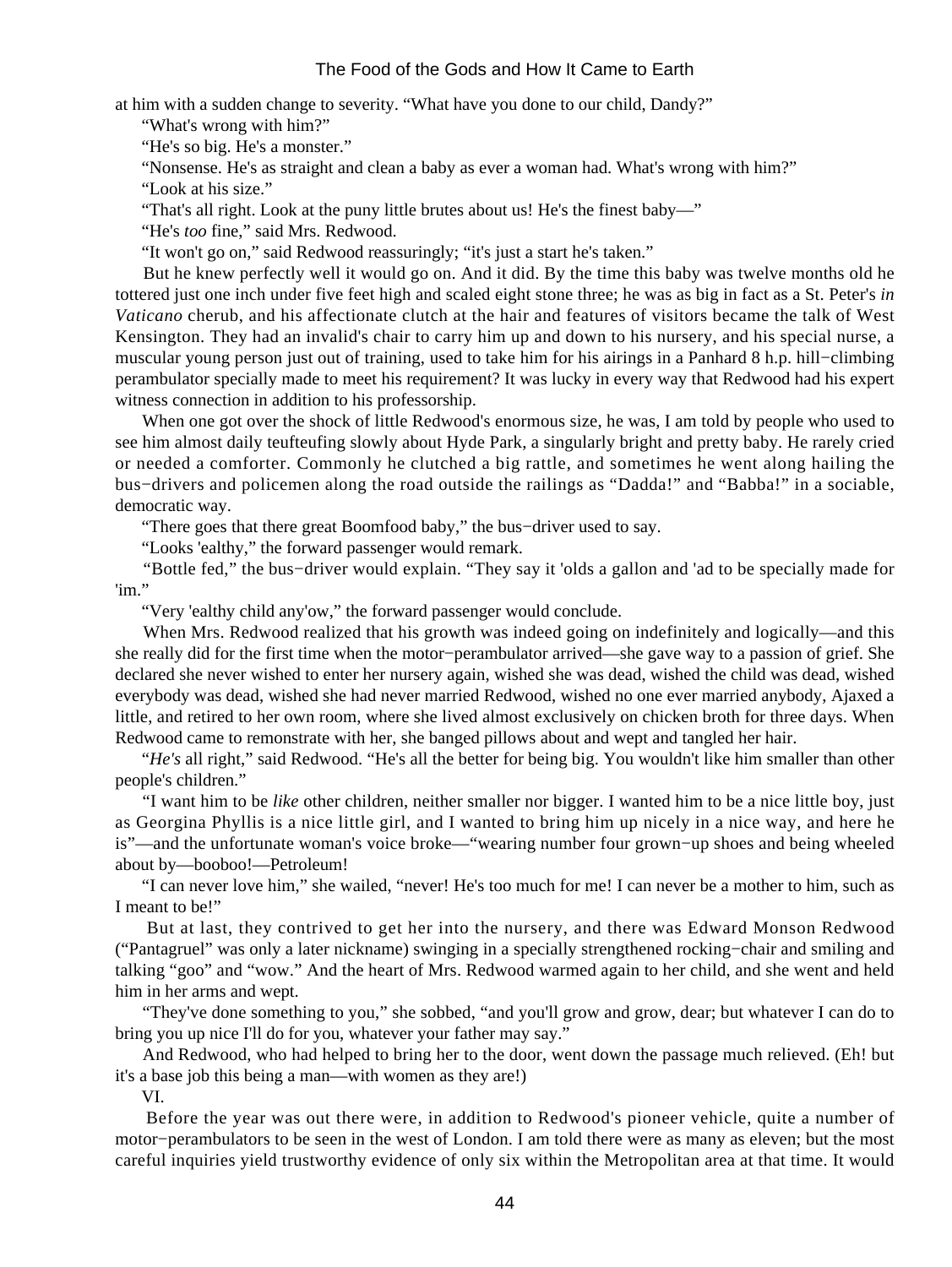at him with a sudden change to severity. "What have you done to our child, Dandy?"

"What's wrong with him?"

"He's so big. He's a monster."

"Nonsense. He's as straight and clean a baby as ever a woman had. What's wrong with him?"

"Look at his size."

"That's all right. Look at the puny little brutes about us! He's the finest baby—"

"He's *too* fine," said Mrs. Redwood.

"It won't go on," said Redwood reassuringly; "it's just a start he's taken."

But he knew perfectly well it would go on. And it did. By the time this baby was twelve months old he tottered just one inch under five feet high and scaled eight stone three; he was as big in fact as a St. Peter's *in Vaticano* cherub, and his affectionate clutch at the hair and features of visitors became the talk of West Kensington. They had an invalid's chair to carry him up and down to his nursery, and his special nurse, a muscular young person just out of training, used to take him for his airings in a Panhard 8 h.p. hill−climbing perambulator specially made to meet his requirement? It was lucky in every way that Redwood had his expert witness connection in addition to his professorship.

When one got over the shock of little Redwood's enormous size, he was, I am told by people who used to see him almost daily teufteufing slowly about Hyde Park, a singularly bright and pretty baby. He rarely cried or needed a comforter. Commonly he clutched a big rattle, and sometimes he went along hailing the bus−drivers and policemen along the road outside the railings as "Dadda!" and "Babba!" in a sociable, democratic way.

"There goes that there great Boomfood baby," the bus−driver used to say.

"Looks 'ealthy," the forward passenger would remark.

"Bottle fed," the bus−driver would explain. "They say it 'olds a gallon and 'ad to be specially made for 'im."

"Very 'ealthy child any'ow," the forward passenger would conclude.

When Mrs. Redwood realized that his growth was indeed going on indefinitely and logically—and this she really did for the first time when the motor−perambulator arrived—she gave way to a passion of grief. She declared she never wished to enter her nursery again, wished she was dead, wished the child was dead, wished everybody was dead, wished she had never married Redwood, wished no one ever married anybody, Ajaxed a little, and retired to her own room, where she lived almost exclusively on chicken broth for three days. When Redwood came to remonstrate with her, she banged pillows about and wept and tangled her hair.

"*He's* all right," said Redwood. "He's all the better for being big. You wouldn't like him smaller than other people's children."

"I want him to be *like* other children, neither smaller nor bigger. I wanted him to be a nice little boy, just as Georgina Phyllis is a nice little girl, and I wanted to bring him up nicely in a nice way, and here he is"—and the unfortunate woman's voice broke—"wearing number four grown−up shoes and being wheeled about by—booboo!—Petroleum!

"I can never love him," she wailed, "never! He's too much for me! I can never be a mother to him, such as I meant to be!"

But at last, they contrived to get her into the nursery, and there was Edward Monson Redwood ("Pantagruel" was only a later nickname) swinging in a specially strengthened rocking−chair and smiling and talking "goo" and "wow." And the heart of Mrs. Redwood warmed again to her child, and she went and held him in her arms and wept.

"They've done something to you," she sobbed, "and you'll grow and grow, dear; but whatever I can do to bring you up nice I'll do for you, whatever your father may say."

And Redwood, who had helped to bring her to the door, went down the passage much relieved. (Eh! but it's a base job this being a man—with women as they are!)

## VI.

Before the year was out there were, in addition to Redwood's pioneer vehicle, quite a number of motor−perambulators to be seen in the west of London. I am told there were as many as eleven; but the most careful inquiries yield trustworthy evidence of only six within the Metropolitan area at that time. It would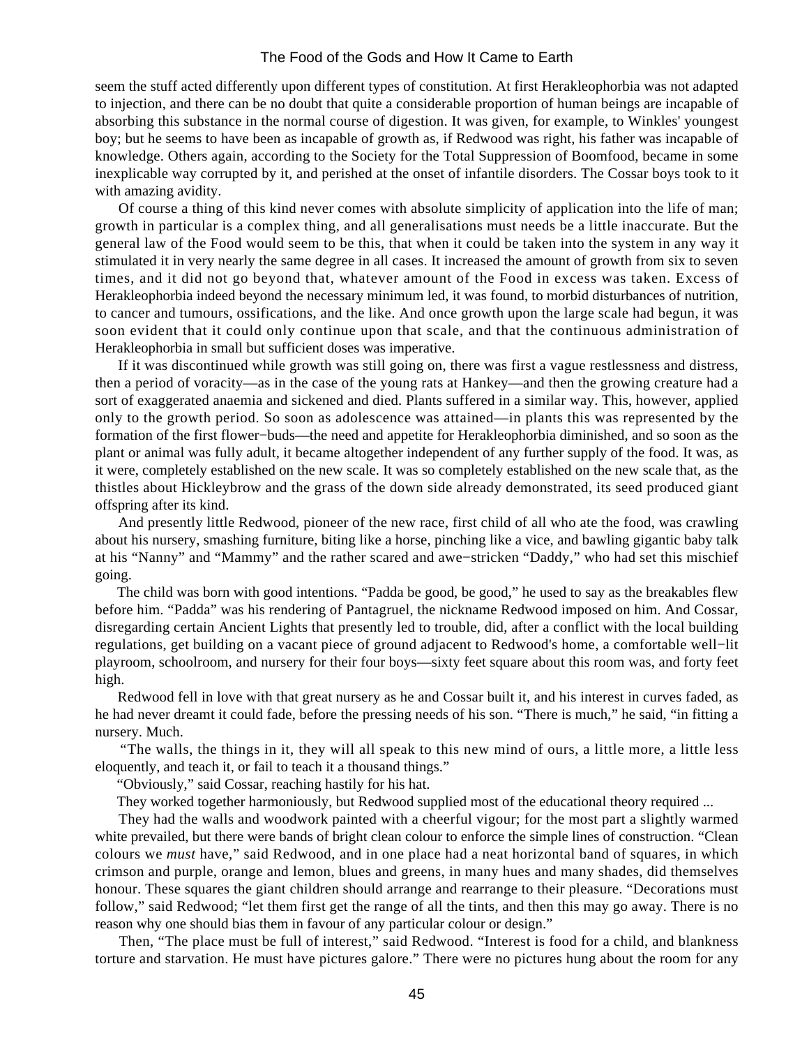seem the stuff acted differently upon different types of constitution. At first Herakleophorbia was not adapted to injection, and there can be no doubt that quite a considerable proportion of human beings are incapable of absorbing this substance in the normal course of digestion. It was given, for example, to Winkles' youngest boy; but he seems to have been as incapable of growth as, if Redwood was right, his father was incapable of knowledge. Others again, according to the Society for the Total Suppression of Boomfood, became in some inexplicable way corrupted by it, and perished at the onset of infantile disorders. The Cossar boys took to it with amazing avidity.

Of course a thing of this kind never comes with absolute simplicity of application into the life of man; growth in particular is a complex thing, and all generalisations must needs be a little inaccurate. But the general law of the Food would seem to be this, that when it could be taken into the system in any way it stimulated it in very nearly the same degree in all cases. It increased the amount of growth from six to seven times, and it did not go beyond that, whatever amount of the Food in excess was taken. Excess of Herakleophorbia indeed beyond the necessary minimum led, it was found, to morbid disturbances of nutrition, to cancer and tumours, ossifications, and the like. And once growth upon the large scale had begun, it was soon evident that it could only continue upon that scale, and that the continuous administration of Herakleophorbia in small but sufficient doses was imperative.

If it was discontinued while growth was still going on, there was first a vague restlessness and distress, then a period of voracity—as in the case of the young rats at Hankey—and then the growing creature had a sort of exaggerated anaemia and sickened and died. Plants suffered in a similar way. This, however, applied only to the growth period. So soon as adolescence was attained—in plants this was represented by the formation of the first flower−buds—the need and appetite for Herakleophorbia diminished, and so soon as the plant or animal was fully adult, it became altogether independent of any further supply of the food. It was, as it were, completely established on the new scale. It was so completely established on the new scale that, as the thistles about Hickleybrow and the grass of the down side already demonstrated, its seed produced giant offspring after its kind.

And presently little Redwood, pioneer of the new race, first child of all who ate the food, was crawling about his nursery, smashing furniture, biting like a horse, pinching like a vice, and bawling gigantic baby talk at his "Nanny" and "Mammy" and the rather scared and awe−stricken "Daddy," who had set this mischief going.

The child was born with good intentions. "Padda be good, be good," he used to say as the breakables flew before him. "Padda" was his rendering of Pantagruel, the nickname Redwood imposed on him. And Cossar, disregarding certain Ancient Lights that presently led to trouble, did, after a conflict with the local building regulations, get building on a vacant piece of ground adjacent to Redwood's home, a comfortable well−lit playroom, schoolroom, and nursery for their four boys—sixty feet square about this room was, and forty feet high.

Redwood fell in love with that great nursery as he and Cossar built it, and his interest in curves faded, as he had never dreamt it could fade, before the pressing needs of his son. "There is much," he said, "in fitting a nursery. Much.

"The walls, the things in it, they will all speak to this new mind of ours, a little more, a little less eloquently, and teach it, or fail to teach it a thousand things."

"Obviously," said Cossar, reaching hastily for his hat.

They worked together harmoniously, but Redwood supplied most of the educational theory required ...

They had the walls and woodwork painted with a cheerful vigour; for the most part a slightly warmed white prevailed, but there were bands of bright clean colour to enforce the simple lines of construction. "Clean colours we *must* have," said Redwood, and in one place had a neat horizontal band of squares, in which crimson and purple, orange and lemon, blues and greens, in many hues and many shades, did themselves honour. These squares the giant children should arrange and rearrange to their pleasure. "Decorations must follow," said Redwood; "let them first get the range of all the tints, and then this may go away. There is no reason why one should bias them in favour of any particular colour or design."

Then, "The place must be full of interest," said Redwood. "Interest is food for a child, and blankness torture and starvation. He must have pictures galore." There were no pictures hung about the room for any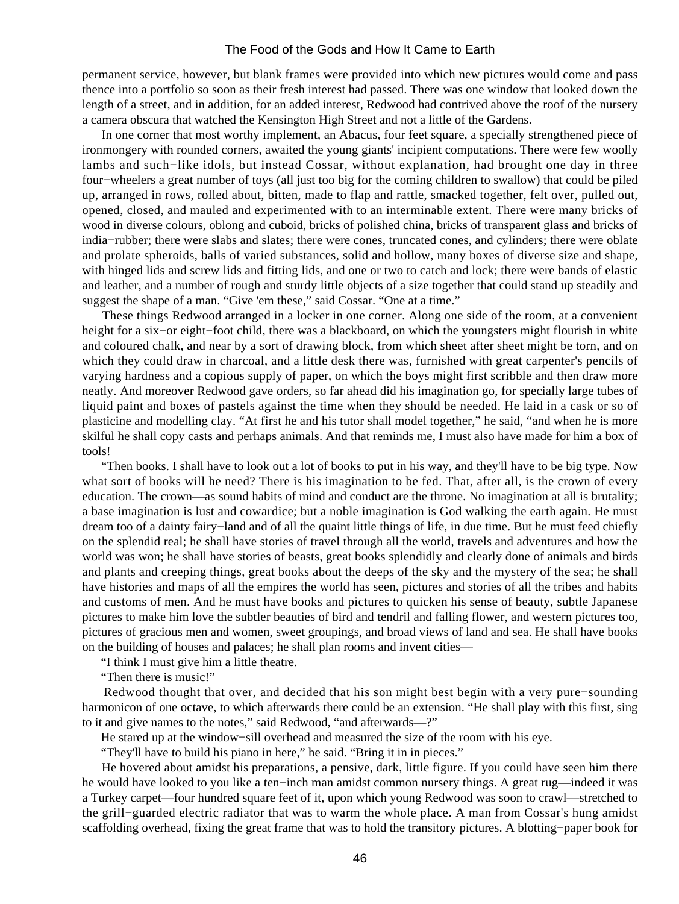permanent service, however, but blank frames were provided into which new pictures would come and pass thence into a portfolio so soon as their fresh interest had passed. There was one window that looked down the length of a street, and in addition, for an added interest, Redwood had contrived above the roof of the nursery a camera obscura that watched the Kensington High Street and not a little of the Gardens.

In one corner that most worthy implement, an Abacus, four feet square, a specially strengthened piece of ironmongery with rounded corners, awaited the young giants' incipient computations. There were few woolly lambs and such−like idols, but instead Cossar, without explanation, had brought one day in three four−wheelers a great number of toys (all just too big for the coming children to swallow) that could be piled up, arranged in rows, rolled about, bitten, made to flap and rattle, smacked together, felt over, pulled out, opened, closed, and mauled and experimented with to an interminable extent. There were many bricks of wood in diverse colours, oblong and cuboid, bricks of polished china, bricks of transparent glass and bricks of india−rubber; there were slabs and slates; there were cones, truncated cones, and cylinders; there were oblate and prolate spheroids, balls of varied substances, solid and hollow, many boxes of diverse size and shape, with hinged lids and screw lids and fitting lids, and one or two to catch and lock; there were bands of elastic and leather, and a number of rough and sturdy little objects of a size together that could stand up steadily and suggest the shape of a man. "Give 'em these," said Cossar. "One at a time."

These things Redwood arranged in a locker in one corner. Along one side of the room, at a convenient height for a six−or eight−foot child, there was a blackboard, on which the youngsters might flourish in white and coloured chalk, and near by a sort of drawing block, from which sheet after sheet might be torn, and on which they could draw in charcoal, and a little desk there was, furnished with great carpenter's pencils of varying hardness and a copious supply of paper, on which the boys might first scribble and then draw more neatly. And moreover Redwood gave orders, so far ahead did his imagination go, for specially large tubes of liquid paint and boxes of pastels against the time when they should be needed. He laid in a cask or so of plasticine and modelling clay. "At first he and his tutor shall model together," he said, "and when he is more skilful he shall copy casts and perhaps animals. And that reminds me, I must also have made for him a box of tools!

"Then books. I shall have to look out a lot of books to put in his way, and they'll have to be big type. Now what sort of books will he need? There is his imagination to be fed. That, after all, is the crown of every education. The crown—as sound habits of mind and conduct are the throne. No imagination at all is brutality; a base imagination is lust and cowardice; but a noble imagination is God walking the earth again. He must dream too of a dainty fairy−land and of all the quaint little things of life, in due time. But he must feed chiefly on the splendid real; he shall have stories of travel through all the world, travels and adventures and how the world was won; he shall have stories of beasts, great books splendidly and clearly done of animals and birds and plants and creeping things, great books about the deeps of the sky and the mystery of the sea; he shall have histories and maps of all the empires the world has seen, pictures and stories of all the tribes and habits and customs of men. And he must have books and pictures to quicken his sense of beauty, subtle Japanese pictures to make him love the subtler beauties of bird and tendril and falling flower, and western pictures too, pictures of gracious men and women, sweet groupings, and broad views of land and sea. He shall have books on the building of houses and palaces; he shall plan rooms and invent cities—

"I think I must give him a little theatre.

"Then there is music!"

Redwood thought that over, and decided that his son might best begin with a very pure−sounding harmonicon of one octave, to which afterwards there could be an extension. "He shall play with this first, sing to it and give names to the notes," said Redwood, "and afterwards—?"

He stared up at the window−sill overhead and measured the size of the room with his eye.

"They'll have to build his piano in here," he said. "Bring it in in pieces."

He hovered about amidst his preparations, a pensive, dark, little figure. If you could have seen him there he would have looked to you like a ten−inch man amidst common nursery things. A great rug—indeed it was a Turkey carpet—four hundred square feet of it, upon which young Redwood was soon to crawl—stretched to the grill−guarded electric radiator that was to warm the whole place. A man from Cossar's hung amidst scaffolding overhead, fixing the great frame that was to hold the transitory pictures. A blotting−paper book for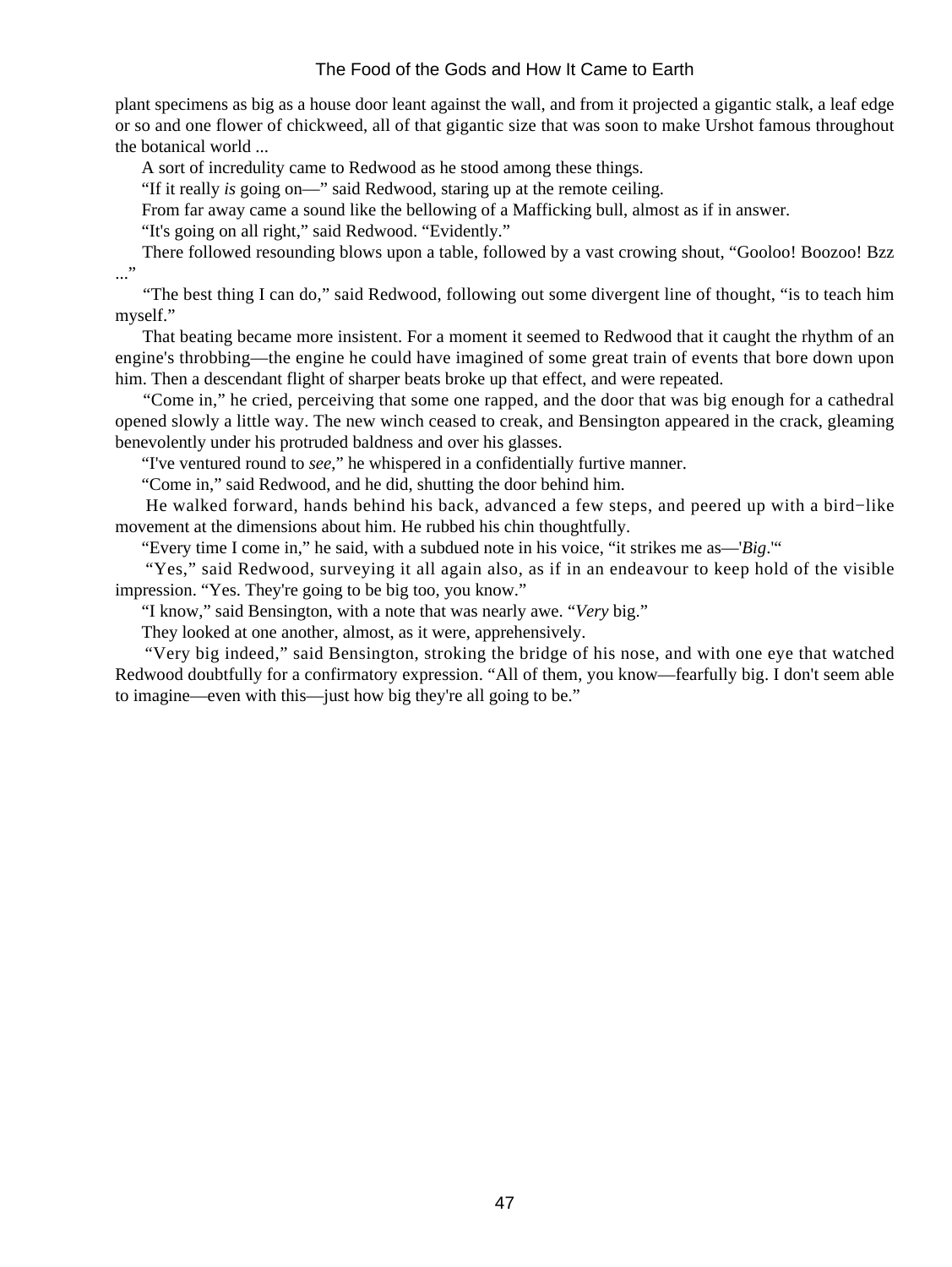plant specimens as big as a house door leant against the wall, and from it projected a gigantic stalk, a leaf edge or so and one flower of chickweed, all of that gigantic size that was soon to make Urshot famous throughout the botanical world ...

A sort of incredulity came to Redwood as he stood among these things.

"If it really *is* going on—" said Redwood, staring up at the remote ceiling.

From far away came a sound like the bellowing of a Mafficking bull, almost as if in answer.

"It's going on all right," said Redwood. "Evidently."

There followed resounding blows upon a table, followed by a vast crowing shout, "Gooloo! Boozoo! Bzz ..."

"The best thing I can do," said Redwood, following out some divergent line of thought, "is to teach him myself."

That beating became more insistent. For a moment it seemed to Redwood that it caught the rhythm of an engine's throbbing—the engine he could have imagined of some great train of events that bore down upon him. Then a descendant flight of sharper beats broke up that effect, and were repeated.

"Come in," he cried, perceiving that some one rapped, and the door that was big enough for a cathedral opened slowly a little way. The new winch ceased to creak, and Bensington appeared in the crack, gleaming benevolently under his protruded baldness and over his glasses.

"I've ventured round to *see*," he whispered in a confidentially furtive manner.

"Come in," said Redwood, and he did, shutting the door behind him.

He walked forward, hands behind his back, advanced a few steps, and peered up with a bird−like movement at the dimensions about him. He rubbed his chin thoughtfully.

"Every time I come in," he said, with a subdued note in his voice, "it strikes me as—'*Big*.'"

"Yes," said Redwood, surveying it all again also, as if in an endeavour to keep hold of the visible impression. "Yes. They're going to be big too, you know."

"I know," said Bensington, with a note that was nearly awe. "*Very* big."

They looked at one another, almost, as it were, apprehensively.

"Very big indeed," said Bensington, stroking the bridge of his nose, and with one eye that watched Redwood doubtfully for a confirmatory expression. "All of them, you know—fearfully big. I don't seem able to imagine—even with this—just how big they're all going to be."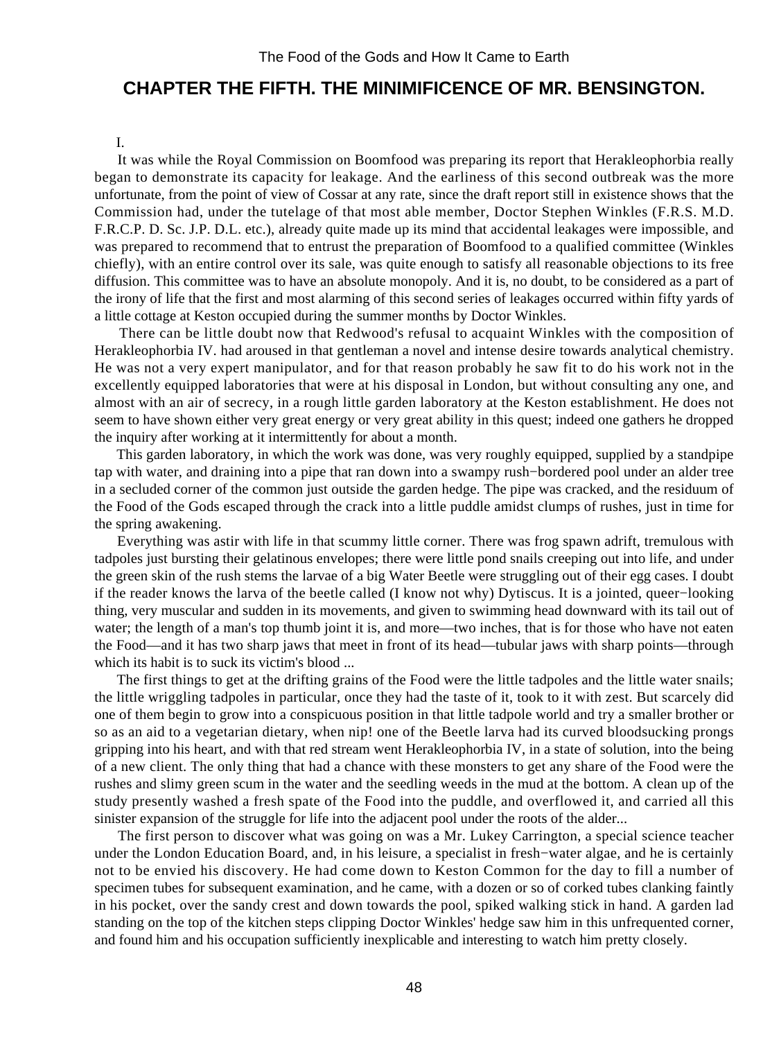## CHAPTER THE FIFTH. THE MINIMIFICENCE OF MR. BENSINGTON.

I.

It was while the Royal Commission on Boomfood was preparing its report that Herakleophorbia really began to demonstrate its capacity for leakage. And the earliness of this second outbreak was the more unfortunate, from the point of view of Cossar at any rate, since the draft report still in existence shows that the Commission had, under the tutelage of that most able member, Doctor Stephen Winkles (F.R.S. M.D. F.R.C.P. D. Sc. J.P. D.L. etc.), already quite made up its mind that accidental leakages were impossible, and was prepared to recommend that to entrust the preparation of Boomfood to a qualified committee (Winkles chiefly), with an entire control over its sale, was quite enough to satisfy all reasonable objections to its free diffusion. This committee was to have an absolute monopoly. And it is, no doubt, to be considered as a part of the irony of life that the first and most alarming of this second series of leakages occurred within fifty yards of a little cottage at Keston occupied during the summer months by Doctor Winkles.

There can be little doubt now that Redwood's refusal to acquaint Winkles with the composition of Herakleophorbia IV. had aroused in that gentleman a novel and intense desire towards analytical chemistry. He was not a very expert manipulator, and for that reason probably he saw fit to do his work not in the excellently equipped laboratories that were at his disposal in London, but without consulting any one, and almost with an air of secrecy, in a rough little garden laboratory at the Keston establishment. He does not seem to have shown either very great energy or very great ability in this quest; indeed one gathers he dropped the inquiry after working at it intermittently for about a month.

This garden laboratory, in which the work was done, was very roughly equipped, supplied by a standpipe tap with water, and draining into a pipe that ran down into a swampy rush−bordered pool under an alder tree in a secluded corner of the common just outside the garden hedge. The pipe was cracked, and the residuum of the Food of the Gods escaped through the crack into a little puddle amidst clumps of rushes, just in time for the spring awakening.

Everything was astir with life in that scummy little corner. There was frog spawn adrift, tremulous with tadpoles just bursting their gelatinous envelopes; there were little pond snails creeping out into life, and under the green skin of the rush stems the larvae of a big Water Beetle were struggling out of their egg cases. I doubt if the reader knows the larva of the beetle called (I know not why) Dytiscus. It is a jointed, queer−looking thing, very muscular and sudden in its movements, and given to swimming head downward with its tail out of water; the length of a man's top thumb joint it is, and more—two inches, that is for those who have not eaten the Food—and it has two sharp jaws that meet in front of its head—tubular jaws with sharp points—through which its habit is to suck its victim's blood ...

The first things to get at the drifting grains of the Food were the little tadpoles and the little water snails; the little wriggling tadpoles in particular, once they had the taste of it, took to it with zest. But scarcely did one of them begin to grow into a conspicuous position in that little tadpole world and try a smaller brother or so as an aid to a vegetarian dietary, when nip! one of the Beetle larva had its curved bloodsucking prongs gripping into his heart, and with that red stream went Herakleophorbia IV, in a state of solution, into the being of a new client. The only thing that had a chance with these monsters to get any share of the Food were the rushes and slimy green scum in the water and the seedling weeds in the mud at the bottom. A clean up of the study presently washed a fresh spate of the Food into the puddle, and overflowed it, and carried all this sinister expansion of the struggle for life into the adjacent pool under the roots of the alder...

The first person to discover what was going on was a Mr. Lukey Carrington, a special science teacher under the London Education Board, and, in his leisure, a specialist in fresh−water algae, and he is certainly not to be envied his discovery. He had come down to Keston Common for the day to fill a number of specimen tubes for subsequent examination, and he came, with a dozen or so of corked tubes clanking faintly in his pocket, over the sandy crest and down towards the pool, spiked walking stick in hand. A garden lad standing on the top of the kitchen steps clipping Doctor Winkles' hedge saw him in this unfrequented corner, and found him and his occupation sufficiently inexplicable and interesting to watch him pretty closely.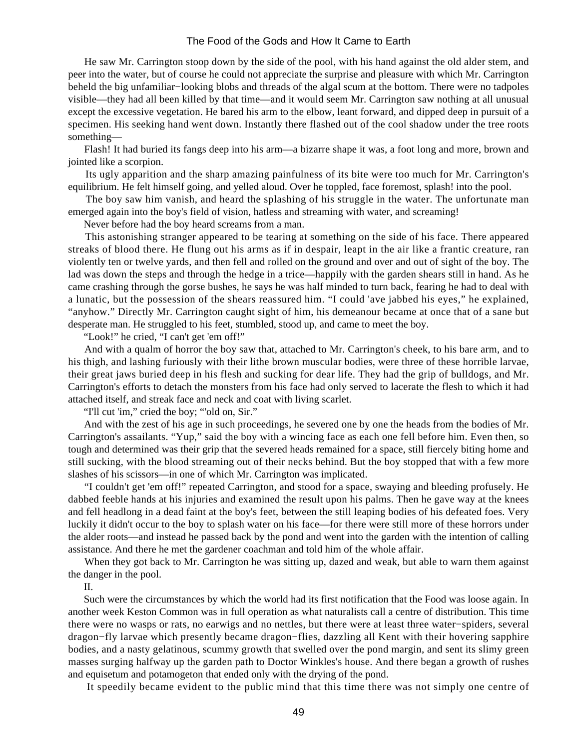He saw Mr. Carrington stoop down by the side of the pool, with his hand against the old alder stem, and peer into the water, but of course he could not appreciate the surprise and pleasure with which Mr. Carrington beheld the big unfamiliar−looking blobs and threads of the algal scum at the bottom. There were no tadpoles visible—they had all been killed by that time—and it would seem Mr. Carrington saw nothing at all unusual except the excessive vegetation. He bared his arm to the elbow, leant forward, and dipped deep in pursuit of a specimen. His seeking hand went down. Instantly there flashed out of the cool shadow under the tree roots something—

Flash! It had buried its fangs deep into his arm—a bizarre shape it was, a foot long and more, brown and jointed like a scorpion.

Its ugly apparition and the sharp amazing painfulness of its bite were too much for Mr. Carrington's equilibrium. He felt himself going, and yelled aloud. Over he toppled, face foremost, splash! into the pool.

The boy saw him vanish, and heard the splashing of his struggle in the water. The unfortunate man emerged again into the boy's field of vision, hatless and streaming with water, and screaming!

Never before had the boy heard screams from a man.

This astonishing stranger appeared to be tearing at something on the side of his face. There appeared streaks of blood there. He flung out his arms as if in despair, leapt in the air like a frantic creature, ran violently ten or twelve yards, and then fell and rolled on the ground and over and out of sight of the boy. The lad was down the steps and through the hedge in a trice—happily with the garden shears still in hand. As he came crashing through the gorse bushes, he says he was half minded to turn back, fearing he had to deal with a lunatic, but the possession of the shears reassured him. "I could 'ave jabbed his eyes," he explained, "anyhow." Directly Mr. Carrington caught sight of him, his demeanour became at once that of a sane but desperate man. He struggled to his feet, stumbled, stood up, and came to meet the boy.

"Look!" he cried, "I can't get 'em off!"

And with a qualm of horror the boy saw that, attached to Mr. Carrington's cheek, to his bare arm, and to his thigh, and lashing furiously with their lithe brown muscular bodies, were three of these horrible larvae, their great jaws buried deep in his flesh and sucking for dear life. They had the grip of bulldogs, and Mr. Carrington's efforts to detach the monsters from his face had only served to lacerate the flesh to which it had attached itself, and streak face and neck and coat with living scarlet.

"I'll cut 'im," cried the boy; "'old on, Sir."

And with the zest of his age in such proceedings, he severed one by one the heads from the bodies of Mr. Carrington's assailants. "Yup," said the boy with a wincing face as each one fell before him. Even then, so tough and determined was their grip that the severed heads remained for a space, still fiercely biting home and still sucking, with the blood streaming out of their necks behind. But the boy stopped that with a few more slashes of his scissors—in one of which Mr. Carrington was implicated.

"I couldn't get 'em off!" repeated Carrington, and stood for a space, swaying and bleeding profusely. He dabbed feeble hands at his injuries and examined the result upon his palms. Then he gave way at the knees and fell headlong in a dead faint at the boy's feet, between the still leaping bodies of his defeated foes. Very luckily it didn't occur to the boy to splash water on his face—for there were still more of these horrors under the alder roots—and instead he passed back by the pond and went into the garden with the intention of calling assistance. And there he met the gardener coachman and told him of the whole affair.

When they got back to Mr. Carrington he was sitting up, dazed and weak, but able to warn them against the danger in the pool.

II.

Such were the circumstances by which the world had its first notification that the Food was loose again. In another week Keston Common was in full operation as what naturalists call a centre of distribution. This time there were no wasps or rats, no earwigs and no nettles, but there were at least three water−spiders, several dragon−fly larvae which presently became dragon−flies, dazzling all Kent with their hovering sapphire bodies, and a nasty gelatinous, scummy growth that swelled over the pond margin, and sent its slimy green masses surging halfway up the garden path to Doctor Winkles's house. And there began a growth of rushes and equisetum and potamogeton that ended only with the drying of the pond.

It speedily became evident to the public mind that this time there was not simply one centre of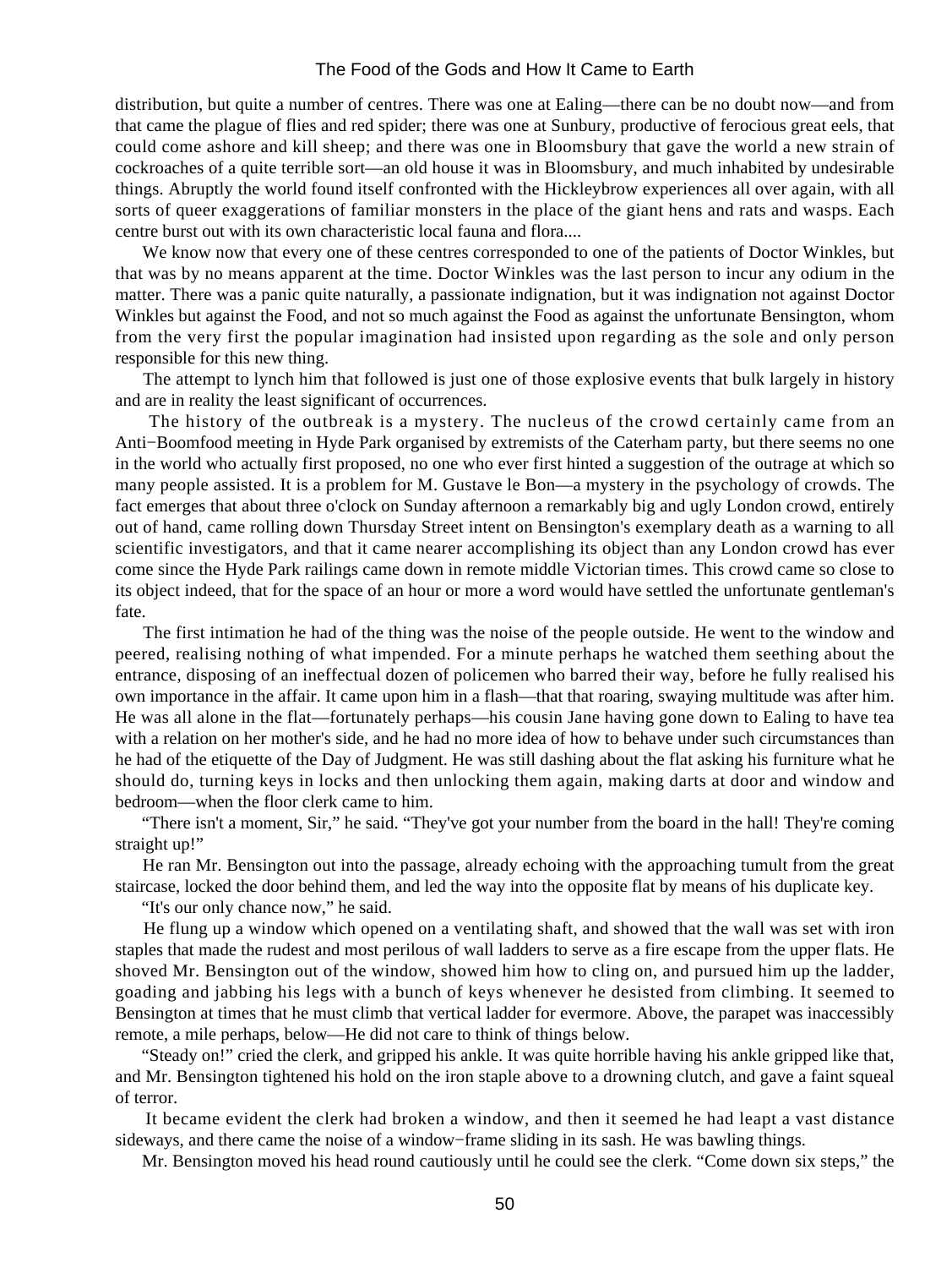distribution, but quite a number of centres. There was one at Ealing—there can be no doubt now—and from that came the plague of flies and red spider; there was one at Sunbury, productive of ferocious great eels, that could come ashore and kill sheep; and there was one in Bloomsbury that gave the world a new strain of cockroaches of a quite terrible sort—an old house it was in Bloomsbury, and much inhabited by undesirable things. Abruptly the world found itself confronted with the Hickleybrow experiences all over again, with all sorts of queer exaggerations of familiar monsters in the place of the giant hens and rats and wasps. Each centre burst out with its own characteristic local fauna and flora....

We know now that every one of these centres corresponded to one of the patients of Doctor Winkles, but that was by no means apparent at the time. Doctor Winkles was the last person to incur any odium in the matter. There was a panic quite naturally, a passionate indignation, but it was indignation not against Doctor Winkles but against the Food, and not so much against the Food as against the unfortunate Bensington, whom from the very first the popular imagination had insisted upon regarding as the sole and only person responsible for this new thing.

The attempt to lynch him that followed is just one of those explosive events that bulk largely in history and are in reality the least significant of occurrences.

The history of the outbreak is a mystery. The nucleus of the crowd certainly came from an Anti−Boomfood meeting in Hyde Park organised by extremists of the Caterham party, but there seems no one in the world who actually first proposed, no one who ever first hinted a suggestion of the outrage at which so many people assisted. It is a problem for M. Gustave le Bon—a mystery in the psychology of crowds. The fact emerges that about three o'clock on Sunday afternoon a remarkably big and ugly London crowd, entirely out of hand, came rolling down Thursday Street intent on Bensington's exemplary death as a warning to all scientific investigators, and that it came nearer accomplishing its object than any London crowd has ever come since the Hyde Park railings came down in remote middle Victorian times. This crowd came so close to its object indeed, that for the space of an hour or more a word would have settled the unfortunate gentleman's fate.

The first intimation he had of the thing was the noise of the people outside. He went to the window and peered, realising nothing of what impended. For a minute perhaps he watched them seething about the entrance, disposing of an ineffectual dozen of policemen who barred their way, before he fully realised his own importance in the affair. It came upon him in a flash—that that roaring, swaying multitude was after him. He was all alone in the flat—fortunately perhaps—his cousin Jane having gone down to Ealing to have tea with a relation on her mother's side, and he had no more idea of how to behave under such circumstances than he had of the etiquette of the Day of Judgment. He was still dashing about the flat asking his furniture what he should do, turning keys in locks and then unlocking them again, making darts at door and window and bedroom—when the floor clerk came to him.

"There isn't a moment, Sir," he said. "They've got your number from the board in the hall! They're coming straight up!"

He ran Mr. Bensington out into the passage, already echoing with the approaching tumult from the great staircase, locked the door behind them, and led the way into the opposite flat by means of his duplicate key.

"It's our only chance now," he said.

He flung up a window which opened on a ventilating shaft, and showed that the wall was set with iron staples that made the rudest and most perilous of wall ladders to serve as a fire escape from the upper flats. He shoved Mr. Bensington out of the window, showed him how to cling on, and pursued him up the ladder, goading and jabbing his legs with a bunch of keys whenever he desisted from climbing. It seemed to Bensington at times that he must climb that vertical ladder for evermore. Above, the parapet was inaccessibly remote, a mile perhaps, below—He did not care to think of things below.

"Steady on!" cried the clerk, and gripped his ankle. It was quite horrible having his ankle gripped like that, and Mr. Bensington tightened his hold on the iron staple above to a drowning clutch, and gave a faint squeal of terror.

It became evident the clerk had broken a window, and then it seemed he had leapt a vast distance sideways, and there came the noise of a window−frame sliding in its sash. He was bawling things.

Mr. Bensington moved his head round cautiously until he could see the clerk. "Come down six steps," the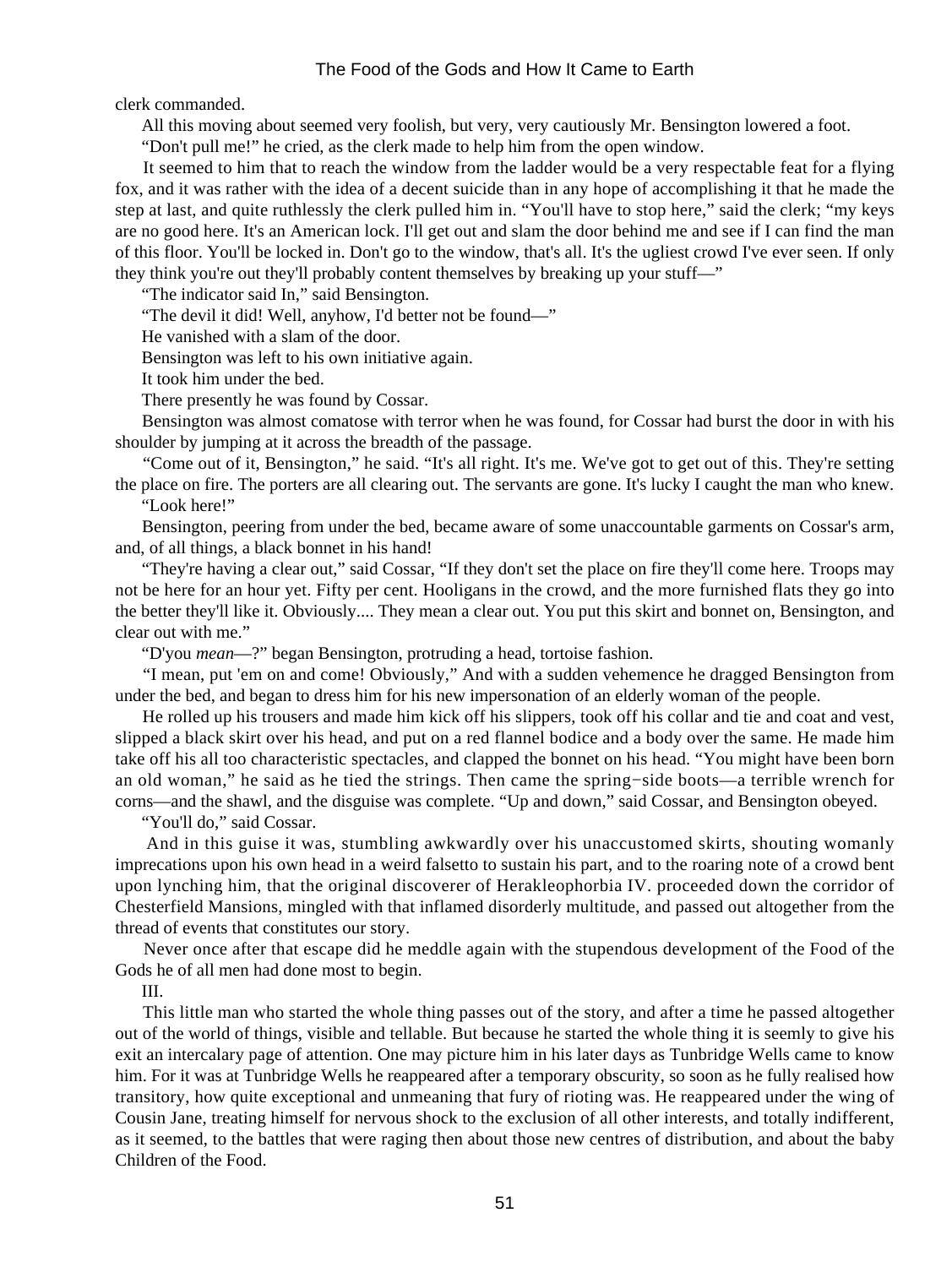clerk commanded.

All this moving about seemed very foolish, but very, very cautiously Mr. Bensington lowered a foot.

"Don't pull me!" he cried, as the clerk made to help him from the open window.

It seemed to him that to reach the window from the ladder would be a very respectable feat for a flying fox, and it was rather with the idea of a decent suicide than in any hope of accomplishing it that he made the step at last, and quite ruthlessly the clerk pulled him in. "You'll have to stop here," said the clerk; "my keys are no good here. It's an American lock. I'll get out and slam the door behind me and see if I can find the man of this floor. You'll be locked in. Don't go to the window, that's all. It's the ugliest crowd I've ever seen. If only they think you're out they'll probably content themselves by breaking up your stuff—"

"The indicator said In," said Bensington.

"The devil it did! Well, anyhow, I'd better not be found—"

He vanished with a slam of the door.

Bensington was left to his own initiative again.

It took him under the bed.

There presently he was found by Cossar.

Bensington was almost comatose with terror when he was found, for Cossar had burst the door in with his shoulder by jumping at it across the breadth of the passage.

"Come out of it, Bensington," he said. "It's all right. It's me. We've got to get out of this. They're setting the place on fire. The porters are all clearing out. The servants are gone. It's lucky I caught the man who knew.

"Look here!"

Bensington, peering from under the bed, became aware of some unaccountable garments on Cossar's arm, and, of all things, a black bonnet in his hand!

"They're having a clear out," said Cossar, "If they don't set the place on fire they'll come here. Troops may not be here for an hour yet. Fifty per cent. Hooligans in the crowd, and the more furnished flats they go into the better they'll like it. Obviously.... They mean a clear out. You put this skirt and bonnet on, Bensington, and clear out with me."

"D'you *mean*—?" began Bensington, protruding a head, tortoise fashion.

"I mean, put 'em on and come! Obviously," And with a sudden vehemence he dragged Bensington from under the bed, and began to dress him for his new impersonation of an elderly woman of the people.

He rolled up his trousers and made him kick off his slippers, took off his collar and tie and coat and vest, slipped a black skirt over his head, and put on a red flannel bodice and a body over the same. He made him take off his all too characteristic spectacles, and clapped the bonnet on his head. "You might have been born an old woman," he said as he tied the strings. Then came the spring−side boots—a terrible wrench for corns—and the shawl, and the disguise was complete. "Up and down," said Cossar, and Bensington obeyed.

"You'll do," said Cossar.

And in this guise it was, stumbling awkwardly over his unaccustomed skirts, shouting womanly imprecations upon his own head in a weird falsetto to sustain his part, and to the roaring note of a crowd bent upon lynching him, that the original discoverer of Herakleophorbia IV. proceeded down the corridor of Chesterfield Mansions, mingled with that inflamed disorderly multitude, and passed out altogether from the thread of events that constitutes our story.

Never once after that escape did he meddle again with the stupendous development of the Food of the Gods he of all men had done most to begin.

III.

This little man who started the whole thing passes out of the story, and after a time he passed altogether out of the world of things, visible and tellable. But because he started the whole thing it is seemly to give his exit an intercalary page of attention. One may picture him in his later days as Tunbridge Wells came to know him. For it was at Tunbridge Wells he reappeared after a temporary obscurity, so soon as he fully realised how transitory, how quite exceptional and unmeaning that fury of rioting was. He reappeared under the wing of Cousin Jane, treating himself for nervous shock to the exclusion of all other interests, and totally indifferent, as it seemed, to the battles that were raging then about those new centres of distribution, and about the baby Children of the Food.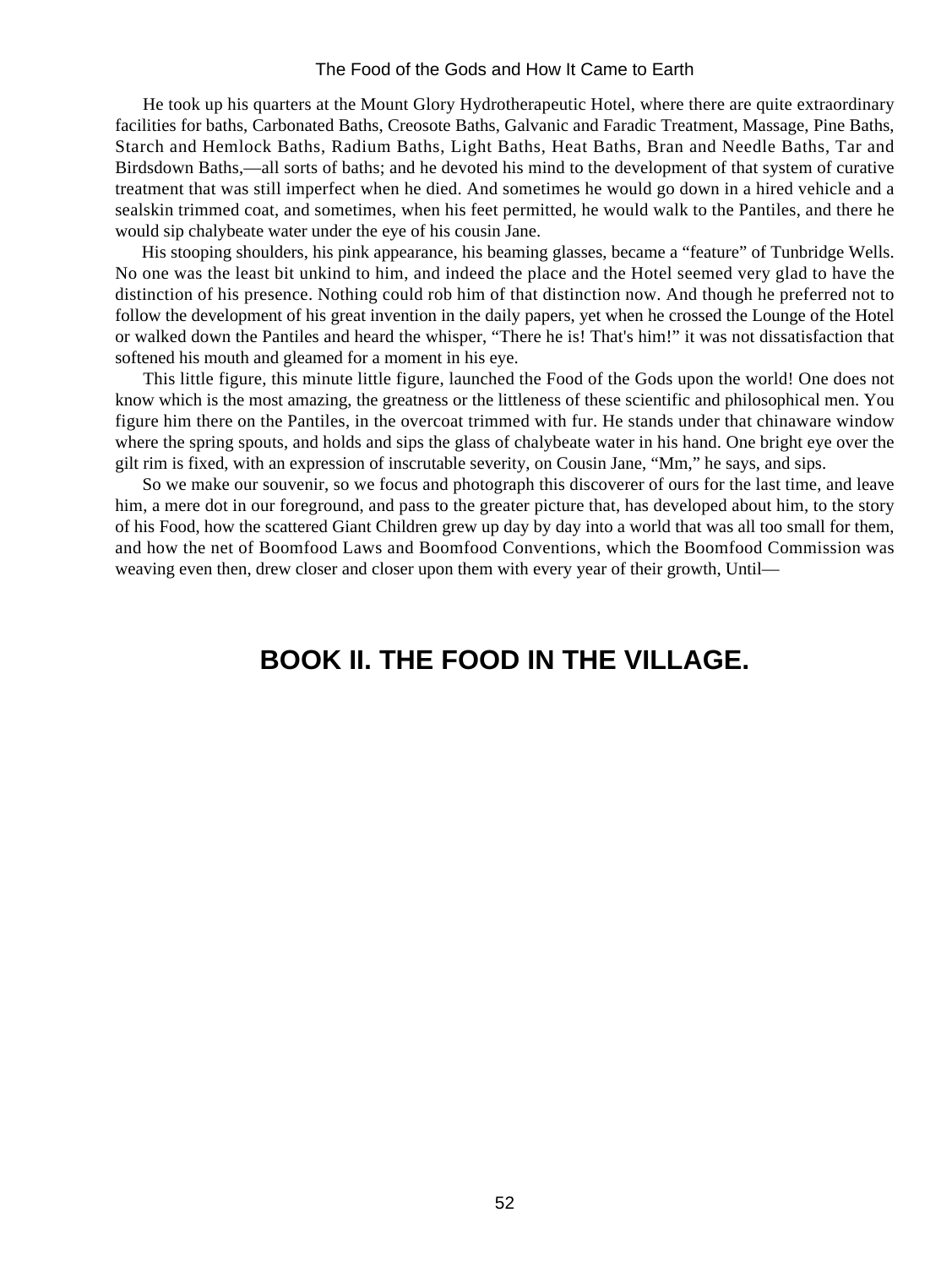He took up his quarters at the Mount Glory Hydrotherapeutic Hotel, where there are quite extraordinary facilities for baths, Carbonated Baths, Creosote Baths, Galvanic and Faradic Treatment, Massage, Pine Baths, Starch and Hemlock Baths, Radium Baths, Light Baths, Heat Baths, Bran and Needle Baths, Tar and Birdsdown Baths,—all sorts of baths; and he devoted his mind to the development of that system of curative treatment that was still imperfect when he died. And sometimes he would go down in a hired vehicle and a sealskin trimmed coat, and sometimes, when his feet permitted, he would walk to the Pantiles, and there he would sip chalybeate water under the eye of his cousin Jane.

His stooping shoulders, his pink appearance, his beaming glasses, became a "feature" of Tunbridge Wells. No one was the least bit unkind to him, and indeed the place and the Hotel seemed very glad to have the distinction of his presence. Nothing could rob him of that distinction now. And though he preferred not to follow the development of his great invention in the daily papers, yet when he crossed the Lounge of the Hotel or walked down the Pantiles and heard the whisper, "There he is! That's him!" it was not dissatisfaction that softened his mouth and gleamed for a moment in his eye.

This little figure, this minute little figure, launched the Food of the Gods upon the world! One does not know which is the most amazing, the greatness or the littleness of these scientific and philosophical men. You figure him there on the Pantiles, in the overcoat trimmed with fur. He stands under that chinaware window where the spring spouts, and holds and sips the glass of chalybeate water in his hand. One bright eye over the gilt rim is fixed, with an expression of inscrutable severity, on Cousin Jane, "Mm," he says, and sips.

So we make our souvenir, so we focus and photograph this discoverer of ours for the last time, and leave him, a mere dot in our foreground, and pass to the greater picture that, has developed about him, to the story of his Food, how the scattered Giant Children grew up day by day into a world that was all too small for them, and how the net of Boomfood Laws and Boomfood Conventions, which the Boomfood Commission was weaving even then, drew closer and closer upon them with every year of their growth, Until—

# BOOK II. THE FOOD IN THE VILLAGE.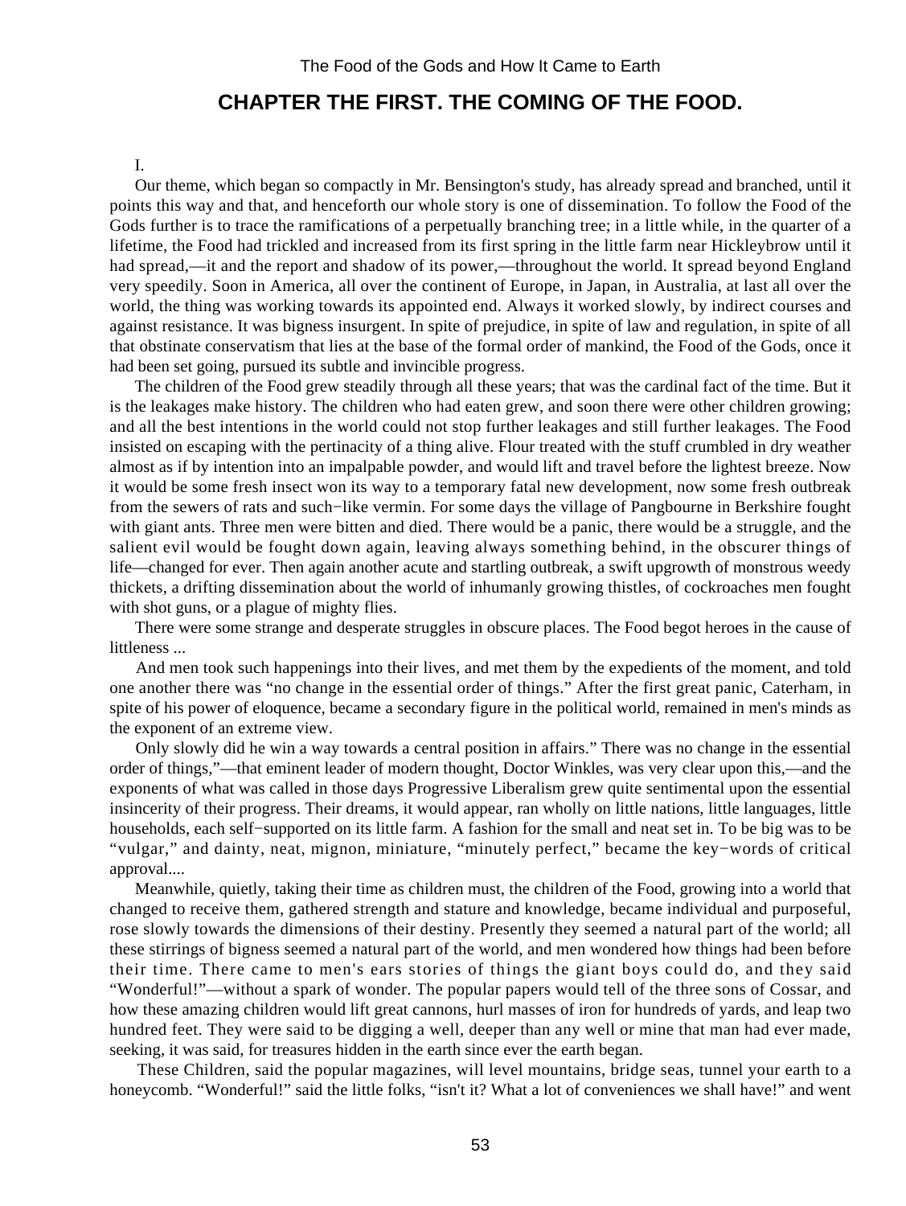## CHAPTER THE FIRST. THE COMING OF THE FOOD.

I.

Our theme, which began so compactly in Mr. Bensington's study, has already spread and branched, until it points this way and that, and henceforth our whole story is one of dissemination. To follow the Food of the Gods further is to trace the ramifications of a perpetually branching tree; in a little while, in the quarter of a lifetime, the Food had trickled and increased from its first spring in the little farm near Hickleybrow until it had spread,—it and the report and shadow of its power,—throughout the world. It spread beyond England very speedily. Soon in America, all over the continent of Europe, in Japan, in Australia, at last all over the world, the thing was working towards its appointed end. Always it worked slowly, by indirect courses and against resistance. It was bigness insurgent. In spite of prejudice, in spite of law and regulation, in spite of all that obstinate conservatism that lies at the base of the formal order of mankind, the Food of the Gods, once it had been set going, pursued its subtle and invincible progress.

The children of the Food grew steadily through all these years; that was the cardinal fact of the time. But it is the leakages make history. The children who had eaten grew, and soon there were other children growing; and all the best intentions in the world could not stop further leakages and still further leakages. The Food insisted on escaping with the pertinacity of a thing alive. Flour treated with the stuff crumbled in dry weather almost as if by intention into an impalpable powder, and would lift and travel before the lightest breeze. Now it would be some fresh insect won its way to a temporary fatal new development, now some fresh outbreak from the sewers of rats and such−like vermin. For some days the village of Pangbourne in Berkshire fought with giant ants. Three men were bitten and died. There would be a panic, there would be a struggle, and the salient evil would be fought down again, leaving always something behind, in the obscurer things of life—changed for ever. Then again another acute and startling outbreak, a swift upgrowth of monstrous weedy thickets, a drifting dissemination about the world of inhumanly growing thistles, of cockroaches men fought with shot guns, or a plague of mighty flies.

There were some strange and desperate struggles in obscure places. The Food begot heroes in the cause of littleness ...

And men took such happenings into their lives, and met them by the expedients of the moment, and told one another there was "no change in the essential order of things." After the first great panic, Caterham, in spite of his power of eloquence, became a secondary figure in the political world, remained in men's minds as the exponent of an extreme view.

Only slowly did he win a way towards a central position in affairs." There was no change in the essential order of things,"—that eminent leader of modern thought, Doctor Winkles, was very clear upon this,—and the exponents of what was called in those days Progressive Liberalism grew quite sentimental upon the essential insincerity of their progress. Their dreams, it would appear, ran wholly on little nations, little languages, little households, each self−supported on its little farm. A fashion for the small and neat set in. To be big was to be "vulgar," and dainty, neat, mignon, miniature, "minutely perfect," became the key−words of critical approval....

Meanwhile, quietly, taking their time as children must, the children of the Food, growing into a world that changed to receive them, gathered strength and stature and knowledge, became individual and purposeful, rose slowly towards the dimensions of their destiny. Presently they seemed a natural part of the world; all these stirrings of bigness seemed a natural part of the world, and men wondered how things had been before their time. There came to men's ears stories of things the giant boys could do, and they said "Wonderful!"—without a spark of wonder. The popular papers would tell of the three sons of Cossar, and how these amazing children would lift great cannons, hurl masses of iron for hundreds of yards, and leap two hundred feet. They were said to be digging a well, deeper than any well or mine that man had ever made, seeking, it was said, for treasures hidden in the earth since ever the earth began.

These Children, said the popular magazines, will level mountains, bridge seas, tunnel your earth to a honeycomb. "Wonderful!" said the little folks, "isn't it? What a lot of conveniences we shall have!" and went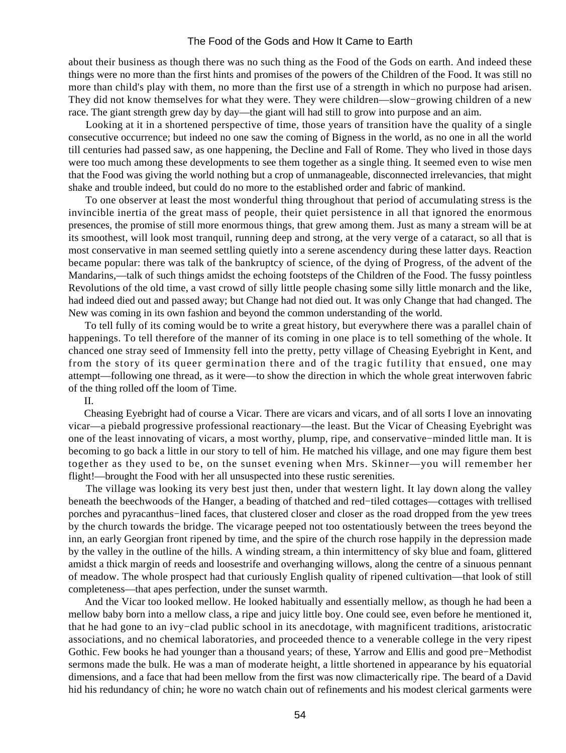about their business as though there was no such thing as the Food of the Gods on earth. And indeed these things were no more than the first hints and promises of the powers of the Children of the Food. It was still no more than child's play with them, no more than the first use of a strength in which no purpose had arisen. They did not know themselves for what they were. They were children—slow−growing children of a new race. The giant strength grew day by day—the giant will had still to grow into purpose and an aim.

Looking at it in a shortened perspective of time, those years of transition have the quality of a single consecutive occurrence; but indeed no one saw the coming of Bigness in the world, as no one in all the world till centuries had passed saw, as one happening, the Decline and Fall of Rome. They who lived in those days were too much among these developments to see them together as a single thing. It seemed even to wise men that the Food was giving the world nothing but a crop of unmanageable, disconnected irrelevancies, that might shake and trouble indeed, but could do no more to the established order and fabric of mankind.

To one observer at least the most wonderful thing throughout that period of accumulating stress is the invincible inertia of the great mass of people, their quiet persistence in all that ignored the enormous presences, the promise of still more enormous things, that grew among them. Just as many a stream will be at its smoothest, will look most tranquil, running deep and strong, at the very verge of a cataract, so all that is most conservative in man seemed settling quietly into a serene ascendency during these latter days. Reaction became popular: there was talk of the bankruptcy of science, of the dying of Progress, of the advent of the Mandarins,—talk of such things amidst the echoing footsteps of the Children of the Food. The fussy pointless Revolutions of the old time, a vast crowd of silly little people chasing some silly little monarch and the like, had indeed died out and passed away; but Change had not died out. It was only Change that had changed. The New was coming in its own fashion and beyond the common understanding of the world.

To tell fully of its coming would be to write a great history, but everywhere there was a parallel chain of happenings. To tell therefore of the manner of its coming in one place is to tell something of the whole. It chanced one stray seed of Immensity fell into the pretty, petty village of Cheasing Eyebright in Kent, and from the story of its queer germination there and of the tragic futility that ensued, one may attempt—following one thread, as it were—to show the direction in which the whole great interwoven fabric of the thing rolled off the loom of Time.

II.

Cheasing Eyebright had of course a Vicar. There are vicars and vicars, and of all sorts I love an innovating vicar—a piebald progressive professional reactionary—the least. But the Vicar of Cheasing Eyebright was one of the least innovating of vicars, a most worthy, plump, ripe, and conservative−minded little man. It is becoming to go back a little in our story to tell of him. He matched his village, and one may figure them best together as they used to be, on the sunset evening when Mrs. Skinner—you will remember her flight!—brought the Food with her all unsuspected into these rustic serenities.

The village was looking its very best just then, under that western light. It lay down along the valley beneath the beechwoods of the Hanger, a beading of thatched and red−tiled cottages—cottages with trellised porches and pyracanthus−lined faces, that clustered closer and closer as the road dropped from the yew trees by the church towards the bridge. The vicarage peeped not too ostentatiously between the trees beyond the inn, an early Georgian front ripened by time, and the spire of the church rose happily in the depression made by the valley in the outline of the hills. A winding stream, a thin intermittency of sky blue and foam, glittered amidst a thick margin of reeds and loosestrife and overhanging willows, along the centre of a sinuous pennant of meadow. The whole prospect had that curiously English quality of ripened cultivation—that look of still completeness—that apes perfection, under the sunset warmth.

And the Vicar too looked mellow. He looked habitually and essentially mellow, as though he had been a mellow baby born into a mellow class, a ripe and juicy little boy. One could see, even before he mentioned it, that he had gone to an ivy−clad public school in its anecdotage, with magnificent traditions, aristocratic associations, and no chemical laboratories, and proceeded thence to a venerable college in the very ripest Gothic. Few books he had younger than a thousand years; of these, Yarrow and Ellis and good pre−Methodist sermons made the bulk. He was a man of moderate height, a little shortened in appearance by his equatorial dimensions, and a face that had been mellow from the first was now climactericaly ripe. The beard of a David hid his redundancy of chin; he wore no watch chain out of refinements and his modest clerical garments were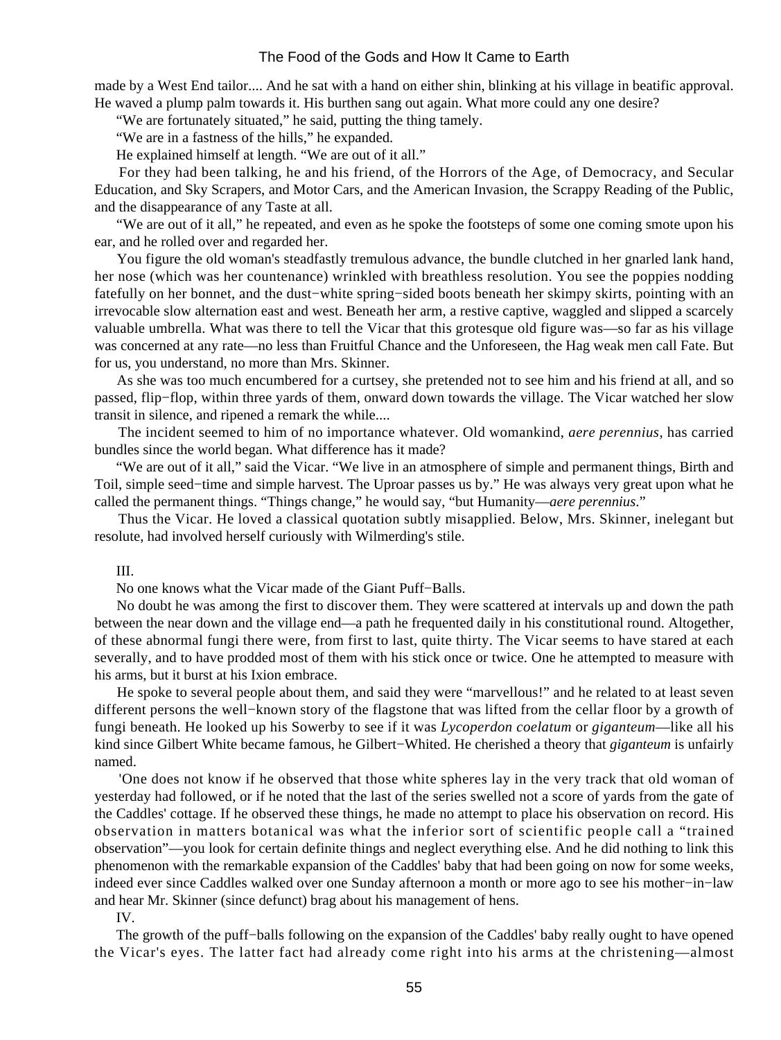made by a West End tailor.... And he sat with a hand on either shin, blinking at his village in beatific approval. He waved a plump palm towards it. His burthen sang out again. What more could any one desire?

"We are fortunately situated," he said, putting the thing tamely.

"We are in a fastness of the hills," he expanded.

He explained himself at length. "We are out of it all."

For they had been talking, he and his friend, of the Horrors of the Age, of Democracy, and Secular Education, and Sky Scrapers, and Motor Cars, and the American Invasion, the Scrappy Reading of the Public, and the disappearance of any Taste at all.

"We are out of it all," he repeated, and even as he spoke the footsteps of some one coming smote upon his ear, and he rolled over and regarded her.

You figure the old woman's steadfastly tremulous advance, the bundle clutched in her gnarled lank hand, her nose (which was her countenance) wrinkled with breathless resolution. You see the poppies nodding fatefully on her bonnet, and the dust−white spring−sided boots beneath her skimpy skirts, pointing with an irrevocable slow alternation east and west. Beneath her arm, a restive captive, waggled and slipped a scarcely valuable umbrella. What was there to tell the Vicar that this grotesque old figure was—so far as his village was concerned at any rate—no less than Fruitful Chance and the Unforeseen, the Hag weak men call Fate. But for us, you understand, no more than Mrs. Skinner.

As she was too much encumbered for a curtsey, she pretended not to see him and his friend at all, and so passed, flip−flop, within three yards of them, onward down towards the village. The Vicar watched her slow transit in silence, and ripened a remark the while....

The incident seemed to him of no importance whatever. Old womankind, *aere perennius*, has carried bundles since the world began. What difference has it made?

"We are out of it all," said the Vicar. "We live in an atmosphere of simple and permanent things, Birth and Toil, simple seed−time and simple harvest. The Uproar passes us by." He was always very great upon what he called the permanent things. "Things change," he would say, "but Humanity—*aere perennius*."

Thus the Vicar. He loved a classical quotation subtly misapplied. Below, Mrs. Skinner, inelegant but resolute, had involved herself curiously with Wilmerding's stile.

III.

No one knows what the Vicar made of the Giant Puff−Balls.

No doubt he was among the first to discover them. They were scattered at intervals up and down the path between the near down and the village end—a path he frequented daily in his constitutional round. Altogether, of these abnormal fungi there were, from first to last, quite thirty. The Vicar seems to have stared at each severally, and to have prodded most of them with his stick once or twice. One he attempted to measure with his arms, but it burst at his Ixion embrace.

He spoke to several people about them, and said they were "marvellous!" and he related to at least seven different persons the well−known story of the flagstone that was lifted from the cellar floor by a growth of fungi beneath. He looked up his Sowerby to see if it was *Lycoperdon coelatum* or *giganteum*—like all his kind since Gilbert White became famous, he Gilbert−Whited. He cherished a theory that *giganteum* is unfairly named.

'One does not know if he observed that those white spheres lay in the very track that old woman of yesterday had followed, or if he noted that the last of the series swelled not a score of yards from the gate of the Caddles' cottage. If he observed these things, he made no attempt to place his observation on record. His observation in matters botanical was what the inferior sort of scientific people call a "trained observation"—you look for certain definite things and neglect everything else. And he did nothing to link this phenomenon with the remarkable expansion of the Caddles' baby that had been going on now for some weeks, indeed ever since Caddles walked over one Sunday afternoon a month or more ago to see his mother−in−law and hear Mr. Skinner (since defunct) brag about his management of hens.

IV.

The growth of the puff−balls following on the expansion of the Caddles' baby really ought to have opened the Vicar's eyes. The latter fact had already come right into his arms at the christening—almost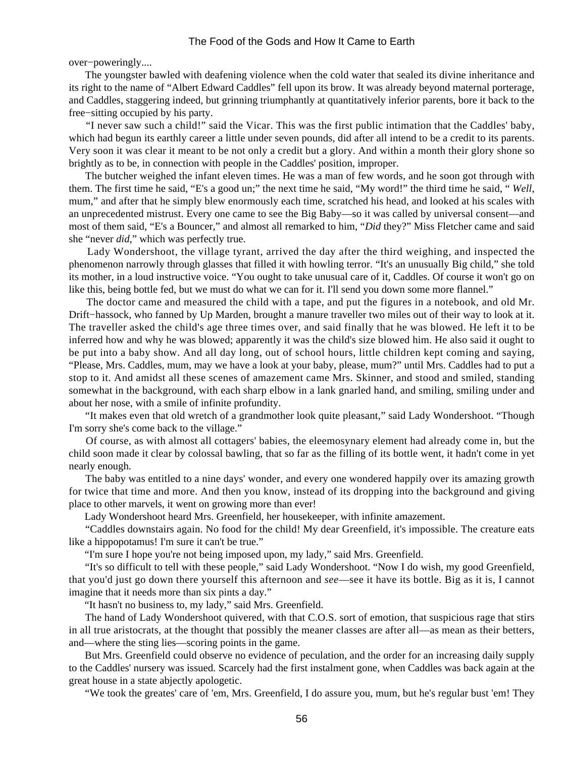over−poweringly....

The youngster bawled with deafening violence when the cold water that sealed its divine inheritance and its right to the name of "Albert Edward Caddles" fell upon its brow. It was already beyond maternal porterage, and Caddles, staggering indeed, but grinning triumphantly at quantitatively inferior parents, bore it back to the free−sitting occupied by his party.

"I never saw such a child!" said the Vicar. This was the first public intimation that the Caddles' baby, which had begun its earthly career a little under seven pounds, did after all intend to be a credit to its parents. Very soon it was clear it meant to be not only a credit but a glory. And within a month their glory shone so brightly as to be, in connection with people in the Caddles' position, improper.

The butcher weighed the infant eleven times. He was a man of few words, and he soon got through with them. The first time he said, "E's a good un;" the next time he said, "My word!" the third time he said, "*Well*, mum," and after that he simply blew enormously each time, scratched his head, and looked at his scales with an unprecedented mistrust. Every one came to see the Big Baby—so it was called by universal consent—and most of them said, "E's a Bouncer," and almost all remarked to him, "*Did* they?" Miss Fletcher came and said she "never *did*," which was perfectly true.

Lady Wondershoot, the village tyrant, arrived the day after the third weighing, and inspected the phenomenon narrowly through glasses that filled it with howling terror. "It's an unusually Big child," she told its mother, in a loud instructive voice. "You ought to take unusual care of it, Caddles. Of course it won't go on like this, being bottle fed, but we must do what we can for it. I'll send you down some more flannel."

The doctor came and measured the child with a tape, and put the figures in a notebook, and old Mr. Drift−hassock, who fanned by Up Marden, brought a manure traveller two miles out of their way to look at it. The traveller asked the child's age three times over, and said finally that he was blowed. He left it to be inferred how and why he was blowed; apparently it was the child's size blowed him. He also said it ought to be put into a baby show. And all day long, out of school hours, little children kept coming and saying, "Please, Mrs. Caddles, mum, may we have a look at your baby, please, mum?" until Mrs. Caddles had to put a stop to it. And amidst all these scenes of amazement came Mrs. Skinner, and stood and smiled, standing somewhat in the background, with each sharp elbow in a lank gnarled hand, and smiling, smiling under and about her nose, with a smile of infinite profundity.

"It makes even that old wretch of a grandmother look quite pleasant," said Lady Wondershoot. "Though I'm sorry she's come back to the village."

Of course, as with almost all cottagers' babies, the eleemosynary element had already come in, but the child soon made it clear by colossal bawling, that so far as the filling of its bottle went, it hadn't come in yet nearly enough.

The baby was entitled to a nine days' wonder, and every one wondered happily over its amazing growth for twice that time and more. And then you know, instead of its dropping into the background and giving place to other marvels, it went on growing more than ever!

Lady Wondershoot heard Mrs. Greenfield, her housekeeper, with infinite amazement.

"Caddles downstairs again. No food for the child! My dear Greenfield, it's impossible. The creature eats like a hippopotamus! I'm sure it can't be true."

"I'm sure I hope you're not being imposed upon, my lady," said Mrs. Greenfield.

"It's so difficult to tell with these people," said Lady Wondershoot. "Now I do wish, my good Greenfield, that you'd just go down there yourself this afternoon and *see*—see it have its bottle. Big as it is, I cannot imagine that it needs more than six pints a day."

"It hasn't no business to, my lady," said Mrs. Greenfield.

The hand of Lady Wondershoot quivered, with that C.O.S. sort of emotion, that suspicious rage that stirs in all true aristocrats, at the thought that possibly the meaner classes are after all—as mean as their betters, and—where the sting lies—scoring points in the game.

But Mrs. Greenfield could observe no evidence of peculation, and the order for an increasing daily supply to the Caddles' nursery was issued. Scarcely had the first instalment gone, when Caddles was back again at the great house in a state abjectly apologetic.

"We took the greates' care of 'em, Mrs. Greenfield, I do assure you, mum, but he's regular bust 'em! They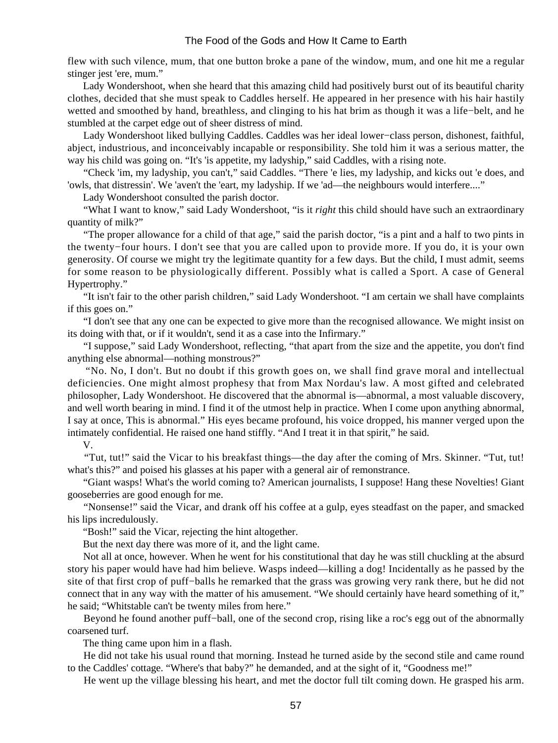flew with such vilence, mum, that one button broke a pane of the window, mum, and one hit me a regular stinger jest 'ere, mum."

Lady Wondershoot, when she heard that this amazing child had positively burst out of its beautiful charity clothes, decided that she must speak to Caddles herself. He appeared in her presence with his hair hastily wetted and smoothed by hand, breathless, and clinging to his hat brim as though it was a life−belt, and he stumbled at the carpet edge out of sheer distress of mind.

Lady Wondershoot liked bullying Caddles. Caddles was her ideal lower−class person, dishonest, faithful, abject, industrious, and inconceivably incapable or responsibility. She told him it was a serious matter, the way his child was going on. "It's 'is appetite, my ladyship," said Caddles, with a rising note.

"Check 'im, my ladyship, you can't," said Caddles. "There 'e lies, my ladyship, and kicks out 'e does, and 'owls, that distressin'. We 'aven't the 'eart, my ladyship. If we 'ad—the neighbours would interfere...."

Lady Wondershoot consulted the parish doctor.

"What I want to know," said Lady Wondershoot, "is it *right* this child should have such an extraordinary quantity of milk?"

"The proper allowance for a child of that age," said the parish doctor, "is a pint and a half to two pints in the twenty−four hours. I don't see that you are called upon to provide more. If you do, it is your own generosity. Of course we might try the legitimate quantity for a few days. But the child, I must admit, seems for some reason to be physiologically different. Possibly what is called a Sport. A case of General Hypertrophy."

"It isn't fair to the other parish children," said Lady Wondershoot. "I am certain we shall have complaints if this goes on."

"I don't see that any one can be expected to give more than the recognised allowance. We might insist on its doing with that, or if it wouldn't, send it as a case into the Infirmary."

"I suppose," said Lady Wondershoot, reflecting, "that apart from the size and the appetite, you don't find anything else abnormal—nothing monstrous?"

"No. No, I don't. But no doubt if this growth goes on, we shall find grave moral and intellectual deficiencies. One might almost prophesy that from Max Nordau's law. A most gifted and celebrated philosopher, Lady Wondershoot. He discovered that the abnormal is—abnormal, a most valuable discovery, and well worth bearing in mind. I find it of the utmost help in practice. When I come upon anything abnormal, I say at once, This is abnormal." His eyes became profound, his voice dropped, his manner verged upon the intimately confidential. He raised one hand stiffly. "And I treat it in that spirit," he said.

V.

"Tut, tut!" said the Vicar to his breakfast things—the day after the coming of Mrs. Skinner. "Tut, tut! what's this?" and poised his glasses at his paper with a general air of remonstrance.

"Giant wasps! What's the world coming to? American journalists, I suppose! Hang these Novelties! Giant gooseberries are good enough for me.

"Nonsense!" said the Vicar, and drank off his coffee at a gulp, eyes steadfast on the paper, and smacked his lips incredulously.

"Bosh!" said the Vicar, rejecting the hint altogether.

But the next day there was more of it, and the light came.

Not all at once, however. When he went for his constitutional that day he was still chuckling at the absurd story his paper would have had him believe. Wasps indeed—killing a dog! Incidentally as he passed by the site of that first crop of puff−balls he remarked that the grass was growing very rank there, but he did not connect that in any way with the matter of his amusement. "We should certainly have heard something of it," he said; "Whitstable can't be twenty miles from here."

Beyond he found another puff−ball, one of the second crop, rising like a roc's egg out of the abnormally coarsened turf.

The thing came upon him in a flash.

He did not take his usual round that morning. Instead he turned aside by the second stile and came round to the Caddles' cottage. "Where's that baby?" he demanded, and at the sight of it, "Goodness me!"

He went up the village blessing his heart, and met the doctor full tilt coming down. He grasped his arm.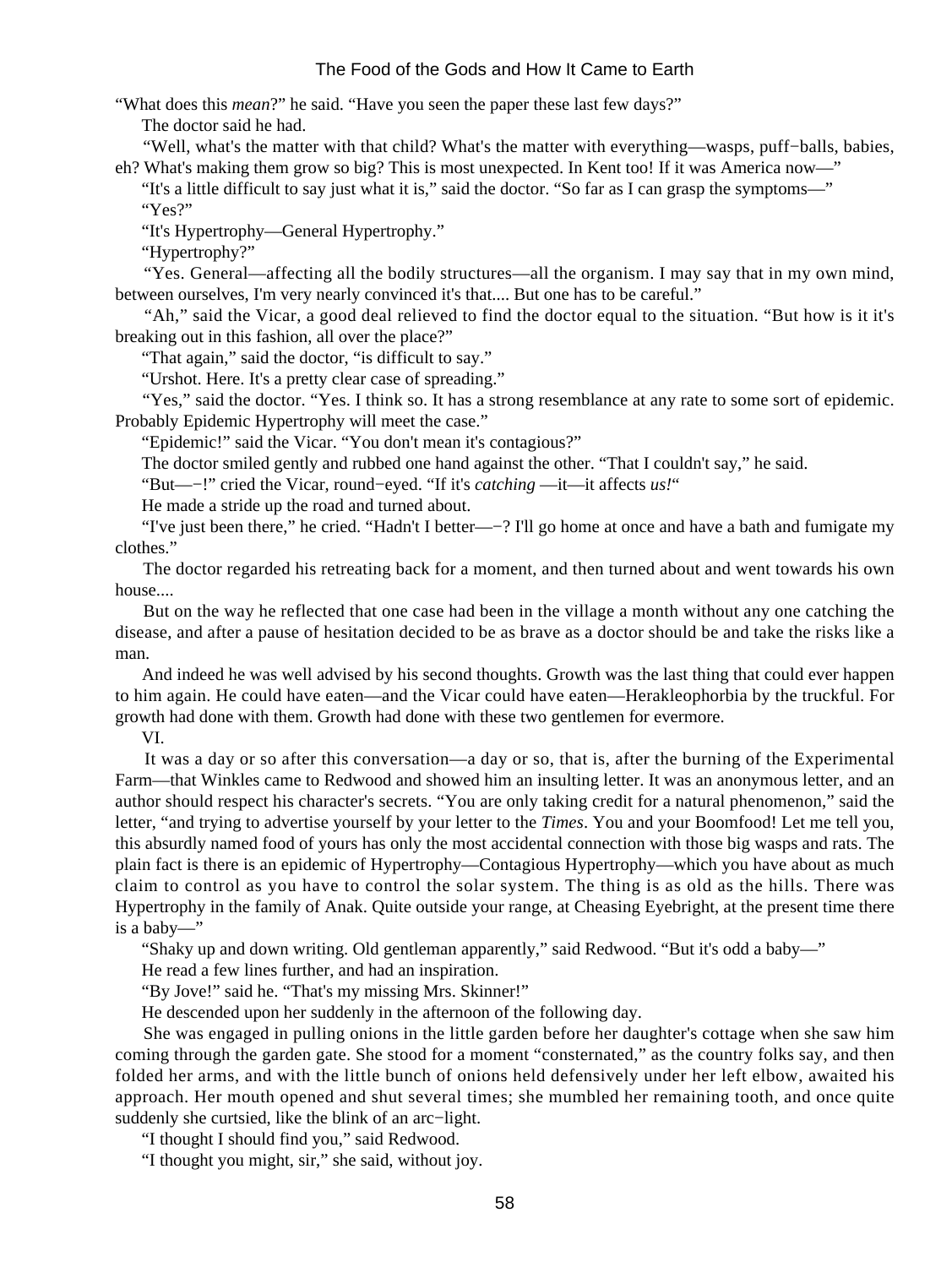“What does this *mean*?” he said. “Have you seen the paper these last few days?”

The doctor said he had.

“Well, what's the matter with that child? What's the matter with everything—wasps, puff−balls, babies, eh? What's making them grow so big? This is most unexpected. In Kent too! If it was America now—”

“It's a little difficult to say just what it is,” said the doctor. “So far as I can grasp the symptoms—”

“Yes?”

“It's Hypertrophy—General Hypertrophy.”

“Hypertrophy?”

“Yes. General—affecting all the bodily structures—all the organism. I may say that in my own mind, between ourselves, I'm very nearly convinced it's that.... But one has to be careful.”

“Ah,” said the Vicar, a good deal relieved to find the doctor equal to the situation. “But how is it it's breaking out in this fashion, all over the place?”

“That again,” said the doctor, “is difficult to say.”

“Urshot. Here. It's a pretty clear case of spreading.”

“Yes,” said the doctor. “Yes. I think so. It has a strong resemblance at any rate to some sort of epidemic. Probably Epidemic Hypertrophy will meet the case.”

“Epidemic!” said the Vicar. “You don't mean it's contagious?”

The doctor smiled gently and rubbed one hand against the other. “That I couldn't say,” he said.

“But—−!” cried the Vicar, round−eyed. “If it's *catching* —it—it affects *us!*“

He made a stride up the road and turned about.

“I've just been there,” he cried. “Hadn't I better—−? I'll go home at once and have a bath and fumigate my clothes.”

The doctor regarded his retreating back for a moment, and then turned about and went towards his own house....

But on the way he reflected that one case had been in the village a month without any one catching the disease, and after a pause of hesitation decided to be as brave as a doctor should be and take the risks like a man.

And indeed he was well advised by his second thoughts. Growth was the last thing that could ever happen to him again. He could have eaten—and the Vicar could have eaten—Herakleophorbia by the truckful. For growth had done with them. Growth had done with these two gentlemen for evermore.

VI.

It was a day or so after this conversation—a day or so, that is, after the burning of the Experimental Farm—that Winkles came to Redwood and showed him an insulting letter. It was an anonymous letter, and an author should respect his character's secrets. “You are only taking credit for a natural phenomenon,” said the letter, “and trying to advertise yourself by your letter to the *Times*. You and your Boomfood! Let me tell you, this absurdly named food of yours has only the most accidental connection with those big wasps and rats. The plain fact is there is an epidemic of Hypertrophy—Contagious Hypertrophy—which you have about as much claim to control as you have to control the solar system. The thing is as old as the hills. There was Hypertrophy in the family of Anak. Quite outside your range, at Cheasing Eyebright, at the present time there is a baby—”

“Shaky up and down writing. Old gentleman apparently,” said Redwood. “But it's odd a baby—”

He read a few lines further, and had an inspiration.

“By Jove!” said he. “That's my missing Mrs. Skinner!”

He descended upon her suddenly in the afternoon of the following day.

She was engaged in pulling onions in the little garden before her daughter's cottage when she saw him coming through the garden gate. She stood for a moment “consternated,” as the country folks say, and then folded her arms, and with the little bunch of onions held defensively under her left elbow, awaited his approach. Her mouth opened and shut several times; she mumbled her remaining tooth, and once quite suddenly she curtsied, like the blink of an arc−light.

“I thought I should find you,” said Redwood.

“I thought you might, sir,” she said, without joy.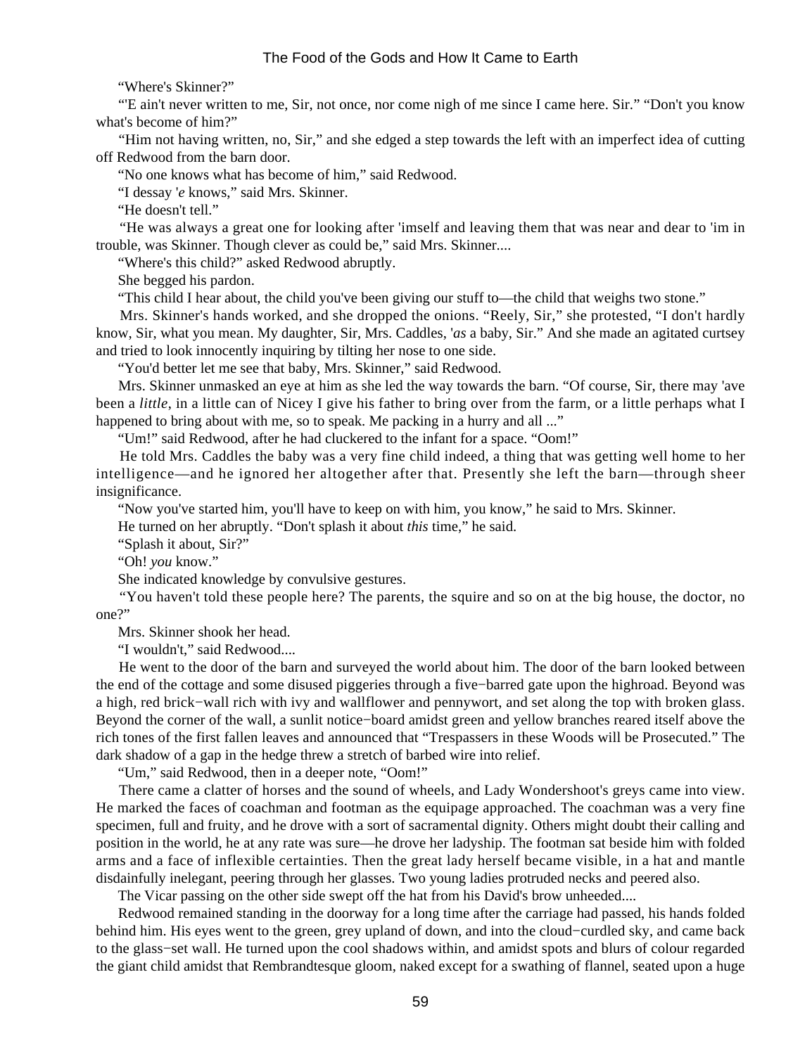“Where's Skinner?”

“'E ain't never written to me, Sir, not once, nor come nigh of me since I came here. Sir.” “Don't you know what's become of him?”

“Him not having written, no, Sir,” and she edged a step towards the left with an imperfect idea of cutting off Redwood from the barn door.

“No one knows what has become of him,” said Redwood.

“I dessay '*e* knows,” said Mrs. Skinner.

“He doesn't tell.”

“He was always a great one for looking after 'imself and leaving them that was near and dear to 'im in trouble, was Skinner. Though clever as could be,” said Mrs. Skinner....

“Where's this child?” asked Redwood abruptly.

She begged his pardon.

“This child I hear about, the child you've been giving our stuff to—the child that weighs two stone.”

Mrs. Skinner's hands worked, and she dropped the onions. “Reely, Sir,” she protested, “I don't hardly know, Sir, what you mean. My daughter, Sir, Mrs. Caddles, '*as* a baby, Sir.” And she made an agitated curtsey and tried to look innocently inquiring by tilting her nose to one side.

“You'd better let me see that baby, Mrs. Skinner,” said Redwood.

Mrs. Skinner unmasked an eye at him as she led the way towards the barn. “Of course, Sir, there may 'ave been a *little*, in a little can of Nicey I give his father to bring over from the farm, or a little perhaps what I happened to bring about with me, so to speak. Me packing in a hurry and all ...”

“Um!” said Redwood, after he had cluckered to the infant for a space. “Oom!”

He told Mrs. Caddles the baby was a very fine child indeed, a thing that was getting well home to her intelligence—and he ignored her altogether after that. Presently she left the barn—through sheer insignificance.

“Now you've started him, you'll have to keep on with him, you know,” he said to Mrs. Skinner.

He turned on her abruptly. “Don't splash it about *this* time,” he said.

“Splash it about, Sir?”

“Oh! *you* know.”

She indicated knowledge by convulsive gestures.

“You haven't told these people here? The parents, the squire and so on at the big house, the doctor, no one?”

Mrs. Skinner shook her head.

“I wouldn't,” said Redwood....

He went to the door of the barn and surveyed the world about him. The door of the barn looked between the end of the cottage and some disused piggeries through a five-barred gate upon the highroad. Beyond was a high, red brick-wall rich with ivy and wallflower and pennywort, and set along the top with broken glass. Beyond the corner of the wall, a sunlit notice-board amidst green and yellow branches reared itself above the rich tones of the first fallen leaves and announced that “Trespassers in these Woods will be Prosecuted.” The dark shadow of a gap in the hedge threw a stretch of barbed wire into relief.

“Um,” said Redwood, then in a deeper note, “Oom!”

There came a clatter of horses and the sound of wheels, and Lady Wondershoot's greys came into view. He marked the faces of coachman and footman as the equipage approached. The coachman was a very fine specimen, full and fruity, and he drove with a sort of sacramental dignity. Others might doubt their calling and position in the world, he at any rate was sure—he drove her ladyship. The footman sat beside him with folded arms and a face of inflexible certainties. Then the great lady herself became visible, in a hat and mantle disdainfully inelegant, peering through her glasses. Two young ladies protruded necks and peered also.

The Vicar passing on the other side swept off the hat from his David's brow unheeded....

Redwood remained standing in the doorway for a long time after the carriage had passed, his hands folded behind him. His eyes went to the green, grey upland of down, and into the cloud-curdled sky, and came back to the glass-set wall. He turned upon the cool shadows within, and amidst spots and blurs of colour regarded the giant child amidst that Rembrandtesque gloom, naked except for a swathing of flannel, seated upon a huge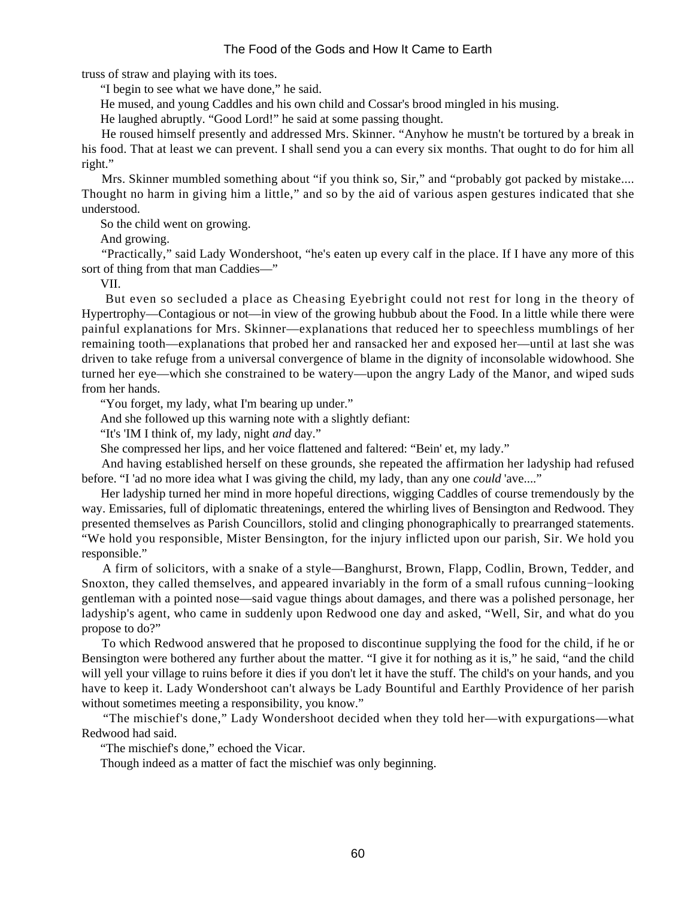truss of straw and playing with its toes.

"I begin to see what we have done," he said.

He mused, and young Caddles and his own child and Cossar's brood mingled in his musing.

He laughed abruptly. "Good Lord!" he said at some passing thought.

He roused himself presently and addressed Mrs. Skinner. "Anyhow he mustn't be tortured by a break in his food. That at least we can prevent. I shall send you a can every six months. That ought to do for him all right."

Mrs. Skinner mumbled something about "if you think so, Sir," and "probably got packed by mistake.... Thought no harm in giving him a little," and so by the aid of various aspen gestures indicated that she understood.

So the child went on growing.

And growing.

"Practically," said Lady Wondershoot, "he's eaten up every calf in the place. If I have any more of this sort of thing from that man Caddies—"

VII.

But even so secluded a place as Cheasing Eyebright could not rest for long in the theory of Hypertrophy—Contagious or not—in view of the growing hubbub about the Food. In a little while there were painful explanations for Mrs. Skinner—explanations that reduced her to speechless mumblings of her remaining tooth—explanations that probed her and ransacked her and exposed her—until at last she was driven to take refuge from a universal convergence of blame in the dignity of inconsolable widowhood. She turned her eye—which she constrained to be watery—upon the angry Lady of the Manor, and wiped suds from her hands.

"You forget, my lady, what I'm bearing up under."

And she followed up this warning note with a slightly defiant:

"It's 'IM I think of, my lady, night *and* day."

She compressed her lips, and her voice flattened and faltered: "Bein' et, my lady."

And having established herself on these grounds, she repeated the affirmation her ladyship had refused before. "I 'ad no more idea what I was giving the child, my lady, than any one *could* 'ave...."

Her ladyship turned her mind in more hopeful directions, wigging Caddles of course tremendously by the way. Emissaries, full of diplomatic threatenings, entered the whirling lives of Bensington and Redwood. They presented themselves as Parish Councillors, stolid and clinging phonographically to prearranged statements. "We hold you responsible, Mister Bensington, for the injury inflicted upon our parish, Sir. We hold you responsible."

A firm of solicitors, with a snake of a style—Banghurst, Brown, Flapp, Codlin, Brown, Tedder, and Snoxton, they called themselves, and appeared invariably in the form of a small rufous cunning-looking gentleman with a pointed nose—said vague things about damages, and there was a polished personage, her ladyship's agent, who came in suddenly upon Redwood one day and asked, "Well, Sir, and what do you propose to do?"

To which Redwood answered that he proposed to discontinue supplying the food for the child, if he or Bensington were bothered any further about the matter. "I give it for nothing as it is," he said, "and the child will yell your village to ruins before it dies if you don't let it have the stuff. The child's on your hands, and you have to keep it. Lady Wondershoot can't always be Lady Bountiful and Earthly Providence of her parish without sometimes meeting a responsibility, you know."

"The mischief's done," Lady Wondershoot decided when they told her—with expurgations—what Redwood had said.

"The mischief's done," echoed the Vicar.

Though indeed as a matter of fact the mischief was only beginning.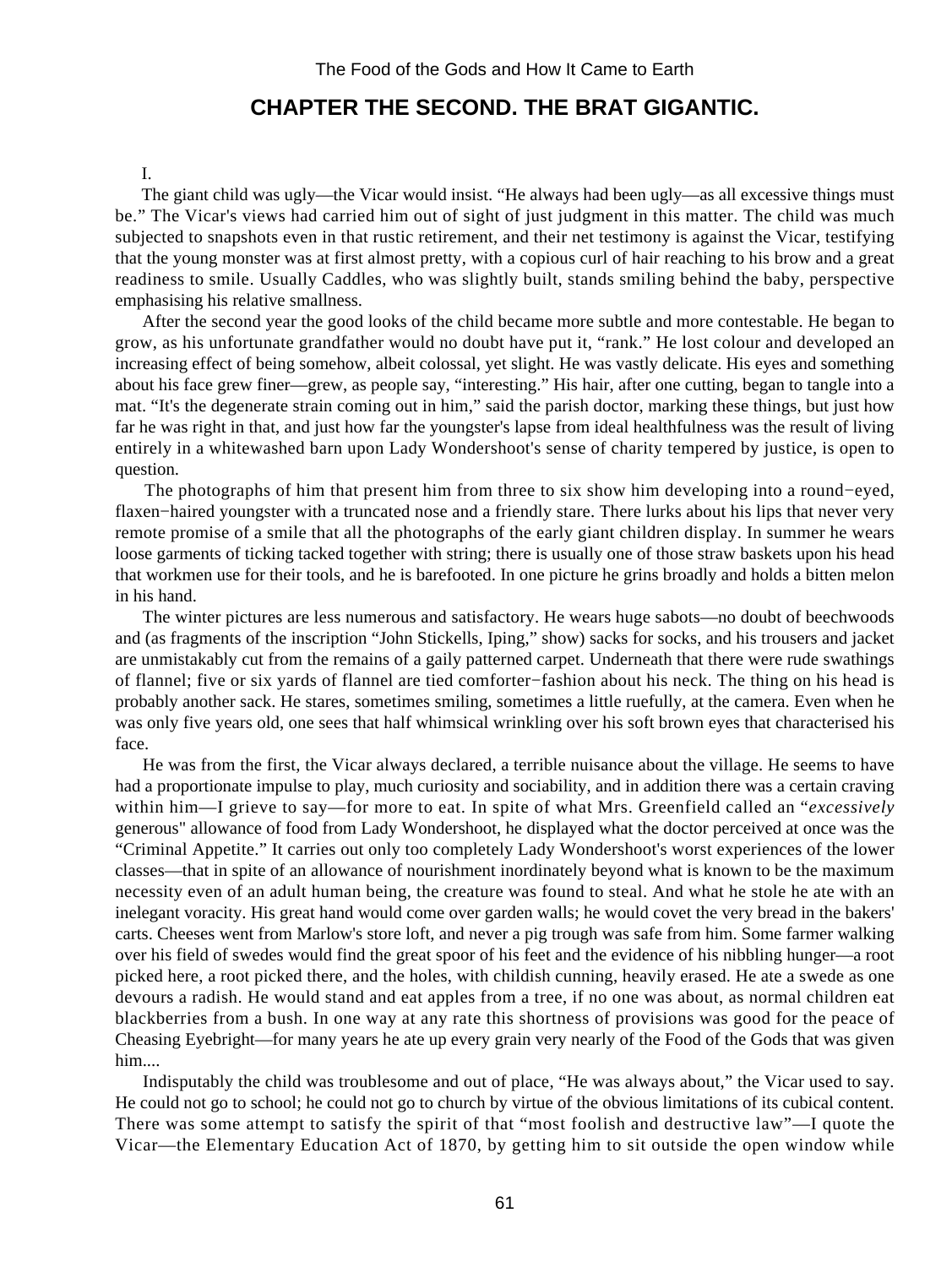## CHAPTER THE SECOND. THE BRAT GIGANTIC.

I.

The giant child was ugly—the Vicar would insist. "He always had been ugly—as all excessive things must be." The Vicar's views had carried him out of sight of just judgment in this matter. The child was much subjected to snapshots even in that rustic retirement, and their net testimony is against the Vicar, testifying that the young monster was at first almost pretty, with a copious curl of hair reaching to his brow and a great readiness to smile. Usually Caddles, who was slightly built, stands smiling behind the baby, perspective emphasising his relative smallness.

After the second year the good looks of the child became more subtle and more contestable. He began to grow, as his unfortunate grandfather would no doubt have put it, "rank." He lost colour and developed an increasing effect of being somehow, albeit colossal, yet slight. He was vastly delicate. His eyes and something about his face grew finer—grew, as people say, "interesting." His hair, after one cutting, began to tangle into a mat. "It's the degenerate strain coming out in him," said the parish doctor, marking these things, but just how far he was right in that, and just how far the youngster's lapse from ideal healthfulness was the result of living entirely in a whitewashed barn upon Lady Wondershoot's sense of charity tempered by justice, is open to question.

The photographs of him that present him from three to six show him developing into a round−eyed, flaxen−haired youngster with a truncated nose and a friendly stare. There lurks about his lips that never very remote promise of a smile that all the photographs of the early giant children display. In summer he wears loose garments of ticking tacked together with string; there is usually one of those straw baskets upon his head that workmen use for their tools, and he is barefooted. In one picture he grins broadly and holds a bitten melon in his hand.

The winter pictures are less numerous and satisfactory. He wears huge sabots—no doubt of beechwoods and (as fragments of the inscription "John Stickells, Iping," show) sacks for socks, and his trousers and jacket are unmistakably cut from the remains of a gaily patterned carpet. Underneath that there were rude swathings of flannel; five or six yards of flannel are tied comforter−fashion about his neck. The thing on his head is probably another sack. He stares, sometimes smiling, sometimes a little ruefully, at the camera. Even when he was only five years old, one sees that half whimsical wrinkling over his soft brown eyes that characterised his face.

He was from the first, the Vicar always declared, a terrible nuisance about the village. He seems to have had a proportionate impulse to play, much curiosity and sociability, and in addition there was a certain craving within him—I grieve to say—for more to eat. In spite of what Mrs. Greenfield called an "*excessively* generous" allowance of food from Lady Wondershoot, he displayed what the doctor perceived at once was the "Criminal Appetite." It carries out only too completely Lady Wondershoot's worst experiences of the lower classes—that in spite of an allowance of nourishment inordinately beyond what is known to be the maximum necessity even of an adult human being, the creature was found to steal. And what he stole he ate with an inelegant voracity. His great hand would come over garden walls; he would covet the very bread in the bakers' carts. Cheeses went from Marlow's store loft, and never a pig trough was safe from him. Some farmer walking over his field of swedes would find the great spoor of his feet and the evidence of his nibbling hunger—a root picked here, a root picked there, and the holes, with childish cunning, heavily erased. He ate a swede as one devours a radish. He would stand and eat apples from a tree, if no one was about, as normal children eat blackberries from a bush. In one way at any rate this shortness of provisions was good for the peace of Cheasing Eyebright—for many years he ate up every grain very nearly of the Food of the Gods that was given him....

Indisputably the child was troublesome and out of place, "He was always about," the Vicar used to say. He could not go to school; he could not go to church by virtue of the obvious limitations of its cubical content. There was some attempt to satisfy the spirit of that "most foolish and destructive law"—I quote the Vicar—the Elementary Education Act of 1870, by getting him to sit outside the open window while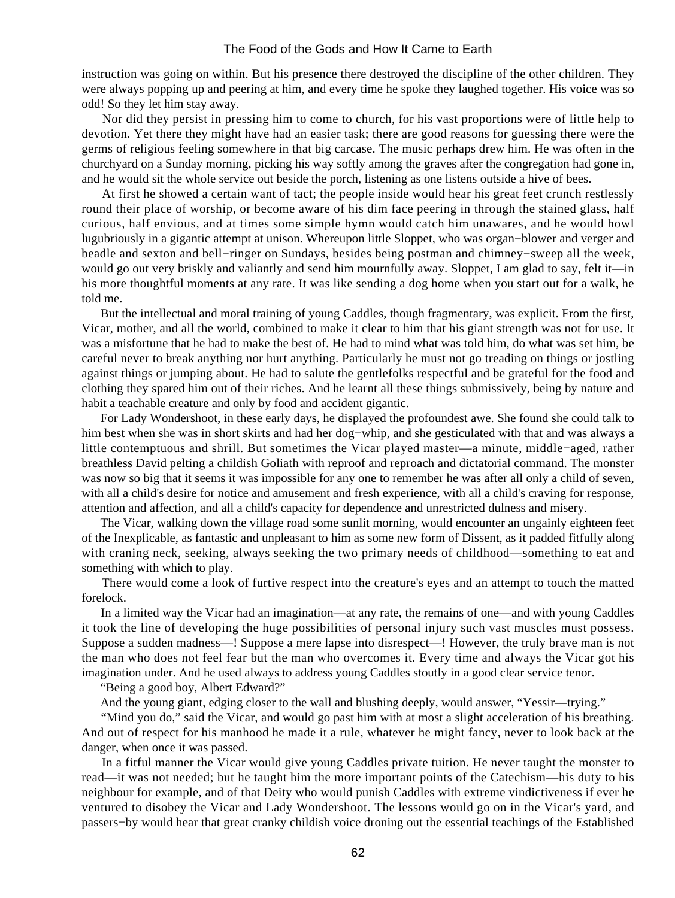instruction was going on within. But his presence there destroyed the discipline of the other children. They were always popping up and peering at him, and every time he spoke they laughed together. His voice was so odd! So they let him stay away.

Nor did they persist in pressing him to come to church, for his vast proportions were of little help to devotion. Yet there they might have had an easier task; there are good reasons for guessing there were the germs of religious feeling somewhere in that big carcase. The music perhaps drew him. He was often in the churchyard on a Sunday morning, picking his way softly among the graves after the congregation had gone in, and he would sit the whole service out beside the porch, listening as one listens outside a hive of bees.

At first he showed a certain want of tact; the people inside would hear his great feet crunch restlessly round their place of worship, or become aware of his dim face peering in through the stained glass, half curious, half envious, and at times some simple hymn would catch him unawares, and he would howl lugubriously in a gigantic attempt at unison. Whereupon little Sloppet, who was organ−blower and verger and beadle and sexton and bell−ringer on Sundays, besides being postman and chimney−sweep all the week, would go out very briskly and valiantly and send him mournfully away. Sloppet, I am glad to say, felt it—in his more thoughtful moments at any rate. It was like sending a dog home when you start out for a walk, he told me.

But the intellectual and moral training of young Caddles, though fragmentary, was explicit. From the first, Vicar, mother, and all the world, combined to make it clear to him that his giant strength was not for use. It was a misfortune that he had to make the best of. He had to mind what was told him, do what was set him, be careful never to break anything nor hurt anything. Particularly he must not go treading on things or jostling against things or jumping about. He had to salute the gentlefolks respectful and be grateful for the food and clothing they spared him out of their riches. And he learnt all these things submissively, being by nature and habit a teachable creature and only by food and accident gigantic.

For Lady Wondershoot, in these early days, he displayed the profoundest awe. She found she could talk to him best when she was in short skirts and had her dog−whip, and she gesticulated with that and was always a little contemptuous and shrill. But sometimes the Vicar played master—a minute, middle−aged, rather breathless David pelting a childish Goliath with reproof and reproach and dictatorial command. The monster was now so big that it seems it was impossible for any one to remember he was after all only a child of seven, with all a child's desire for notice and amusement and fresh experience, with all a child's craving for response, attention and affection, and all a child's capacity for dependence and unrestricted dulness and misery.

The Vicar, walking down the village road some sunlit morning, would encounter an ungainly eighteen feet of the Inexplicable, as fantastic and unpleasant to him as some new form of Dissent, as it padded fitfully along with craning neck, seeking, always seeking the two primary needs of childhood—something to eat and something with which to play.

There would come a look of furtive respect into the creature's eyes and an attempt to touch the matted forelock.

In a limited way the Vicar had an imagination—at any rate, the remains of one—and with young Caddles it took the line of developing the huge possibilities of personal injury such vast muscles must possess. Suppose a sudden madness—! Suppose a mere lapse into disrespect—! However, the truly brave man is not the man who does not feel fear but the man who overcomes it. Every time and always the Vicar got his imagination under. And he used always to address young Caddles stoutly in a good clear service tenor.

"Being a good boy, Albert Edward?"

And the young giant, edging closer to the wall and blushing deeply, would answer, "Yessir—trying."

"Mind you do," said the Vicar, and would go past him with at most a slight acceleration of his breathing. And out of respect for his manhood he made it a rule, whatever he might fancy, never to look back at the danger, when once it was passed.

In a fitful manner the Vicar would give young Caddles private tuition. He never taught the monster to read—it was not needed; but he taught him the more important points of the Catechism—his duty to his neighbour for example, and of that Deity who would punish Caddles with extreme vindictiveness if ever he ventured to disobey the Vicar and Lady Wondershoot. The lessons would go on in the Vicar's yard, and passers−by would hear that great cranky childish voice droning out the essential teachings of the Established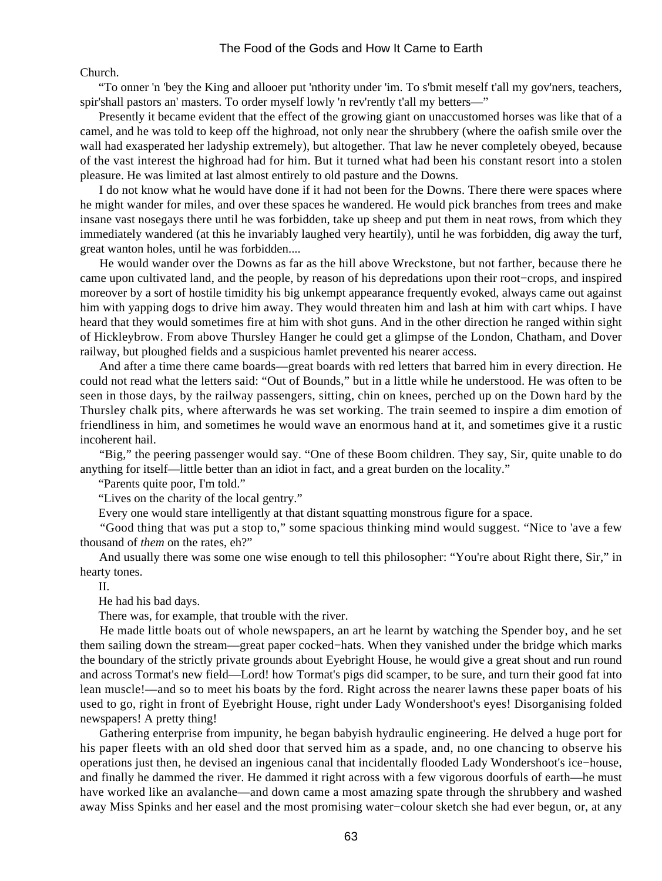Church.

"To onner 'n 'bey the King and allooer put 'nthority under 'im. To s'bmit meself t'all my gov'ners, teachers, spir'shall pastors an' masters. To order myself lowly 'n rev'rently t'all my betters—"

Presently it became evident that the effect of the growing giant on unaccustomed horses was like that of a camel, and he was told to keep off the highroad, not only near the shrubbery (where the oafish smile over the wall had exasperated her ladyship extremely), but altogether. That law he never completely obeyed, because of the vast interest the highroad had for him. But it turned what had been his constant resort into a stolen pleasure. He was limited at last almost entirely to old pasture and the Downs.

I do not know what he would have done if it had not been for the Downs. There there were spaces where he might wander for miles, and over these spaces he wandered. He would pick branches from trees and make insane vast nosegays there until he was forbidden, take up sheep and put them in neat rows, from which they immediately wandered (at this he invariably laughed very heartily), until he was forbidden, dig away the turf, great wanton holes, until he was forbidden....

He would wander over the Downs as far as the hill above Wreckstone, but not farther, because there he came upon cultivated land, and the people, by reason of his depredations upon their root−crops, and inspired moreover by a sort of hostile timidity his big unkempt appearance frequently evoked, always came out against him with yapping dogs to drive him away. They would threaten him and lash at him with cart whips. I have heard that they would sometimes fire at him with shot guns. And in the other direction he ranged within sight of Hickleybrow. From above Thursley Hanger he could get a glimpse of the London, Chatham, and Dover railway, but ploughed fields and a suspicious hamlet prevented his nearer access.

And after a time there came boards—great boards with red letters that barred him in every direction. He could not read what the letters said: "Out of Bounds," but in a little while he understood. He was often to be seen in those days, by the railway passengers, sitting, chin on knees, perched up on the Down hard by the Thursley chalk pits, where afterwards he was set working. The train seemed to inspire a dim emotion of friendliness in him, and sometimes he would wave an enormous hand at it, and sometimes give it a rustic incoherent hail.

"Big," the peering passenger would say. "One of these Boom children. They say, Sir, quite unable to do anything for itself—little better than an idiot in fact, and a great burden on the locality."

"Parents quite poor, I'm told."

"Lives on the charity of the local gentry."

Every one would stare intelligently at that distant squatting monstrous figure for a space.

"Good thing that was put a stop to," some spacious thinking mind would suggest. "Nice to 'ave a few thousand of *them* on the rates, eh?"

And usually there was some one wise enough to tell this philosopher: "You're about Right there, Sir," in hearty tones.

II.

He had his bad days.

There was, for example, that trouble with the river.

He made little boats out of whole newspapers, an art he learnt by watching the Spender boy, and he set them sailing down the stream—great paper cocked−hats. When they vanished under the bridge which marks the boundary of the strictly private grounds about Eyebright House, he would give a great shout and run round and across Tormat's new field—Lord! how Tormat's pigs did scamper, to be sure, and turn their good fat into lean muscle!—and so to meet his boats by the ford. Right across the nearer lawns these paper boats of his used to go, right in front of Eyebright House, right under Lady Wondershoot's eyes! Disorganising folded newspapers! A pretty thing!

Gathering enterprise from impunity, he began babyish hydraulic engineering. He delved a huge port for his paper fleets with an old shed door that served him as a spade, and, no one chancing to observe his operations just then, he devised an ingenious canal that incidentally flooded Lady Wondershoot's ice−house, and finally he dammed the river. He dammed it right across with a few vigorous doorfuls of earth—he must have worked like an avalanche—and down came a most amazing spate through the shrubbery and washed away Miss Spinks and her easel and the most promising water−colour sketch she had ever begun, or, at any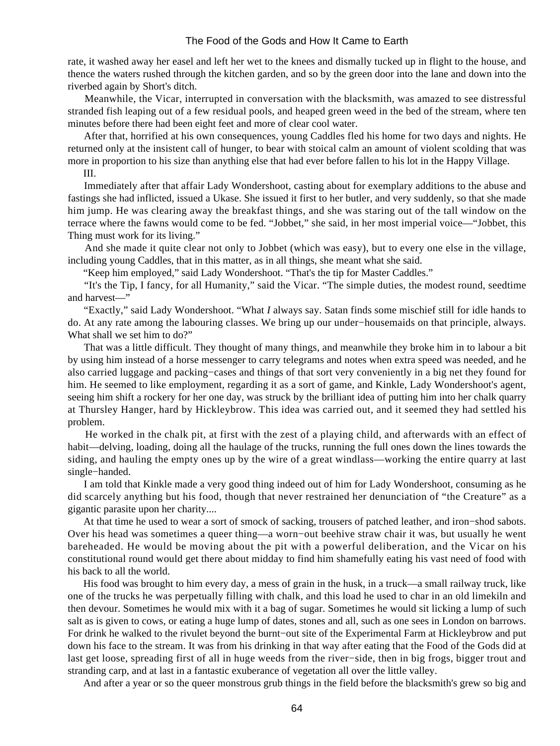rate, it washed away her easel and left her wet to the knees and dismally tucked up in flight to the house, and thence the waters rushed through the kitchen garden, and so by the green door into the lane and down into the riverbed again by Short's ditch.

Meanwhile, the Vicar, interrupted in conversation with the blacksmith, was amazed to see distressful stranded fish leaping out of a few residual pools, and heaped green weed in the bed of the stream, where ten minutes before there had been eight feet and more of clear cool water.

After that, horrified at his own consequences, young Caddles fled his home for two days and nights. He returned only at the insistent call of hunger, to bear with stoical calm an amount of violent scolding that was more in proportion to his size than anything else that had ever before fallen to his lot in the Happy Village.

III.

Immediately after that affair Lady Wondershoot, casting about for exemplary additions to the abuse and fastings she had inflicted, issued a Ukase. She issued it first to her butler, and very suddenly, so that she made him jump. He was clearing away the breakfast things, and she was staring out of the tall window on the terrace where the fawns would come to be fed. "Jobbet," she said, in her most imperial voice—"Jobbet, this Thing must work for its living."

And she made it quite clear not only to Jobbet (which was easy), but to every one else in the village, including young Caddles, that in this matter, as in all things, she meant what she said.

"Keep him employed," said Lady Wondershoot. "That's the tip for Master Caddles."

"It's the Tip, I fancy, for all Humanity," said the Vicar. "The simple duties, the modest round, seedtime and harvest—"

"Exactly," said Lady Wondershoot. "What *I* always say. Satan finds some mischief still for idle hands to do. At any rate among the labouring classes. We bring up our under−housemaids on that principle, always. What shall we set him to do?"

That was a little difficult. They thought of many things, and meanwhile they broke him in to labour a bit by using him instead of a horse messenger to carry telegrams and notes when extra speed was needed, and he also carried luggage and packing−cases and things of that sort very conveniently in a big net they found for him. He seemed to like employment, regarding it as a sort of game, and Kinkle, Lady Wondershoot's agent, seeing him shift a rockery for her one day, was struck by the brilliant idea of putting him into her chalk quarry at Thursley Hanger, hard by Hickleybrow. This idea was carried out, and it seemed they had settled his problem.

He worked in the chalk pit, at first with the zest of a playing child, and afterwards with an effect of habit—delving, loading, doing all the haulage of the trucks, running the full ones down the lines towards the siding, and hauling the empty ones up by the wire of a great windlass—working the entire quarry at last single−handed.

I am told that Kinkle made a very good thing indeed out of him for Lady Wondershoot, consuming as he did scarcely anything but his food, though that never restrained her denunciation of "the Creature" as a gigantic parasite upon her charity....

At that time he used to wear a sort of smock of sacking, trousers of patched leather, and iron−shod sabots. Over his head was sometimes a queer thing—a worn−out beehive straw chair it was, but usually he went bareheaded. He would be moving about the pit with a powerful deliberation, and the Vicar on his constitutional round would get there about midday to find him shamefully eating his vast need of food with his back to all the world.

His food was brought to him every day, a mess of grain in the husk, in a truck—a small railway truck, like one of the trucks he was perpetually filling with chalk, and this load he used to char in an old limekiln and then devour. Sometimes he would mix with it a bag of sugar. Sometimes he would sit licking a lump of such salt as is given to cows, or eating a huge lump of dates, stones and all, such as one sees in London on barrows. For drink he walked to the rivulet beyond the burnt−out site of the Experimental Farm at Hickleybrow and put down his face to the stream. It was from his drinking in that way after eating that the Food of the Gods did at last get loose, spreading first of all in huge weeds from the river−side, then in big frogs, bigger trout and stranding carp, and at last in a fantastic exuberance of vegetation all over the little valley.

And after a year or so the queer monstrous grub things in the field before the blacksmith's grew so big and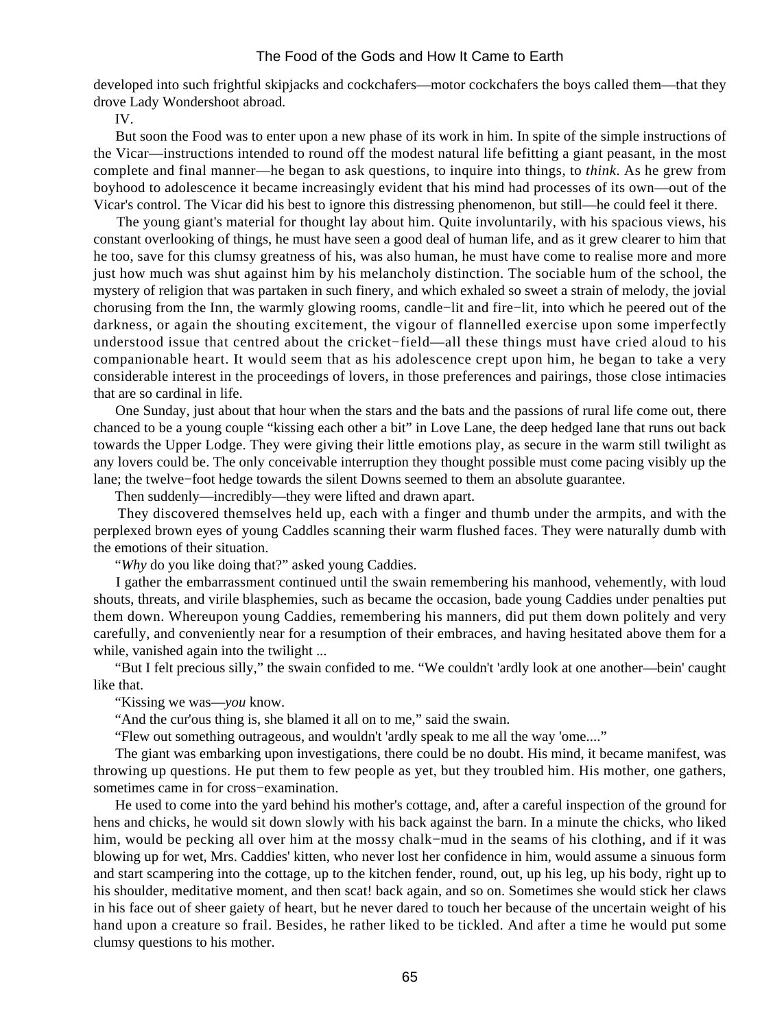developed into such frightful skipjacks and cockchafers—motor cockchafers the boys called them—that they drove Lady Wondershoot abroad.

IV.

But soon the Food was to enter upon a new phase of its work in him. In spite of the simple instructions of the Vicar—instructions intended to round off the modest natural life befitting a giant peasant, in the most complete and final manner—he began to ask questions, to inquire into things, to *think*. As he grew from boyhood to adolescence it became increasingly evident that his mind had processes of its own—out of the Vicar's control. The Vicar did his best to ignore this distressing phenomenon, but still—he could feel it there.

The young giant's material for thought lay about him. Quite involuntarily, with his spacious views, his constant overlooking of things, he must have seen a good deal of human life, and as it grew clearer to him that he too, save for this clumsy greatness of his, was also human, he must have come to realise more and more just how much was shut against him by his melancholy distinction. The sociable hum of the school, the mystery of religion that was partaken in such finery, and which exhaled so sweet a strain of melody, the jovial chorusing from the Inn, the warmly glowing rooms, candle−lit and fire−lit, into which he peered out of the darkness, or again the shouting excitement, the vigour of flannelled exercise upon some imperfectly understood issue that centred about the cricket−field—all these things must have cried aloud to his companionable heart. It would seem that as his adolescence crept upon him, he began to take a very considerable interest in the proceedings of lovers, in those preferences and pairings, those close intimacies that are so cardinal in life.

One Sunday, just about that hour when the stars and the bats and the passions of rural life come out, there chanced to be a young couple "kissing each other a bit" in Love Lane, the deep hedged lane that runs out back towards the Upper Lodge. They were giving their little emotions play, as secure in the warm still twilight as any lovers could be. The only conceivable interruption they thought possible must come pacing visibly up the lane; the twelve−foot hedge towards the silent Downs seemed to them an absolute guarantee.

Then suddenly—incredibly—they were lifted and drawn apart.

They discovered themselves held up, each with a finger and thumb under the armpits, and with the perplexed brown eyes of young Caddles scanning their warm flushed faces. They were naturally dumb with the emotions of their situation.

"*Why* do you like doing that?" asked young Caddies.

I gather the embarrassment continued until the swain remembering his manhood, vehemently, with loud shouts, threats, and virile blasphemies, such as became the occasion, bade young Caddies under penalties put them down. Whereupon young Caddies, remembering his manners, did put them down politely and very carefully, and conveniently near for a resumption of their embraces, and having hesitated above them for a while, vanished again into the twilight ...

"But I felt precious silly," the swain confided to me. "We couldn't 'ardly look at one another—bein' caught like that.

"Kissing we was—*you* know.

"And the cur'ous thing is, she blamed it all on to me," said the swain.

"Flew out something outrageous, and wouldn't 'ardly speak to me all the way 'ome...."

The giant was embarking upon investigations, there could be no doubt. His mind, it became manifest, was throwing up questions. He put them to few people as yet, but they troubled him. His mother, one gathers, sometimes came in for cross−examination.

He used to come into the yard behind his mother's cottage, and, after a careful inspection of the ground for hens and chicks, he would sit down slowly with his back against the barn. In a minute the chicks, who liked him, would be pecking all over him at the mossy chalk−mud in the seams of his clothing, and if it was blowing up for wet, Mrs. Caddies' kitten, who never lost her confidence in him, would assume a sinuous form and start scampering into the cottage, up to the kitchen fender, round, out, up his leg, up his body, right up to his shoulder, meditative moment, and then scat! back again, and so on. Sometimes she would stick her claws in his face out of sheer gaiety of heart, but he never dared to touch her because of the uncertain weight of his hand upon a creature so frail. Besides, he rather liked to be tickled. And after a time he would put some clumsy questions to his mother.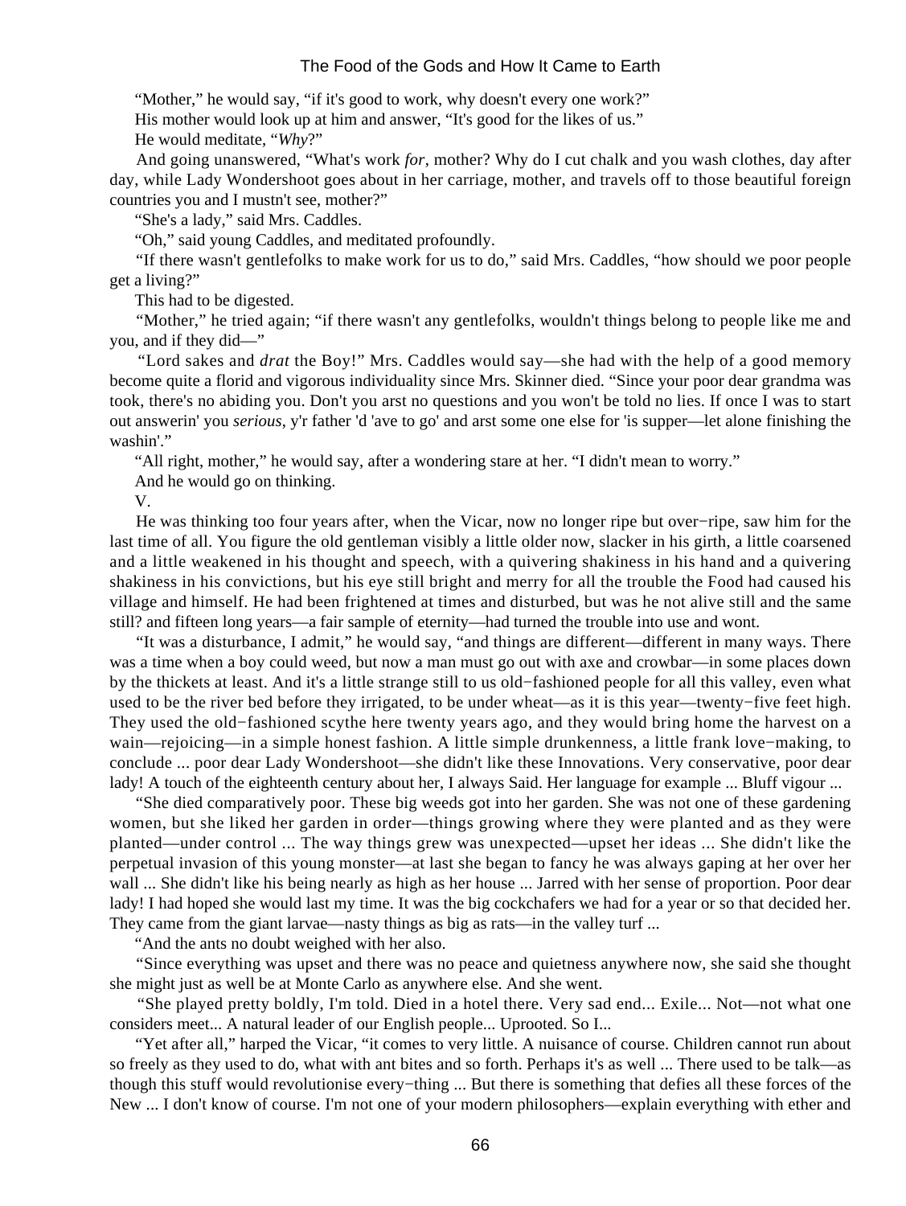"Mother," he would say, "if it's good to work, why doesn't every one work?"

His mother would look up at him and answer, "It's good for the likes of us."

He would meditate, "*Why*?"

And going unanswered, "What's work *for*, mother? Why do I cut chalk and you wash clothes, day after day, while Lady Wondershoot goes about in her carriage, mother, and travels off to those beautiful foreign countries you and I mustn't see, mother?"

"She's a lady," said Mrs. Caddles.

"Oh," said young Caddles, and meditated profoundly.

"If there wasn't gentlefolks to make work for us to do," said Mrs. Caddles, "how should we poor people get a living?"

This had to be digested.

"Mother," he tried again; "if there wasn't any gentlefolks, wouldn't things belong to people like me and you, and if they did—"

"Lord sakes and *drat* the Boy!" Mrs. Caddles would say—she had with the help of a good memory become quite a florid and vigorous individuality since Mrs. Skinner died. "Since your poor dear grandma was took, there's no abiding you. Don't you arst no questions and you won't be told no lies. If once I was to start out answerin' you *serious*, y'r father 'd 'ave to go' and arst some one else for 'is supper—let alone finishing the washin'."

"All right, mother," he would say, after a wondering stare at her. "I didn't mean to worry."

And he would go on thinking.

V.

He was thinking too four years after, when the Vicar, now no longer ripe but over−ripe, saw him for the last time of all. You figure the old gentleman visibly a little older now, slacker in his girth, a little coarsened and a little weakened in his thought and speech, with a quivering shakiness in his hand and a quivering shakiness in his convictions, but his eye still bright and merry for all the trouble the Food had caused his village and himself. He had been frightened at times and disturbed, but was he not alive still and the same still? and fifteen long years—a fair sample of eternity—had turned the trouble into use and wont.

"It was a disturbance, I admit," he would say, "and things are different—different in many ways. There was a time when a boy could weed, but now a man must go out with axe and crowbar—in some places down by the thickets at least. And it's a little strange still to us old−fashioned people for all this valley, even what used to be the river bed before they irrigated, to be under wheat—as it is this year—twenty−five feet high. They used the old−fashioned scythe here twenty years ago, and they would bring home the harvest on a wain—rejoicing—in a simple honest fashion. A little simple drunkenness, a little frank love−making, to conclude ... poor dear Lady Wondershoot—she didn't like these Innovations. Very conservative, poor dear lady! A touch of the eighteenth century about her, I always Said. Her language for example ... Bluff vigour ...

"She died comparatively poor. These big weeds got into her garden. She was not one of these gardening women, but she liked her garden in order—things growing where they were planted and as they were planted—under control ... The way things grew was unexpected—upset her ideas ... She didn't like the perpetual invasion of this young monster—at last she began to fancy he was always gaping at her over her wall ... She didn't like his being nearly as high as her house ... Jarred with her sense of proportion. Poor dear lady! I had hoped she would last my time. It was the big cockchafers we had for a year or so that decided her. They came from the giant larvae—nasty things as big as rats—in the valley turf ...

"And the ants no doubt weighed with her also.

"Since everything was upset and there was no peace and quietness anywhere now, she said she thought she might just as well be at Monte Carlo as anywhere else. And she went.

"She played pretty boldly, I'm told. Died in a hotel there. Very sad end... Exile... Not—not what one considers meet... A natural leader of our English people... Uprooted. So I...

"Yet after all," harped the Vicar, "it comes to very little. A nuisance of course. Children cannot run about so freely as they used to do, what with ant bites and so forth. Perhaps it's as well ... There used to be talk—as though this stuff would revolutionise every−thing ... But there is something that defies all these forces of the New ... I don't know of course. I'm not one of your modern philosophers—explain everything with ether and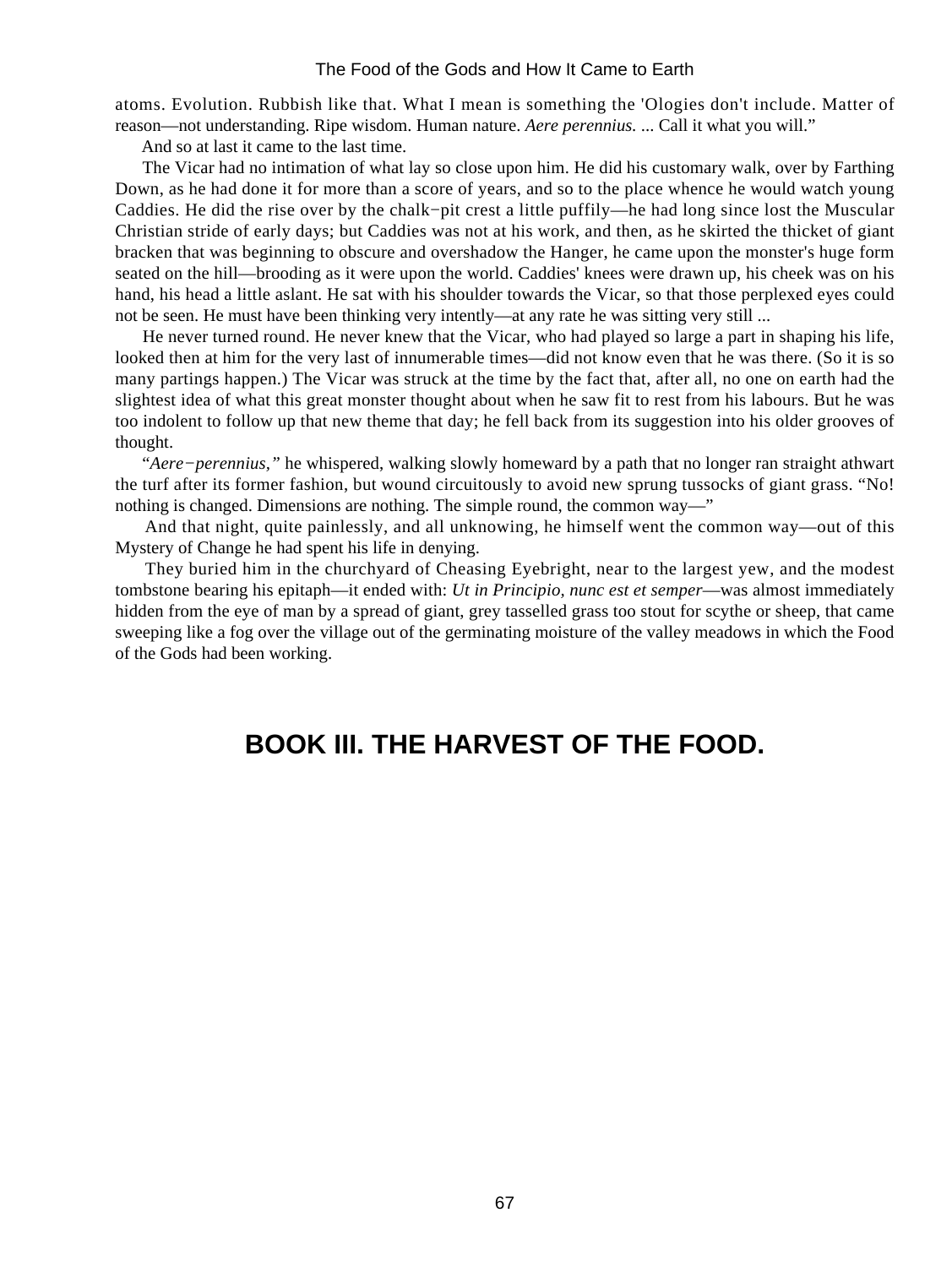atoms. Evolution. Rubbish like that. What I mean is something the 'Ologies don't include. Matter of reason—not understanding. Ripe wisdom. Human nature. *Aere perennius.* ... Call it what you will."

And so at last it came to the last time.

The Vicar had no intimation of what lay so close upon him. He did his customary walk, over by Farthing Down, as he had done it for more than a score of years, and so to the place whence he would watch young Caddies. He did the rise over by the chalk−pit crest a little puffily—he had long since lost the Muscular Christian stride of early days; but Caddies was not at his work, and then, as he skirted the thicket of giant bracken that was beginning to obscure and overshadow the Hanger, he came upon the monster's huge form seated on the hill—brooding as it were upon the world. Caddies' knees were drawn up, his cheek was on his hand, his head a little aslant. He sat with his shoulder towards the Vicar, so that those perplexed eyes could not be seen. He must have been thinking very intently—at any rate he was sitting very still ...

He never turned round. He never knew that the Vicar, who had played so large a part in shaping his life, looked then at him for the very last of innumerable times—did not know even that he was there. (So it is so many partings happen.) The Vicar was struck at the time by the fact that, after all, no one on earth had the slightest idea of what this great monster thought about when he saw fit to rest from his labours. But he was too indolent to follow up that new theme that day; he fell back from its suggestion into his older grooves of thought.

"*Aere−perennius,*" he whispered, walking slowly homeward by a path that no longer ran straight athwart the turf after its former fashion, but wound circuitously to avoid new sprung tussocks of giant grass. "No! nothing is changed. Dimensions are nothing. The simple round, the common way—"

And that night, quite painlessly, and all unknowing, he himself went the common way—out of this Mystery of Change he had spent his life in denying.

They buried him in the churchyard of Cheasing Eyebright, near to the largest yew, and the modest tombstone bearing his epitaph—it ended with: *Ut in Principio, nunc est et semper*—was almost immediately hidden from the eye of man by a spread of giant, grey tasselled grass too stout for scythe or sheep, that came sweeping like a fog over the village out of the germinating moisture of the valley meadows in which the Food of the Gods had been working.

# BOOK III. THE HARVEST OF THE FOOD.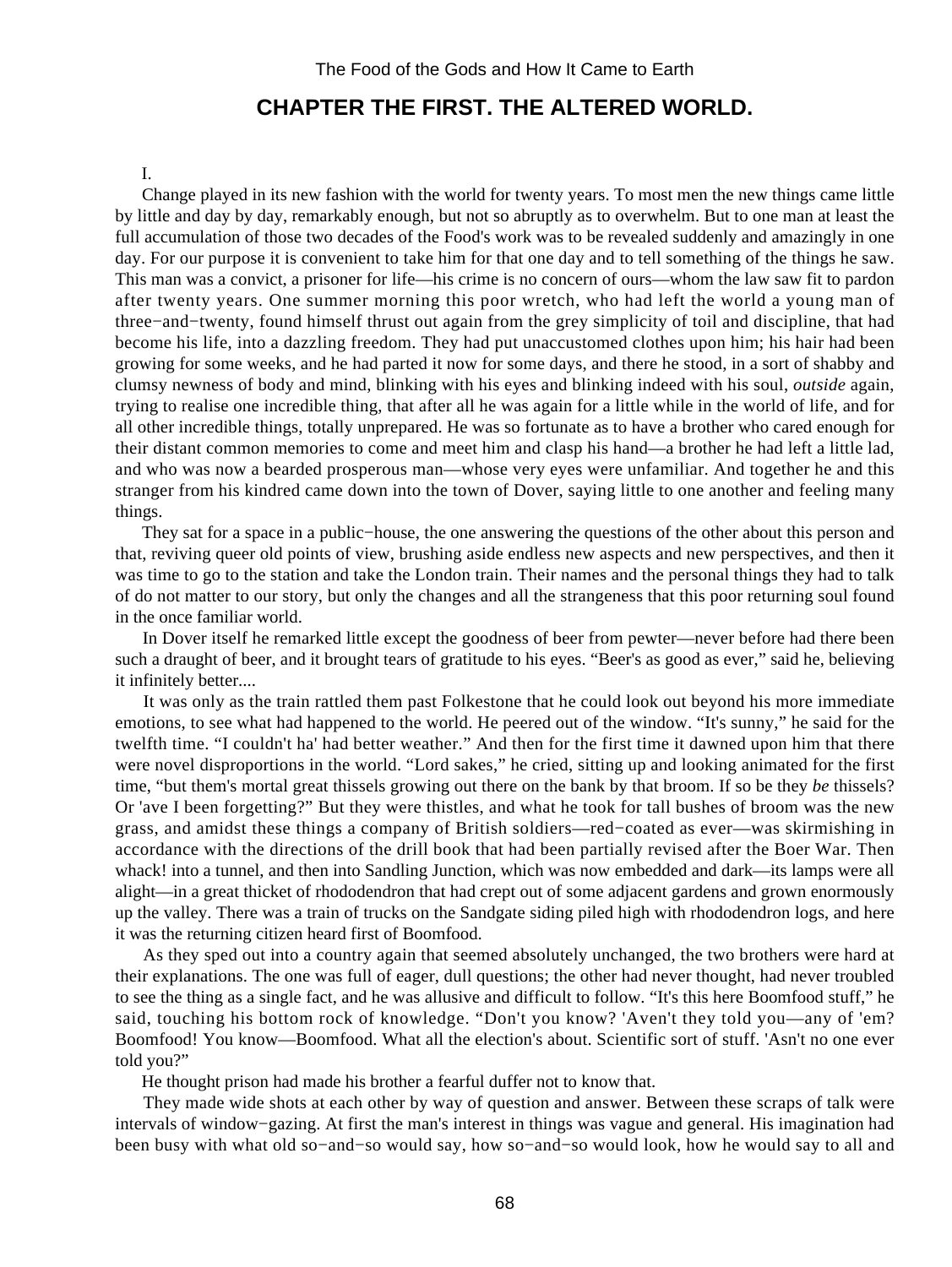## CHAPTER THE FIRST. THE ALTERED WORLD.

I.

Change played in its new fashion with the world for twenty years. To most men the new things came little by little and day by day, remarkably enough, but not so abruptly as to overwhelm. But to one man at least the full accumulation of those two decades of the Food's work was to be revealed suddenly and amazingly in one day. For our purpose it is convenient to take him for that one day and to tell something of the things he saw. This man was a convict, a prisoner for life—his crime is no concern of ours—whom the law saw fit to pardon after twenty years. One summer morning this poor wretch, who had left the world a young man of three−and−twenty, found himself thrust out again from the grey simplicity of toil and discipline, that had become his life, into a dazzling freedom. They had put unaccustomed clothes upon him; his hair had been growing for some weeks, and he had parted it now for some days, and there he stood, in a sort of shabby and clumsy newness of body and mind, blinking with his eyes and blinking indeed with his soul, *outside* again, trying to realise one incredible thing, that after all he was again for a little while in the world of life, and for all other incredible things, totally unprepared. He was so fortunate as to have a brother who cared enough for their distant common memories to come and meet him and clasp his hand—a brother he had left a little lad, and who was now a bearded prosperous man—whose very eyes were unfamiliar. And together he and this stranger from his kindred came down into the town of Dover, saying little to one another and feeling many things.

They sat for a space in a public−house, the one answering the questions of the other about this person and that, reviving queer old points of view, brushing aside endless new aspects and new perspectives, and then it was time to go to the station and take the London train. Their names and the personal things they had to talk of do not matter to our story, but only the changes and all the strangeness that this poor returning soul found in the once familiar world.

In Dover itself he remarked little except the goodness of beer from pewter—never before had there been such a draught of beer, and it brought tears of gratitude to his eyes. "Beer's as good as ever," said he, believing it infinitely better....

It was only as the train rattled them past Folkestone that he could look out beyond his more immediate emotions, to see what had happened to the world. He peered out of the window. "It's sunny," he said for the twelfth time. "I couldn't ha' had better weather." And then for the first time it dawned upon him that there were novel disproportions in the world. "Lord sakes," he cried, sitting up and looking animated for the first time, "but them's mortal great thissels growing out there on the bank by that broom. If so be they *be* thissels? Or 'ave I been forgetting?" But they were thistles, and what he took for tall bushes of broom was the new grass, and amidst these things a company of British soldiers—red−coated as ever—was skirmishing in accordance with the directions of the drill book that had been partially revised after the Boer War. Then whack! into a tunnel, and then into Sandling Junction, which was now embedded and dark—its lamps were all alight—in a great thicket of rhododendron that had crept out of some adjacent gardens and grown enormously up the valley. There was a train of trucks on the Sandgate siding piled high with rhododendron logs, and here it was the returning citizen heard first of Boomfood.

As they sped out into a country again that seemed absolutely unchanged, the two brothers were hard at their explanations. The one was full of eager, dull questions; the other had never thought, had never troubled to see the thing as a single fact, and he was allusive and difficult to follow. "It's this here Boomfood stuff," he said, touching his bottom rock of knowledge. "Don't you know? 'Aven't they told you—any of 'em? Boomfood! You know—Boomfood. What all the election's about. Scientific sort of stuff. 'Asn't no one ever told you?"

He thought prison had made his brother a fearful duffer not to know that.

They made wide shots at each other by way of question and answer. Between these scraps of talk were intervals of window−gazing. At first the man's interest in things was vague and general. His imagination had been busy with what old so−and−so would say, how so−and−so would look, how he would say to all and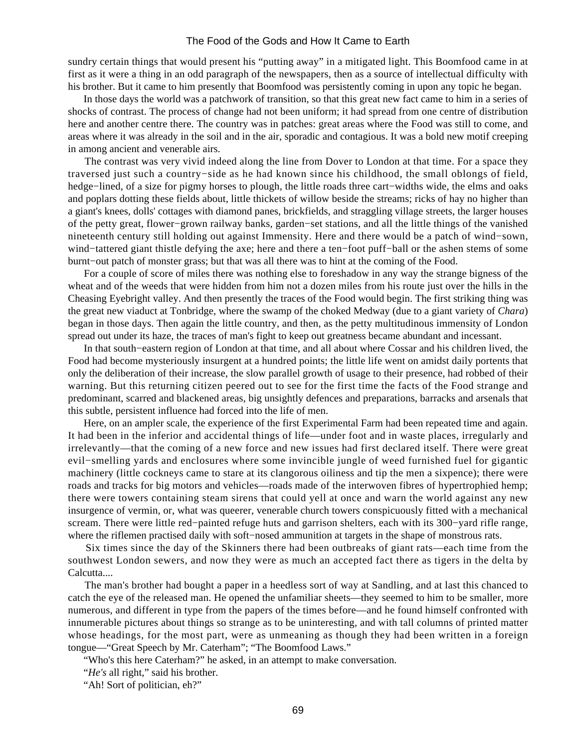sundry certain things that would present his "putting away" in a mitigated light. This Boomfood came in at first as it were a thing in an odd paragraph of the newspapers, then as a source of intellectual difficulty with his brother. But it came to him presently that Boomfood was persistently coming in upon any topic he began.

In those days the world was a patchwork of transition, so that this great new fact came to him in a series of shocks of contrast. The process of change had not been uniform; it had spread from one centre of distribution here and another centre there. The country was in patches: great areas where the Food was still to come, and areas where it was already in the soil and in the air, sporadic and contagious. It was a bold new motif creeping in among ancient and venerable airs.

The contrast was very vivid indeed along the line from Dover to London at that time. For a space they traversed just such a country−side as he had known since his childhood, the small oblongs of field, hedge−lined, of a size for pigmy horses to plough, the little roads three cart−widths wide, the elms and oaks and poplars dotting these fields about, little thickets of willow beside the streams; ricks of hay no higher than a giant's knees, dolls' cottages with diamond panes, brickfields, and straggling village streets, the larger houses of the petty great, flower−grown railway banks, garden−set stations, and all the little things of the vanished nineteenth century still holding out against Immensity. Here and there would be a patch of wind−sown, wind−tattered giant thistle defying the axe; here and there a ten−foot puff−ball or the ashen stems of some burnt−out patch of monster grass; but that was all there was to hint at the coming of the Food.

For a couple of score of miles there was nothing else to foreshadow in any way the strange bigness of the wheat and of the weeds that were hidden from him not a dozen miles from his route just over the hills in the Cheasing Eyebright valley. And then presently the traces of the Food would begin. The first striking thing was the great new viaduct at Tonbridge, where the swamp of the choked Medway (due to a giant variety of *Chara*) began in those days. Then again the little country, and then, as the petty multitudinous immensity of London spread out under its haze, the traces of man's fight to keep out greatness became abundant and incessant.

In that south−eastern region of London at that time, and all about where Cossar and his children lived, the Food had become mysteriously insurgent at a hundred points; the little life went on amidst daily portents that only the deliberation of their increase, the slow parallel growth of usage to their presence, had robbed of their warning. But this returning citizen peered out to see for the first time the facts of the Food strange and predominant, scarred and blackened areas, big unsightly defences and preparations, barracks and arsenals that this subtle, persistent influence had forced into the life of men.

Here, on an ampler scale, the experience of the first Experimental Farm had been repeated time and again. It had been in the inferior and accidental things of life—under foot and in waste places, irregularly and irrelevantly—that the coming of a new force and new issues had first declared itself. There were great evil−smelling yards and enclosures where some invincible jungle of weed furnished fuel for gigantic machinery (little cockneys came to stare at its clangorous oiliness and tip the men a sixpence); there were roads and tracks for big motors and vehicles—roads made of the interwoven fibres of hypertrophied hemp; there were towers containing steam sirens that could yell at once and warn the world against any new insurgence of vermin, or, what was queerer, venerable church towers conspicuously fitted with a mechanical scream. There were little red−painted refuge huts and garrison shelters, each with its 300−yard rifle range, where the riflemen practised daily with soft−nosed ammunition at targets in the shape of monstrous rats.

Six times since the day of the Skinners there had been outbreaks of giant rats—each time from the southwest London sewers, and now they were as much an accepted fact there as tigers in the delta by Calcutta....

The man's brother had bought a paper in a heedless sort of way at Sandling, and at last this chanced to catch the eye of the released man. He opened the unfamiliar sheets—they seemed to him to be smaller, more numerous, and different in type from the papers of the times before—and he found himself confronted with innumerable pictures about things so strange as to be uninteresting, and with tall columns of printed matter whose headings, for the most part, were as unmeaning as though they had been written in a foreign tongue—"Great Speech by Mr. Caterham"; "The Boomfood Laws."

"Who's this here Caterham?" he asked, in an attempt to make conversation.

"*He's* all right," said his brother.

"Ah! Sort of politician, eh?"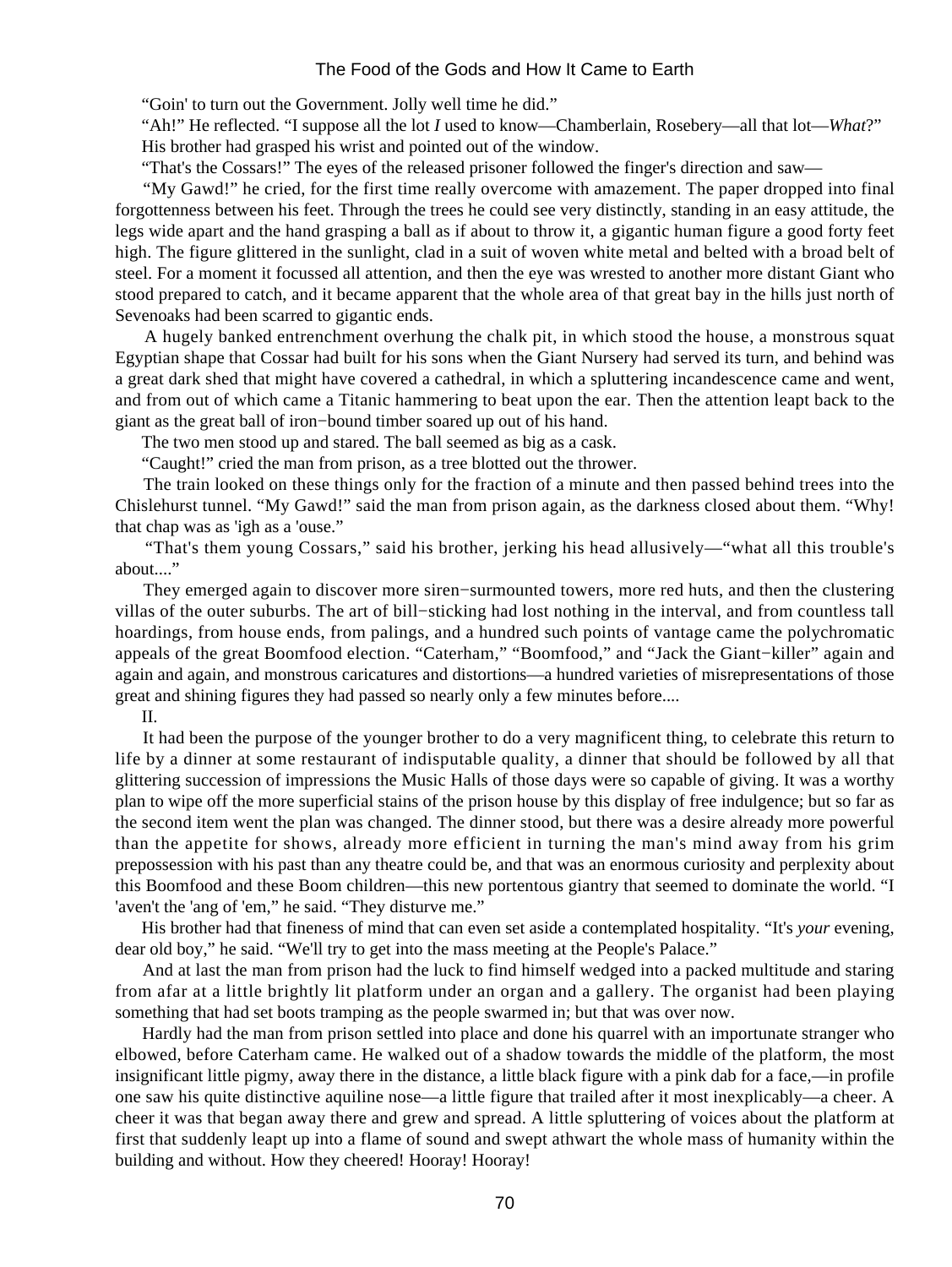"Goin' to turn out the Government. Jolly well time he did."

"Ah!" He reflected. "I suppose all the lot *I* used to know—Chamberlain, Rosebery—all that lot—*What*?"

His brother had grasped his wrist and pointed out of the window.

"That's the Cossars!" The eyes of the released prisoner followed the finger's direction and saw—

"My Gawd!" he cried, for the first time really overcome with amazement. The paper dropped into final forgottenness between his feet. Through the trees he could see very distinctly, standing in an easy attitude, the legs wide apart and the hand grasping a ball as if about to throw it, a gigantic human figure a good forty feet high. The figure glittered in the sunlight, clad in a suit of woven white metal and belted with a broad belt of steel. For a moment it focussed all attention, and then the eye was wrested to another more distant Giant who stood prepared to catch, and it became apparent that the whole area of that great bay in the hills just north of Sevenoaks had been scarred to gigantic ends.

A hugely banked entrenchment overhung the chalk pit, in which stood the house, a monstrous squat Egyptian shape that Cossar had built for his sons when the Giant Nursery had served its turn, and behind was a great dark shed that might have covered a cathedral, in which a spluttering incandescence came and went, and from out of which came a Titanic hammering to beat upon the ear. Then the attention leapt back to the giant as the great ball of iron−bound timber soared up out of his hand.

The two men stood up and stared. The ball seemed as big as a cask.

"Caught!" cried the man from prison, as a tree blotted out the thrower.

The train looked on these things only for the fraction of a minute and then passed behind trees into the Chislehurst tunnel. "My Gawd!" said the man from prison again, as the darkness closed about them. "Why! that chap was as 'igh as a 'ouse."

"That's them young Cossars," said his brother, jerking his head allusively—"what all this trouble's about...."

They emerged again to discover more siren−surmounted towers, more red huts, and then the clustering villas of the outer suburbs. The art of bill−sticking had lost nothing in the interval, and from countless tall hoardings, from house ends, from palings, and a hundred such points of vantage came the polychromatic appeals of the great Boomfood election. "Caterham," "Boomfood," and "Jack the Giant−killer" again and again and again, and monstrous caricatures and distortions—a hundred varieties of misrepresentations of those great and shining figures they had passed so nearly only a few minutes before....

II.

It had been the purpose of the younger brother to do a very magnificent thing, to celebrate this return to life by a dinner at some restaurant of indisputable quality, a dinner that should be followed by all that glittering succession of impressions the Music Halls of those days were so capable of giving. It was a worthy plan to wipe off the more superficial stains of the prison house by this display of free indulgence; but so far as the second item went the plan was changed. The dinner stood, but there was a desire already more powerful than the appetite for shows, already more efficient in turning the man's mind away from his grim prepossession with his past than any theatre could be, and that was an enormous curiosity and perplexity about this Boomfood and these Boom children—this new portentous giantry that seemed to dominate the world. "I 'aven't the 'ang of 'em," he said. "They disturve me."

His brother had that fineness of mind that can even set aside a contemplated hospitality. "It's *your* evening, dear old boy," he said. "We'll try to get into the mass meeting at the People's Palace."

And at last the man from prison had the luck to find himself wedged into a packed multitude and staring from afar at a little brightly lit platform under an organ and a gallery. The organist had been playing something that had set boots tramping as the people swarmed in; but that was over now.

Hardly had the man from prison settled into place and done his quarrel with an importunate stranger who elbowed, before Caterham came. He walked out of a shadow towards the middle of the platform, the most insignificant little pigmy, away there in the distance, a little black figure with a pink dab for a face,—in profile one saw his quite distinctive aquiline nose—a little figure that trailed after it most inexplicably—a cheer. A cheer it was that began away there and grew and spread. A little spluttering of voices about the platform at first that suddenly leapt up into a flame of sound and swept athwart the whole mass of humanity within the building and without. How they cheered! Hooray! Hooray!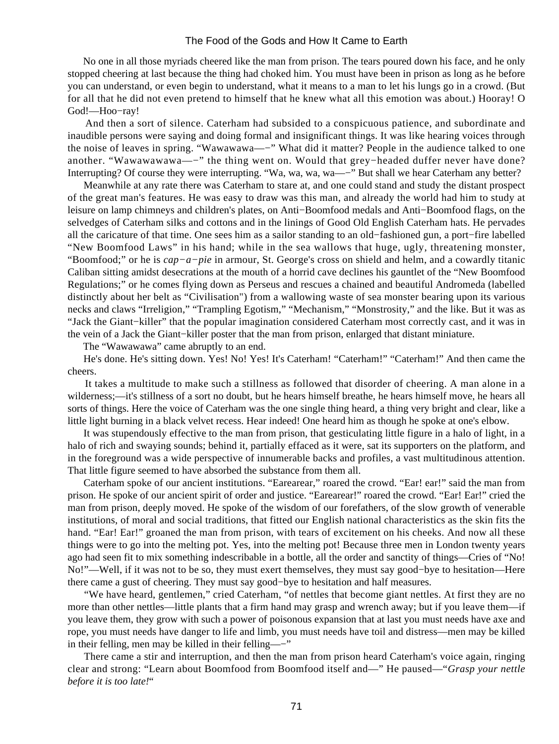No one in all those myriads cheered like the man from prison. The tears poured down his face, and he only stopped cheering at last because the thing had choked him. You must have been in prison as long as he before you can understand, or even begin to understand, what it means to a man to let his lungs go in a crowd. (But for all that he did not even pretend to himself that he knew what all this emotion was about.) Hooray! O God!—Hoo−ray!

And then a sort of silence. Caterham had subsided to a conspicuous patience, and subordinate and inaudible persons were saying and doing formal and insignificant things. It was like hearing voices through the noise of leaves in spring. "Wawawawa—−" What did it matter? People in the audience talked to one another. "Wawawawawa—−" the thing went on. Would that grey−headed duffer never have done? Interrupting? Of course they were interrupting. "Wa, wa, wa, wa—−" But shall we hear Caterham any better?

Meanwhile at any rate there was Caterham to stare at, and one could stand and study the distant prospect of the great man's features. He was easy to draw was this man, and already the world had him to study at leisure on lamp chimneys and children's plates, on Anti−Boomfood medals and Anti−Boomfood flags, on the selvedges of Caterham silks and cottons and in the linings of Good Old English Caterham hats. He pervades all the caricature of that time. One sees him as a sailor standing to an old−fashioned gun, a port−fire labelled "New Boomfood Laws" in his hand; while in the sea wallows that huge, ugly, threatening monster, "Boomfood;" or he is *cap−a−pie* in armour, St. George's cross on shield and helm, and a cowardly titanic Caliban sitting amidst desecrations at the mouth of a horrid cave declines his gauntlet of the "New Boomfood Regulations;" or he comes flying down as Perseus and rescues a chained and beautiful Andromeda (labelled distinctly about her belt as "Civilisation") from a wallowing waste of sea monster bearing upon its various necks and claws "Irreligion," "Trampling Egotism," "Mechanism," "Monstrosity," and the like. But it was as "Jack the Giant−killer" that the popular imagination considered Caterham most correctly cast, and it was in the vein of a Jack the Giant−killer poster that the man from prison, enlarged that distant miniature.

The "Wawawawa" came abruptly to an end.

He's done. He's sitting down. Yes! No! Yes! It's Caterham! "Caterham!" "Caterham!" And then came the cheers.

It takes a multitude to make such a stillness as followed that disorder of cheering. A man alone in a wilderness;—it's stillness of a sort no doubt, but he hears himself breathe, he hears himself move, he hears all sorts of things. Here the voice of Caterham was the one single thing heard, a thing very bright and clear, like a little light burning in a black velvet recess. Hear indeed! One heard him as though he spoke at one's elbow.

It was stupendously effective to the man from prison, that gesticulating little figure in a halo of light, in a halo of rich and swaying sounds; behind it, partially effaced as it were, sat its supporters on the platform, and in the foreground was a wide perspective of innumerable backs and profiles, a vast multitudinous attention. That little figure seemed to have absorbed the substance from them all.

Caterham spoke of our ancient institutions. "Earearear," roared the crowd. "Ear! ear!" said the man from prison. He spoke of our ancient spirit of order and justice. "Earearear!" roared the crowd. "Ear! Ear!" cried the man from prison, deeply moved. He spoke of the wisdom of our forefathers, of the slow growth of venerable institutions, of moral and social traditions, that fitted our English national characteristics as the skin fits the hand. "Ear! Ear!" groaned the man from prison, with tears of excitement on his cheeks. And now all these things were to go into the melting pot. Yes, into the melting pot! Because three men in London twenty years ago had seen fit to mix something indescribable in a bottle, all the order and sanctity of things—Cries of "No! No!"—Well, if it was not to be so, they must exert themselves, they must say good−bye to hesitation—Here there came a gust of cheering. They must say good−bye to hesitation and half measures.

"We have heard, gentlemen," cried Caterham, "of nettles that become giant nettles. At first they are no more than other nettles—little plants that a firm hand may grasp and wrench away; but if you leave them—if you leave them, they grow with such a power of poisonous expansion that at last you must needs have axe and rope, you must needs have danger to life and limb, you must needs have toil and distress—men may be killed in their felling, men may be killed in their felling—−"

There came a stir and interruption, and then the man from prison heard Caterham's voice again, ringing clear and strong: "Learn about Boomfood from Boomfood itself and—" He paused—"*Grasp your nettle before it is too late!*"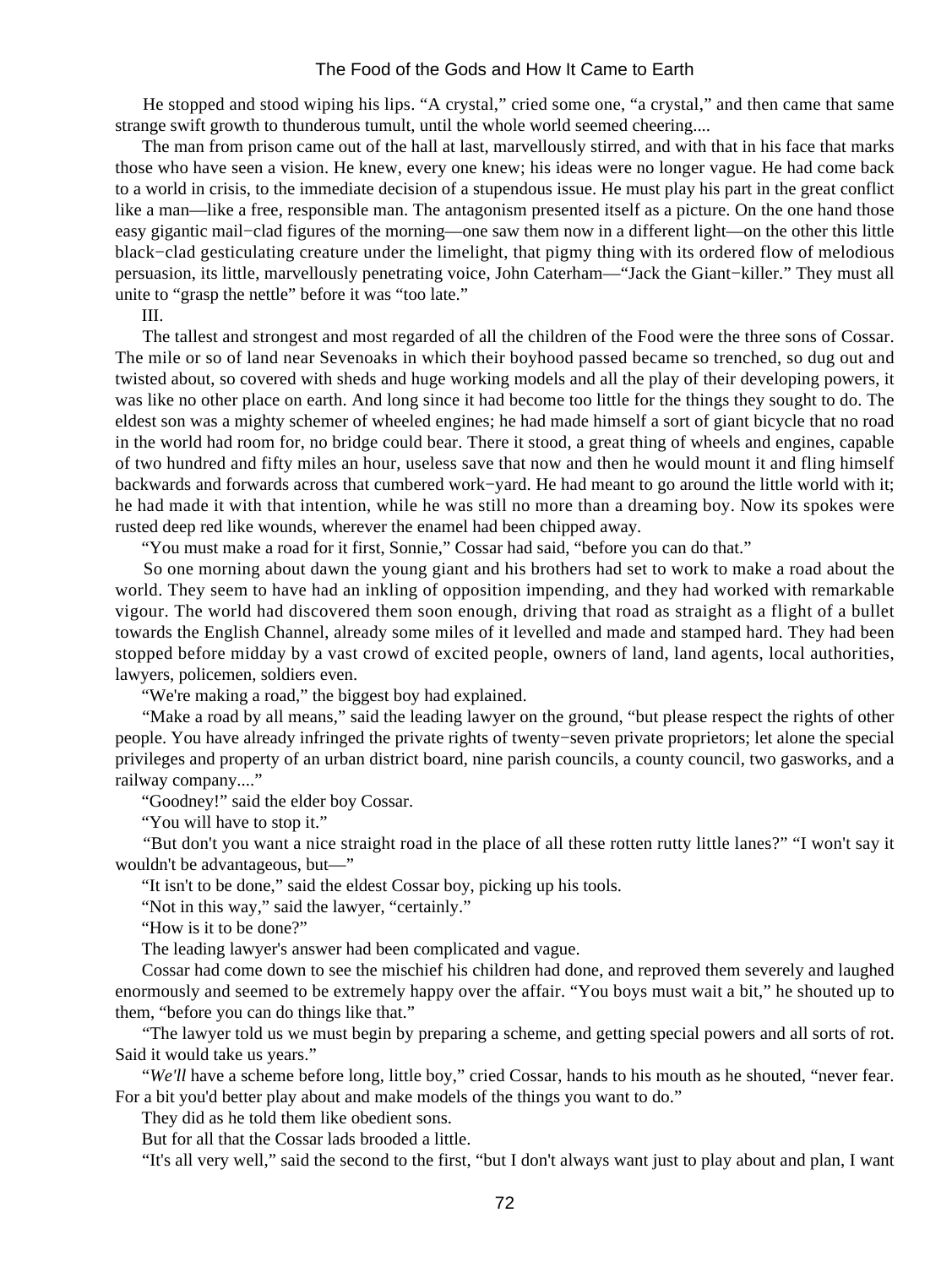He stopped and stood wiping his lips. "A crystal," cried some one, "a crystal," and then came that same strange swift growth to thunderous tumult, until the whole world seemed cheering....

The man from prison came out of the hall at last, marvellously stirred, and with that in his face that marks those who have seen a vision. He knew, every one knew; his ideas were no longer vague. He had come back to a world in crisis, to the immediate decision of a stupendous issue. He must play his part in the great conflict like a man—like a free, responsible man. The antagonism presented itself as a picture. On the one hand those easy gigantic mail−clad figures of the morning—one saw them now in a different light—on the other this little black−clad gesticulating creature under the limelight, that pigmy thing with its ordered flow of melodious persuasion, its little, marvellously penetrating voice, John Caterham—"Jack the Giant−killer." They must all unite to "grasp the nettle" before it was "too late."

III.

The tallest and strongest and most regarded of all the children of the Food were the three sons of Cossar. The mile or so of land near Sevenoaks in which their boyhood passed became so trenched, so dug out and twisted about, so covered with sheds and huge working models and all the play of their developing powers, it was like no other place on earth. And long since it had become too little for the things they sought to do. The eldest son was a mighty schemer of wheeled engines; he had made himself a sort of giant bicycle that no road in the world had room for, no bridge could bear. There it stood, a great thing of wheels and engines, capable of two hundred and fifty miles an hour, useless save that now and then he would mount it and fling himself backwards and forwards across that cumbered work−yard. He had meant to go around the little world with it; he had made it with that intention, while he was still no more than a dreaming boy. Now its spokes were rusted deep red like wounds, wherever the enamel had been chipped away.

"You must make a road for it first, Sonnie," Cossar had said, "before you can do that."

So one morning about dawn the young giant and his brothers had set to work to make a road about the world. They seem to have had an inkling of opposition impending, and they had worked with remarkable vigour. The world had discovered them soon enough, driving that road as straight as a flight of a bullet towards the English Channel, already some miles of it levelled and made and stamped hard. They had been stopped before midday by a vast crowd of excited people, owners of land, land agents, local authorities, lawyers, policemen, soldiers even.

"We're making a road," the biggest boy had explained.

"Make a road by all means," said the leading lawyer on the ground, "but please respect the rights of other people. You have already infringed the private rights of twenty−seven private proprietors; let alone the special privileges and property of an urban district board, nine parish councils, a county council, two gasworks, and a railway company...."

"Goodney!" said the elder boy Cossar.

"You will have to stop it."

"But don't you want a nice straight road in the place of all these rotten rutty little lanes?" "I won't say it wouldn't be advantageous, but—"

"It isn't to be done," said the eldest Cossar boy, picking up his tools.

"Not in this way," said the lawyer, "certainly."

"How is it to be done?"

The leading lawyer's answer had been complicated and vague.

Cossar had come down to see the mischief his children had done, and reproved them severely and laughed enormously and seemed to be extremely happy over the affair. "You boys must wait a bit," he shouted up to them, "before you can do things like that."

"The lawyer told us we must begin by preparing a scheme, and getting special powers and all sorts of rot. Said it would take us years."

"*We'll* have a scheme before long, little boy," cried Cossar, hands to his mouth as he shouted, "never fear. For a bit you'd better play about and make models of the things you want to do."

They did as he told them like obedient sons.

But for all that the Cossar lads brooded a little.

"It's all very well," said the second to the first, "but I don't always want just to play about and plan, I want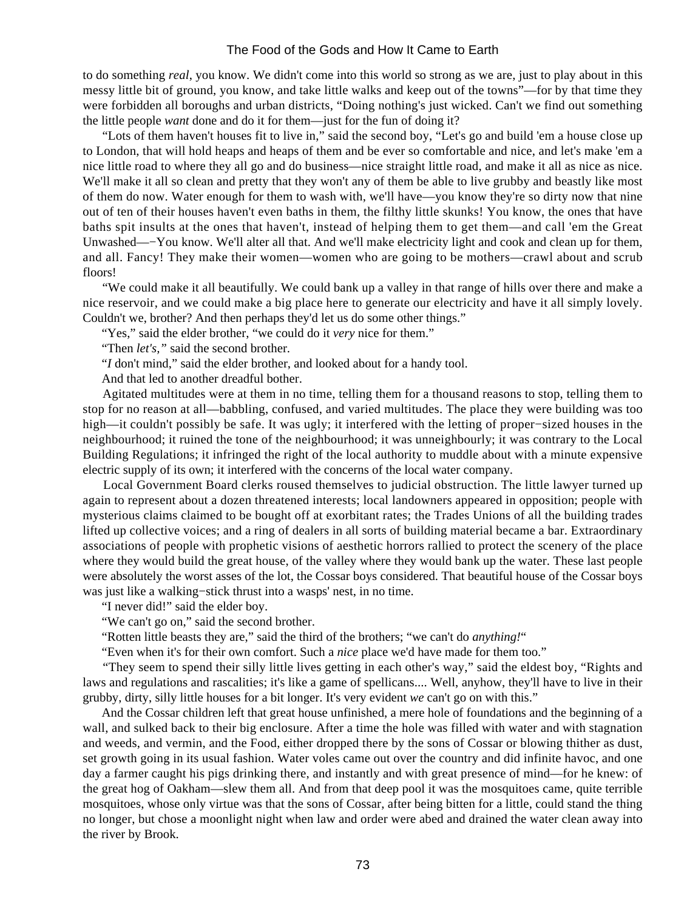to do something *real*, you know. We didn't come into this world so strong as we are, just to play about in this messy little bit of ground, you know, and take little walks and keep out of the towns"—for by that time they were forbidden all boroughs and urban districts, "Doing nothing's just wicked. Can't we find out something the little people *want* done and do it for them—just for the fun of doing it?

"Lots of them haven't houses fit to live in," said the second boy, "Let's go and build 'em a house close up to London, that will hold heaps and heaps of them and be ever so comfortable and nice, and let's make 'em a nice little road to where they all go and do business—nice straight little road, and make it all as nice as nice. We'll make it all so clean and pretty that they won't any of them be able to live grubby and beastly like most of them do now. Water enough for them to wash with, we'll have—you know they're so dirty now that nine out of ten of their houses haven't even baths in them, the filthy little skunks! You know, the ones that have baths spit insults at the ones that haven't, instead of helping them to get them—and call 'em the Great Unwashed—−You know. We'll alter all that. And we'll make electricity light and cook and clean up for them, and all. Fancy! They make their women—women who are going to be mothers—crawl about and scrub floors!

"We could make it all beautifully. We could bank up a valley in that range of hills over there and make a nice reservoir, and we could make a big place here to generate our electricity and have it all simply lovely. Couldn't we, brother? And then perhaps they'd let us do some other things."

"Yes," said the elder brother, "we could do it *very* nice for them."

"Then *let's,"* said the second brother.

"*I* don't mind," said the elder brother, and looked about for a handy tool.

And that led to another dreadful bother.

Agitated multitudes were at them in no time, telling them for a thousand reasons to stop, telling them to stop for no reason at all—babbling, confused, and varied multitudes. The place they were building was too high—it couldn't possibly be safe. It was ugly; it interfered with the letting of proper−sized houses in the neighbourhood; it ruined the tone of the neighbourhood; it was unneighbourly; it was contrary to the Local Building Regulations; it infringed the right of the local authority to muddle about with a minute expensive electric supply of its own; it interfered with the concerns of the local water company.

Local Government Board clerks roused themselves to judicial obstruction. The little lawyer turned up again to represent about a dozen threatened interests; local landowners appeared in opposition; people with mysterious claims claimed to be bought off at exorbitant rates; the Trades Unions of all the building trades lifted up collective voices; and a ring of dealers in all sorts of building material became a bar. Extraordinary associations of people with prophetic visions of aesthetic horrors rallied to protect the scenery of the place where they would build the great house, of the valley where they would bank up the water. These last people were absolutely the worst asses of the lot, the Cossar boys considered. That beautiful house of the Cossar boys was just like a walking−stick thrust into a wasps' nest, in no time.

"I never did!" said the elder boy.

"We can't go on," said the second brother.

"Rotten little beasts they are," said the third of the brothers; "we can't do *anything!*"

"Even when it's for their own comfort. Such a *nice* place we'd have made for them too."

"They seem to spend their silly little lives getting in each other's way," said the eldest boy, "Rights and laws and regulations and rascalities; it's like a game of spellicans.... Well, anyhow, they'll have to live in their grubby, dirty, silly little houses for a bit longer. It's very evident *we* can't go on with this."

And the Cossar children left that great house unfinished, a mere hole of foundations and the beginning of a wall, and sulked back to their big enclosure. After a time the hole was filled with water and with stagnation and weeds, and vermin, and the Food, either dropped there by the sons of Cossar or blowing thither as dust, set growth going in its usual fashion. Water voles came out over the country and did infinite havoc, and one day a farmer caught his pigs drinking there, and instantly and with great presence of mind—for he knew: of the great hog of Oakham—slew them all. And from that deep pool it was the mosquitoes came, quite terrible mosquitoes, whose only virtue was that the sons of Cossar, after being bitten for a little, could stand the thing no longer, but chose a moonlight night when law and order were abed and drained the water clean away into the river by Brook.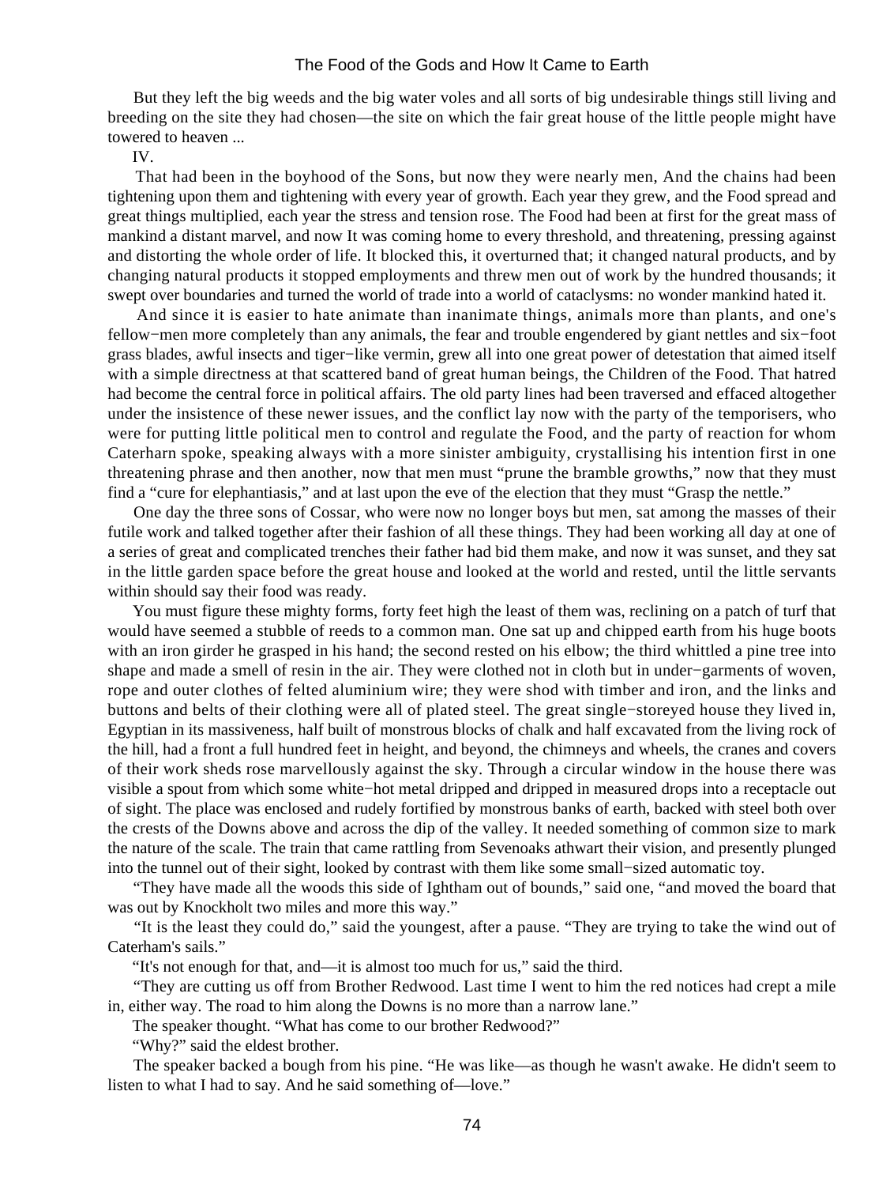But they left the big weeds and the big water voles and all sorts of big undesirable things still living and breeding on the site they had chosen—the site on which the fair great house of the little people might have towered to heaven ...

IV.

That had been in the boyhood of the Sons, but now they were nearly men, And the chains had been tightening upon them and tightening with every year of growth. Each year they grew, and the Food spread and great things multiplied, each year the stress and tension rose. The Food had been at first for the great mass of mankind a distant marvel, and now It was coming home to every threshold, and threatening, pressing against and distorting the whole order of life. It blocked this, it overturned that; it changed natural products, and by changing natural products it stopped employments and threw men out of work by the hundred thousands; it swept over boundaries and turned the world of trade into a world of cataclysms: no wonder mankind hated it.

And since it is easier to hate animate than inanimate things, animals more than plants, and one's fellow−men more completely than any animals, the fear and trouble engendered by giant nettles and six−foot grass blades, awful insects and tiger−like vermin, grew all into one great power of detestation that aimed itself with a simple directness at that scattered band of great human beings, the Children of the Food. That hatred had become the central force in political affairs. The old party lines had been traversed and effaced altogether under the insistence of these newer issues, and the conflict lay now with the party of the temporisers, who were for putting little political men to control and regulate the Food, and the party of reaction for whom Caterham spoke, speaking always with a more sinister ambiguity, crystallising his intention first in one threatening phrase and then another, now that men must "prune the bramble growths," now that they must find a "cure for elephantiasis," and at last upon the eve of the election that they must "Grasp the nettle."

One day the three sons of Cossar, who were now no longer boys but men, sat among the masses of their futile work and talked together after their fashion of all these things. They had been working all day at one of a series of great and complicated trenches their father had bid them make, and now it was sunset, and they sat in the little garden space before the great house and looked at the world and rested, until the little servants within should say their food was ready.

You must figure these mighty forms, forty feet high the least of them was, reclining on a patch of turf that would have seemed a stubble of reeds to a common man. One sat up and chipped earth from his huge boots with an iron girder he grasped in his hand; the second rested on his elbow; the third whittled a pine tree into shape and made a smell of resin in the air. They were clothed not in cloth but in under−garments of woven, rope and outer clothes of felted aluminium wire; they were shod with timber and iron, and the links and buttons and belts of their clothing were all of plated steel. The great single−storeyed house they lived in, Egyptian in its massiveness, half built of monstrous blocks of chalk and half excavated from the living rock of the hill, had a front a full hundred feet in height, and beyond, the chimneys and wheels, the cranes and covers of their work sheds rose marvellously against the sky. Through a circular window in the house there was visible a spout from which some white−hot metal dripped and dripped in measured drops into a receptacle out of sight. The place was enclosed and rudely fortified by monstrous banks of earth, backed with steel both over the crests of the Downs above and across the dip of the valley. It needed something of common size to mark the nature of the scale. The train that came rattling from Sevenoaks athwart their vision, and presently plunged into the tunnel out of their sight, looked by contrast with them like some small−sized automatic toy.

"They have made all the woods this side of Ightham out of bounds," said one, "and moved the board that was out by Knockholt two miles and more this way."

"It is the least they could do," said the youngest, after a pause. "They are trying to take the wind out of Caterham's sails."

"It's not enough for that, and—it is almost too much for us," said the third.

"They are cutting us off from Brother Redwood. Last time I went to him the red notices had crept a mile in, either way. The road to him along the Downs is no more than a narrow lane."

The speaker thought. "What has come to our brother Redwood?"

"Why?" said the eldest brother.

The speaker backed a bough from his pine. "He was like—as though he wasn't awake. He didn't seem to listen to what I had to say. And he said something of—love."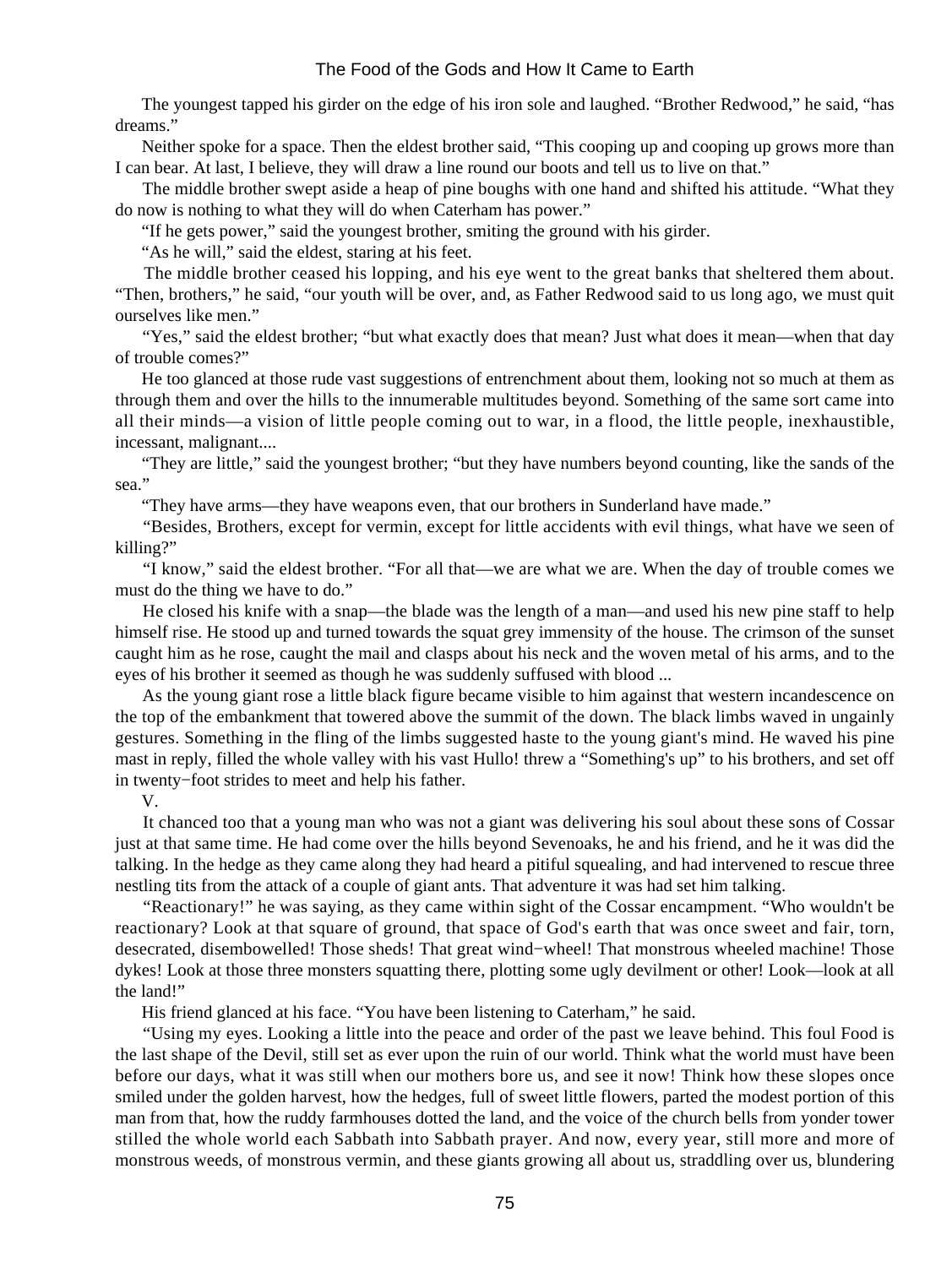The youngest tapped his girder on the edge of his iron sole and laughed. "Brother Redwood," he said, "has dreams."

Neither spoke for a space. Then the eldest brother said, "This cooping up and cooping up grows more than I can bear. At last, I believe, they will draw a line round our boots and tell us to live on that."

The middle brother swept aside a heap of pine boughs with one hand and shifted his attitude. "What they do now is nothing to what they will do when Caterham has power."

"If he gets power," said the youngest brother, smiting the ground with his girder.

"As he will," said the eldest, staring at his feet.

The middle brother ceased his lopping, and his eye went to the great banks that sheltered them about. "Then, brothers," he said, "our youth will be over, and, as Father Redwood said to us long ago, we must quit ourselves like men."

"Yes," said the eldest brother; "but what exactly does that mean? Just what does it mean—when that day of trouble comes?"

He too glanced at those rude vast suggestions of entrenchment about them, looking not so much at them as through them and over the hills to the innumerable multitudes beyond. Something of the same sort came into all their minds—a vision of little people coming out to war, in a flood, the little people, inexhaustible, incessant, malignant....

"They are little," said the youngest brother; "but they have numbers beyond counting, like the sands of the sea."

"They have arms—they have weapons even, that our brothers in Sunderland have made."

"Besides, Brothers, except for vermin, except for little accidents with evil things, what have we seen of killing?"

"I know," said the eldest brother. "For all that—we are what we are. When the day of trouble comes we must do the thing we have to do."

He closed his knife with a snap—the blade was the length of a man—and used his new pine staff to help himself rise. He stood up and turned towards the squat grey immensity of the house. The crimson of the sunset caught him as he rose, caught the mail and clasps about his neck and the woven metal of his arms, and to the eyes of his brother it seemed as though he was suddenly suffused with blood ...

As the young giant rose a little black figure became visible to him against that western incandescence on the top of the embankment that towered above the summit of the down. The black limbs waved in ungainly gestures. Something in the fling of the limbs suggested haste to the young giant's mind. He waved his pine mast in reply, filled the whole valley with his vast Hullo! threw a "Something's up" to his brothers, and set off in twenty−foot strides to meet and help his father.

V.

It chanced too that a young man who was not a giant was delivering his soul about these sons of Cossar just at that same time. He had come over the hills beyond Sevenoaks, he and his friend, and he it was did the talking. In the hedge as they came along they had heard a pitiful squealing, and had intervened to rescue three nestling tits from the attack of a couple of giant ants. That adventure it was had set him talking.

"Reactionary!" he was saying, as they came within sight of the Cossar encampment. "Who wouldn't be reactionary? Look at that square of ground, that space of God's earth that was once sweet and fair, torn, desecrated, disembowelled! Those sheds! That great wind−wheel! That monstrous wheeled machine! Those dykes! Look at those three monsters squatting there, plotting some ugly devilment or other! Look—look at all the land!"

His friend glanced at his face. "You have been listening to Caterham," he said.

"Using my eyes. Looking a little into the peace and order of the past we leave behind. This foul Food is the last shape of the Devil, still set as ever upon the ruin of our world. Think what the world must have been before our days, what it was still when our mothers bore us, and see it now! Think how these slopes once smiled under the golden harvest, how the hedges, full of sweet little flowers, parted the modest portion of this man from that, how the ruddy farmhouses dotted the land, and the voice of the church bells from yonder tower stilled the whole world each Sabbath into Sabbath prayer. And now, every year, still more and more of monstrous weeds, of monstrous vermin, and these giants growing all about us, straddling over us, blundering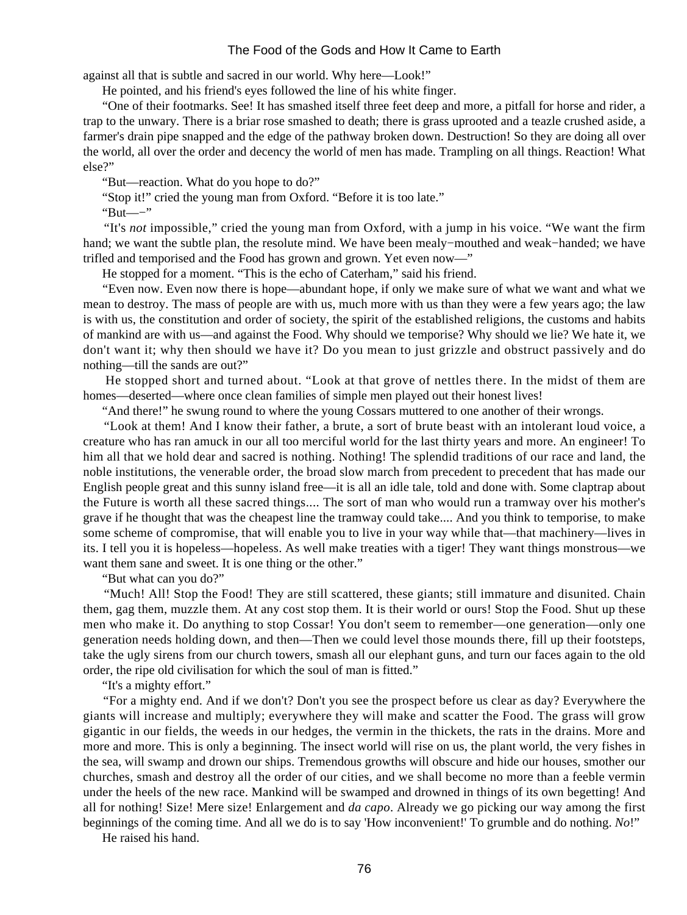against all that is subtle and sacred in our world. Why here—Look!"

He pointed, and his friend's eyes followed the line of his white finger.

"One of their footmarks. See! It has smashed itself three feet deep and more, a pitfall for horse and rider, a trap to the unwary. There is a briar rose smashed to death; there is grass uprooted and a teazle crushed aside, a farmer's drain pipe snapped and the edge of the pathway broken down. Destruction! So they are doing all over the world, all over the order and decency the world of men has made. Trampling on all things. Reaction! What else?"

"But—reaction. What do you hope to do?"

"Stop it!" cried the young man from Oxford. "Before it is too late."

"But—−"

"It's *not* impossible," cried the young man from Oxford, with a jump in his voice. "We want the firm hand; we want the subtle plan, the resolute mind. We have been mealy−mouthed and weak−handed; we have trifled and temporised and the Food has grown and grown. Yet even now—"

He stopped for a moment. "This is the echo of Caterham," said his friend.

"Even now. Even now there is hope—abundant hope, if only we make sure of what we want and what we mean to destroy. The mass of people are with us, much more with us than they were a few years ago; the law is with us, the constitution and order of society, the spirit of the established religions, the customs and habits of mankind are with us—and against the Food. Why should we temporise? Why should we lie? We hate it, we don't want it; why then should we have it? Do you mean to just grizzle and obstruct passively and do nothing—till the sands are out?"

He stopped short and turned about. "Look at that grove of nettles there. In the midst of them are homes—deserted—where once clean families of simple men played out their honest lives!

"And there!" he swung round to where the young Cossars muttered to one another of their wrongs.

"Look at them! And I know their father, a brute, a sort of brute beast with an intolerant loud voice, a creature who has ran amuck in our all too merciful world for the last thirty years and more. An engineer! To him all that we hold dear and sacred is nothing. Nothing! The splendid traditions of our race and land, the noble institutions, the venerable order, the broad slow march from precedent to precedent that has made our English people great and this sunny island free—it is all an idle tale, told and done with. Some claptrap about the Future is worth all these sacred things.... The sort of man who would run a tramway over his mother's grave if he thought that was the cheapest line the tramway could take.... And you think to temporise, to make some scheme of compromise, that will enable you to live in your way while that—that machinery—lives in its. I tell you it is hopeless—hopeless. As well make treaties with a tiger! They want things monstrous—we want them sane and sweet. It is one thing or the other."

"But what can you do?"

"Much! All! Stop the Food! They are still scattered, these giants; still immature and disunited. Chain them, gag them, muzzle them. At any cost stop them. It is their world or ours! Stop the Food. Shut up these men who make it. Do anything to stop Cossar! You don't seem to remember—one generation—only one generation needs holding down, and then—Then we could level those mounds there, fill up their footsteps, take the ugly sirens from our church towers, smash all our elephant guns, and turn our faces again to the old order, the ripe old civilisation for which the soul of man is fitted."

"It's a mighty effort."

"For a mighty end. And if we don't? Don't you see the prospect before us clear as day? Everywhere the giants will increase and multiply; everywhere they will make and scatter the Food. The grass will grow gigantic in our fields, the weeds in our hedges, the vermin in the thickets, the rats in the drains. More and more and more. This is only a beginning. The insect world will rise on us, the plant world, the very fishes in the sea, will swamp and drown our ships. Tremendous growths will obscure and hide our houses, smother our churches, smash and destroy all the order of our cities, and we shall become no more than a feeble vermin under the heels of the new race. Mankind will be swamped and drowned in things of its own begetting! And all for nothing! Size! Mere size! Enlargement and *da capo*. Already we go picking our way among the first beginnings of the coming time. And all we do is to say 'How inconvenient!' To grumble and do nothing. *No*!"

He raised his hand.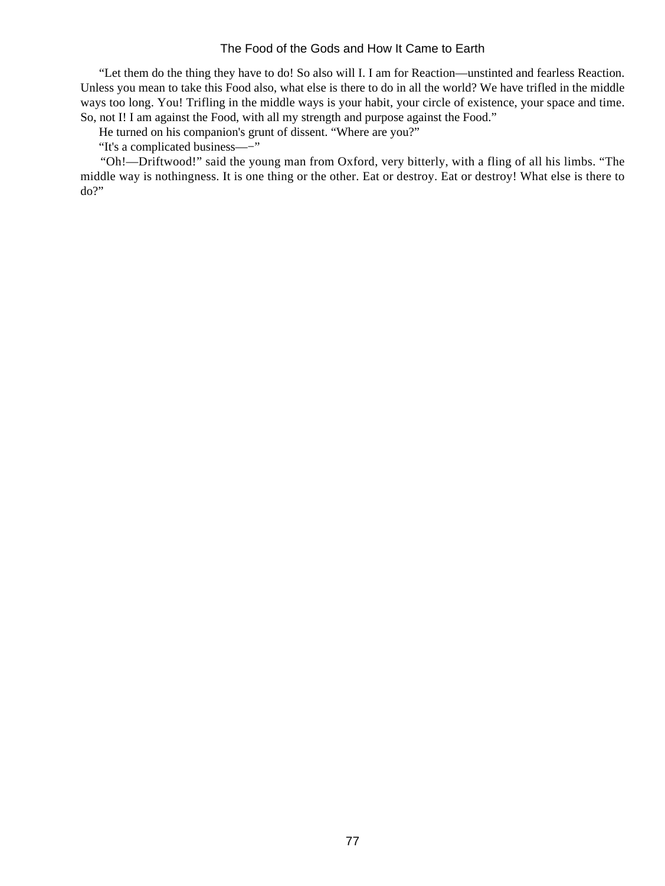"Let them do the thing they have to do! So also will I. I am for Reaction—unstinted and fearless Reaction. Unless you mean to take this Food also, what else is there to do in all the world? We have trifled in the middle ways too long. You! Trifling in the middle ways is your habit, your circle of existence, your space and time. So, not I! I am against the Food, with all my strength and purpose against the Food."

He turned on his companion's grunt of dissent. "Where are you?"

"It's a complicated business—–"

"Oh!—Driftwood!" said the young man from Oxford, very bitterly, with a fling of all his limbs. "The middle way is nothingness. It is one thing or the other. Eat or destroy. Eat or destroy! What else is there to do?"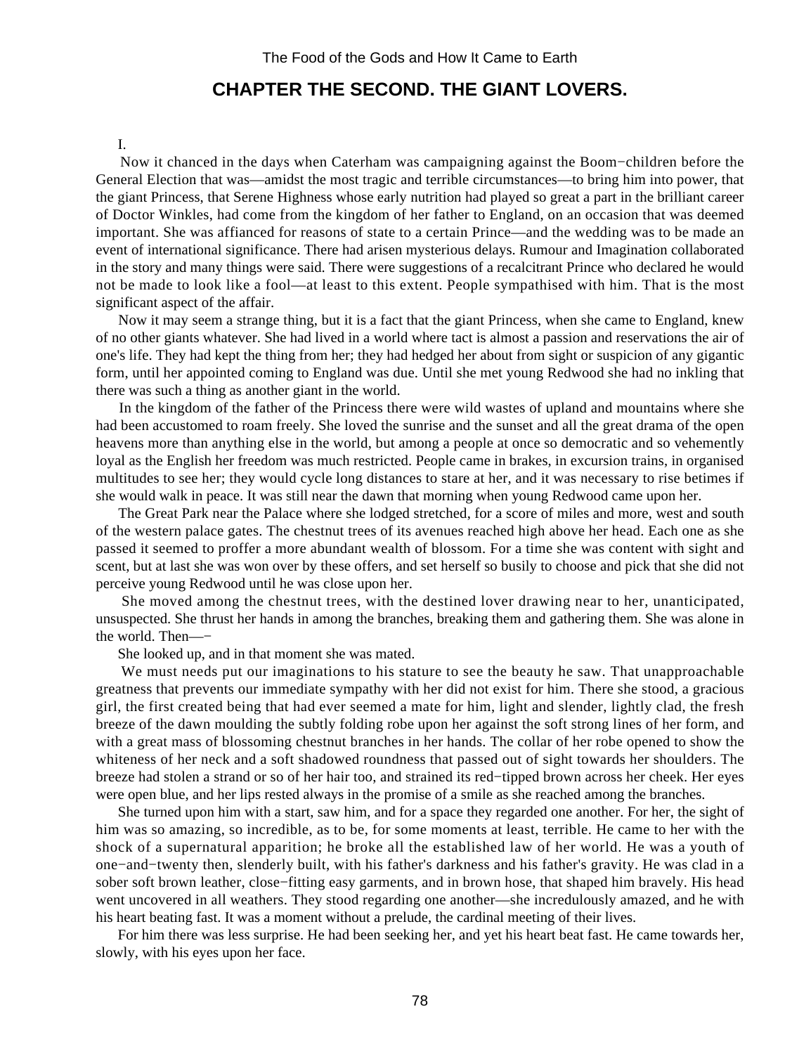## CHAPTER THE SECOND. THE GIANT LOVERS.

I.

Now it chanced in the days when Caterham was campaigning against the Boom−children before the General Election that was—amidst the most tragic and terrible circumstances—to bring him into power, that the giant Princess, that Serene Highness whose early nutrition had played so great a part in the brilliant career of Doctor Winkles, had come from the kingdom of her father to England, on an occasion that was deemed important. She was affianced for reasons of state to a certain Prince—and the wedding was to be made an event of international significance. There had arisen mysterious delays. Rumour and Imagination collaborated in the story and many things were said. There were suggestions of a recalcitrant Prince who declared he would not be made to look like a fool—at least to this extent. People sympathised with him. That is the most significant aspect of the affair.

Now it may seem a strange thing, but it is a fact that the giant Princess, when she came to England, knew of no other giants whatever. She had lived in a world where tact is almost a passion and reservations the air of one's life. They had kept the thing from her; they had hedged her about from sight or suspicion of any gigantic form, until her appointed coming to England was due. Until she met young Redwood she had no inkling that there was such a thing as another giant in the world.

In the kingdom of the father of the Princess there were wild wastes of upland and mountains where she had been accustomed to roam freely. She loved the sunrise and the sunset and all the great drama of the open heavens more than anything else in the world, but among a people at once so democratic and so vehemently loyal as the English her freedom was much restricted. People came in brakes, in excursion trains, in organised multitudes to see her; they would cycle long distances to stare at her, and it was necessary to rise betimes if she would walk in peace. It was still near the dawn that morning when young Redwood came upon her.

The Great Park near the Palace where she lodged stretched, for a score of miles and more, west and south of the western palace gates. The chestnut trees of its avenues reached high above her head. Each one as she passed it seemed to proffer a more abundant wealth of blossom. For a time she was content with sight and scent, but at last she was won over by these offers, and set herself so busily to choose and pick that she did not perceive young Redwood until he was close upon her.

She moved among the chestnut trees, with the destined lover drawing near to her, unanticipated, unsuspected. She thrust her hands in among the branches, breaking them and gathering them. She was alone in the world. Then—−

She looked up, and in that moment she was mated.

We must needs put our imaginations to his stature to see the beauty he saw. That unapproachable greatness that prevents our immediate sympathy with her did not exist for him. There she stood, a gracious girl, the first created being that had ever seemed a mate for him, light and slender, lightly clad, the fresh breeze of the dawn moulding the subtly folding robe upon her against the soft strong lines of her form, and with a great mass of blossoming chestnut branches in her hands. The collar of her robe opened to show the whiteness of her neck and a soft shadowed roundness that passed out of sight towards her shoulders. The breeze had stolen a strand or so of her hair too, and strained its red−tipped brown across her cheek. Her eyes were open blue, and her lips rested always in the promise of a smile as she reached among the branches.

She turned upon him with a start, saw him, and for a space they regarded one another. For her, the sight of him was so amazing, so incredible, as to be, for some moments at least, terrible. He came to her with the shock of a supernatural apparition; he broke all the established law of her world. He was a youth of one−and−twenty then, slenderly built, with his father's darkness and his father's gravity. He was clad in a sober soft brown leather, close−fitting easy garments, and in brown hose, that shaped him bravely. His head went uncovered in all weathers. They stood regarding one another—she incredulously amazed, and he with his heart beating fast. It was a moment without a prelude, the cardinal meeting of their lives.

For him there was less surprise. He had been seeking her, and yet his heart beat fast. He came towards her, slowly, with his eyes upon her face.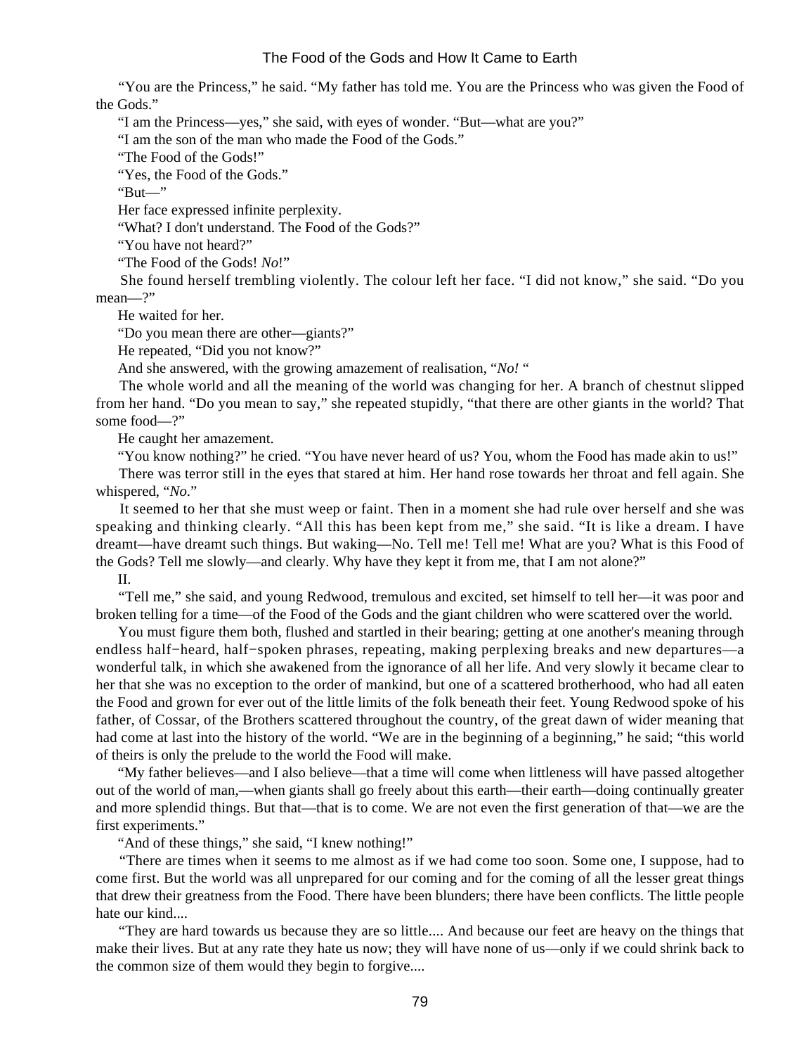"You are the Princess," he said. "My father has told me. You are the Princess who was given the Food of the Gods."

"I am the Princess—yes," she said, with eyes of wonder. "But—what are you?"

"I am the son of the man who made the Food of the Gods."

"The Food of the Gods!"

"Yes, the Food of the Gods."

"But—"

Her face expressed infinite perplexity.

"What? I don't understand. The Food of the Gods?"

"You have not heard?"

"The Food of the Gods! *No*!"

She found herself trembling violently. The colour left her face. "I did not know," she said. "Do you mean—?"

He waited for her.

"Do you mean there are other—giants?"

He repeated, "Did you not know?"

And she answered, with the growing amazement of realisation, "*No!* "

The whole world and all the meaning of the world was changing for her. A branch of chestnut slipped from her hand. "Do you mean to say," she repeated stupidly, "that there are other giants in the world? That some food—?"

He caught her amazement.

"You know nothing?" he cried. "You have never heard of us? You, whom the Food has made akin to us!"

There was terror still in the eyes that stared at him. Her hand rose towards her throat and fell again. She whispered, "*No.*"

It seemed to her that she must weep or faint. Then in a moment she had rule over herself and she was speaking and thinking clearly. "All this has been kept from me," she said. "It is like a dream. I have dreamt—have dreamt such things. But waking—No. Tell me! Tell me! What are you? What is this Food of the Gods? Tell me slowly—and clearly. Why have they kept it from me, that I am not alone?"

II.

"Tell me," she said, and young Redwood, tremulous and excited, set himself to tell her—it was poor and broken telling for a time—of the Food of the Gods and the giant children who were scattered over the world.

You must figure them both, flushed and startled in their bearing; getting at one another's meaning through endless half-heard, half-spoken phrases, repeating, making perplexing breaks and new departures—a wonderful talk, in which she awakened from the ignorance of all her life. And very slowly it became clear to her that she was no exception to the order of mankind, but one of a scattered brotherhood, who had all eaten the Food and grown for ever out of the little limits of the folk beneath their feet. Young Redwood spoke of his father, of Cossar, of the Brothers scattered throughout the country, of the great dawn of wider meaning that had come at last into the history of the world. "We are in the beginning of a beginning," he said; "this world of theirs is only the prelude to the world the Food will make.

"My father believes—and I also believe—that a time will come when littleness will have passed altogether out of the world of man,—when giants shall go freely about this earth—their earth—doing continually greater and more splendid things. But that—that is to come. We are not even the first generation of that—we are the first experiments."

"And of these things," she said, "I knew nothing!"

"There are times when it seems to me almost as if we had come too soon. Some one, I suppose, had to come first. But the world was all unprepared for our coming and for the coming of all the lesser great things that drew their greatness from the Food. There have been blunders; there have been conflicts. The little people hate our kind....

"They are hard towards us because they are so little.... And because our feet are heavy on the things that make their lives. But at any rate they hate us now; they will have none of us—only if we could shrink back to the common size of them would they begin to forgive....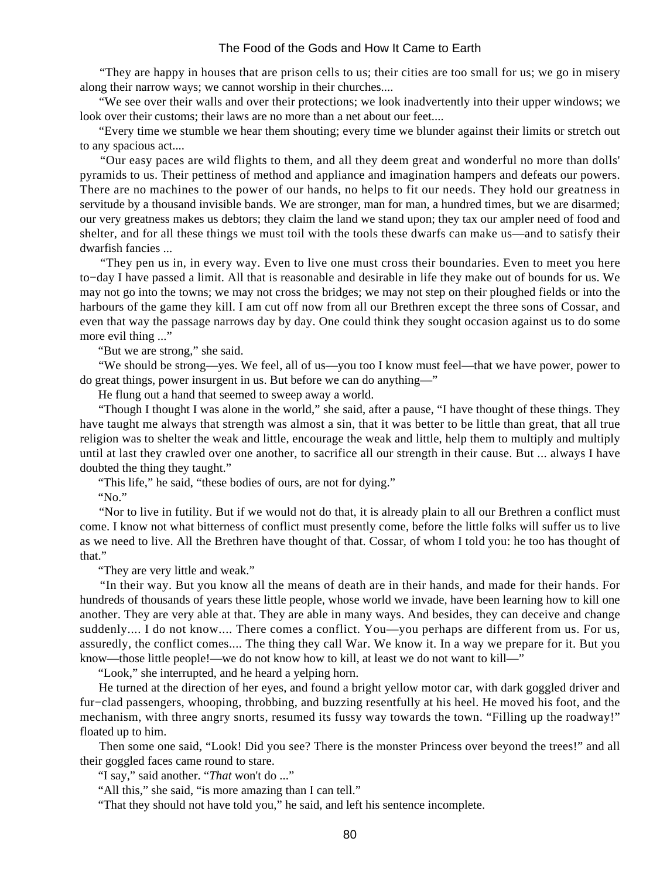"They are happy in houses that are prison cells to us; their cities are too small for us; we go in misery along their narrow ways; we cannot worship in their churches....

"We see over their walls and over their protections; we look inadvertently into their upper windows; we look over their customs; their laws are no more than a net about our feet....

"Every time we stumble we hear them shouting; every time we blunder against their limits or stretch out to any spacious act....

"Our easy paces are wild flights to them, and all they deem great and wonderful no more than dolls' pyramids to us. Their pettiness of method and appliance and imagination hampers and defeats our powers. There are no machines to the power of our hands, no helps to fit our needs. They hold our greatness in servitude by a thousand invisible bands. We are stronger, man for man, a hundred times, but we are disarmed; our very greatness makes us debtors; they claim the land we stand upon; they tax our ampler need of food and shelter, and for all these things we must toil with the tools these dwarfs can make us—and to satisfy their dwarfish fancies ...

"They pen us in, in every way. Even to live one must cross their boundaries. Even to meet you here to−day I have passed a limit. All that is reasonable and desirable in life they make out of bounds for us. We may not go into the towns; we may not cross the bridges; we may not step on their ploughed fields or into the harbours of the game they kill. I am cut off now from all our Brethren except the three sons of Cossar, and even that way the passage narrows day by day. One could think they sought occasion against us to do some more evil thing ..."

"But we are strong," she said.

"We should be strong—yes. We feel, all of us—you too I know must feel—that we have power, power to do great things, power insurgent in us. But before we can do anything—"

He flung out a hand that seemed to sweep away a world.

"Though I thought I was alone in the world," she said, after a pause, "I have thought of these things. They have taught me always that strength was almost a sin, that it was better to be little than great, that all true religion was to shelter the weak and little, encourage the weak and little, help them to multiply and multiply until at last they crawled over one another, to sacrifice all our strength in their cause. But ... always I have doubted the thing they taught."

"This life," he said, "these bodies of ours, are not for dying."

"No."

"Nor to live in futility. But if we would not do that, it is already plain to all our Brethren a conflict must come. I know not what bitterness of conflict must presently come, before the little folks will suffer us to live as we need to live. All the Brethren have thought of that. Cossar, of whom I told you: he too has thought of that."

"They are very little and weak."

"In their way. But you know all the means of death are in their hands, and made for their hands. For hundreds of thousands of years these little people, whose world we invade, have been learning how to kill one another. They are very able at that. They are able in many ways. And besides, they can deceive and change suddenly.... I do not know.... There comes a conflict. You—you perhaps are different from us. For us, assuredly, the conflict comes.... The thing they call War. We know it. In a way we prepare for it. But you know—those little people!—we do not know how to kill, at least we do not want to kill—"

"Look," she interrupted, and he heard a yelping horn.

He turned at the direction of her eyes, and found a bright yellow motor car, with dark goggled driver and fur−clad passengers, whooping, throbbing, and buzzing resentfully at his heel. He moved his foot, and the mechanism, with three angry snorts, resumed its fussy way towards the town. "Filling up the roadway!" floated up to him.

Then some one said, "Look! Did you see? There is the monster Princess over beyond the trees!" and all their goggled faces came round to stare.

"I say," said another. "*That* won't do ..."

"All this," she said, "is more amazing than I can tell."

"That they should not have told you," he said, and left his sentence incomplete.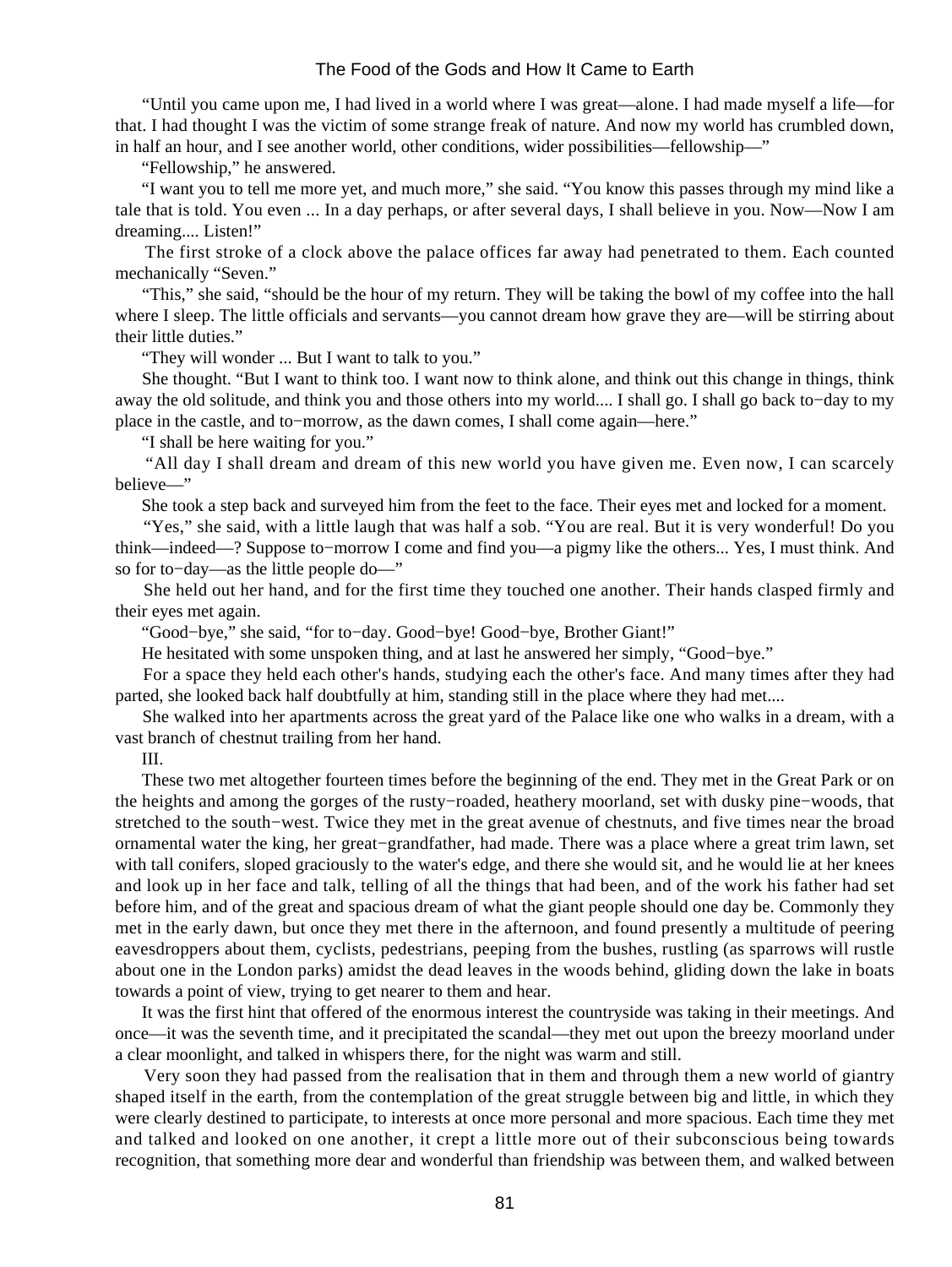"Until you came upon me, I had lived in a world where I was great—alone. I had made myself a life—for that. I had thought I was the victim of some strange freak of nature. And now my world has crumbled down, in half an hour, and I see another world, other conditions, wider possibilities—fellowship—"

"Fellowship," he answered.

"I want you to tell me more yet, and much more," she said. "You know this passes through my mind like a tale that is told. You even ... In a day perhaps, or after several days, I shall believe in you. Now—Now I am dreaming.... Listen!"

The first stroke of a clock above the palace offices far away had penetrated to them. Each counted mechanically "Seven."

"This," she said, "should be the hour of my return. They will be taking the bowl of my coffee into the hall where I sleep. The little officials and servants—you cannot dream how grave they are—will be stirring about their little duties."

"They will wonder ... But I want to talk to you."

She thought. "But I want to think too. I want now to think alone, and think out this change in things, think away the old solitude, and think you and those others into my world.... I shall go. I shall go back to−day to my place in the castle, and to−morrow, as the dawn comes, I shall come again—here."

"I shall be here waiting for you."

"All day I shall dream and dream of this new world you have given me. Even now, I can scarcely believe—"

She took a step back and surveyed him from the feet to the face. Their eyes met and locked for a moment.

"Yes," she said, with a little laugh that was half a sob. "You are real. But it is very wonderful! Do you think—indeed—? Suppose to−morrow I come and find you—a pigmy like the others... Yes, I must think. And so for to−day—as the little people do—"

She held out her hand, and for the first time they touched one another. Their hands clasped firmly and their eyes met again.

"Good−bye," she said, "for to−day. Good−bye! Good−bye, Brother Giant!"

He hesitated with some unspoken thing, and at last he answered her simply, "Good−bye."

For a space they held each other's hands, studying each the other's face. And many times after they had parted, she looked back half doubtfully at him, standing still in the place where they had met....

She walked into her apartments across the great yard of the Palace like one who walks in a dream, with a vast branch of chestnut trailing from her hand.

III.

These two met altogether fourteen times before the beginning of the end. They met in the Great Park or on the heights and among the gorges of the rusty−roaded, heathery moorland, set with dusky pine−woods, that stretched to the south−west. Twice they met in the great avenue of chestnuts, and five times near the broad ornamental water the king, her great−grandfather, had made. There was a place where a great trim lawn, set with tall conifers, sloped graciously to the water's edge, and there she would sit, and he would lie at her knees and look up in her face and talk, telling of all the things that had been, and of the work his father had set before him, and of the great and spacious dream of what the giant people should one day be. Commonly they met in the early dawn, but once they met there in the afternoon, and found presently a multitude of peering eavesdroppers about them, cyclists, pedestrians, peeping from the bushes, rustling (as sparrows will rustle about one in the London parks) amidst the dead leaves in the woods behind, gliding down the lake in boats towards a point of view, trying to get nearer to them and hear.

It was the first hint that offered of the enormous interest the countryside was taking in their meetings. And once—it was the seventh time, and it precipitated the scandal—they met out upon the breezy moorland under a clear moonlight, and talked in whispers there, for the night was warm and still.

Very soon they had passed from the realisation that in them and through them a new world of giantry shaped itself in the earth, from the contemplation of the great struggle between big and little, in which they were clearly destined to participate, to interests at once more personal and more spacious. Each time they met and talked and looked on one another, it crept a little more out of their subconscious being towards recognition, that something more dear and wonderful than friendship was between them, and walked between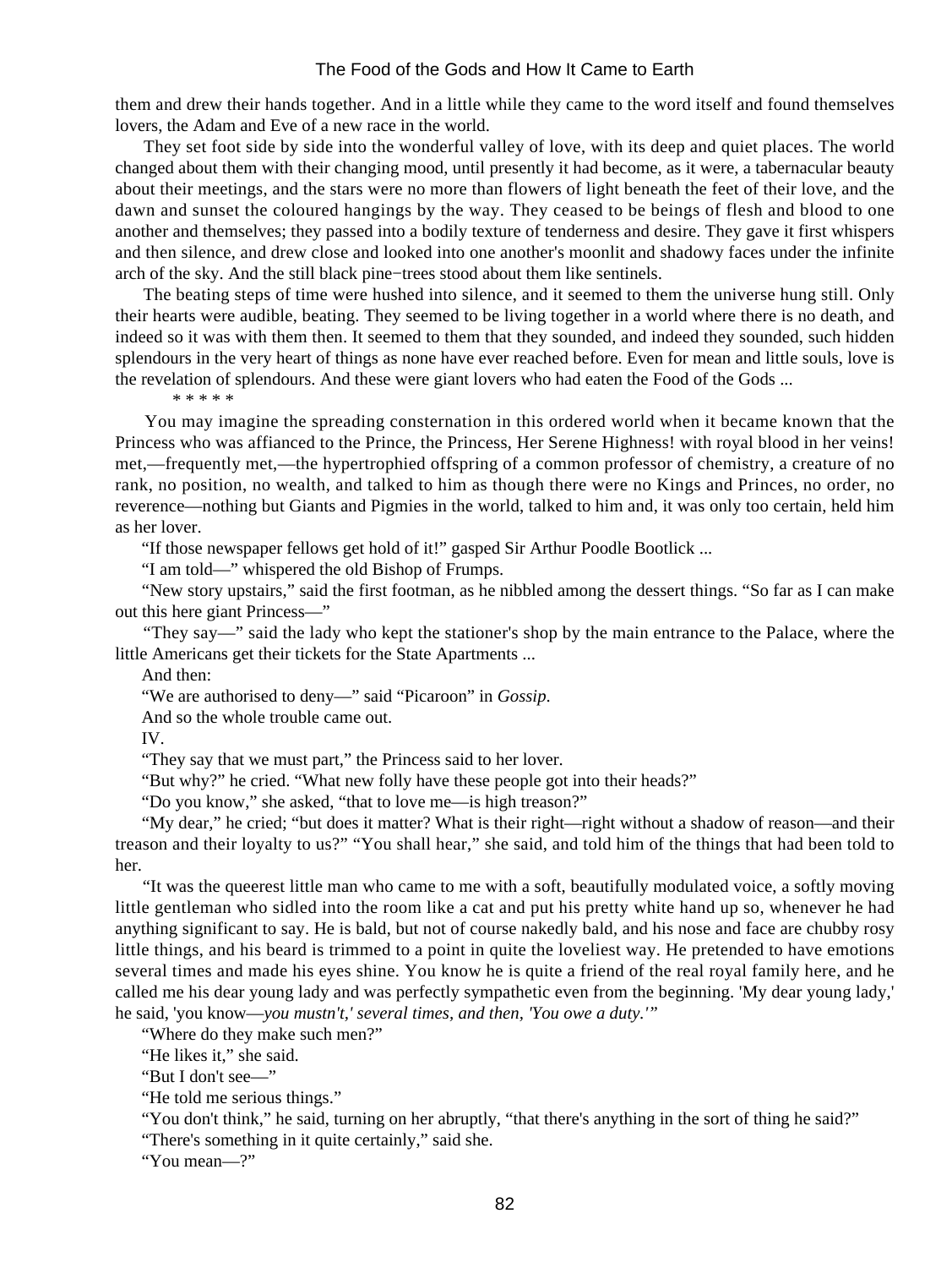them and drew their hands together. And in a little while they came to the word itself and found themselves lovers, the Adam and Eve of a new race in the world.

They set foot side by side into the wonderful valley of love, with its deep and quiet places. The world changed about them with their changing mood, until presently it had become, as it were, a tabernacular beauty about their meetings, and the stars were no more than flowers of light beneath the feet of their love, and the dawn and sunset the coloured hangings by the way. They ceased to be beings of flesh and blood to one another and themselves; they passed into a bodily texture of tenderness and desire. They gave it first whispers and then silence, and drew close and looked into one another's moonlit and shadowy faces under the infinite arch of the sky. And the still black pine−trees stood about them like sentinels.

The beating steps of time were hushed into silence, and it seemed to them the universe hung still. Only their hearts were audible, beating. They seemed to be living together in a world where there is no death, and indeed so it was with them then. It seemed to them that they sounded, and indeed they sounded, such hidden splendours in the very heart of things as none have ever reached before. Even for mean and little souls, love is the revelation of splendours. And these were giant lovers who had eaten the Food of the Gods ...

\* \* \* \* \*

You may imagine the spreading consternation in this ordered world when it became known that the Princess who was affianced to the Prince, the Princess, Her Serene Highness! with royal blood in her veins! met,—frequently met,—the hypertrophied offspring of a common professor of chemistry, a creature of no rank, no position, no wealth, and talked to him as though there were no Kings and Princes, no order, no reverence—nothing but Giants and Pigmies in the world, talked to him and, it was only too certain, held him as her lover.

"If those newspaper fellows get hold of it!" gasped Sir Arthur Poodle Bootlick ...

"I am told—" whispered the old Bishop of Frumps.

"New story upstairs," said the first footman, as he nibbled among the dessert things. "So far as I can make out this here giant Princess—"

"They say—" said the lady who kept the stationer's shop by the main entrance to the Palace, where the little Americans get their tickets for the State Apartments ...

And then:

"We are authorised to deny—" said "Picaroon" in *Gossip*.

And so the whole trouble came out.

IV.

"They say that we must part," the Princess said to her lover.

"But why?" he cried. "What new folly have these people got into their heads?"

"Do you know," she asked, "that to love me—is high treason?"

"My dear," he cried; "but does it matter? What is their right—right without a shadow of reason—and their treason and their loyalty to us?" "You shall hear," she said, and told him of the things that had been told to her.

"It was the queerest little man who came to me with a soft, beautifully modulated voice, a softly moving little gentleman who sidled into the room like a cat and put his pretty white hand up so, whenever he had anything significant to say. He is bald, but not of course nakedly bald, and his nose and face are chubby rosy little things, and his beard is trimmed to a point in quite the loveliest way. He pretended to have emotions several times and made his eyes shine. You know he is quite a friend of the real royal family here, and he called me his dear young lady and was perfectly sympathetic even from the beginning. 'My dear young lady,' he said, 'you know—*you mustn't,' several times, and then, 'You owe a duty.'*"

"Where do they make such men?"

"He likes it," she said.

"But I don't see—"

"He told me serious things."

"You don't think," he said, turning on her abruptly, "that there's anything in the sort of thing he said?"

"There's something in it quite certainly," said she.

"You mean—?"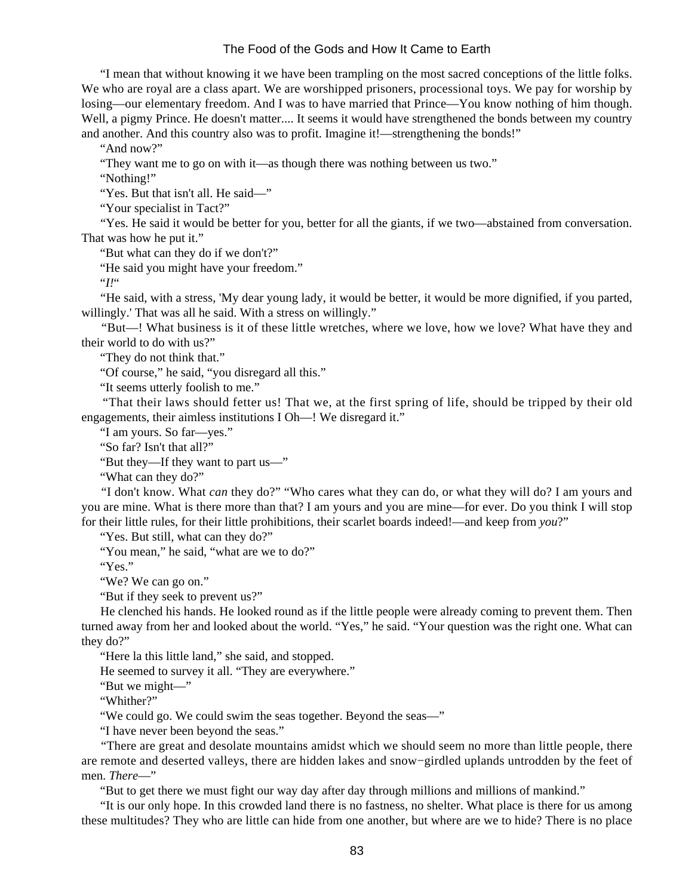"I mean that without knowing it we have been trampling on the most sacred conceptions of the little folks. We who are royal are a class apart. We are worshipped prisoners, processional toys. We pay for worship by losing—our elementary freedom. And I was to have married that Prince—You know nothing of him though. Well, a pigmy Prince. He doesn't matter.... It seems it would have strengthened the bonds between my country and another. And this country also was to profit. Imagine it!—strengthening the bonds!"

"And now?"

"They want me to go on with it—as though there was nothing between us two."

"Nothing!"

"Yes. But that isn't all. He said—"

"Your specialist in Tact?"

"Yes. He said it would be better for you, better for all the giants, if we two—abstained from conversation. That was how he put it."

"But what can they do if we don't?"

"He said you might have your freedom."

"*I!*"

"He said, with a stress, 'My dear young lady, it would be better, it would be more dignified, if you parted, willingly.' That was all he said. With a stress on willingly."

"But—! What business is it of these little wretches, where we love, how we love? What have they and their world to do with us?"

"They do not think that."

"Of course," he said, "you disregard all this."

"It seems utterly foolish to me."

"That their laws should fetter us! That we, at the first spring of life, should be tripped by their old engagements, their aimless institutions I Oh—! We disregard it."

"I am yours. So far—yes."

"So far? Isn't that all?"

"But they—If they want to part us—"

"What can they do?"

"I don't know. What *can* they do?" "Who cares what they can do, or what they will do? I am yours and you are mine. What is there more than that? I am yours and you are mine—for ever. Do you think I will stop for their little rules, for their little prohibitions, their scarlet boards indeed!—and keep from *you*?"

"Yes. But still, what can they do?"

"You mean," he said, "what are we to do?"

"Yes."

"We? We can go on."

"But if they seek to prevent us?"

He clenched his hands. He looked round as if the little people were already coming to prevent them. Then turned away from her and looked about the world. "Yes," he said. "Your question was the right one. What can they do?"

"Here la this little land," she said, and stopped.

He seemed to survey it all. "They are everywhere."

"But we might—"

"Whither?"

"We could go. We could swim the seas together. Beyond the seas—"

"I have never been beyond the seas."

"There are great and desolate mountains amidst which we should seem no more than little people, there are remote and deserted valleys, there are hidden lakes and snow−girdled uplands untrodden by the feet of men. *There*—"

"But to get there we must fight our way day after day through millions and millions of mankind."

"It is our only hope. In this crowded land there is no fastness, no shelter. What place is there for us among these multitudes? They who are little can hide from one another, but where are we to hide? There is no place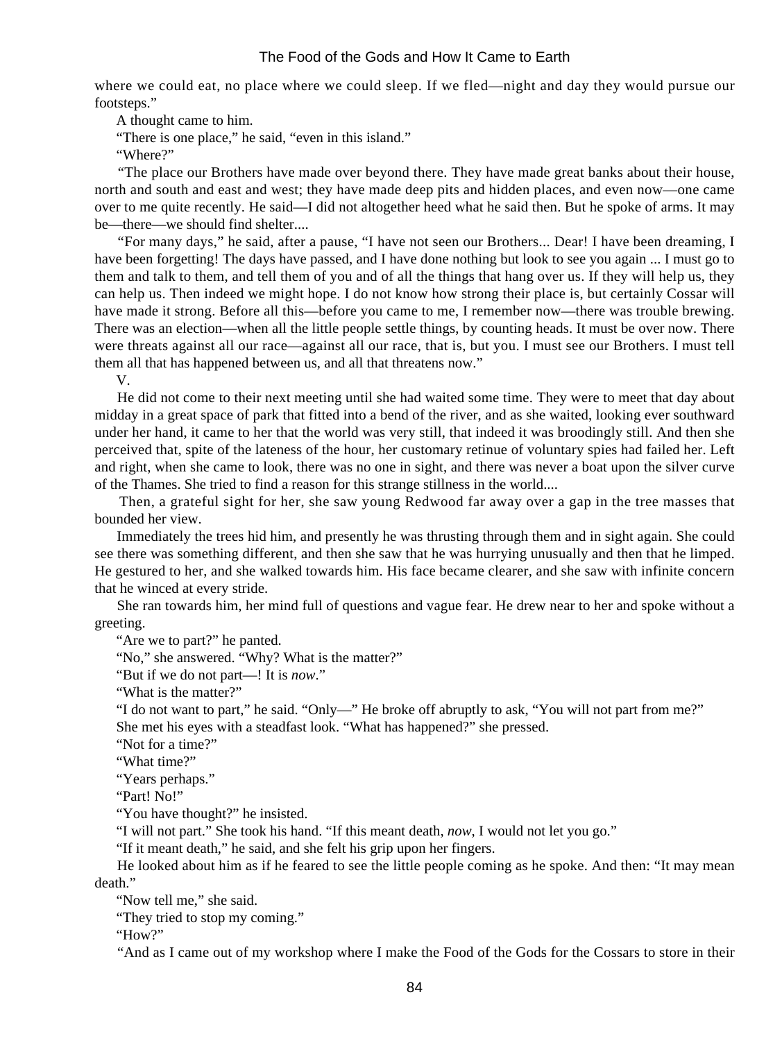where we could eat, no place where we could sleep. If we fled—night and day they would pursue our footsteps."

A thought came to him.

"There is one place," he said, "even in this island."

"Where?"

"The place our Brothers have made over beyond there. They have made great banks about their house, north and south and east and west; they have made deep pits and hidden places, and even now—one came over to me quite recently. He said—I did not altogether heed what he said then. But he spoke of arms. It may be—there—we should find shelter....

"For many days," he said, after a pause, "I have not seen our Brothers... Dear! I have been dreaming, I have been forgetting! The days have passed, and I have done nothing but look to see you again ... I must go to them and talk to them, and tell them of you and of all the things that hang over us. If they will help us, they can help us. Then indeed we might hope. I do not know how strong their place is, but certainly Cossar will have made it strong. Before all this—before you came to me, I remember now—there was trouble brewing. There was an election—when all the little people settle things, by counting heads. It must be over now. There were threats against all our race—against all our race, that is, but you. I must see our Brothers. I must tell them all that has happened between us, and all that threatens now."

V.

He did not come to their next meeting until she had waited some time. They were to meet that day about midday in a great space of park that fitted into a bend of the river, and as she waited, looking ever southward under her hand, it came to her that the world was very still, that indeed it was broodingly still. And then she perceived that, spite of the lateness of the hour, her customary retinue of voluntary spies had failed her. Left and right, when she came to look, there was no one in sight, and there was never a boat upon the silver curve of the Thames. She tried to find a reason for this strange stillness in the world....

Then, a grateful sight for her, she saw young Redwood far away over a gap in the tree masses that bounded her view.

Immediately the trees hid him, and presently he was thrusting through them and in sight again. She could see there was something different, and then she saw that he was hurrying unusually and then that he limped. He gestured to her, and she walked towards him. His face became clearer, and she saw with infinite concern that he winced at every stride.

She ran towards him, her mind full of questions and vague fear. He drew near to her and spoke without a greeting.

"Are we to part?" he panted.

"No," she answered. "Why? What is the matter?"

"But if we do not part—! It is *now*."

"What is the matter?"

"I do not want to part," he said. "Only—" He broke off abruptly to ask, "You will not part from me?"

She met his eyes with a steadfast look. "What has happened?" she pressed.

"Not for a time?"

"What time?"

"Years perhaps."

"Part! No!"

"You have thought?" he insisted.

"I will not part." She took his hand. "If this meant death, *now*, I would not let you go."

"If it meant death," he said, and she felt his grip upon her fingers.

He looked about him as if he feared to see the little people coming as he spoke. And then: "It may mean death."

"Now tell me," she said.

"They tried to stop my coming."

"How?"

"And as I came out of my workshop where I make the Food of the Gods for the Cossars to store in their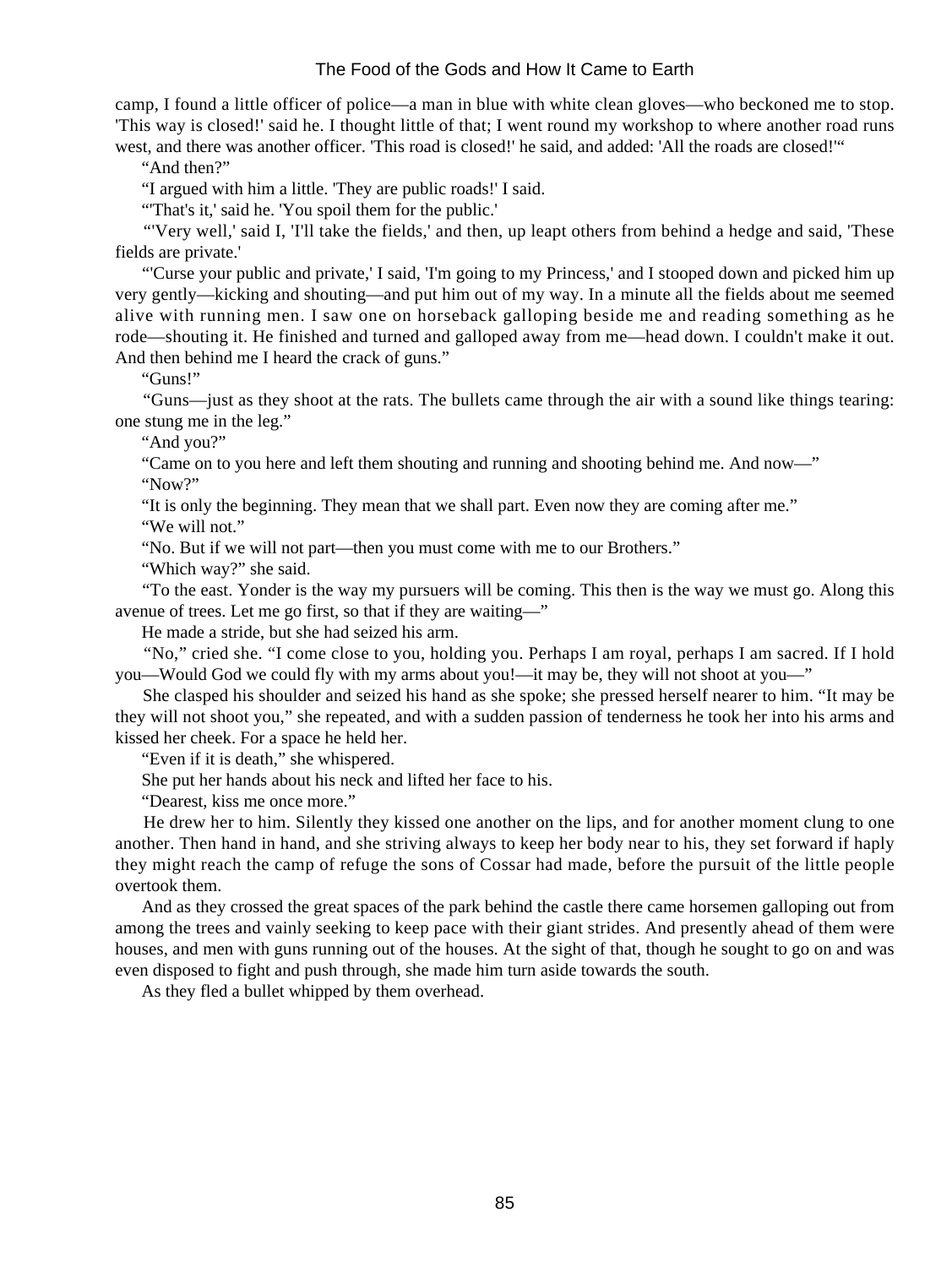camp, I found a little officer of police—a man in blue with white clean gloves—who beckoned me to stop. 'This way is closed!' said he. I thought little of that; I went round my workshop to where another road runs west, and there was another officer. 'This road is closed!' he said, and added: 'All the roads are closed!'"

"And then?"

"I argued with him a little. 'They are public roads!' I said.

"'That's it,' said he. 'You spoil them for the public.'

"'Very well,' said I, 'I'll take the fields,' and then, up leapt others from behind a hedge and said, 'These fields are private.'

"'Curse your public and private,' I said, 'I'm going to my Princess,' and I stooped down and picked him up very gently—kicking and shouting—and put him out of my way. In a minute all the fields about me seemed alive with running men. I saw one on horseback galloping beside me and reading something as he rode—shouting it. He finished and turned and galloped away from me—head down. I couldn't make it out. And then behind me I heard the crack of guns."

"Guns!"

"Guns—just as they shoot at the rats. The bullets came through the air with a sound like things tearing: one stung me in the leg."

"And you?"

"Came on to you here and left them shouting and running and shooting behind me. And now—"

"Now?"

"It is only the beginning. They mean that we shall part. Even now they are coming after me."

"We will not."

"No. But if we will not part—then you must come with me to our Brothers."

"Which way?" she said.

"To the east. Yonder is the way my pursuers will be coming. This then is the way we must go. Along this avenue of trees. Let me go first, so that if they are waiting—"

He made a stride, but she had seized his arm.

"No," cried she. "I come close to you, holding you. Perhaps I am royal, perhaps I am sacred. If I hold you—Would God we could fly with my arms about you!—it may be, they will not shoot at you—"

She clasped his shoulder and seized his hand as she spoke; she pressed herself nearer to him. "It may be they will not shoot you," she repeated, and with a sudden passion of tenderness he took her into his arms and kissed her cheek. For a space he held her.

"Even if it is death," she whispered.

She put her hands about his neck and lifted her face to his.

"Dearest, kiss me once more."

He drew her to him. Silently they kissed one another on the lips, and for another moment clung to one another. Then hand in hand, and she striving always to keep her body near to his, they set forward if haply they might reach the camp of refuge the sons of Cossar had made, before the pursuit of the little people overtook them.

And as they crossed the great spaces of the park behind the castle there came horsemen galloping out from among the trees and vainly seeking to keep pace with their giant strides. And presently ahead of them were houses, and men with guns running out of the houses. At the sight of that, though he sought to go on and was even disposed to fight and push through, she made him turn aside towards the south.

As they fled a bullet whipped by them overhead.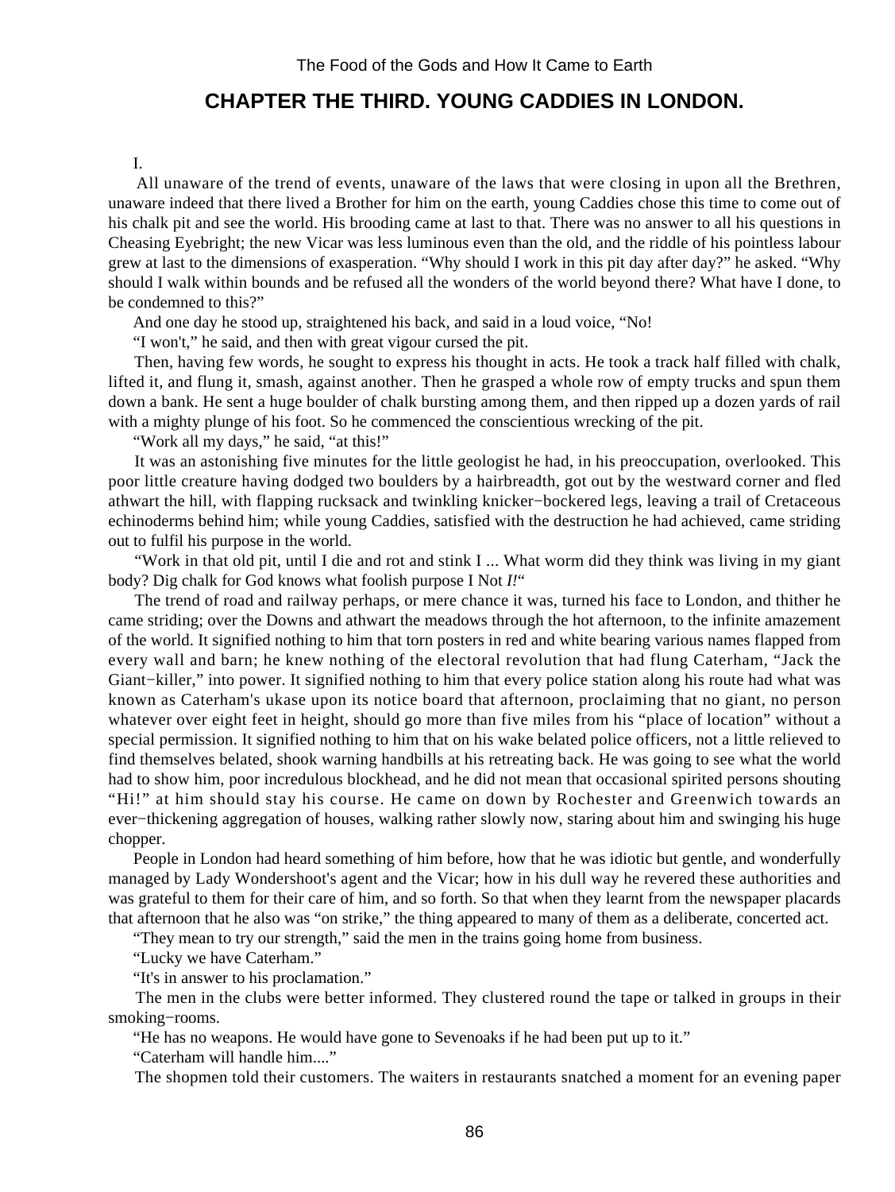## CHAPTER THE THIRD. YOUNG CADDIES IN LONDON.

I.

All unaware of the trend of events, unaware of the laws that were closing in upon all the Brethren, unaware indeed that there lived a Brother for him on the earth, young Caddies chose this time to come out of his chalk pit and see the world. His brooding came at last to that. There was no answer to all his questions in Cheasing Eyebright; the new Vicar was less luminous even than the old, and the riddle of his pointless labour grew at last to the dimensions of exasperation. "Why should I work in this pit day after day?" he asked. "Why should I walk within bounds and be refused all the wonders of the world beyond there? What have I done, to be condemned to this?"

And one day he stood up, straightened his back, and said in a loud voice, "No!

"I won't," he said, and then with great vigour cursed the pit.

Then, having few words, he sought to express his thought in acts. He took a track half filled with chalk, lifted it, and flung it, smash, against another. Then he grasped a whole row of empty trucks and spun them down a bank. He sent a huge boulder of chalk bursting among them, and then ripped up a dozen yards of rail with a mighty plunge of his foot. So he commenced the conscientious wrecking of the pit.

"Work all my days," he said, "at this!"

It was an astonishing five minutes for the little geologist he had, in his preoccupation, overlooked. This poor little creature having dodged two boulders by a hairbreadth, got out by the westward corner and fled athwart the hill, with flapping rucksack and twinkling knicker−bockered legs, leaving a trail of Cretaceous echinoderms behind him; while young Caddies, satisfied with the destruction he had achieved, came striding out to fulfil his purpose in the world.

"Work in that old pit, until I die and rot and stink I ... What worm did they think was living in my giant body? Dig chalk for God knows what foolish purpose I Not *I!*"

The trend of road and railway perhaps, or mere chance it was, turned his face to London, and thither he came striding; over the Downs and athwart the meadows through the hot afternoon, to the infinite amazement of the world. It signified nothing to him that torn posters in red and white bearing various names flapped from every wall and barn; he knew nothing of the electoral revolution that had flung Caterham, "Jack the Giant−killer," into power. It signified nothing to him that every police station along his route had what was known as Caterham's ukase upon its notice board that afternoon, proclaiming that no giant, no person whatever over eight feet in height, should go more than five miles from his "place of location" without a special permission. It signified nothing to him that on his wake belated police officers, not a little relieved to find themselves belated, shook warning handbills at his retreating back. He was going to see what the world had to show him, poor incredulous blockhead, and he did not mean that occasional spirited persons shouting "Hi!" at him should stay his course. He came on down by Rochester and Greenwich towards an ever−thickening aggregation of houses, walking rather slowly now, staring about him and swinging his huge chopper.

People in London had heard something of him before, how that he was idiotic but gentle, and wonderfully managed by Lady Wondershoot's agent and the Vicar; how in his dull way he revered these authorities and was grateful to them for their care of him, and so forth. So that when they learnt from the newspaper placards that afternoon that he also was "on strike," the thing appeared to many of them as a deliberate, concerted act.

"They mean to try our strength," said the men in the trains going home from business.

"Lucky we have Caterham."

"It's in answer to his proclamation."

The men in the clubs were better informed. They clustered round the tape or talked in groups in their smoking−rooms.

"He has no weapons. He would have gone to Sevenoaks if he had been put up to it."

"Caterham will handle him...."

The shopmen told their customers. The waiters in restaurants snatched a moment for an evening paper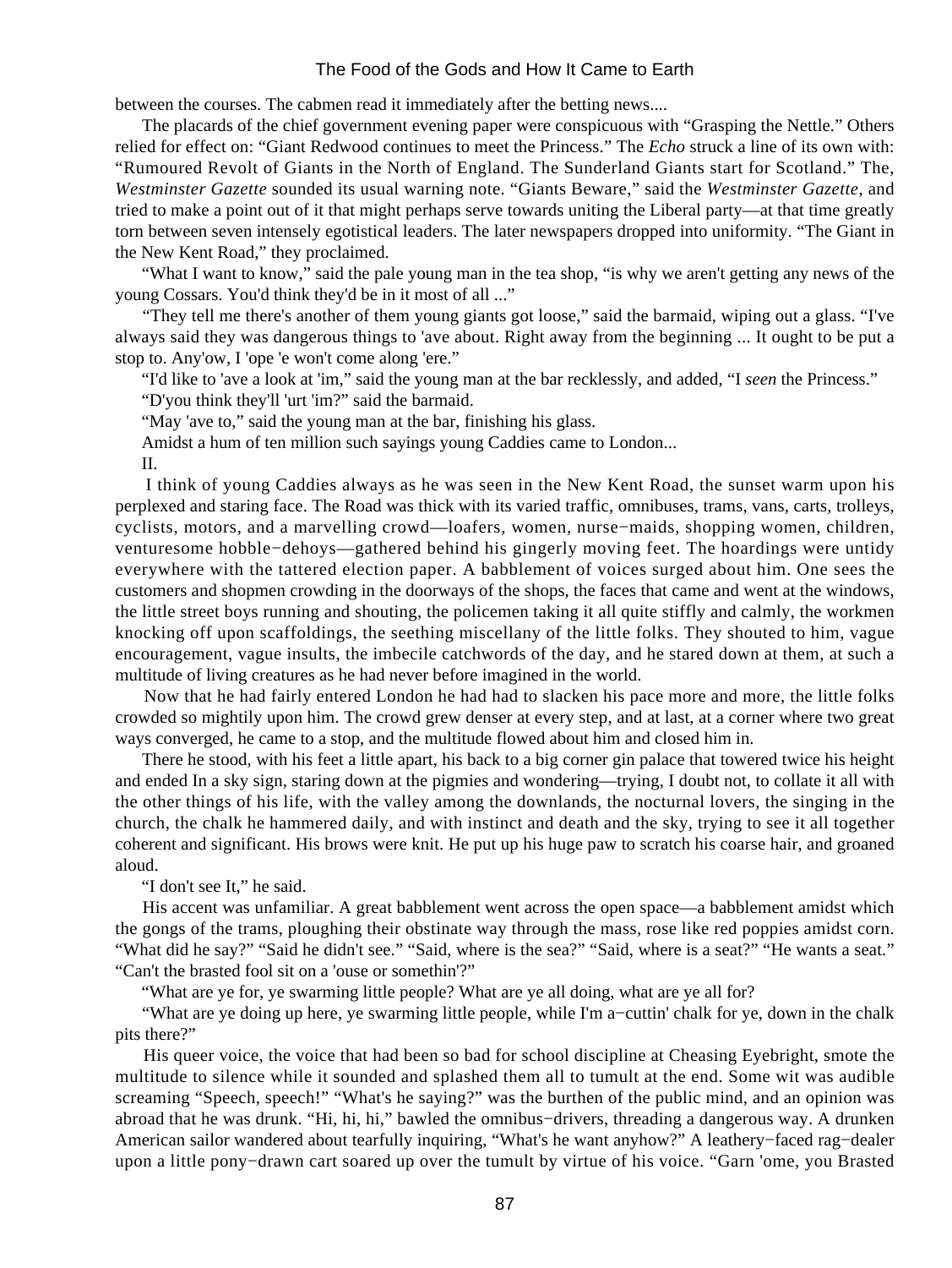between the courses. The cabmen read it immediately after the betting news....

The placards of the chief government evening paper were conspicuous with "Grasping the Nettle." Others relied for effect on: "Giant Redwood continues to meet the Princess." The *Echo* struck a line of its own with: "Rumoured Revolt of Giants in the North of England. The Sunderland Giants start for Scotland." The, *Westminster Gazette* sounded its usual warning note. "Giants Beware," said the *Westminster Gazette*, and tried to make a point out of it that might perhaps serve towards uniting the Liberal party—at that time greatly torn between seven intensely egotistical leaders. The later newspapers dropped into uniformity. "The Giant in the New Kent Road," they proclaimed.

"What I want to know," said the pale young man in the tea shop, "is why we aren't getting any news of the young Cossars. You'd think they'd be in it most of all ..."

"They tell me there's another of them young giants got loose," said the barmaid, wiping out a glass. "I've always said they was dangerous things to 'ave about. Right away from the beginning ... It ought to be put a stop to. Any'ow, I 'ope 'e won't come along 'ere."

"I'd like to 'ave a look at 'im," said the young man at the bar recklessly, and added, "I *seen* the Princess."

"D'you think they'll 'urt 'im?" said the barmaid.

"May 'ave to," said the young man at the bar, finishing his glass.

Amidst a hum of ten million such sayings young Caddies came to London...

II.

I think of young Caddies always as he was seen in the New Kent Road, the sunset warm upon his perplexed and staring face. The Road was thick with its varied traffic, omnibuses, trams, vans, carts, trolleys, cyclists, motors, and a marvelling crowd—loafers, women, nurse−maids, shopping women, children, venturesome hobble−dehoys—gathered behind his gingerly moving feet. The hoardings were untidy everywhere with the tattered election paper. A babblement of voices surged about him. One sees the customers and shopmen crowding in the doorways of the shops, the faces that came and went at the windows, the little street boys running and shouting, the policemen taking it all quite stiffly and calmly, the workmen knocking off upon scaffoldings, the seething miscellany of the little folks. They shouted to him, vague encouragement, vague insults, the imbecile catchwords of the day, and he stared down at them, at such a multitude of living creatures as he had never before imagined in the world.

Now that he had fairly entered London he had had to slacken his pace more and more, the little folks crowded so mightily upon him. The crowd grew denser at every step, and at last, at a corner where two great ways converged, he came to a stop, and the multitude flowed about him and closed him in.

There he stood, with his feet a little apart, his back to a big corner gin palace that towered twice his height and ended In a sky sign, staring down at the pigmies and wondering—trying, I doubt not, to collate it all with the other things of his life, with the valley among the downlands, the nocturnal lovers, the singing in the church, the chalk he hammered daily, and with instinct and death and the sky, trying to see it all together coherent and significant. His brows were knit. He put up his huge paw to scratch his coarse hair, and groaned aloud.

"I don't see It," he said.

His accent was unfamiliar. A great babblement went across the open space—a babblement amidst which the gongs of the trams, ploughing their obstinate way through the mass, rose like red poppies amidst corn. "What did he say?" "Said he didn't see." "Said, where is the sea?" "Said, where is a seat?" "He wants a seat." "Can't the brasted fool sit on a 'ouse or somethin'?"

"What are ye for, ye swarming little people? What are ye all doing, what are ye all for?

"What are ye doing up here, ye swarming little people, while I'm a−cuttin' chalk for ye, down in the chalk pits there?"

His queer voice, the voice that had been so bad for school discipline at Cheasing Eyebright, smote the multitude to silence while it sounded and splashed them all to tumult at the end. Some wit was audible screaming "Speech, speech!" "What's he saying?" was the burthen of the public mind, and an opinion was abroad that he was drunk. "Hi, hi, hi," bawled the omnibus−drivers, threading a dangerous way. A drunken American sailor wandered about tearfully inquiring, "What's he want anyhow?" A leathery−faced rag−dealer upon a little pony−drawn cart soared up over the tumult by virtue of his voice. "Garn 'ome, you Brasted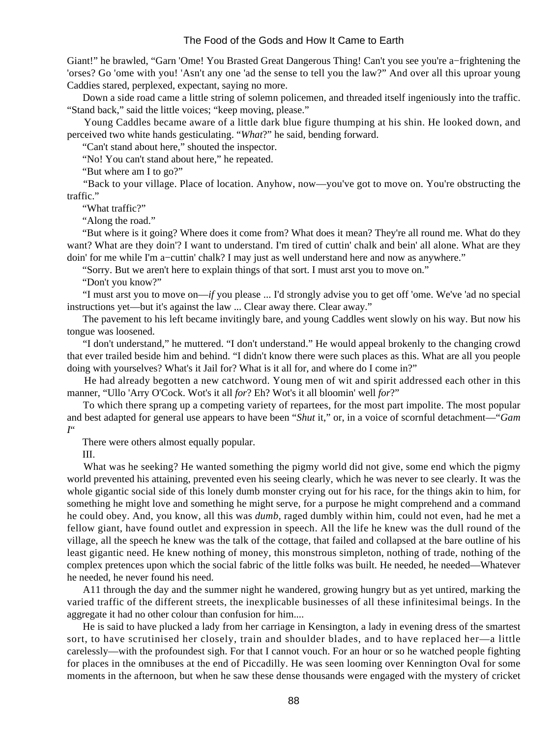Giant!" he brawled, "Garn 'Ome! You Brasted Great Dangerous Thing! Can't you see you're a−frightening the 'orses? Go 'ome with you! 'Asn't any one 'ad the sense to tell you the law?" And over all this uproar young Caddies stared, perplexed, expectant, saying no more.

Down a side road came a little string of solemn policemen, and threaded itself ingeniously into the traffic. "Stand back," said the little voices; "keep moving, please."

Young Caddles became aware of a little dark blue figure thumping at his shin. He looked down, and perceived two white hands gesticulating. "*What*?" he said, bending forward.

"Can't stand about here," shouted the inspector.

"No! You can't stand about here," he repeated.

"But where am I to go?"

"Back to your village. Place of location. Anyhow, now—you've got to move on. You're obstructing the traffic."

"What traffic?"

"Along the road."

"But where is it going? Where does it come from? What does it mean? They're all round me. What do they want? What are they doin'? I want to understand. I'm tired of cuttin' chalk and bein' all alone. What are they doin' for me while I'm a−cuttin' chalk? I may just as well understand here and now as anywhere."

"Sorry. But we aren't here to explain things of that sort. I must arst you to move on."

"Don't you know?"

"I must arst you to move on—*if* you please ... I'd strongly advise you to get off 'ome. We've 'ad no special instructions yet—but it's against the law ... Clear away there. Clear away."

The pavement to his left became invitingly bare, and young Caddles went slowly on his way. But now his tongue was loosened.

"I don't understand," he muttered. "I don't understand." He would appeal brokenly to the changing crowd that ever trailed beside him and behind. "I didn't know there were such places as this. What are all you people doing with yourselves? What's it Jail for? What is it all for, and where do I come in?"

He had already begotten a new catchword. Young men of wit and spirit addressed each other in this manner, "Ullo 'Arry O'Cock. Wot's it all *for*? Eh? Wot's it all bloomin' well *for*?"

To which there sprang up a competing variety of repartees, for the most part impolite. The most popular and best adapted for general use appears to have been "*Shut* it," or, in a voice of scornful detachment—"*Gam I*"

There were others almost equally popular.

III.

What was he seeking? He wanted something the pigmy world did not give, some end which the pigmy world prevented his attaining, prevented even his seeing clearly, which he was never to see clearly. It was the whole gigantic social side of this lonely dumb monster crying out for his race, for the things akin to him, for something he might love and something he might serve, for a purpose he might comprehend and a command he could obey. And, you know, all this was *dumb*, raged dumbly within him, could not even, had he met a fellow giant, have found outlet and expression in speech. All the life he knew was the dull round of the village, all the speech he knew was the talk of the cottage, that failed and collapsed at the bare outline of his least gigantic need. He knew nothing of money, this monstrous simpleton, nothing of trade, nothing of the complex pretences upon which the social fabric of the little folks was built. He needed, he needed—Whatever he needed, he never found his need.

A11 through the day and the summer night he wandered, growing hungry but as yet untired, marking the varied traffic of the different streets, the inexplicable businesses of all these infinitesimal beings. In the aggregate it had no other colour than confusion for him....

He is said to have plucked a lady from her carriage in Kensington, a lady in evening dress of the smartest sort, to have scrutinised her closely, train and shoulder blades, and to have replaced her—a little carelessly—with the profoundest sigh. For that I cannot vouch. For an hour or so he watched people fighting for places in the omnibuses at the end of Piccadilly. He was seen looming over Kennington Oval for some moments in the afternoon, but when he saw these dense thousands were engaged with the mystery of cricket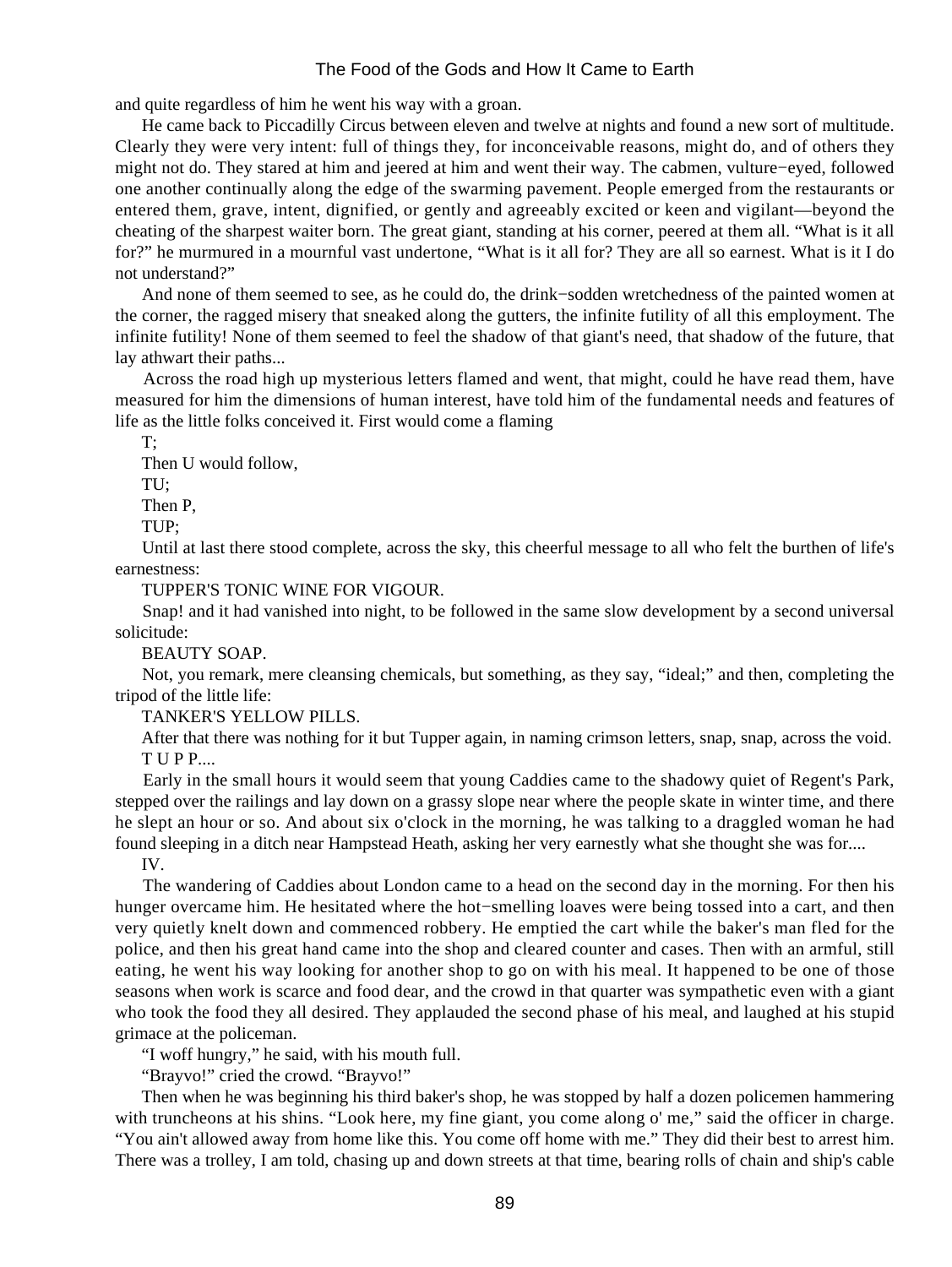and quite regardless of him he went his way with a groan.

He came back to Piccadilly Circus between eleven and twelve at nights and found a new sort of multitude. Clearly they were very intent: full of things they, for inconceivable reasons, might do, and of others they might not do. They stared at him and jeered at him and went their way. The cabmen, vulture−eyed, followed one another continually along the edge of the swarming pavement. People emerged from the restaurants or entered them, grave, intent, dignified, or gently and agreeably excited or keen and vigilant—beyond the cheating of the sharpest waiter born. The great giant, standing at his corner, peered at them all. "What is it all for?" he murmured in a mournful vast undertone, "What is it all for? They are all so earnest. What is it I do not understand?"

And none of them seemed to see, as he could do, the drink−sodden wretchedness of the painted women at the corner, the ragged misery that sneaked along the gutters, the infinite futility of all this employment. The infinite futility! None of them seemed to feel the shadow of that giant's need, that shadow of the future, that lay athwart their paths...

Across the road high up mysterious letters flamed and went, that might, could he have read them, have measured for him the dimensions of human interest, have told him of the fundamental needs and features of life as the little folks conceived it. First would come a flaming

T;

Then U would follow,

TU;

Then P,

TUP;

Until at last there stood complete, across the sky, this cheerful message to all who felt the burthen of life's earnestness:

TUPPER'S TONIC WINE FOR VIGOUR.

Snap! and it had vanished into night, to be followed in the same slow development by a second universal solicitude:

BEAUTY SOAP.

Not, you remark, mere cleansing chemicals, but something, as they say, "ideal;" and then, completing the tripod of the little life:

TANKER'S YELLOW PILLS.

After that there was nothing for it but Tupper again, in naming crimson letters, snap, snap, across the void.

T U P P....

Early in the small hours it would seem that young Caddies came to the shadowy quiet of Regent's Park, stepped over the railings and lay down on a grassy slope near where the people skate in winter time, and there he slept an hour or so. And about six o'clock in the morning, he was talking to a draggled woman he had found sleeping in a ditch near Hampstead Heath, asking her very earnestly what she thought she was for....

IV.

The wandering of Caddies about London came to a head on the second day in the morning. For then his hunger overcame him. He hesitated where the hot−smelling loaves were being tossed into a cart, and then very quietly knelt down and commenced robbery. He emptied the cart while the baker's man fled for the police, and then his great hand came into the shop and cleared counter and cases. Then with an armful, still eating, he went his way looking for another shop to go on with his meal. It happened to be one of those seasons when work is scarce and food dear, and the crowd in that quarter was sympathetic even with a giant who took the food they all desired. They applauded the second phase of his meal, and laughed at his stupid grimace at the policeman.

"I woff hungry," he said, with his mouth full.

"Brayvo!" cried the crowd. "Brayvo!"

Then when he was beginning his third baker's shop, he was stopped by half a dozen policemen hammering with truncheons at his shins. "Look here, my fine giant, you come along o' me," said the officer in charge. "You ain't allowed away from home like this. You come off home with me." They did their best to arrest him. There was a trolley, I am told, chasing up and down streets at that time, bearing rolls of chain and ship's cable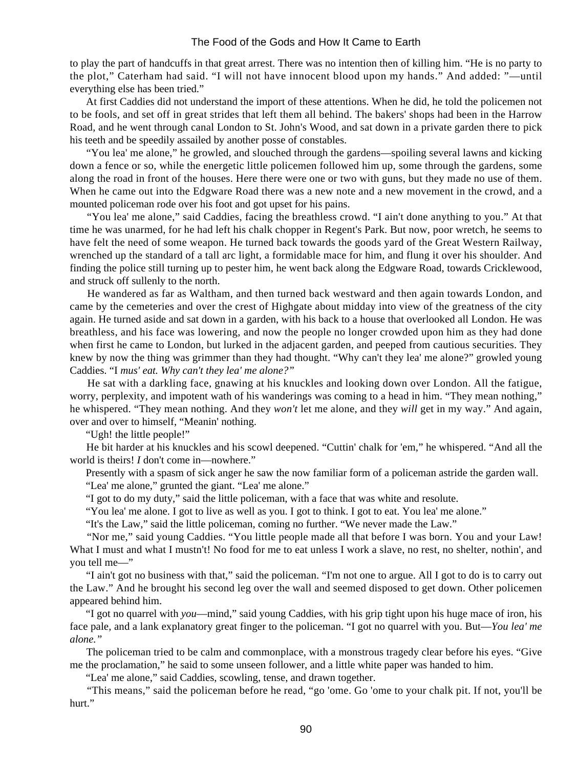to play the part of handcuffs in that great arrest. There was no intention then of killing him. "He is no party to the plot," Caterham had said. "I will not have innocent blood upon my hands." And added: "—until everything else has been tried."

At first Caddies did not understand the import of these attentions. When he did, he told the policemen not to be fools, and set off in great strides that left them all behind. The bakers' shops had been in the Harrow Road, and he went through canal London to St. John's Wood, and sat down in a private garden there to pick his teeth and be speedily assailed by another posse of constables.

"You lea' me alone," he growled, and slouched through the gardens—spoiling several lawns and kicking down a fence or so, while the energetic little policemen followed him up, some through the gardens, some along the road in front of the houses. Here there were one or two with guns, but they made no use of them. When he came out into the Edgware Road there was a new note and a new movement in the crowd, and a mounted policeman rode over his foot and got upset for his pains.

"You lea' me alone," said Caddies, facing the breathless crowd. "I ain't done anything to you." At that time he was unarmed, for he had left his chalk chopper in Regent's Park. But now, poor wretch, he seems to have felt the need of some weapon. He turned back towards the goods yard of the Great Western Railway, wrenched up the standard of a tall arc light, a formidable mace for him, and flung it over his shoulder. And finding the police still turning up to pester him, he went back along the Edgware Road, towards Cricklewood, and struck off sullenly to the north.

He wandered as far as Waltham, and then turned back westward and then again towards London, and came by the cemeteries and over the crest of Highgate about midday into view of the greatness of the city again. He turned aside and sat down in a garden, with his back to a house that overlooked all London. He was breathless, and his face was lowering, and now the people no longer crowded upon him as they had done when first he came to London, but lurked in the adjacent garden, and peeped from cautious securities. They knew by now the thing was grimmer than they had thought. "Why can't they lea' me alone?" growled young Caddies. "I *mus' eat. Why can't they lea' me alone?"*

He sat with a darkling face, gnawing at his knuckles and looking down over London. All the fatigue, worry, perplexity, and impotent wath of his wanderings was coming to a head in him. "They mean nothing," he whispered. "They mean nothing. And they *won't* let me alone, and they *will* get in my way." And again, over and over to himself, "Meanin' nothing.

"Ugh! the little people!"

He bit harder at his knuckles and his scowl deepened. "Cuttin' chalk for 'em," he whispered. "And all the world is theirs! *I* don't come in—nowhere."

Presently with a spasm of sick anger he saw the now familiar form of a policeman astride the garden wall.

"Lea' me alone," grunted the giant. "Lea' me alone."

"I got to do my duty," said the little policeman, with a face that was white and resolute.

"You lea' me alone. I got to live as well as you. I got to think. I got to eat. You lea' me alone."

"It's the Law," said the little policeman, coming no further. "We never made the Law."

"Nor me," said young Caddies. "You little people made all that before I was born. You and your Law! What I must and what I mustn't! No food for me to eat unless I work a slave, no rest, no shelter, nothin', and you tell me—"

"I ain't got no business with that," said the policeman. "I'm not one to argue. All I got to do is to carry out the Law." And he brought his second leg over the wall and seemed disposed to get down. Other policemen appeared behind him.

"I got no quarrel with *you*—mind," said young Caddies, with his grip tight upon his huge mace of iron, his face pale, and a lank explanatory great finger to the policeman. "I got no quarrel with you. But—*You lea' me alone."*

The policeman tried to be calm and commonplace, with a monstrous tragedy clear before his eyes. "Give me the proclamation," he said to some unseen follower, and a little white paper was handed to him.

"Lea' me alone," said Caddies, scowling, tense, and drawn together.

"This means," said the policeman before he read, "go 'ome. Go 'ome to your chalk pit. If not, you'll be hurt."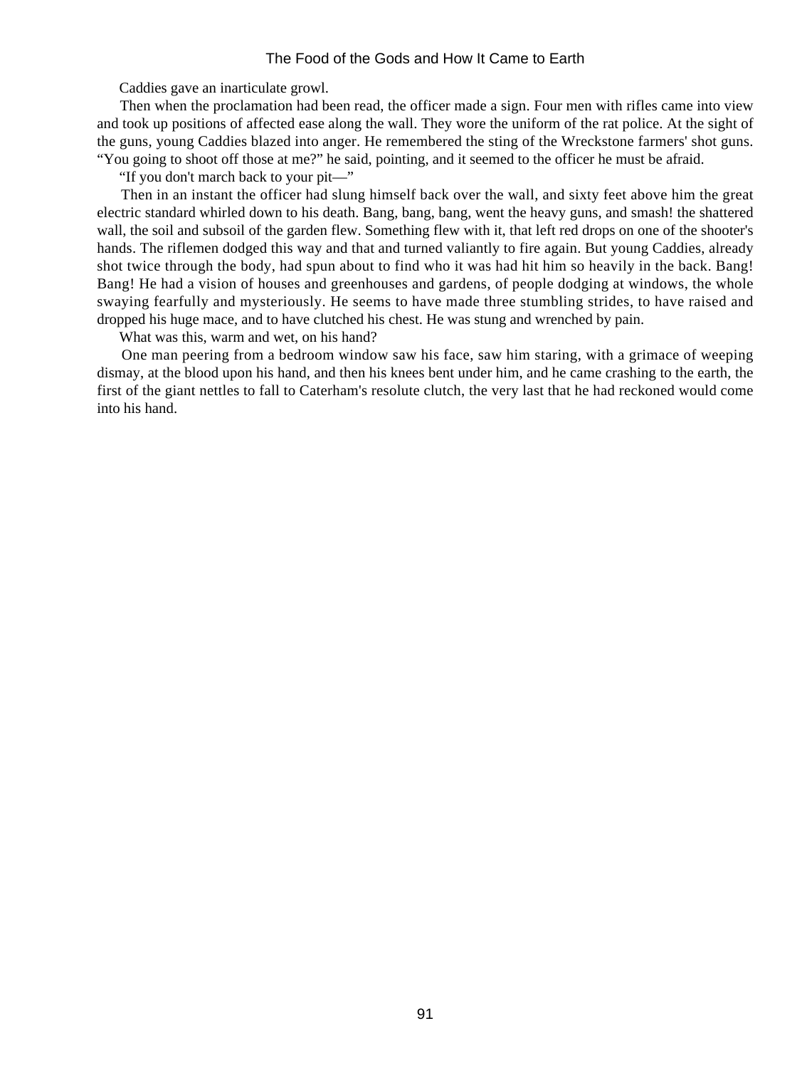Caddies gave an inarticulate growl.

Then when the proclamation had been read, the officer made a sign. Four men with rifles came into view and took up positions of affected ease along the wall. They wore the uniform of the rat police. At the sight of the guns, young Caddies blazed into anger. He remembered the sting of the Wreckstone farmers' shot guns. "You going to shoot off those at me?" he said, pointing, and it seemed to the officer he must be afraid.

"If you don't march back to your pit—"

Then in an instant the officer had slung himself back over the wall, and sixty feet above him the great electric standard whirled down to his death. Bang, bang, bang, went the heavy guns, and smash! the shattered wall, the soil and subsoil of the garden flew. Something flew with it, that left red drops on one of the shooter's hands. The riflemen dodged this way and that and turned valiantly to fire again. But young Caddies, already shot twice through the body, had spun about to find who it was had hit him so heavily in the back. Bang! Bang! He had a vision of houses and greenhouses and gardens, of people dodging at windows, the whole swaying fearfully and mysteriously. He seems to have made three stumbling strides, to have raised and dropped his huge mace, and to have clutched his chest. He was stung and wrenched by pain.

What was this, warm and wet, on his hand?

One man peering from a bedroom window saw his face, saw him staring, with a grimace of weeping dismay, at the blood upon his hand, and then his knees bent under him, and he came crashing to the earth, the first of the giant nettles to fall to Caterham's resolute clutch, the very last that he had reckoned would come into his hand.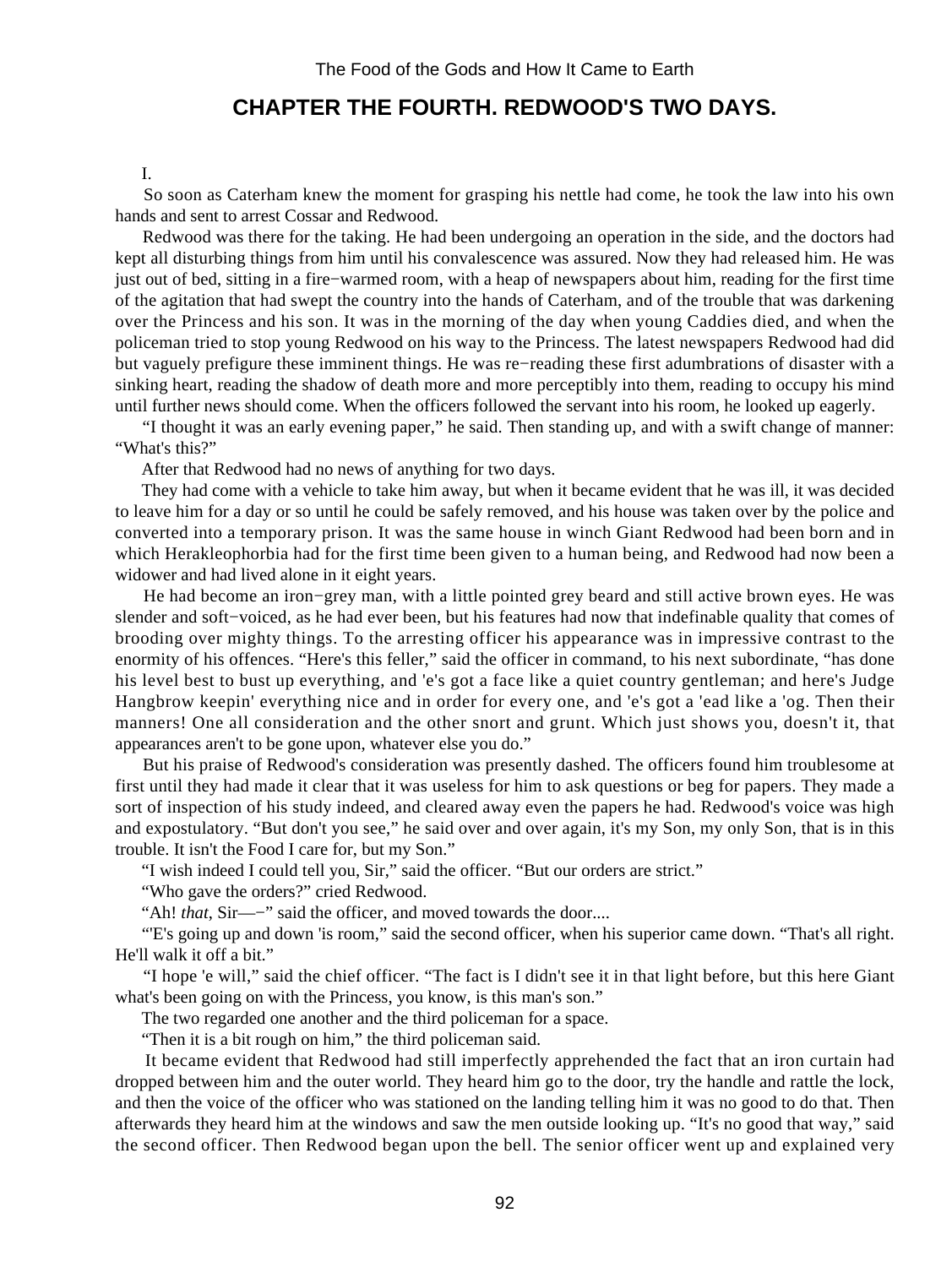## CHAPTER THE FOURTH. REDWOOD'S TWO DAYS.

I.

So soon as Caterham knew the moment for grasping his nettle had come, he took the law into his own hands and sent to arrest Cossar and Redwood.

Redwood was there for the taking. He had been undergoing an operation in the side, and the doctors had kept all disturbing things from him until his convalescence was assured. Now they had released him. He was just out of bed, sitting in a fire−warmed room, with a heap of newspapers about him, reading for the first time of the agitation that had swept the country into the hands of Caterham, and of the trouble that was darkening over the Princess and his son. It was in the morning of the day when young Caddies died, and when the policeman tried to stop young Redwood on his way to the Princess. The latest newspapers Redwood had did but vaguely prefigure these imminent things. He was re−reading these first adumbrations of disaster with a sinking heart, reading the shadow of death more and more perceptibly into them, reading to occupy his mind until further news should come. When the officers followed the servant into his room, he looked up eagerly.

"I thought it was an early evening paper," he said. Then standing up, and with a swift change of manner: "What's this?"

After that Redwood had no news of anything for two days.

They had come with a vehicle to take him away, but when it became evident that he was ill, it was decided to leave him for a day or so until he could be safely removed, and his house was taken over by the police and converted into a temporary prison. It was the same house in winch Giant Redwood had been born and in which Herakleophorbia had for the first time been given to a human being, and Redwood had now been a widower and had lived alone in it eight years.

He had become an iron−grey man, with a little pointed grey beard and still active brown eyes. He was slender and soft−voiced, as he had ever been, but his features had now that indefinable quality that comes of brooding over mighty things. To the arresting officer his appearance was in impressive contrast to the enormity of his offences. "Here's this feller," said the officer in command, to his next subordinate, "has done his level best to bust up everything, and 'e's got a face like a quiet country gentleman; and here's Judge Hangbrow keepin' everything nice and in order for every one, and 'e's got a 'ead like a 'og. Then their manners! One all consideration and the other snort and grunt. Which just shows you, doesn't it, that appearances aren't to be gone upon, whatever else you do."

But his praise of Redwood's consideration was presently dashed. The officers found him troublesome at first until they had made it clear that it was useless for him to ask questions or beg for papers. They made a sort of inspection of his study indeed, and cleared away even the papers he had. Redwood's voice was high and expostulatory. "But don't you see," he said over and over again, it's my Son, my only Son, that is in this trouble. It isn't the Food I care for, but my Son."

"I wish indeed I could tell you, Sir," said the officer. "But our orders are strict."

"Who gave the orders?" cried Redwood.

"Ah! *that*, Sir—−" said the officer, and moved towards the door....

"'E's going up and down 'is room," said the second officer, when his superior came down. "That's all right. He'll walk it off a bit."

"I hope 'e will," said the chief officer. "The fact is I didn't see it in that light before, but this here Giant what's been going on with the Princess, you know, is this man's son."

The two regarded one another and the third policeman for a space.

"Then it is a bit rough on him," the third policeman said.

It became evident that Redwood had still imperfectly apprehended the fact that an iron curtain had dropped between him and the outer world. They heard him go to the door, try the handle and rattle the lock, and then the voice of the officer who was stationed on the landing telling him it was no good to do that. Then afterwards they heard him at the windows and saw the men outside looking up. "It's no good that way," said the second officer. Then Redwood began upon the bell. The senior officer went up and explained very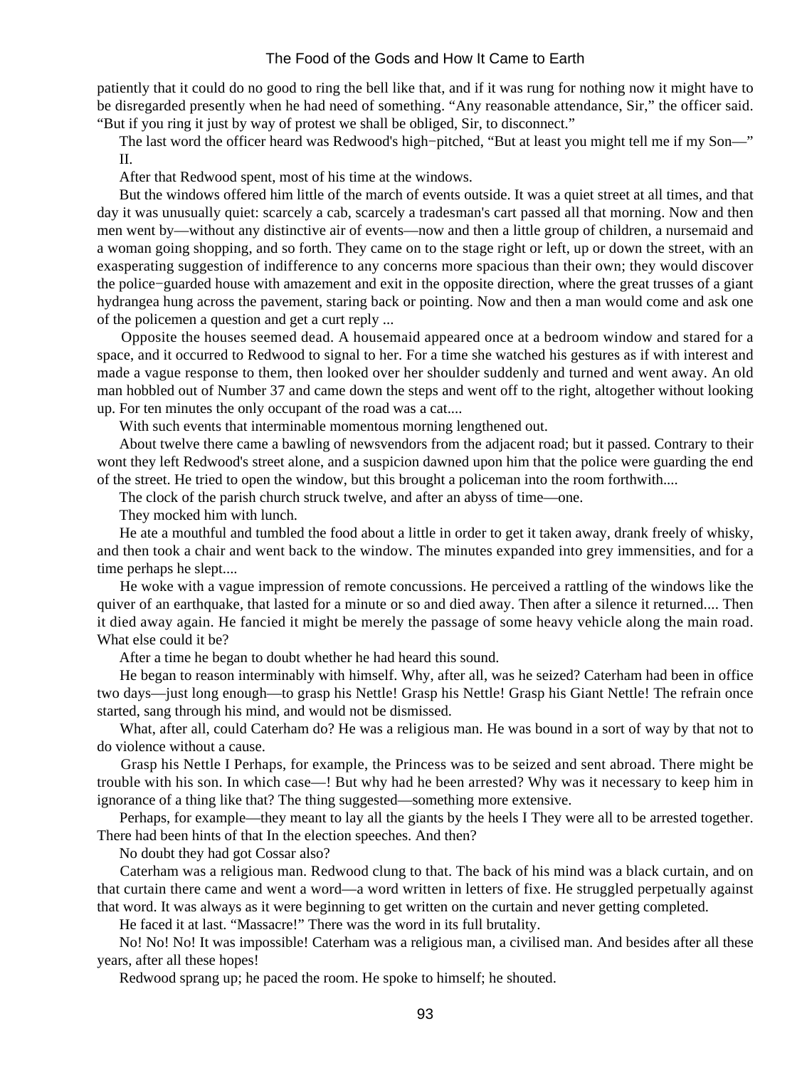patiently that it could do no good to ring the bell like that, and if it was rung for nothing now it might have to be disregarded presently when he had need of something. "Any reasonable attendance, Sir," the officer said. "But if you ring it just by way of protest we shall be obliged, Sir, to disconnect."

The last word the officer heard was Redwood's high-pitched, "But at least you might tell me if my Son—"

II.

After that Redwood spent, most of his time at the windows.

But the windows offered him little of the march of events outside. It was a quiet street at all times, and that day it was unusually quiet: scarcely a cab, scarcely a tradesman's cart passed all that morning. Now and then men went by—without any distinctive air of events—now and then a little group of children, a nursemaid and a woman going shopping, and so forth. They came on to the stage right or left, up or down the street, with an exasperating suggestion of indifference to any concerns more spacious than their own; they would discover the police-guarded house with amazement and exit in the opposite direction, where the great trusses of a giant hydrangea hung across the pavement, staring back or pointing. Now and then a man would come and ask one of the policemen a question and get a curt reply ...

Opposite the houses seemed dead. A housemaid appeared once at a bedroom window and stared for a space, and it occurred to Redwood to signal to her. For a time she watched his gestures as if with interest and made a vague response to them, then looked over her shoulder suddenly and turned and went away. An old man hobbled out of Number 37 and came down the steps and went off to the right, altogether without looking up. For ten minutes the only occupant of the road was a cat....

With such events that interminable momentous morning lengthened out.

About twelve there came a bawling of newsvendors from the adjacent road; but it passed. Contrary to their wont they left Redwood's street alone, and a suspicion dawned upon him that the police were guarding the end of the street. He tried to open the window, but this brought a policeman into the room forthwith....

The clock of the parish church struck twelve, and after an abyss of time—one.

They mocked him with lunch.

He ate a mouthful and tumbled the food about a little in order to get it taken away, drank freely of whisky, and then took a chair and went back to the window. The minutes expanded into grey immensities, and for a time perhaps he slept....

He woke with a vague impression of remote concussions. He perceived a rattling of the windows like the quiver of an earthquake, that lasted for a minute or so and died away. Then after a silence it returned.... Then it died away again. He fancied it might be merely the passage of some heavy vehicle along the main road. What else could it be?

After a time he began to doubt whether he had heard this sound.

He began to reason interminably with himself. Why, after all, was he seized? Caterham had been in office two days—just long enough—to grasp his Nettle! Grasp his Nettle! Grasp his Giant Nettle! The refrain once started, sang through his mind, and would not be dismissed.

What, after all, could Caterham do? He was a religious man. He was bound in a sort of way by that not to do violence without a cause.

Grasp his Nettle I Perhaps, for example, the Princess was to be seized and sent abroad. There might be trouble with his son. In which case—! But why had he been arrested? Why was it necessary to keep him in ignorance of a thing like that? The thing suggested—something more extensive.

Perhaps, for example—they meant to lay all the giants by the heels I They were all to be arrested together. There had been hints of that In the election speeches. And then?

No doubt they had got Cossar also?

Caterham was a religious man. Redwood clung to that. The back of his mind was a black curtain, and on that curtain there came and went a word—a word written in letters of fixe. He struggled perpetually against that word. It was always as it were beginning to get written on the curtain and never getting completed.

He faced it at last. "Massacre!" There was the word in its full brutality.

No! No! No! It was impossible! Caterham was a religious man, a civilised man. And besides after all these years, after all these hopes!

Redwood sprang up; he paced the room. He spoke to himself; he shouted.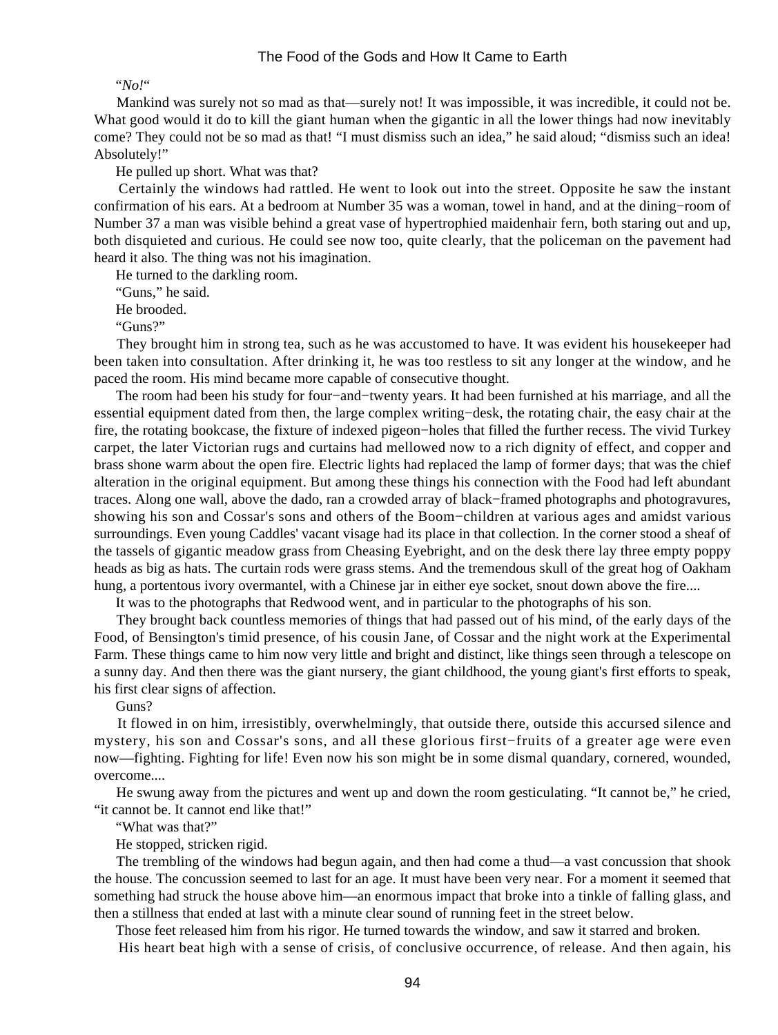"*No!*"

Mankind was surely not so mad as that—surely not! It was impossible, it was incredible, it could not be. What good would it do to kill the giant human when the gigantic in all the lower things had now inevitably come? They could not be so mad as that! "I must dismiss such an idea," he said aloud; "dismiss such an idea! Absolutely!"

He pulled up short. What was that?

Certainly the windows had rattled. He went to look out into the street. Opposite he saw the instant confirmation of his ears. At a bedroom at Number 35 was a woman, towel in hand, and at the dining−room of Number 37 a man was visible behind a great vase of hypertrophied maidenhair fern, both staring out and up, both disquieted and curious. He could see now too, quite clearly, that the policeman on the pavement had heard it also. The thing was not his imagination.

He turned to the darkling room.

"Guns," he said.

He brooded.

"Guns?"

They brought him in strong tea, such as he was accustomed to have. It was evident his housekeeper had been taken into consultation. After drinking it, he was too restless to sit any longer at the window, and he paced the room. His mind became more capable of consecutive thought.

The room had been his study for four−and−twenty years. It had been furnished at his marriage, and all the essential equipment dated from then, the large complex writing−desk, the rotating chair, the easy chair at the fire, the rotating bookcase, the fixture of indexed pigeon−holes that filled the further recess. The vivid Turkey carpet, the later Victorian rugs and curtains had mellowed now to a rich dignity of effect, and copper and brass shone warm about the open fire. Electric lights had replaced the lamp of former days; that was the chief alteration in the original equipment. But among these things his connection with the Food had left abundant traces. Along one wall, above the dado, ran a crowded array of black−framed photographs and photogravures, showing his son and Cossar's sons and others of the Boom−children at various ages and amidst various surroundings. Even young Caddles' vacant visage had its place in that collection. In the corner stood a sheaf of the tassels of gigantic meadow grass from Cheasing Eyebright, and on the desk there lay three empty poppy heads as big as hats. The curtain rods were grass stems. And the tremendous skull of the great hog of Oakham hung, a portentous ivory overmantel, with a Chinese jar in either eye socket, snout down above the fire....

It was to the photographs that Redwood went, and in particular to the photographs of his son.

They brought back countless memories of things that had passed out of his mind, of the early days of the Food, of Bensington's timid presence, of his cousin Jane, of Cossar and the night work at the Experimental Farm. These things came to him now very little and bright and distinct, like things seen through a telescope on a sunny day. And then there was the giant nursery, the giant childhood, the young giant's first efforts to speak, his first clear signs of affection.

Guns?

It flowed in on him, irresistibly, overwhelmingly, that outside there, outside this accursed silence and mystery, his son and Cossar's sons, and all these glorious first−fruits of a greater age were even now—fighting. Fighting for life! Even now his son might be in some dismal quandary, cornered, wounded, overcome....

He swung away from the pictures and went up and down the room gesticulating. "It cannot be," he cried, "it cannot be. It cannot end like that!"

"What was that?"

He stopped, stricken rigid.

The trembling of the windows had begun again, and then had come a thud—a vast concussion that shook the house. The concussion seemed to last for an age. It must have been very near. For a moment it seemed that something had struck the house above him—an enormous impact that broke into a tinkle of falling glass, and then a stillness that ended at last with a minute clear sound of running feet in the street below.

Those feet released him from his rigor. He turned towards the window, and saw it starred and broken.

His heart beat high with a sense of crisis, of conclusive occurrence, of release. And then again, his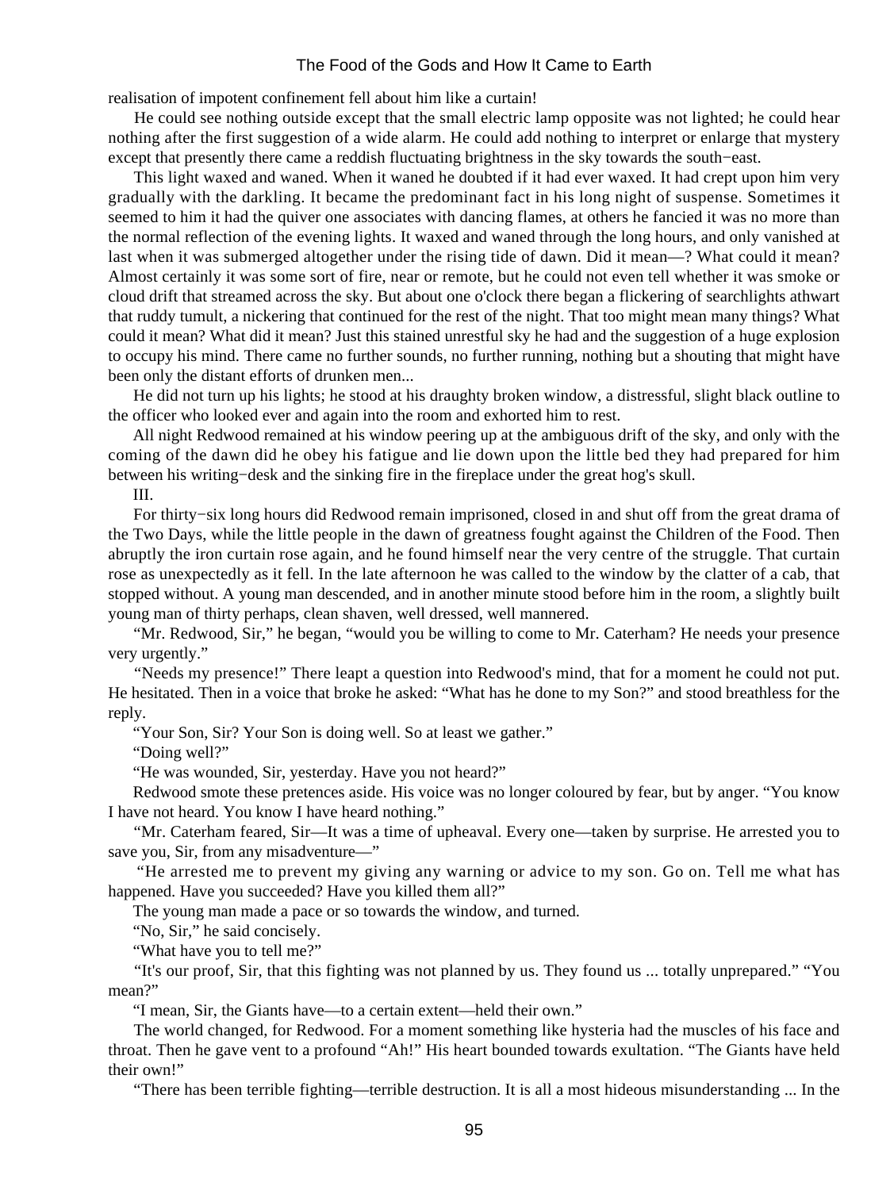realisation of impotent confinement fell about him like a curtain!

He could see nothing outside except that the small electric lamp opposite was not lighted; he could hear nothing after the first suggestion of a wide alarm. He could add nothing to interpret or enlarge that mystery except that presently there came a reddish fluctuating brightness in the sky towards the south−east.

This light waxed and waned. When it waned he doubted if it had ever waxed. It had crept upon him very gradually with the darkling. It became the predominant fact in his long night of suspense. Sometimes it seemed to him it had the quiver one associates with dancing flames, at others he fancied it was no more than the normal reflection of the evening lights. It waxed and waned through the long hours, and only vanished at last when it was submerged altogether under the rising tide of dawn. Did it mean—? What could it mean? Almost certainly it was some sort of fire, near or remote, but he could not even tell whether it was smoke or cloud drift that streamed across the sky. But about one o'clock there began a flickering of searchlights athwart that ruddy tumult, a nickering that continued for the rest of the night. That too might mean many things? What could it mean? What did it mean? Just this stained unrestful sky he had and the suggestion of a huge explosion to occupy his mind. There came no further sounds, no further running, nothing but a shouting that might have been only the distant efforts of drunken men...

He did not turn up his lights; he stood at his draughty broken window, a distressful, slight black outline to the officer who looked ever and again into the room and exhorted him to rest.

All night Redwood remained at his window peering up at the ambiguous drift of the sky, and only with the coming of the dawn did he obey his fatigue and lie down upon the little bed they had prepared for him between his writing−desk and the sinking fire in the fireplace under the great hog's skull.

III.

For thirty−six long hours did Redwood remain imprisoned, closed in and shut off from the great drama of the Two Days, while the little people in the dawn of greatness fought against the Children of the Food. Then abruptly the iron curtain rose again, and he found himself near the very centre of the struggle. That curtain rose as unexpectedly as it fell. In the late afternoon he was called to the window by the clatter of a cab, that stopped without. A young man descended, and in another minute stood before him in the room, a slightly built young man of thirty perhaps, clean shaven, well dressed, well mannered.

"Mr. Redwood, Sir," he began, "would you be willing to come to Mr. Caterham? He needs your presence very urgently."

"Needs my presence!" There leapt a question into Redwood's mind, that for a moment he could not put. He hesitated. Then in a voice that broke he asked: "What has he done to my Son?" and stood breathless for the reply.

"Your Son, Sir? Your Son is doing well. So at least we gather."

"Doing well?"

"He was wounded, Sir, yesterday. Have you not heard?"

Redwood smote these pretences aside. His voice was no longer coloured by fear, but by anger. "You know I have not heard. You know I have heard nothing."

"Mr. Caterham feared, Sir—It was a time of upheaval. Every one—taken by surprise. He arrested you to save you, Sir, from any misadventure—"

"He arrested me to prevent my giving any warning or advice to my son. Go on. Tell me what has happened. Have you succeeded? Have you killed them all?"

The young man made a pace or so towards the window, and turned.

"No, Sir," he said concisely.

"What have you to tell me?"

"It's our proof, Sir, that this fighting was not planned by us. They found us ... totally unprepared." "You mean?"

"I mean, Sir, the Giants have—to a certain extent—held their own."

The world changed, for Redwood. For a moment something like hysteria had the muscles of his face and throat. Then he gave vent to a profound "Ah!" His heart bounded towards exultation. "The Giants have held their own!"

"There has been terrible fighting—terrible destruction. It is all a most hideous misunderstanding ... In the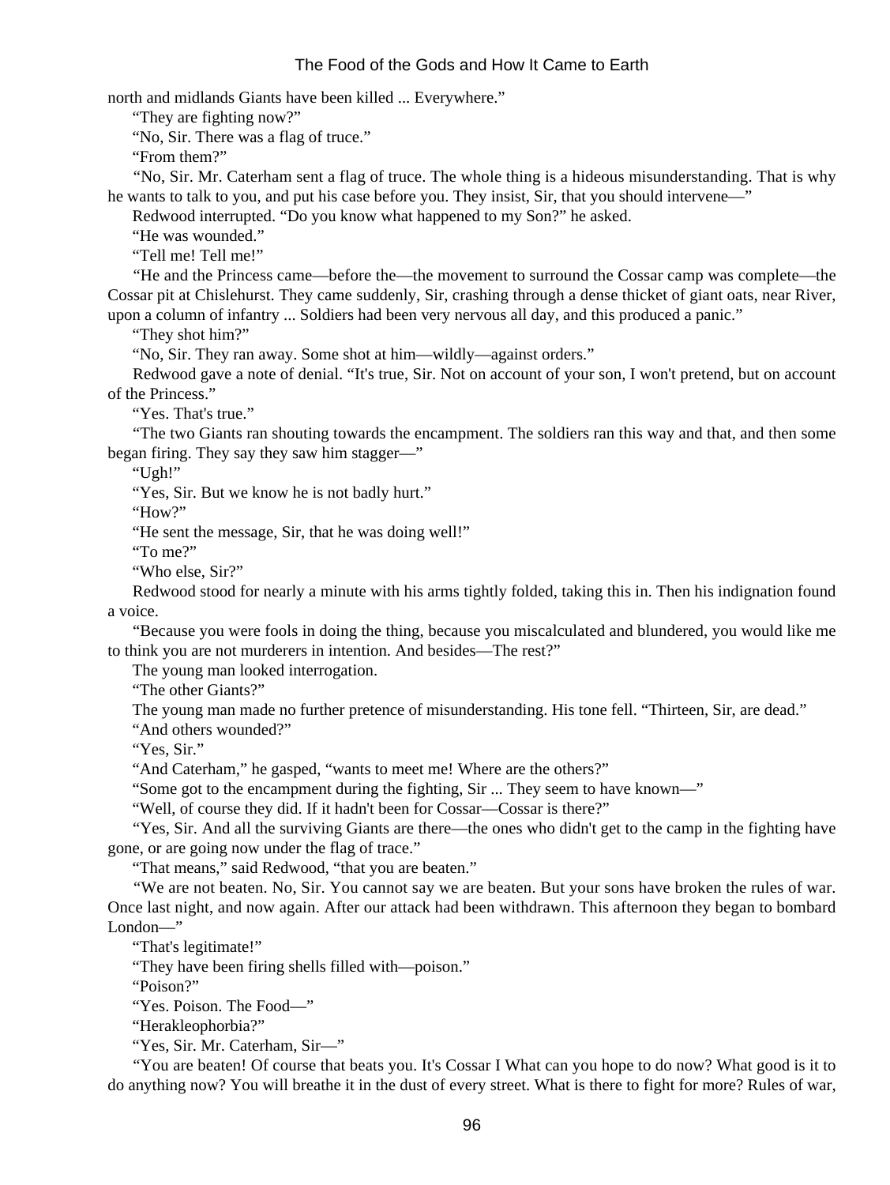north and midlands Giants have been killed ... Everywhere."

"They are fighting now?"

"No, Sir. There was a flag of truce."

"From them?"

"No, Sir. Mr. Caterham sent a flag of truce. The whole thing is a hideous misunderstanding. That is why he wants to talk to you, and put his case before you. They insist, Sir, that you should intervene—"

Redwood interrupted. "Do you know what happened to my Son?" he asked.

"He was wounded."

"Tell me! Tell me!"

"He and the Princess came—before the—the movement to surround the Cossar camp was complete—the Cossar pit at Chislehurst. They came suddenly, Sir, crashing through a dense thicket of giant oats, near River, upon a column of infantry ... Soldiers had been very nervous all day, and this produced a panic."

"They shot him?"

"No, Sir. They ran away. Some shot at him—wildly—against orders."

Redwood gave a note of denial. "It's true, Sir. Not on account of your son, I won't pretend, but on account of the Princess."

"Yes. That's true."

"The two Giants ran shouting towards the encampment. The soldiers ran this way and that, and then some began firing. They say they saw him stagger—"

"Ugh!"

"Yes, Sir. But we know he is not badly hurt."

"How?"

"He sent the message, Sir, that he was doing well!"

"To me?"

"Who else, Sir?"

Redwood stood for nearly a minute with his arms tightly folded, taking this in. Then his indignation found a voice.

"Because you were fools in doing the thing, because you miscalculated and blundered, you would like me to think you are not murderers in intention. And besides—The rest?"

The young man looked interrogation.

"The other Giants?"

The young man made no further pretence of misunderstanding. His tone fell. "Thirteen, Sir, are dead."

"And others wounded?"

"Yes, Sir."

"And Caterham," he gasped, "wants to meet me! Where are the others?"

"Some got to the encampment during the fighting, Sir ... They seem to have known—"

"Well, of course they did. If it hadn't been for Cossar—Cossar is there?"

"Yes, Sir. And all the surviving Giants are there—the ones who didn't get to the camp in the fighting have gone, or are going now under the flag of trace."

"That means," said Redwood, "that you are beaten."

"We are not beaten. No, Sir. You cannot say we are beaten. But your sons have broken the rules of war. Once last night, and now again. After our attack had been withdrawn. This afternoon they began to bombard London—"

"That's legitimate!"

"They have been firing shells filled with—poison."

"Poison?"

"Yes. Poison. The Food—"

"Herakleophorbia?"

"Yes, Sir. Mr. Caterham, Sir—"

"You are beaten! Of course that beats you. It's Cossar I What can you hope to do now? What good is it to do anything now? You will breathe it in the dust of every street. What is there to fight for more? Rules of war,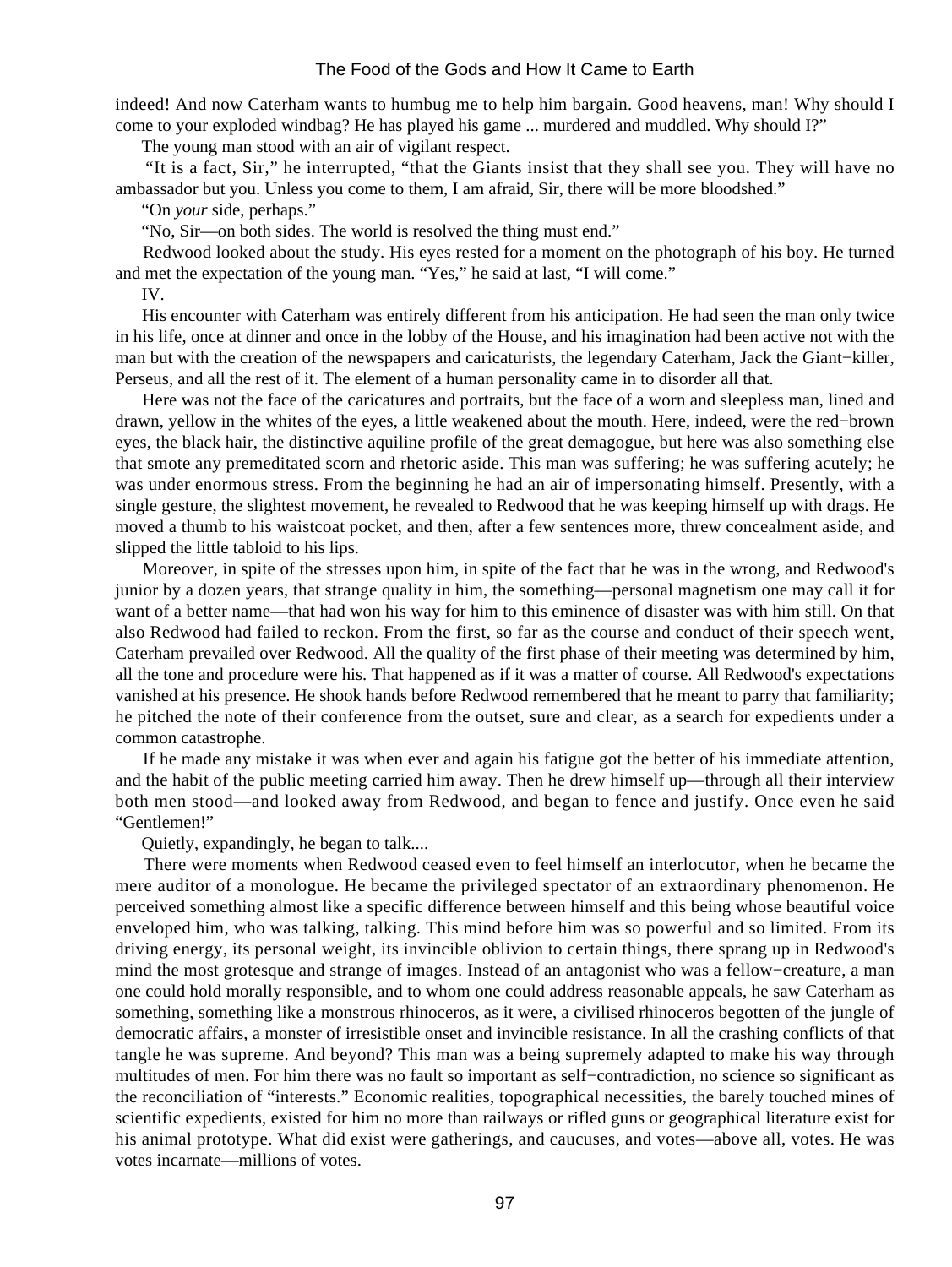indeed! And now Caterham wants to humbug me to help him bargain. Good heavens, man! Why should I come to your exploded windbag? He has played his game ... murdered and muddled. Why should I?"

The young man stood with an air of vigilant respect.

"It is a fact, Sir," he interrupted, "that the Giants insist that they shall see you. They will have no ambassador but you. Unless you come to them, I am afraid, Sir, there will be more bloodshed."

"On *your* side, perhaps."

"No, Sir—on both sides. The world is resolved the thing must end."

Redwood looked about the study. His eyes rested for a moment on the photograph of his boy. He turned and met the expectation of the young man. "Yes," he said at last, "I will come."

IV.

His encounter with Caterham was entirely different from his anticipation. He had seen the man only twice in his life, once at dinner and once in the lobby of the House, and his imagination had been active not with the man but with the creation of the newspapers and caricaturists, the legendary Caterham, Jack the Giant−killer, Perseus, and all the rest of it. The element of a human personality came in to disorder all that.

Here was not the face of the caricatures and portraits, but the face of a worn and sleepless man, lined and drawn, yellow in the whites of the eyes, a little weakened about the mouth. Here, indeed, were the red−brown eyes, the black hair, the distinctive aquiline profile of the great demagogue, but here was also something else that smote any premeditated scorn and rhetoric aside. This man was suffering; he was suffering acutely; he was under enormous stress. From the beginning he had an air of impersonating himself. Presently, with a single gesture, the slightest movement, he revealed to Redwood that he was keeping himself up with drags. He moved a thumb to his waistcoat pocket, and then, after a few sentences more, threw concealment aside, and slipped the little tabloid to his lips.

Moreover, in spite of the stresses upon him, in spite of the fact that he was in the wrong, and Redwood's junior by a dozen years, that strange quality in him, the something—personal magnetism one may call it for want of a better name—that had won his way for him to this eminence of disaster was with him still. On that also Redwood had failed to reckon. From the first, so far as the course and conduct of their speech went, Caterham prevailed over Redwood. All the quality of the first phase of their meeting was determined by him, all the tone and procedure were his. That happened as if it was a matter of course. All Redwood's expectations vanished at his presence. He shook hands before Redwood remembered that he meant to parry that familiarity; he pitched the note of their conference from the outset, sure and clear, as a search for expedients under a common catastrophe.

If he made any mistake it was when ever and again his fatigue got the better of his immediate attention, and the habit of the public meeting carried him away. Then he drew himself up—through all their interview both men stood—and looked away from Redwood, and began to fence and justify. Once even he said "Gentlemen!"

Quietly, expandingly, he began to talk....

There were moments when Redwood ceased even to feel himself an interlocutor, when he became the mere auditor of a monologue. He became the privileged spectator of an extraordinary phenomenon. He perceived something almost like a specific difference between himself and this being whose beautiful voice enveloped him, who was talking, talking. This mind before him was so powerful and so limited. From its driving energy, its personal weight, its invincible oblivion to certain things, there sprang up in Redwood's mind the most grotesque and strange of images. Instead of an antagonist who was a fellow−creature, a man one could hold morally responsible, and to whom one could address reasonable appeals, he saw Caterham as something, something like a monstrous rhinoceros, as it were, a civilised rhinoceros begotten of the jungle of democratic affairs, a monster of irresistible onset and invincible resistance. In all the crashing conflicts of that tangle he was supreme. And beyond? This man was a being supremely adapted to make his way through multitudes of men. For him there was no fault so important as self−contradiction, no science so significant as the reconciliation of "interests." Economic realities, topographical necessities, the barely touched mines of scientific expedients, existed for him no more than railways or rifled guns or geographical literature exist for his animal prototype. What did exist were gatherings, and caucuses, and votes—above all, votes. He was votes incarnate—millions of votes.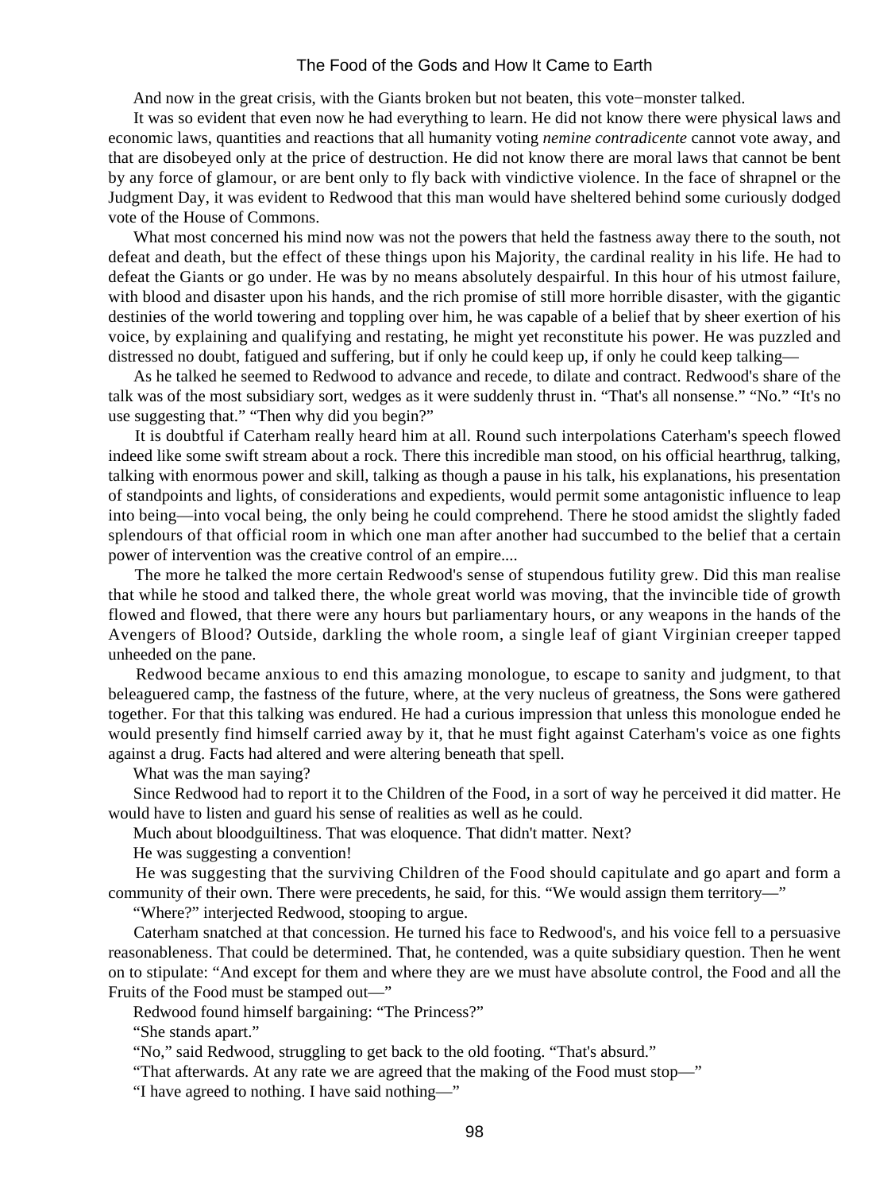And now in the great crisis, with the Giants broken but not beaten, this vote−monster talked.

It was so evident that even now he had everything to learn. He did not know there were physical laws and economic laws, quantities and reactions that all humanity voting *nemine contradicente* cannot vote away, and that are disobeyed only at the price of destruction. He did not know there are moral laws that cannot be bent by any force of glamour, or are bent only to fly back with vindictive violence. In the face of shrapnel or the Judgment Day, it was evident to Redwood that this man would have sheltered behind some curiously dodged vote of the House of Commons.

What most concerned his mind now was not the powers that held the fastness away there to the south, not defeat and death, but the effect of these things upon his Majority, the cardinal reality in his life. He had to defeat the Giants or go under. He was by no means absolutely despairful. In this hour of his utmost failure, with blood and disaster upon his hands, and the rich promise of still more horrible disaster, with the gigantic destinies of the world towering and toppling over him, he was capable of a belief that by sheer exertion of his voice, by explaining and qualifying and restating, he might yet reconstitute his power. He was puzzled and distressed no doubt, fatigued and suffering, but if only he could keep up, if only he could keep talking—

As he talked he seemed to Redwood to advance and recede, to dilate and contract. Redwood's share of the talk was of the most subsidiary sort, wedges as it were suddenly thrust in. "That's all nonsense." "No." "It's no use suggesting that." "Then why did you begin?"

It is doubtful if Caterham really heard him at all. Round such interpolations Caterham's speech flowed indeed like some swift stream about a rock. There this incredible man stood, on his official hearthrug, talking, talking with enormous power and skill, talking as though a pause in his talk, his explanations, his presentation of standpoints and lights, of considerations and expedients, would permit some antagonistic influence to leap into being—into vocal being, the only being he could comprehend. There he stood amidst the slightly faded splendours of that official room in which one man after another had succumbed to the belief that a certain power of intervention was the creative control of an empire....

The more he talked the more certain Redwood's sense of stupendous futility grew. Did this man realise that while he stood and talked there, the whole great world was moving, that the invincible tide of growth flowed and flowed, that there were any hours but parliamentary hours, or any weapons in the hands of the Avengers of Blood? Outside, darkling the whole room, a single leaf of giant Virginian creeper tapped unheeded on the pane.

Redwood became anxious to end this amazing monologue, to escape to sanity and judgment, to that beleaguered camp, the fastness of the future, where, at the very nucleus of greatness, the Sons were gathered together. For that this talking was endured. He had a curious impression that unless this monologue ended he would presently find himself carried away by it, that he must fight against Caterham's voice as one fights against a drug. Facts had altered and were altering beneath that spell.

What was the man saying?

Since Redwood had to report it to the Children of the Food, in a sort of way he perceived it did matter. He would have to listen and guard his sense of realities as well as he could.

Much about bloodguiltiness. That was eloquence. That didn't matter. Next?

He was suggesting a convention!

He was suggesting that the surviving Children of the Food should capitulate and go apart and form a community of their own. There were precedents, he said, for this. "We would assign them territory—"

"Where?" interjected Redwood, stooping to argue.

Caterham snatched at that concession. He turned his face to Redwood's, and his voice fell to a persuasive reasonableness. That could be determined. That, he contended, was a quite subsidiary question. Then he went on to stipulate: "And except for them and where they are we must have absolute control, the Food and all the Fruits of the Food must be stamped out—"

Redwood found himself bargaining: "The Princess?"

"She stands apart."

"No," said Redwood, struggling to get back to the old footing. "That's absurd."

"That afterwards. At any rate we are agreed that the making of the Food must stop—"

"I have agreed to nothing. I have said nothing—"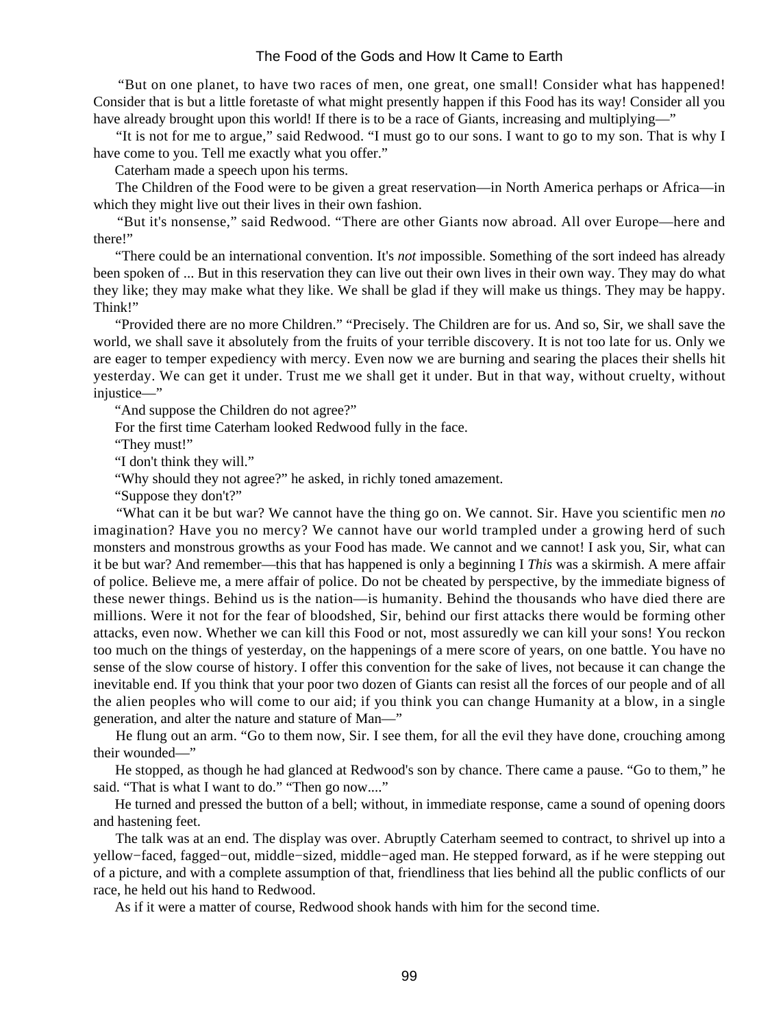"But on one planet, to have two races of men, one great, one small! Consider what has happened! Consider that is but a little foretaste of what might presently happen if this Food has its way! Consider all you have already brought upon this world! If there is to be a race of Giants, increasing and multiplying—"

"It is not for me to argue," said Redwood. "I must go to our sons. I want to go to my son. That is why I have come to you. Tell me exactly what you offer."

Caterham made a speech upon his terms.

The Children of the Food were to be given a great reservation—in North America perhaps or Africa—in which they might live out their lives in their own fashion.

"But it's nonsense," said Redwood. "There are other Giants now abroad. All over Europe—here and there!"

"There could be an international convention. It's *not* impossible. Something of the sort indeed has already been spoken of ... But in this reservation they can live out their own lives in their own way. They may do what they like; they may make what they like. We shall be glad if they will make us things. They may be happy. Think!"

"Provided there are no more Children." "Precisely. The Children are for us. And so, Sir, we shall save the world, we shall save it absolutely from the fruits of your terrible discovery. It is not too late for us. Only we are eager to temper expediency with mercy. Even now we are burning and searing the places their shells hit yesterday. We can get it under. Trust me we shall get it under. But in that way, without cruelty, without injustice—"

"And suppose the Children do not agree?"

For the first time Caterham looked Redwood fully in the face.

"They must!"

"I don't think they will."

"Why should they not agree?" he asked, in richly toned amazement.

"Suppose they don't?"

"What can it be but war? We cannot have the thing go on. We cannot. Sir. Have you scientific men *no* imagination? Have you no mercy? We cannot have our world trampled under a growing herd of such monsters and monstrous growths as your Food has made. We cannot and we cannot! I ask you, Sir, what can it be but war? And remember—this that has happened is only a beginning I *This* was a skirmish. A mere affair of police. Believe me, a mere affair of police. Do not be cheated by perspective, by the immediate bigness of these newer things. Behind us is the nation—is humanity. Behind the thousands who have died there are millions. Were it not for the fear of bloodshed, Sir, behind our first attacks there would be forming other attacks, even now. Whether we can kill this Food or not, most assuredly we can kill your sons! You reckon too much on the things of yesterday, on the happenings of a mere score of years, on one battle. You have no sense of the slow course of history. I offer this convention for the sake of lives, not because it can change the inevitable end. If you think that your poor two dozen of Giants can resist all the forces of our people and of all the alien peoples who will come to our aid; if you think you can change Humanity at a blow, in a single generation, and alter the nature and stature of Man—"

He flung out an arm. "Go to them now, Sir. I see them, for all the evil they have done, crouching among their wounded—"

He stopped, as though he had glanced at Redwood's son by chance. There came a pause. "Go to them," he said. "That is what I want to do." "Then go now...."

He turned and pressed the button of a bell; without, in immediate response, came a sound of opening doors and hastening feet.

The talk was at an end. The display was over. Abruptly Caterham seemed to contract, to shrivel up into a yellow-faced, fagged-out, middle-sized, middle-aged man. He stepped forward, as if he were stepping out of a picture, and with a complete assumption of that, friendliness that lies behind all the public conflicts of our race, he held out his hand to Redwood.

As if it were a matter of course, Redwood shook hands with him for the second time.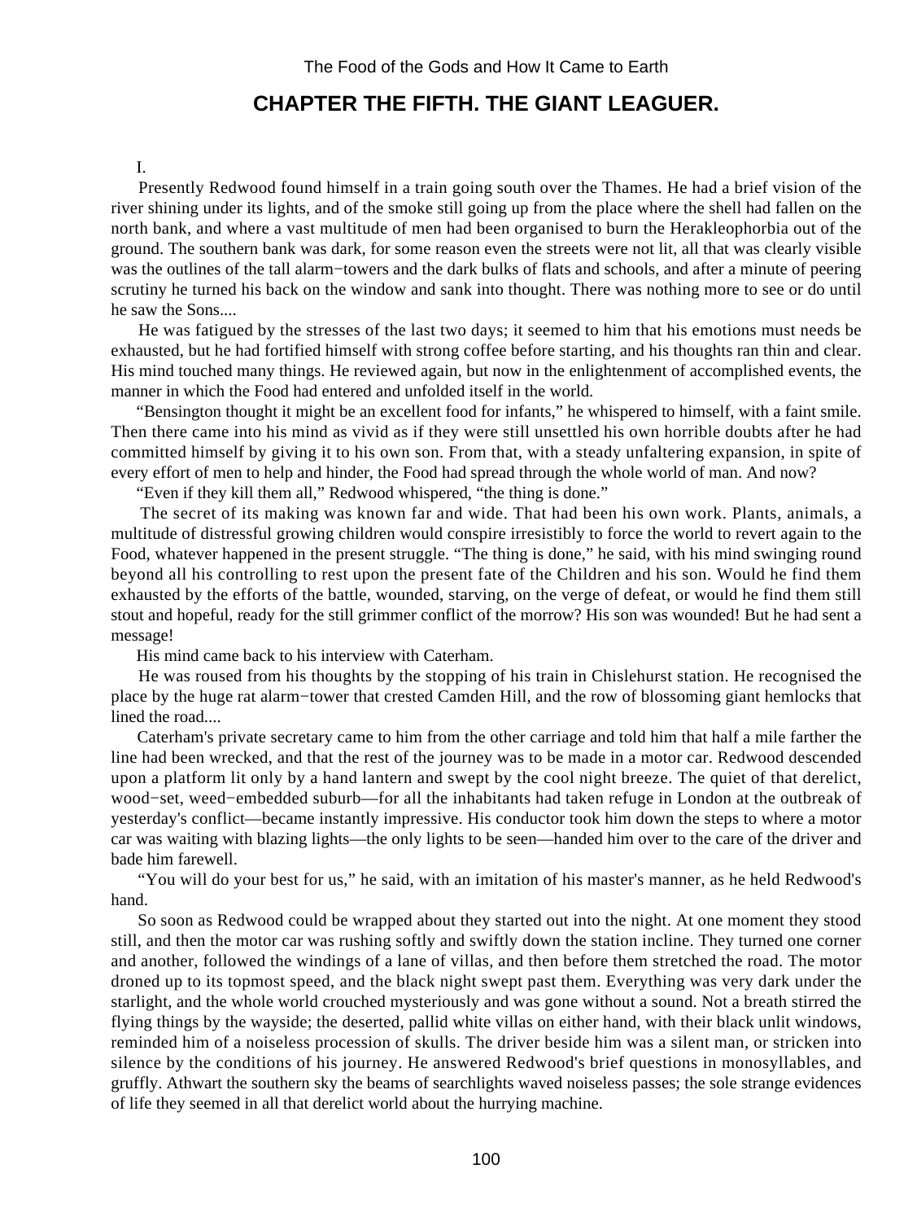## CHAPTER THE FIFTH. THE GIANT LEAGUER.

I.

Presently Redwood found himself in a train going south over the Thames. He had a brief vision of the river shining under its lights, and of the smoke still going up from the place where the shell had fallen on the north bank, and where a vast multitude of men had been organised to burn the Herakleophorbia out of the ground. The southern bank was dark, for some reason even the streets were not lit, all that was clearly visible was the outlines of the tall alarm−towers and the dark bulks of flats and schools, and after a minute of peering scrutiny he turned his back on the window and sank into thought. There was nothing more to see or do until he saw the Sons....

He was fatigued by the stresses of the last two days; it seemed to him that his emotions must needs be exhausted, but he had fortified himself with strong coffee before starting, and his thoughts ran thin and clear. His mind touched many things. He reviewed again, but now in the enlightenment of accomplished events, the manner in which the Food had entered and unfolded itself in the world.

"Bensington thought it might be an excellent food for infants," he whispered to himself, with a faint smile. Then there came into his mind as vivid as if they were still unsettled his own horrible doubts after he had committed himself by giving it to his own son. From that, with a steady unfaltering expansion, in spite of every effort of men to help and hinder, the Food had spread through the whole world of man. And now?

"Even if they kill them all," Redwood whispered, "the thing is done."

The secret of its making was known far and wide. That had been his own work. Plants, animals, a multitude of distressful growing children would conspire irresistibly to force the world to revert again to the Food, whatever happened in the present struggle. "The thing is done," he said, with his mind swinging round beyond all his controlling to rest upon the present fate of the Children and his son. Would he find them exhausted by the efforts of the battle, wounded, starving, on the verge of defeat, or would he find them still stout and hopeful, ready for the still grimmer conflict of the morrow? His son was wounded! But he had sent a message!

His mind came back to his interview with Caterham.

He was roused from his thoughts by the stopping of his train in Chislehurst station. He recognised the place by the huge rat alarm−tower that crested Camden Hill, and the row of blossoming giant hemlocks that lined the road....

Caterham's private secretary came to him from the other carriage and told him that half a mile farther the line had been wrecked, and that the rest of the journey was to be made in a motor car. Redwood descended upon a platform lit only by a hand lantern and swept by the cool night breeze. The quiet of that derelict, wood−set, weed−embedded suburb—for all the inhabitants had taken refuge in London at the outbreak of yesterday's conflict—became instantly impressive. His conductor took him down the steps to where a motor car was waiting with blazing lights—the only lights to be seen—handed him over to the care of the driver and bade him farewell.

"You will do your best for us," he said, with an imitation of his master's manner, as he held Redwood's hand.

So soon as Redwood could be wrapped about they started out into the night. At one moment they stood still, and then the motor car was rushing softly and swiftly down the station incline. They turned one corner and another, followed the windings of a lane of villas, and then before them stretched the road. The motor droned up to its topmost speed, and the black night swept past them. Everything was very dark under the starlight, and the whole world crouched mysteriously and was gone without a sound. Not a breath stirred the flying things by the wayside; the deserted, pallid white villas on either hand, with their black unlit windows, reminded him of a noiseless procession of skulls. The driver beside him was a silent man, or stricken into silence by the conditions of his journey. He answered Redwood's brief questions in monosyllables, and gruffly. Athwart the southern sky the beams of searchlights waved noiseless passes; the sole strange evidences of life they seemed in all that derelict world about the hurrying machine.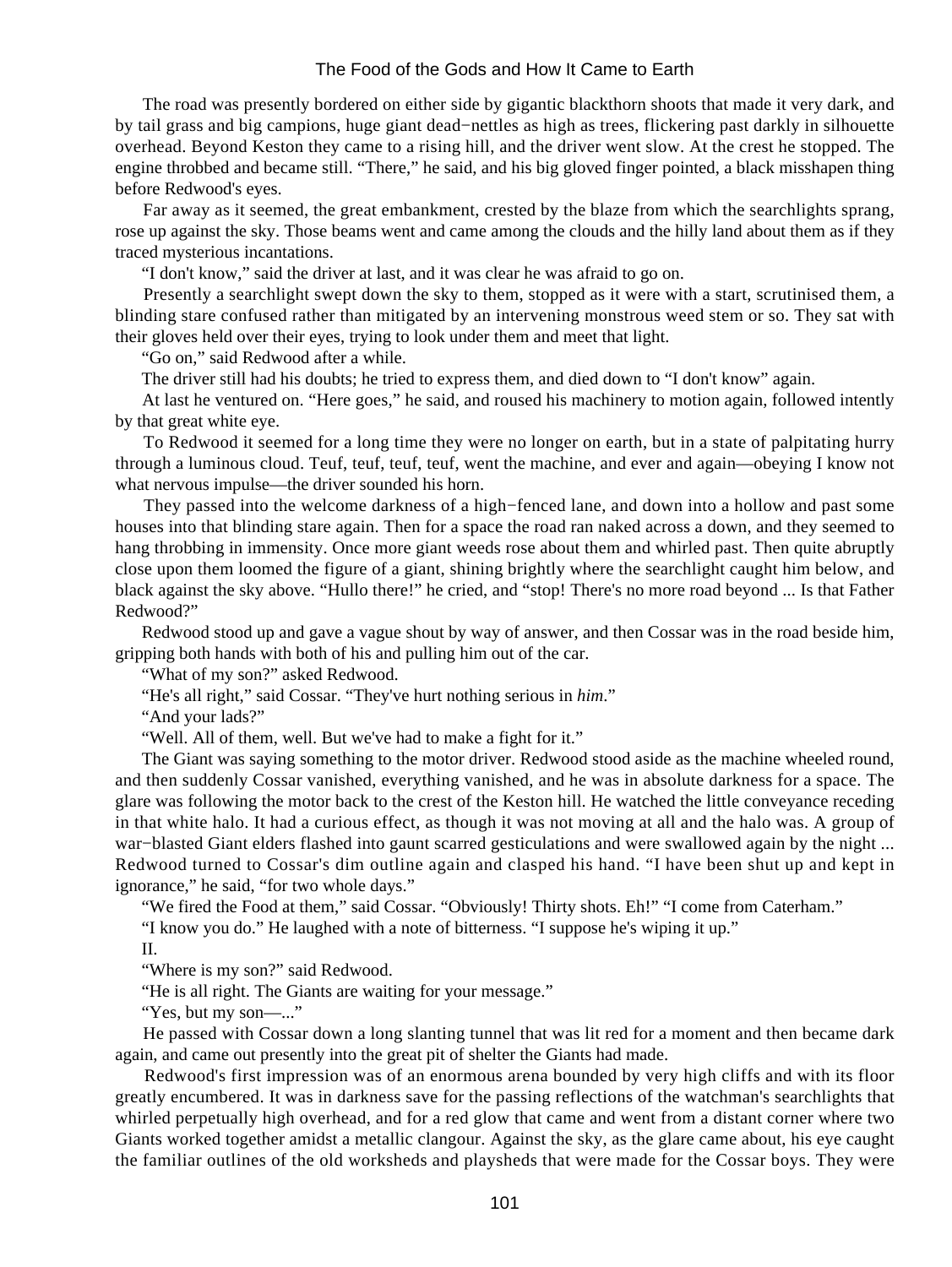The road was presently bordered on either side by gigantic blackthorn shoots that made it very dark, and by tail grass and big campions, huge giant dead−nettles as high as trees, flickering past darkly in silhouette overhead. Beyond Keston they came to a rising hill, and the driver went slow. At the crest he stopped. The engine throbbed and became still. "There," he said, and his big gloved finger pointed, a black misshapen thing before Redwood's eyes.

Far away as it seemed, the great embankment, crested by the blaze from which the searchlights sprang, rose up against the sky. Those beams went and came among the clouds and the hilly land about them as if they traced mysterious incantations.

"I don't know," said the driver at last, and it was clear he was afraid to go on.

Presently a searchlight swept down the sky to them, stopped as it were with a start, scrutinised them, a blinding stare confused rather than mitigated by an intervening monstrous weed stem or so. They sat with their gloves held over their eyes, trying to look under them and meet that light.

"Go on," said Redwood after a while.

The driver still had his doubts; he tried to express them, and died down to "I don't know" again.

At last he ventured on. "Here goes," he said, and roused his machinery to motion again, followed intently by that great white eye.

To Redwood it seemed for a long time they were no longer on earth, but in a state of palpitating hurry through a luminous cloud. Teuf, teuf, teuf, teuf, went the machine, and ever and again—obeying I know not what nervous impulse—the driver sounded his horn.

They passed into the welcome darkness of a high−fenced lane, and down into a hollow and past some houses into that blinding stare again. Then for a space the road ran naked across a down, and they seemed to hang throbbing in immensity. Once more giant weeds rose about them and whirled past. Then quite abruptly close upon them loomed the figure of a giant, shining brightly where the searchlight caught him below, and black against the sky above. "Hullo there!" he cried, and "stop! There's no more road beyond ... Is that Father Redwood?"

Redwood stood up and gave a vague shout by way of answer, and then Cossar was in the road beside him, gripping both hands with both of his and pulling him out of the car.

"What of my son?" asked Redwood.

"He's all right," said Cossar. "They've hurt nothing serious in *him*."

"And your lads?"

"Well. All of them, well. But we've had to make a fight for it."

The Giant was saying something to the motor driver. Redwood stood aside as the machine wheeled round, and then suddenly Cossar vanished, everything vanished, and he was in absolute darkness for a space. The glare was following the motor back to the crest of the Keston hill. He watched the little conveyance receding in that white halo. It had a curious effect, as though it was not moving at all and the halo was. A group of war−blasted Giant elders flashed into gaunt scarred gesticulations and were swallowed again by the night ... Redwood turned to Cossar's dim outline again and clasped his hand. "I have been shut up and kept in ignorance," he said, "for two whole days."

"We fired the Food at them," said Cossar. "Obviously! Thirty shots. Eh!" "I come from Caterham."

"I know you do." He laughed with a note of bitterness. "I suppose he's wiping it up."

II.

"Where is my son?" said Redwood.

"He is all right. The Giants are waiting for your message."

"Yes, but my son—..."

He passed with Cossar down a long slanting tunnel that was lit red for a moment and then became dark again, and came out presently into the great pit of shelter the Giants had made.

Redwood's first impression was of an enormous arena bounded by very high cliffs and with its floor greatly encumbered. It was in darkness save for the passing reflections of the watchman's searchlights that whirled perpetually high overhead, and for a red glow that came and went from a distant corner where two Giants worked together amidst a metallic clangour. Against the sky, as the glare came about, his eye caught the familiar outlines of the old worksheds and playsheds that were made for the Cossar boys. They were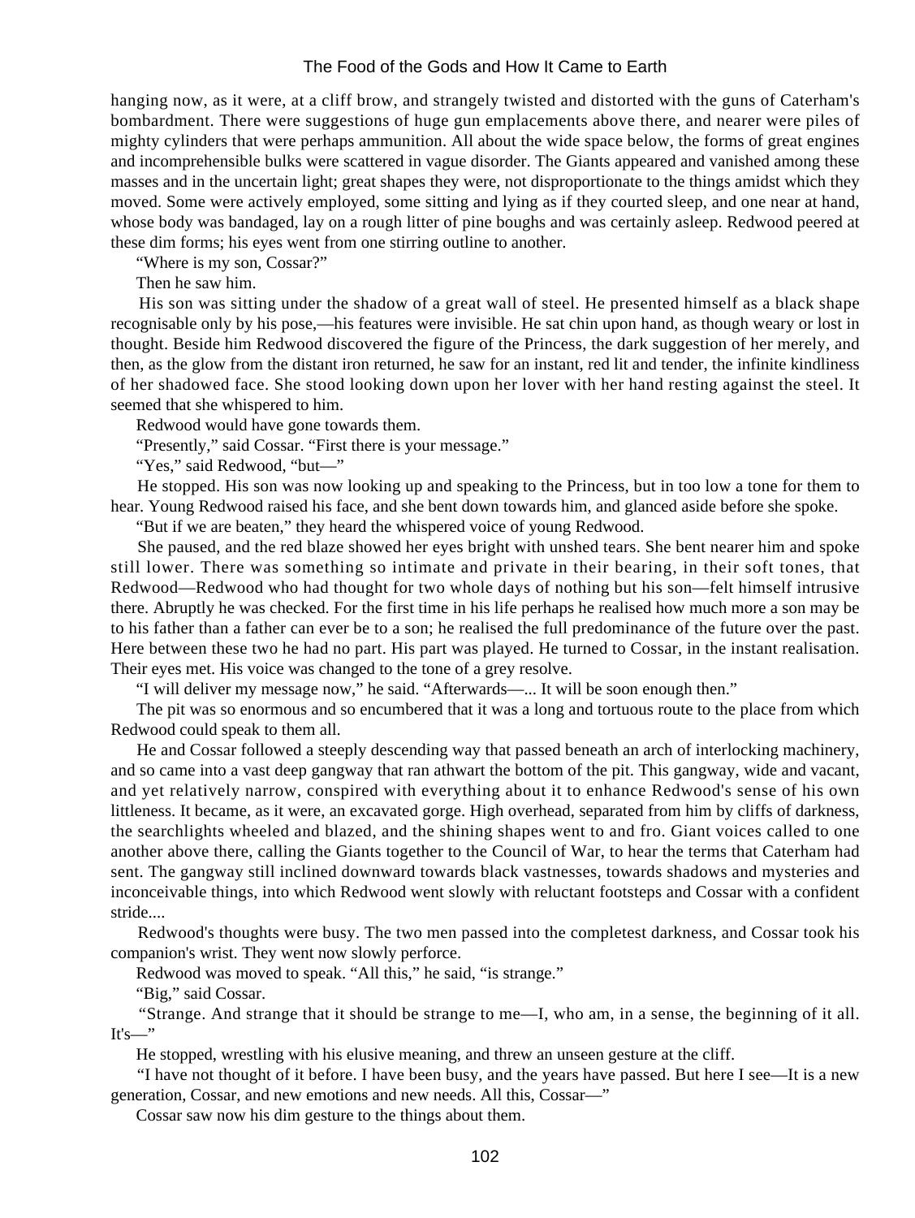hanging now, as it were, at a cliff brow, and strangely twisted and distorted with the guns of Caterham's bombardment. There were suggestions of huge gun emplacements above there, and nearer were piles of mighty cylinders that were perhaps ammunition. All about the wide space below, the forms of great engines and incomprehensible bulks were scattered in vague disorder. The Giants appeared and vanished among these masses and in the uncertain light; great shapes they were, not disproportionate to the things amidst which they moved. Some were actively employed, some sitting and lying as if they courted sleep, and one near at hand, whose body was bandaged, lay on a rough litter of pine boughs and was certainly asleep. Redwood peered at these dim forms; his eyes went from one stirring outline to another.

"Where is my son, Cossar?"

Then he saw him.

His son was sitting under the shadow of a great wall of steel. He presented himself as a black shape recognisable only by his pose,—his features were invisible. He sat chin upon hand, as though weary or lost in thought. Beside him Redwood discovered the figure of the Princess, the dark suggestion of her merely, and then, as the glow from the distant iron returned, he saw for an instant, red lit and tender, the infinite kindliness of her shadowed face. She stood looking down upon her lover with her hand resting against the steel. It seemed that she whispered to him.

Redwood would have gone towards them.

"Presently," said Cossar. "First there is your message."

"Yes," said Redwood, "but—"

He stopped. His son was now looking up and speaking to the Princess, but in too low a tone for them to hear. Young Redwood raised his face, and she bent down towards him, and glanced aside before she spoke.

"But if we are beaten," they heard the whispered voice of young Redwood.

She paused, and the red blaze showed her eyes bright with unshed tears. She bent nearer him and spoke still lower. There was something so intimate and private in their bearing, in their soft tones, that Redwood—Redwood who had thought for two whole days of nothing but his son—felt himself intrusive there. Abruptly he was checked. For the first time in his life perhaps he realised how much more a son may be to his father than a father can ever be to a son; he realised the full predominance of the future over the past. Here between these two he had no part. His part was played. He turned to Cossar, in the instant realisation. Their eyes met. His voice was changed to the tone of a grey resolve.

"I will deliver my message now," he said. "Afterwards—... It will be soon enough then."

The pit was so enormous and so encumbered that it was a long and tortuous route to the place from which Redwood could speak to them all.

He and Cossar followed a steeply descending way that passed beneath an arch of interlocking machinery, and so came into a vast deep gangway that ran athwart the bottom of the pit. This gangway, wide and vacant, and yet relatively narrow, conspired with everything about it to enhance Redwood's sense of his own littleness. It became, as it were, an excavated gorge. High overhead, separated from him by cliffs of darkness, the searchlights wheeled and blazed, and the shining shapes went to and fro. Giant voices called to one another above there, calling the Giants together to the Council of War, to hear the terms that Caterham had sent. The gangway still inclined downward towards black vastnesses, towards shadows and mysteries and inconceivable things, into which Redwood went slowly with reluctant footsteps and Cossar with a confident stride....

Redwood's thoughts were busy. The two men passed into the completest darkness, and Cossar took his companion's wrist. They went now slowly perforce.

Redwood was moved to speak. "All this," he said, "is strange."

"Big," said Cossar.

"Strange. And strange that it should be strange to me—I, who am, in a sense, the beginning of it all. It's—"

He stopped, wrestling with his elusive meaning, and threw an unseen gesture at the cliff.

"I have not thought of it before. I have been busy, and the years have passed. But here I see—It is a new generation, Cossar, and new emotions and new needs. All this, Cossar—"

Cossar saw now his dim gesture to the things about them.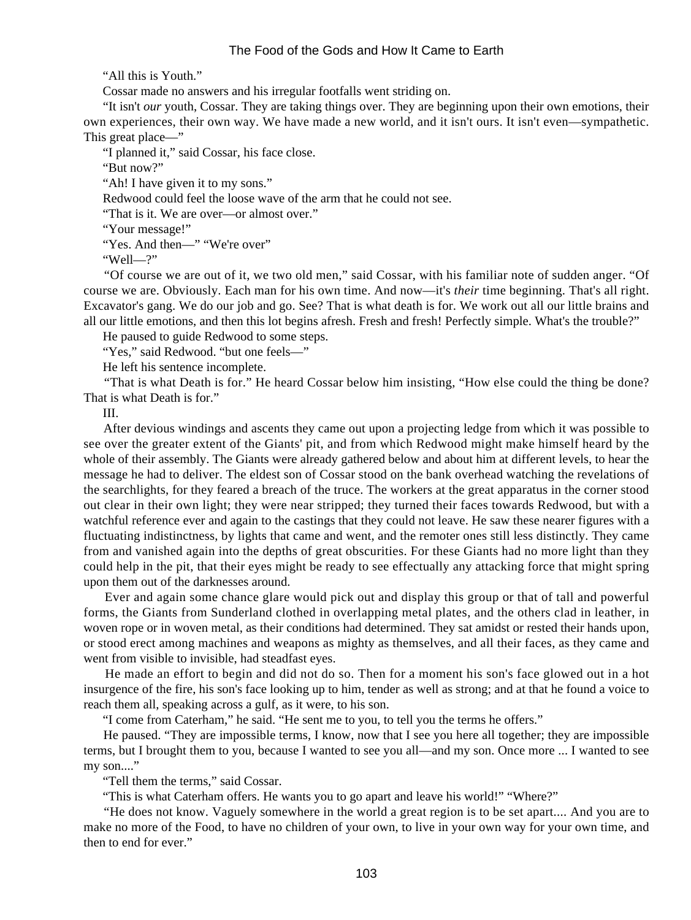"All this is Youth."

Cossar made no answers and his irregular footfalls went striding on.

"It isn't *our* youth, Cossar. They are taking things over. They are beginning upon their own emotions, their own experiences, their own way. We have made a new world, and it isn't ours. It isn't even—sympathetic. This great place—"

"I planned it," said Cossar, his face close.

"But now?"

"Ah! I have given it to my sons."

Redwood could feel the loose wave of the arm that he could not see.

"That is it. We are over—or almost over."

"Your message!"

"Yes. And then—" "We're over"

"Well—?"

"Of course we are out of it, we two old men," said Cossar, with his familiar note of sudden anger. "Of course we are. Obviously. Each man for his own time. And now—it's *their* time beginning. That's all right. Excavator's gang. We do our job and go. See? That is what death is for. We work out all our little brains and all our little emotions, and then this lot begins afresh. Fresh and fresh! Perfectly simple. What's the trouble?"

He paused to guide Redwood to some steps.

"Yes," said Redwood. "but one feels—"

He left his sentence incomplete.

"That is what Death is for." He heard Cossar below him insisting, "How else could the thing be done? That is what Death is for."

III.

After devious windings and ascents they came out upon a projecting ledge from which it was possible to see over the greater extent of the Giants' pit, and from which Redwood might make himself heard by the whole of their assembly. The Giants were already gathered below and about him at different levels, to hear the message he had to deliver. The eldest son of Cossar stood on the bank overhead watching the revelations of the searchlights, for they feared a breach of the truce. The workers at the great apparatus in the corner stood out clear in their own light; they were near stripped; they turned their faces towards Redwood, but with a watchful reference ever and again to the castings that they could not leave. He saw these nearer figures with a fluctuating indistinctness, by lights that came and went, and the remoter ones still less distinctly. They came from and vanished again into the depths of great obscurities. For these Giants had no more light than they could help in the pit, that their eyes might be ready to see effectually any attacking force that might spring upon them out of the darknesses around.

Ever and again some chance glare would pick out and display this group or that of tall and powerful forms, the Giants from Sunderland clothed in overlapping metal plates, and the others clad in leather, in woven rope or in woven metal, as their conditions had determined. They sat amidst or rested their hands upon, or stood erect among machines and weapons as mighty as themselves, and all their faces, as they came and went from visible to invisible, had steadfast eyes.

He made an effort to begin and did not do so. Then for a moment his son's face glowed out in a hot insurgence of the fire, his son's face looking up to him, tender as well as strong; and at that he found a voice to reach them all, speaking across a gulf, as it were, to his son.

"I come from Caterham," he said. "He sent me to you, to tell you the terms he offers."

He paused. "They are impossible terms, I know, now that I see you here all together; they are impossible terms, but I brought them to you, because I wanted to see you all—and my son. Once more ... I wanted to see my son...."

"Tell them the terms," said Cossar.

"This is what Caterham offers. He wants you to go apart and leave his world!" "Where?"

"He does not know. Vaguely somewhere in the world a great region is to be set apart.... And you are to make no more of the Food, to have no children of your own, to live in your own way for your own time, and then to end for ever."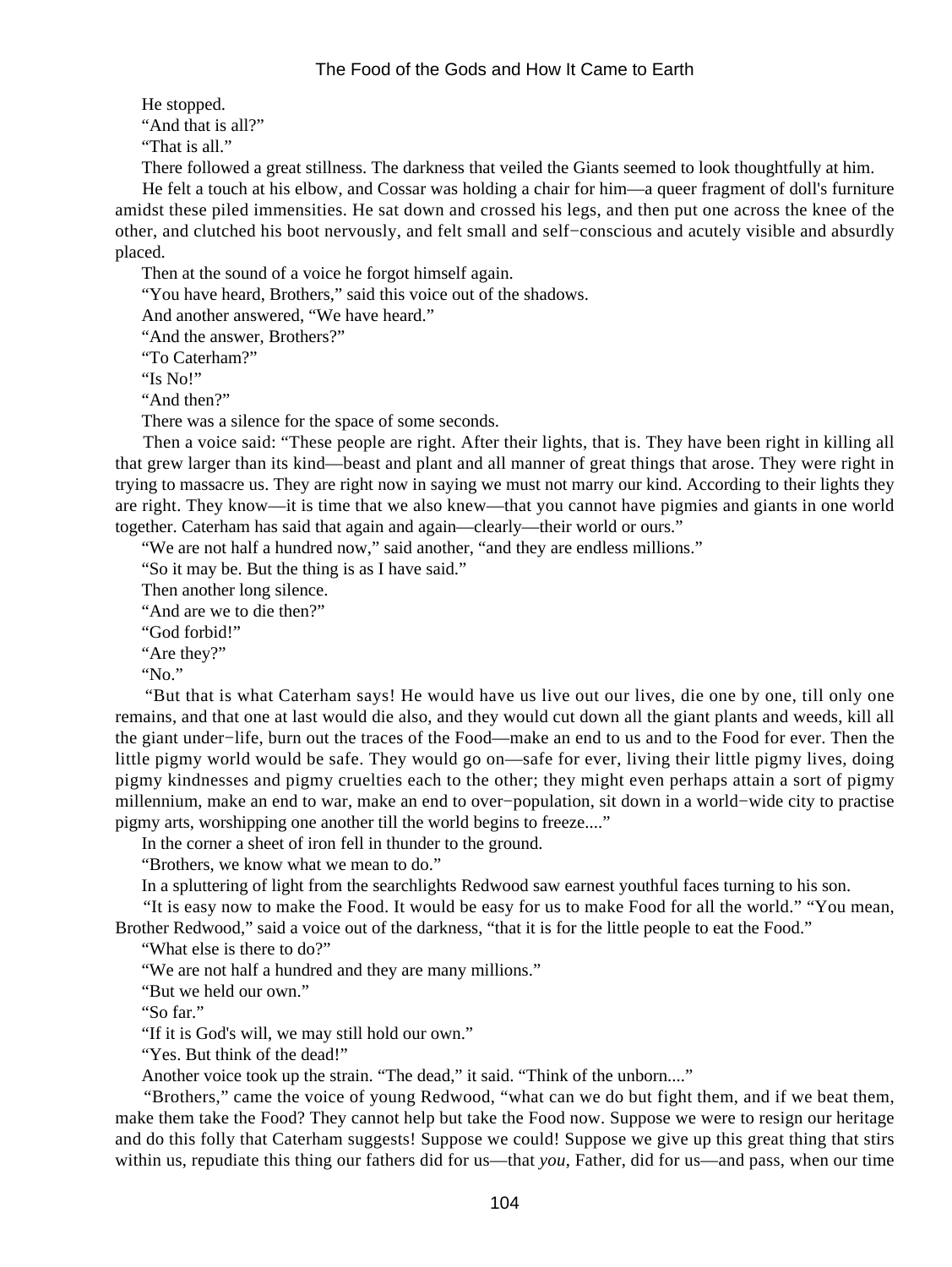He stopped.

"And that is all?"

"That is all."

There followed a great stillness. The darkness that veiled the Giants seemed to look thoughtfully at him.

He felt a touch at his elbow, and Cossar was holding a chair for him—a queer fragment of doll's furniture amidst these piled immensities. He sat down and crossed his legs, and then put one across the knee of the other, and clutched his boot nervously, and felt small and self−conscious and acutely visible and absurdly placed.

Then at the sound of a voice he forgot himself again.

"You have heard, Brothers," said this voice out of the shadows.

And another answered, "We have heard."

"And the answer, Brothers?"

"To Caterham?"

"Is No!"

"And then?"

There was a silence for the space of some seconds.

Then a voice said: "These people are right. After their lights, that is. They have been right in killing all that grew larger than its kind—beast and plant and all manner of great things that arose. They were right in trying to massacre us. They are right now in saying we must not marry our kind. According to their lights they are right. They know—it is time that we also knew—that you cannot have pigmies and giants in one world together. Caterham has said that again and again—clearly—their world or ours."

"We are not half a hundred now," said another, "and they are endless millions."

"So it may be. But the thing is as I have said."

Then another long silence.

"And are we to die then?"

"God forbid!"

"Are they?"

"No."

"But that is what Caterham says! He would have us live out our lives, die one by one, till only one remains, and that one at last would die also, and they would cut down all the giant plants and weeds, kill all the giant under−life, burn out the traces of the Food—make an end to us and to the Food for ever. Then the little pigmy world would be safe. They would go on—safe for ever, living their little pigmy lives, doing pigmy kindnesses and pigmy cruelties each to the other; they might even perhaps attain a sort of pigmy millennium, make an end to war, make an end to over−population, sit down in a world−wide city to practise pigmy arts, worshipping one another till the world begins to freeze...."

In the corner a sheet of iron fell in thunder to the ground.

"Brothers, we know what we mean to do."

In a spluttering of light from the searchlights Redwood saw earnest youthful faces turning to his son.

"It is easy now to make the Food. It would be easy for us to make Food for all the world." "You mean, Brother Redwood," said a voice out of the darkness, "that it is for the little people to eat the Food."

"What else is there to do?"

"We are not half a hundred and they are many millions."

"But we held our own."

"So far."

"If it is God's will, we may still hold our own."

"Yes. But think of the dead!"

Another voice took up the strain. "The dead," it said. "Think of the unborn...."

"Brothers," came the voice of young Redwood, "what can we do but fight them, and if we beat them, make them take the Food? They cannot help but take the Food now. Suppose we were to resign our heritage and do this folly that Caterham suggests! Suppose we could! Suppose we give up this great thing that stirs within us, repudiate this thing our fathers did for us—that *you*, Father, did for us—and pass, when our time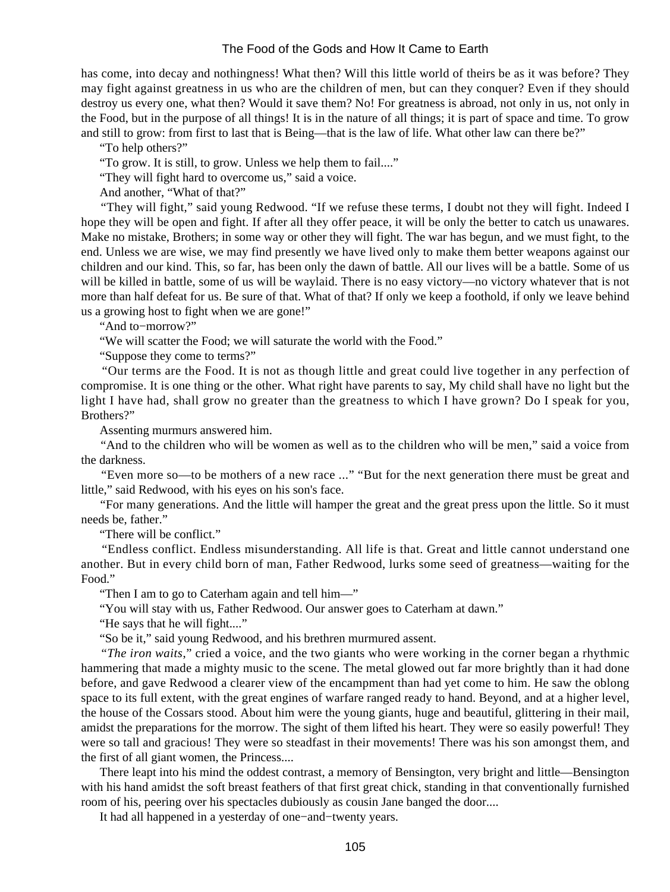has come, into decay and nothingness! What then? Will this little world of theirs be as it was before? They may fight against greatness in us who are the children of men, but can they conquer? Even if they should destroy us every one, what then? Would it save them? No! For greatness is abroad, not only in us, not only in the Food, but in the purpose of all things! It is in the nature of all things; it is part of space and time. To grow and still to grow: from first to last that is Being—that is the law of life. What other law can there be?"

"To help others?"

"To grow. It is still, to grow. Unless we help them to fail...."

"They will fight hard to overcome us," said a voice.

And another, "What of that?"

"They will fight," said young Redwood. "If we refuse these terms, I doubt not they will fight. Indeed I hope they will be open and fight. If after all they offer peace, it will be only the better to catch us unawares. Make no mistake, Brothers; in some way or other they will fight. The war has begun, and we must fight, to the end. Unless we are wise, we may find presently we have lived only to make them better weapons against our children and our kind. This, so far, has been only the dawn of battle. All our lives will be a battle. Some of us will be killed in battle, some of us will be waylaid. There is no easy victory—no victory whatever that is not more than half defeat for us. Be sure of that. What of that? If only we keep a foothold, if only we leave behind us a growing host to fight when we are gone!"

"And to−morrow?"

"We will scatter the Food; we will saturate the world with the Food."

"Suppose they come to terms?"

"Our terms are the Food. It is not as though little and great could live together in any perfection of compromise. It is one thing or the other. What right have parents to say, My child shall have no light but the light I have had, shall grow no greater than the greatness to which I have grown? Do I speak for you, Brothers?"

Assenting murmurs answered him.

"And to the children who will be women as well as to the children who will be men," said a voice from the darkness.

"Even more so—to be mothers of a new race ..." "But for the next generation there must be great and little," said Redwood, with his eyes on his son's face.

"For many generations. And the little will hamper the great and the great press upon the little. So it must needs be, father."

"There will be conflict."

"Endless conflict. Endless misunderstanding. All life is that. Great and little cannot understand one another. But in every child born of man, Father Redwood, lurks some seed of greatness—waiting for the Food."

"Then I am to go to Caterham again and tell him—"

"You will stay with us, Father Redwood. Our answer goes to Caterham at dawn."

"He says that he will fight...."

"So be it," said young Redwood, and his brethren murmured assent.

"*The iron waits*," cried a voice, and the two giants who were working in the corner began a rhythmic hammering that made a mighty music to the scene. The metal glowed out far more brightly than it had done before, and gave Redwood a clearer view of the encampment than had yet come to him. He saw the oblong space to its full extent, with the great engines of warfare ranged ready to hand. Beyond, and at a higher level, the house of the Cossars stood. About him were the young giants, huge and beautiful, glittering in their mail, amidst the preparations for the morrow. The sight of them lifted his heart. They were so easily powerful! They were so tall and gracious! They were so steadfast in their movements! There was his son amongst them, and the first of all giant women, the Princess....

There leapt into his mind the oddest contrast, a memory of Bensington, very bright and little—Bensington with his hand amidst the soft breast feathers of that first great chick, standing in that conventionally furnished room of his, peering over his spectacles dubiously as cousin Jane banged the door....

It had all happened in a yesterday of one−and−twenty years.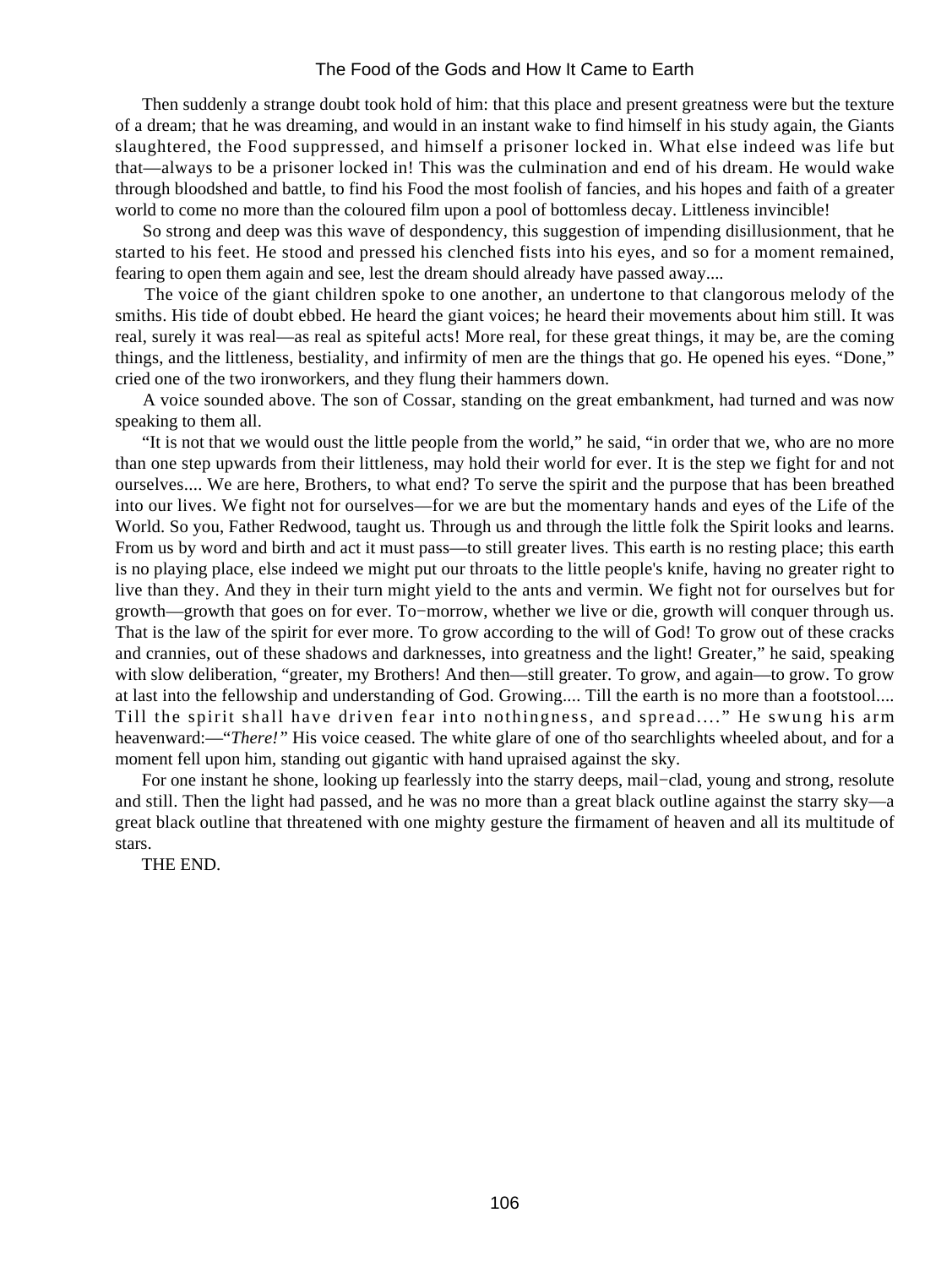Then suddenly a strange doubt took hold of him: that this place and present greatness were but the texture of a dream; that he was dreaming, and would in an instant wake to find himself in his study again, the Giants slaughtered, the Food suppressed, and himself a prisoner locked in. What else indeed was life but that—always to be a prisoner locked in! This was the culmination and end of his dream. He would wake through bloodshed and battle, to find his Food the most foolish of fancies, and his hopes and faith of a greater world to come no more than the coloured film upon a pool of bottomless decay. Littleness invincible!

So strong and deep was this wave of despondency, this suggestion of impending disillusionment, that he started to his feet. He stood and pressed his clenched fists into his eyes, and so for a moment remained, fearing to open them again and see, lest the dream should already have passed away....

The voice of the giant children spoke to one another, an undertone to that clangorous melody of the smiths. His tide of doubt ebbed. He heard the giant voices; he heard their movements about him still. It was real, surely it was real—as real as spiteful acts! More real, for these great things, it may be, are the coming things, and the littleness, bestiality, and infirmity of men are the things that go. He opened his eyes. "Done," cried one of the two ironworkers, and they flung their hammers down.

A voice sounded above. The son of Cossar, standing on the great embankment, had turned and was now speaking to them all.

"It is not that we would oust the little people from the world," he said, "in order that we, who are no more than one step upwards from their littleness, may hold their world for ever. It is the step we fight for and not ourselves.... We are here, Brothers, to what end? To serve the spirit and the purpose that has been breathed into our lives. We fight not for ourselves—for we are but the momentary hands and eyes of the Life of the World. So you, Father Redwood, taught us. Through us and through the little folk the Spirit looks and learns. From us by word and birth and act it must pass—to still greater lives. This earth is no resting place; this earth is no playing place, else indeed we might put our throats to the little people's knife, having no greater right to live than they. And they in their turn might yield to the ants and vermin. We fight not for ourselves but for growth—growth that goes on for ever. To−morrow, whether we live or die, growth will conquer through us. That is the law of the spirit for ever more. To grow according to the will of God! To grow out of these cracks and crannies, out of these shadows and darknesses, into greatness and the light! Greater," he said, speaking with slow deliberation, "greater, my Brothers! And then—still greater. To grow, and again—to grow. To grow at last into the fellowship and understanding of God. Growing.... Till the earth is no more than a footstool.... Till the spirit shall have driven fear into nothingness, and spread...." He swung his arm heavenward:—"*There!*" His voice ceased. The white glare of one of tho searchlights wheeled about, and for a moment fell upon him, standing out gigantic with hand upraised against the sky.

For one instant he shone, looking up fearlessly into the starry deeps, mail−clad, young and strong, resolute and still. Then the light had passed, and he was no more than a great black outline against the starry sky—a great black outline that threatened with one mighty gesture the firmament of heaven and all its multitude of stars.

THE END.